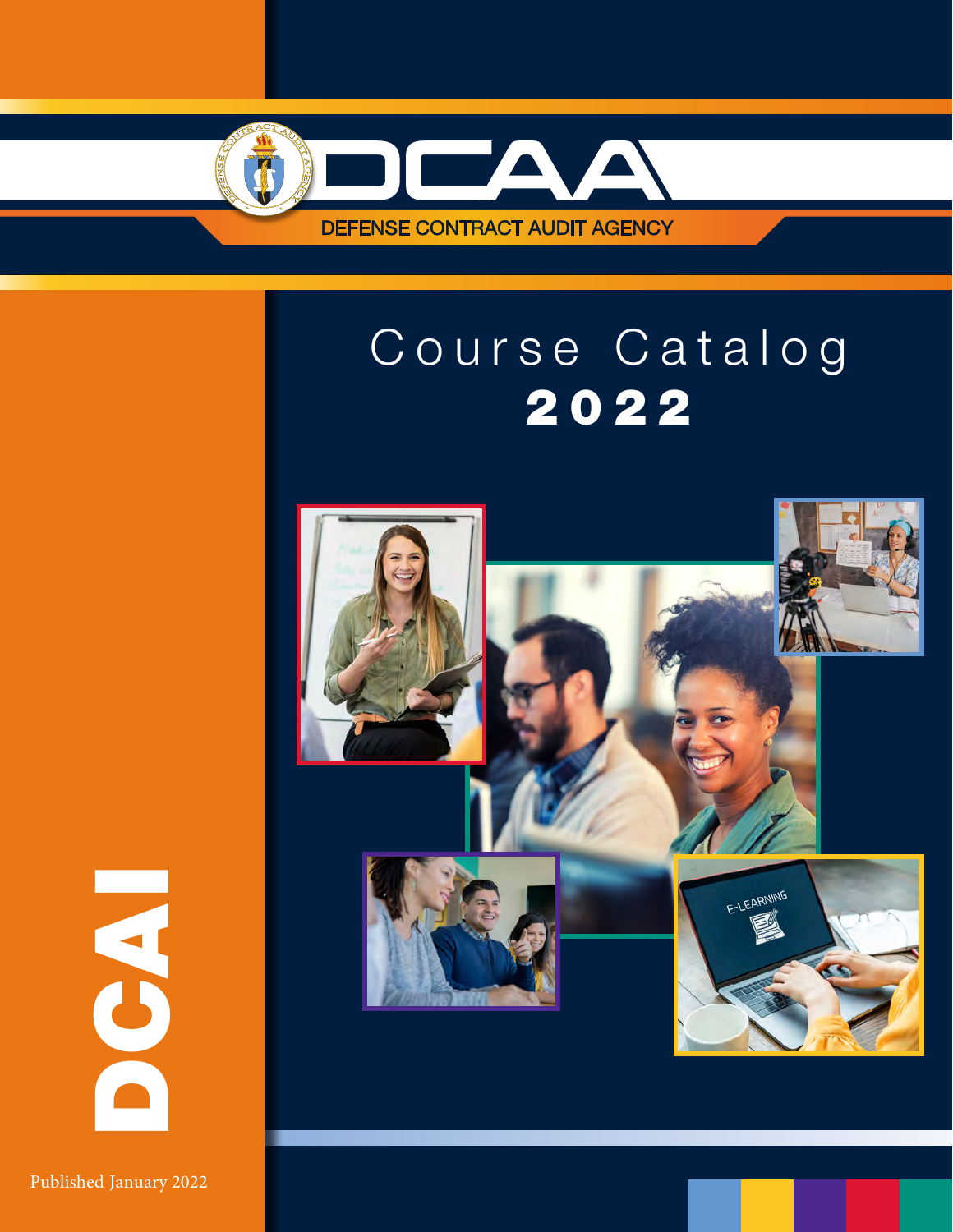# DCAA

DEFENSE CONTRACT AUDIT AGENCY

# Course Catalog 2022

DCAI

Published January 2022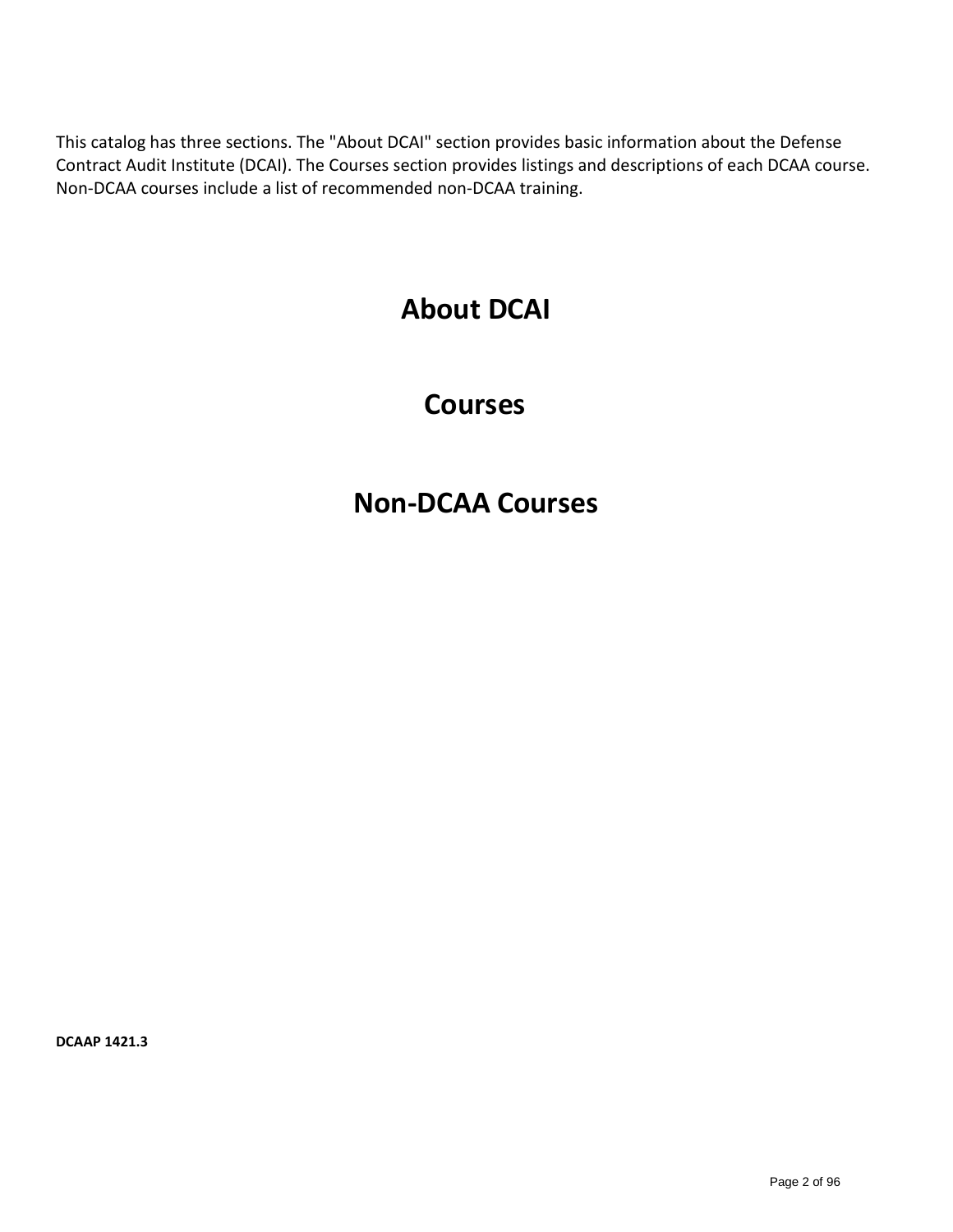This catalog has three sections. The "About DCAI" section provides basic information about the Defense Contract Audit Institute (DCAI). The Courses section provides listings and descriptions of each DCAA course. Non-DCAA courses include a list of recommended non-DCAA training.

# About DCAI

# Courses

# Non-DCAA Courses

**DCAAP 1421.3**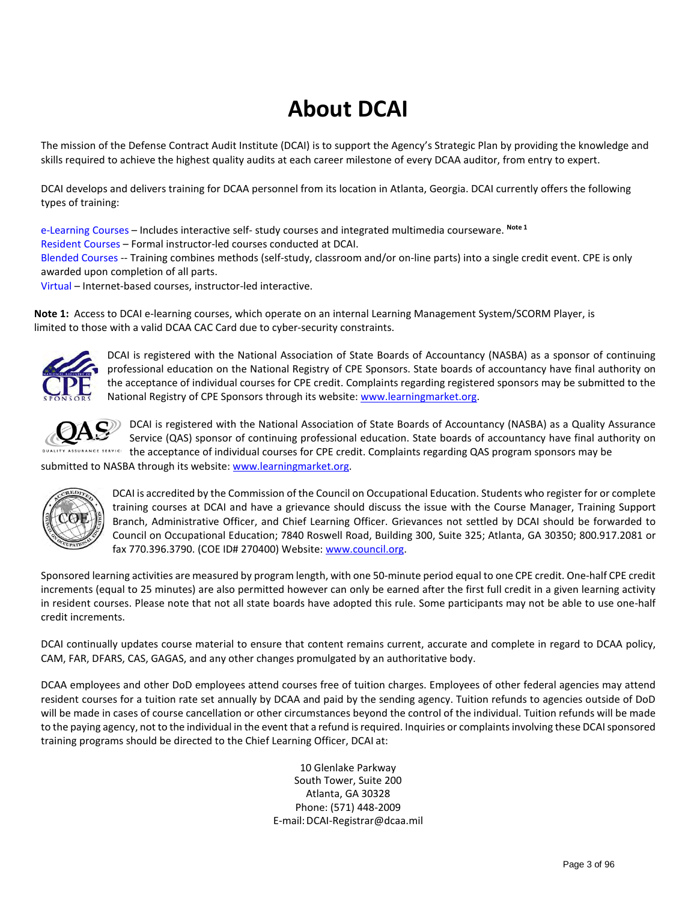# About DCAI

The mission of the Defense Contract Audit Institute (DCAI) is to support the Agency's Strategic Plan by providing the knowledge and skills required to achieve the highest quality audits at each career milestone of every DCAA auditor, from entry to expert.

DCAI develops and delivers training for DCAA personnel from its location in Atlanta, Georgia. DCAI currently offers the following types of training:

e-Learning Courses – Includes interactive self- study courses and integrated multimedia courseware. [Note 1]
Resident Courses – Formal instructor-led courses conducted at DCAI.
Blended Courses -- Training combines methods (self-study, classroom and/or on-line parts) into a single credit event. CPE is only awarded upon completion of all parts.
Virtual – Internet-based courses, instructor-led interactive.

**Note 1:** Access to DCAI e-learning courses, which operate on an internal Learning Management System/SCORM Player, is limited to those with a valid DCAA CAC Card due to cyber-security constraints.

DCAI is registered with the National Association of State Boards of Accountancy (NASBA) as a sponsor of continuing professional education on the National Registry of CPE Sponsors. State boards of accountancy have final authority on the acceptance of individual courses for CPE credit. Complaints regarding registered sponsors may be submitted to the National Registry of CPE Sponsors through its website: www.learningmarket.org.

DCAI is registered with the National Association of State Boards of Accountancy (NASBA) as a Quality Assurance Service (QAS) sponsor of continuing professional education. State boards of accountancy have final authority on the acceptance of individual courses for CPE credit. Complaints regarding QAS program sponsors may be submitted to NASBA through its website: www.learningmarket.org.

DCAI is accredited by the Commission of the Council on Occupational Education. Students who register for or complete training courses at DCAI and have a grievance should discuss the issue with the Course Manager, Training Support Branch, Administrative Officer, and Chief Learning Officer. Grievances not settled by DCAI should be forwarded to Council on Occupational Education; 7840 Roswell Road, Building 300, Suite 325; Atlanta, GA 30350; 800.917.2081 or fax 770.396.3790. (COE ID# 270400) Website: www.council.org.

Sponsored learning activities are measured by program length, with one 50-minute period equal to one CPE credit. One-half CPE credit increments (equal to 25 minutes) are also permitted however can only be earned after the first full credit in a given learning activity in resident courses. Please note that not all state boards have adopted this rule. Some participants may not be able to use one-half credit increments.

DCAI continually updates course material to ensure that content remains current, accurate and complete in regard to DCAA policy, CAM, FAR, DFARS, CAS, GAGAS, and any other changes promulgated by an authoritative body.

DCAA employees and other DoD employees attend courses free of tuition charges. Employees of other federal agencies may attend resident courses for a tuition rate set annually by DCAA and paid by the sending agency. Tuition refunds to agencies outside of DoD will be made in cases of course cancellation or other circumstances beyond the control of the individual. Tuition refunds will be made to the paying agency, not to the individual in the event that a refund is required. Inquiries or complaints involving these DCAI sponsored training programs should be directed to the Chief Learning Officer, DCAI at:

10 Glenlake Parkway
South Tower, Suite 200
Atlanta, GA 30328
Phone: (571) 448-2009
E-mail: DCAI-Registrar@dcaa.mil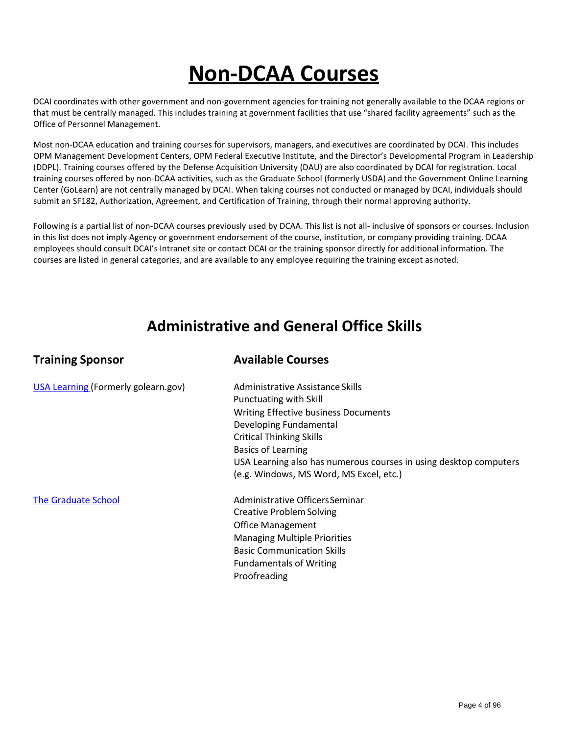# Non-DCAA Courses

DCAI coordinates with other government and non-government agencies for training not generally available to the DCAA regions or that must be centrally managed. This includes training at government facilities that use "shared facility agreements" such as the Office of Personnel Management.

Most non-DCAA education and training courses for supervisors, managers, and executives are coordinated by DCAI. This includes OPM Management Development Centers, OPM Federal Executive Institute, and the Director's Developmental Program in Leadership (DDPL). Training courses offered by the Defense Acquisition University (DAU) are also coordinated by DCAI for registration. Local training courses offered by non-DCAA activities, such as the Graduate School (formerly USDA) and the Government Online Learning Center (GoLearn) are not centrally managed by DCAI. When taking courses not conducted or managed by DCAI, individuals should submit an SF182, Authorization, Agreement, and Certification of Training, through their normal approving authority.

Following is a partial list of non-DCAA courses previously used by DCAA. This list is not all- inclusive of sponsors or courses. Inclusion in this list does not imply Agency or government endorsement of the course, institution, or company providing training. DCAA employees should consult DCAI's Intranet site or contact DCAI or the training sponsor directly for additional information. The courses are listed in general categories, and are available to any employee requiring the training except as noted.

## Administrative and General Office Skills

| Training Sponsor | Available Courses |
|---|---|
| USA Learning (Formerly golearn.gov) | Administrative Assistance Skills<br>Punctuating with Skill<br>Writing Effective business Documents<br>Developing Fundamental<br>Critical Thinking Skills<br>Basics of Learning<br>USA Learning also has numerous courses in using desktop computers (e.g. Windows, MS Word, MS Excel, etc.) |
| The Graduate School | Administrative Officers Seminar<br>Creative Problem Solving<br>Office Management<br>Managing Multiple Priorities<br>Basic Communication Skills<br>Fundamentals of Writing<br>Proofreading |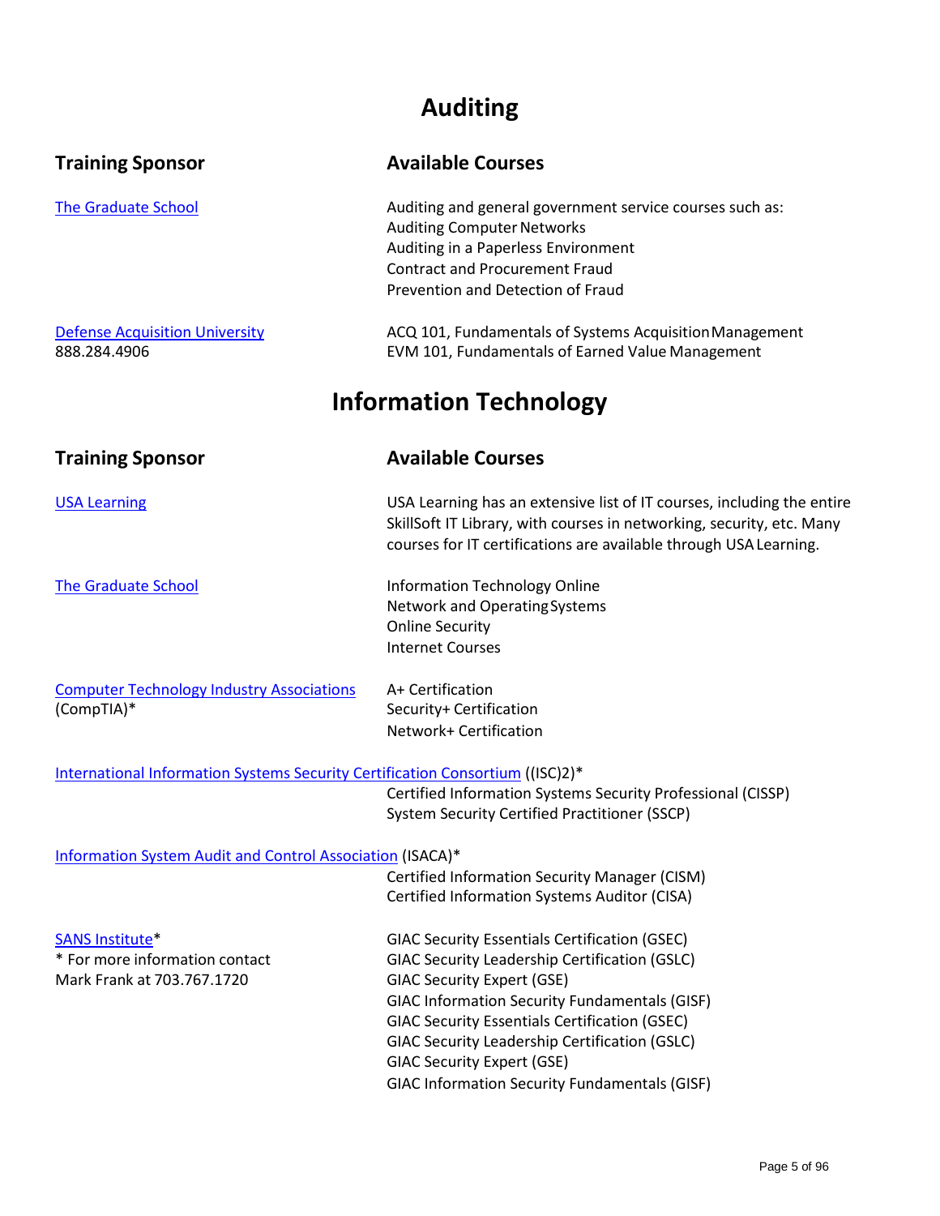# Auditing

| Training Sponsor | Available Courses |
|---|---|
| The Graduate School | Auditing and general government service courses such as:<br>Auditing Computer Networks<br>Auditing in a Paperless Environment<br>Contract and Procurement Fraud<br>Prevention and Detection of Fraud |
| Defense Acquisition University<br>888.284.4906 | ACQ 101, Fundamentals of Systems Acquisition Management<br>EVM 101, Fundamentals of Earned Value Management |

# Information Technology

| Training Sponsor | Available Courses |
|---|---|
| USA Learning | USA Learning has an extensive list of IT courses, including the entire SkillSoft IT Library, with courses in networking, security, etc. Many courses for IT certifications are available through USA Learning. |
| The Graduate School | Information Technology Online<br>Network and Operating Systems<br>Online Security<br>Internet Courses |
| Computer Technology Industry Associations (CompTIA)* | A+ Certification<br>Security+ Certification<br>Network+ Certification |
| International Information Systems Security Certification Consortium ((ISC)2)* | Certified Information Systems Security Professional (CISSP)<br>System Security Certified Practitioner (SSCP) |
| Information System Audit and Control Association (ISACA)* | Certified Information Security Manager (CISM)<br>Certified Information Systems Auditor (CISA) |
| SANS Institute*<br>* For more information contact Mark Frank at 703.767.1720 | GIAC Security Essentials Certification (GSEC)<br>GIAC Security Leadership Certification (GSLC)<br>GIAC Security Expert (GSE)<br>GIAC Information Security Fundamentals (GISF)<br>GIAC Security Essentials Certification (GSEC)<br>GIAC Security Leadership Certification (GSLC)<br>GIAC Security Expert (GSE)<br>GIAC Information Security Fundamentals (GISF) |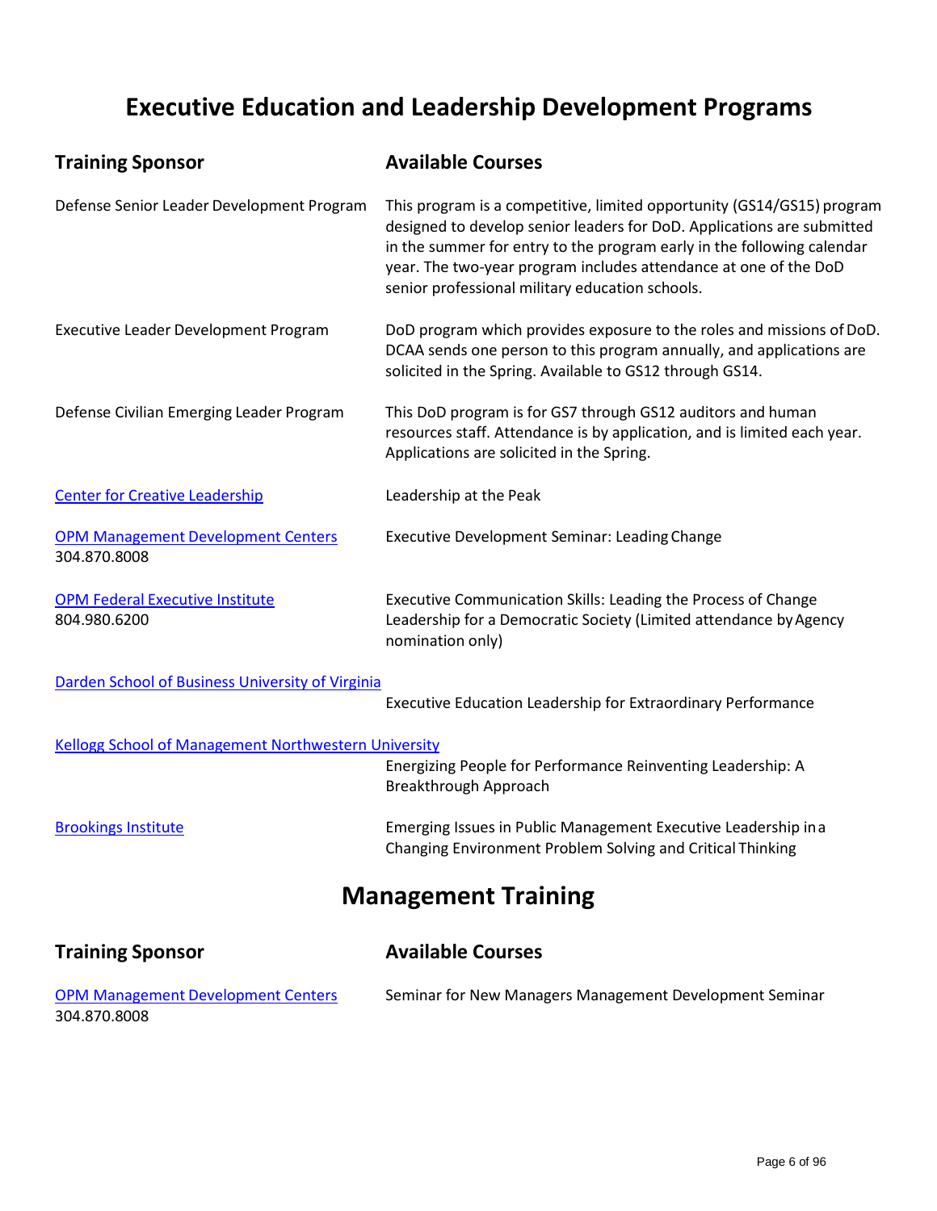# Executive Education and Leadership Development Programs

| Training Sponsor | Available Courses |
|---|---|
| Defense Senior Leader Development Program | This program is a competitive, limited opportunity (GS14/GS15) program designed to develop senior leaders for DoD. Applications are submitted in the summer for entry to the program early in the following calendar year. The two-year program includes attendance at one of the DoD senior professional military education schools. |
| Executive Leader Development Program | DoD program which provides exposure to the roles and missions of DoD. DCAA sends one person to this program annually, and applications are solicited in the Spring. Available to GS12 through GS14. |
| Defense Civilian Emerging Leader Program | This DoD program is for GS7 through GS12 auditors and human resources staff. Attendance is by application, and is limited each year. Applications are solicited in the Spring. |
| Center for Creative Leadership | Leadership at the Peak |
| OPM Management Development Centers 304.870.8008 | Executive Development Seminar: Leading Change |
| OPM Federal Executive Institute 804.980.6200 | Executive Communication Skills: Leading the Process of Change Leadership for a Democratic Society (Limited attendance by Agency nomination only) |
| Darden School of Business University of Virginia | Executive Education Leadership for Extraordinary Performance |
| Kellogg School of Management Northwestern University | Energizing People for Performance Reinventing Leadership: A Breakthrough Approach |
| Brookings Institute | Emerging Issues in Public Management Executive Leadership in a Changing Environment Problem Solving and Critical Thinking |

# Management Training

| Training Sponsor | Available Courses |
|---|---|
| OPM Management Development Centers 304.870.8008 | Seminar for New Managers Management Development Seminar |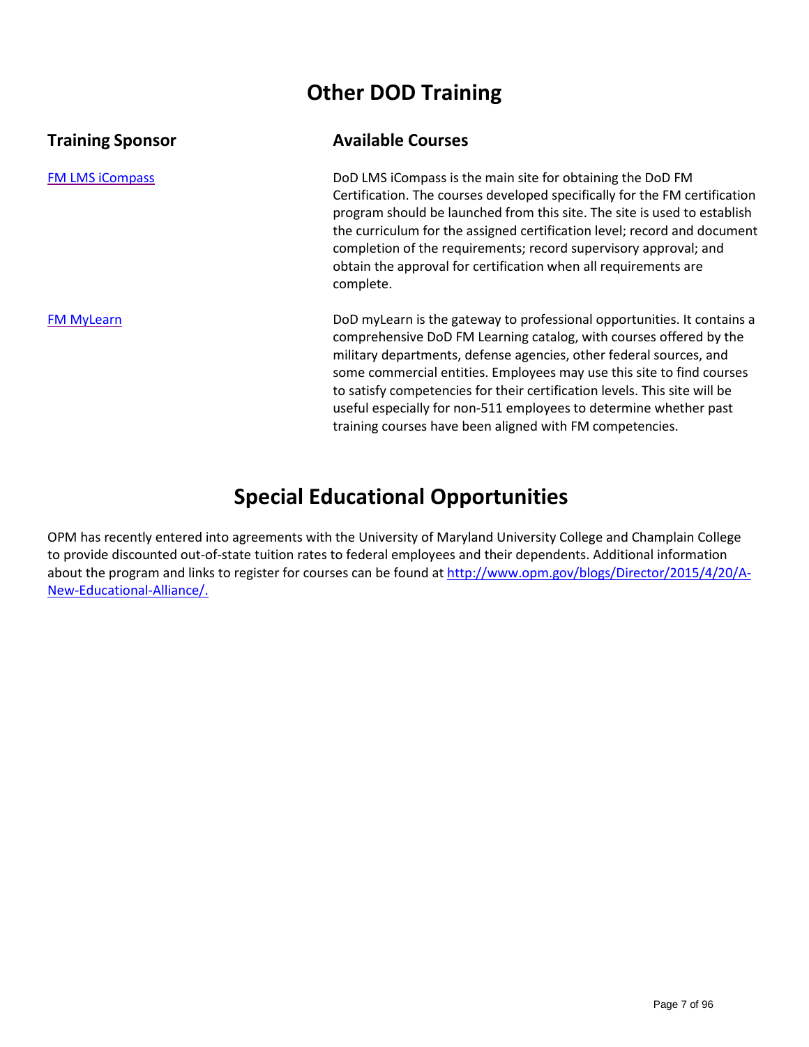# Other DOD Training

| Training Sponsor | Available Courses |
| --- | --- |
| [FM LMS iCompass]() | DoD LMS iCompass is the main site for obtaining the DoD FM Certification. The courses developed specifically for the FM certification program should be launched from this site. The site is used to establish the curriculum for the assigned certification level; record and document completion of the requirements; record supervisory approval; and obtain the approval for certification when all requirements are complete. |
| [FM MyLearn]() | DoD myLearn is the gateway to professional opportunities. It contains a comprehensive DoD FM Learning catalog, with courses offered by the military departments, defense agencies, other federal sources, and some commercial entities. Employees may use this site to find courses to satisfy competencies for their certification levels. This site will be useful especially for non-511 employees to determine whether past training courses have been aligned with FM competencies. |

# Special Educational Opportunities

OPM has recently entered into agreements with the University of Maryland University College and Champlain College to provide discounted out-of-state tuition rates to federal employees and their dependents. Additional information about the program and links to register for courses can be found at http://www.opm.gov/blogs/Director/2015/4/20/A-New-Educational-Alliance/.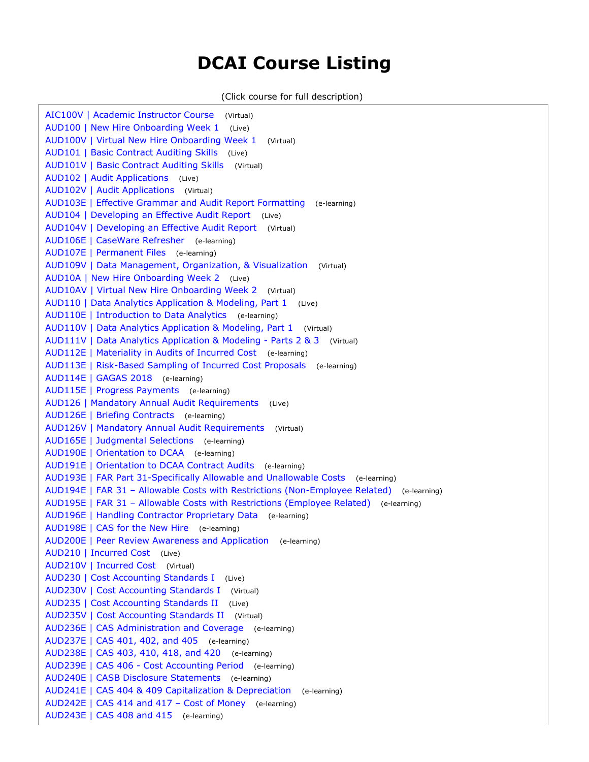# DCAI Course Listing

(Click course for full description)

AIC100V | Academic Instructor Course (Virtual)
AUD100 | New Hire Onboarding Week 1 (Live)
AUD100V | Virtual New Hire Onboarding Week 1 (Virtual)
AUD101 | Basic Contract Auditing Skills (Live)
AUD101V | Basic Contract Auditing Skills (Virtual)
AUD102 | Audit Applications (Live)
AUD102V | Audit Applications (Virtual)
AUD103E | Effective Grammar and Audit Report Formatting (e-learning)
AUD104 | Developing an Effective Audit Report (Live)
AUD104V | Developing an Effective Audit Report (Virtual)
AUD106E | CaseWare Refresher (e-learning)
AUD107E | Permanent Files (e-learning)
AUD109V | Data Management, Organization, & Visualization (Virtual)
AUD10A | New Hire Onboarding Week 2 (Live)
AUD10AV | Virtual New Hire Onboarding Week 2 (Virtual)
AUD110 | Data Analytics Application & Modeling, Part 1 (Live)
AUD110E | Introduction to Data Analytics (e-learning)
AUD110V | Data Analytics Application & Modeling, Part 1 (Virtual)
AUD111V | Data Analytics Application & Modeling - Parts 2 & 3 (Virtual)
AUD112E | Materiality in Audits of Incurred Cost (e-learning)
AUD113E | Risk-Based Sampling of Incurred Cost Proposals (e-learning)
AUD114E | GAGAS 2018 (e-learning)
AUD115E | Progress Payments (e-learning)
AUD126 | Mandatory Annual Audit Requirements (Live)
AUD126E | Briefing Contracts (e-learning)
AUD126V | Mandatory Annual Audit Requirements (Virtual)
AUD165E | Judgmental Selections (e-learning)
AUD190E | Orientation to DCAA (e-learning)
AUD191E | Orientation to DCAA Contract Audits (e-learning)
AUD193E | FAR Part 31-Specifically Allowable and Unallowable Costs (e-learning)
AUD194E | FAR 31 – Allowable Costs with Restrictions (Non-Employee Related) (e-learning)
AUD195E | FAR 31 – Allowable Costs with Restrictions (Employee Related) (e-learning)
AUD196E | Handling Contractor Proprietary Data (e-learning)
AUD198E | CAS for the New Hire (e-learning)
AUD200E | Peer Review Awareness and Application (e-learning)
AUD210 | Incurred Cost (Live)
AUD210V | Incurred Cost (Virtual)
AUD230 | Cost Accounting Standards I (Live)
AUD230V | Cost Accounting Standards I (Virtual)
AUD235 | Cost Accounting Standards II (Live)
AUD235V | Cost Accounting Standards II (Virtual)
AUD236E | CAS Administration and Coverage (e-learning)
AUD237E | CAS 401, 402, and 405 (e-learning)
AUD238E | CAS 403, 410, 418, and 420 (e-learning)
AUD239E | CAS 406 - Cost Accounting Period (e-learning)
AUD240E | CASB Disclosure Statements (e-learning)
AUD241E | CAS 404 & 409 Capitalization & Depreciation (e-learning)
AUD242E | CAS 414 and 417 – Cost of Money (e-learning)
AUD243E | CAS 408 and 415 (e-learning)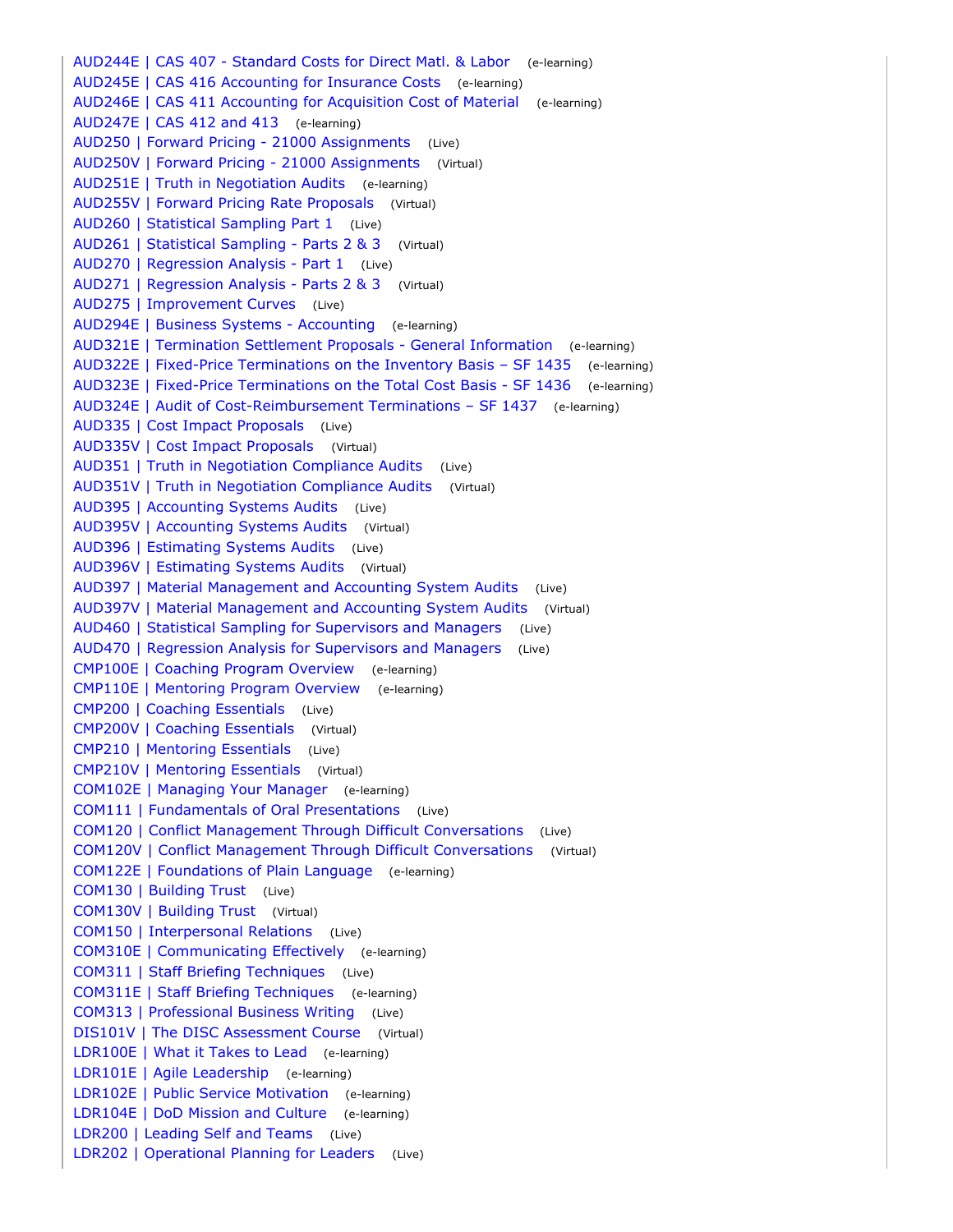AUD244E | CAS 407 - Standard Costs for Direct Matl. & Labor (e-learning)
AUD245E | CAS 416 Accounting for Insurance Costs (e-learning)
AUD246E | CAS 411 Accounting for Acquisition Cost of Material (e-learning)
AUD247E | CAS 412 and 413 (e-learning)
AUD250 | Forward Pricing - 21000 Assignments (Live)
AUD250V | Forward Pricing - 21000 Assignments (Virtual)
AUD251E | Truth in Negotiation Audits (e-learning)
AUD255V | Forward Pricing Rate Proposals (Virtual)
AUD260 | Statistical Sampling Part 1 (Live)
AUD261 | Statistical Sampling - Parts 2 & 3 (Virtual)
AUD270 | Regression Analysis - Part 1 (Live)
AUD271 | Regression Analysis - Parts 2 & 3 (Virtual)
AUD275 | Improvement Curves (Live)
AUD294E | Business Systems - Accounting (e-learning)
AUD321E | Termination Settlement Proposals - General Information (e-learning)
AUD322E | Fixed-Price Terminations on the Inventory Basis – SF 1435 (e-learning)
AUD323E | Fixed-Price Terminations on the Total Cost Basis - SF 1436 (e-learning)
AUD324E | Audit of Cost-Reimbursement Terminations – SF 1437 (e-learning)
AUD335 | Cost Impact Proposals (Live)
AUD335V | Cost Impact Proposals (Virtual)
AUD351 | Truth in Negotiation Compliance Audits (Live)
AUD351V | Truth in Negotiation Compliance Audits (Virtual)
AUD395 | Accounting Systems Audits (Live)
AUD395V | Accounting Systems Audits (Virtual)
AUD396 | Estimating Systems Audits (Live)
AUD396V | Estimating Systems Audits (Virtual)
AUD397 | Material Management and Accounting System Audits (Live)
AUD397V | Material Management and Accounting System Audits (Virtual)
AUD460 | Statistical Sampling for Supervisors and Managers (Live)
AUD470 | Regression Analysis for Supervisors and Managers (Live)
CMP100E | Coaching Program Overview (e-learning)
CMP110E | Mentoring Program Overview (e-learning)
CMP200 | Coaching Essentials (Live)
CMP200V | Coaching Essentials (Virtual)
CMP210 | Mentoring Essentials (Live)
CMP210V | Mentoring Essentials (Virtual)
COM102E | Managing Your Manager (e-learning)
COM111 | Fundamentals of Oral Presentations (Live)
COM120 | Conflict Management Through Difficult Conversations (Live)
COM120V | Conflict Management Through Difficult Conversations (Virtual)
COM122E | Foundations of Plain Language (e-learning)
COM130 | Building Trust (Live)
COM130V | Building Trust (Virtual)
COM150 | Interpersonal Relations (Live)
COM310E | Communicating Effectively (e-learning)
COM311 | Staff Briefing Techniques (Live)
COM311E | Staff Briefing Techniques (e-learning)
COM313 | Professional Business Writing (Live)
DIS101V | The DISC Assessment Course (Virtual)
LDR100E | What it Takes to Lead (e-learning)
LDR101E | Agile Leadership (e-learning)
LDR102E | Public Service Motivation (e-learning)
LDR104E | DoD Mission and Culture (e-learning)
LDR200 | Leading Self and Teams (Live)
LDR202 | Operational Planning for Leaders (Live)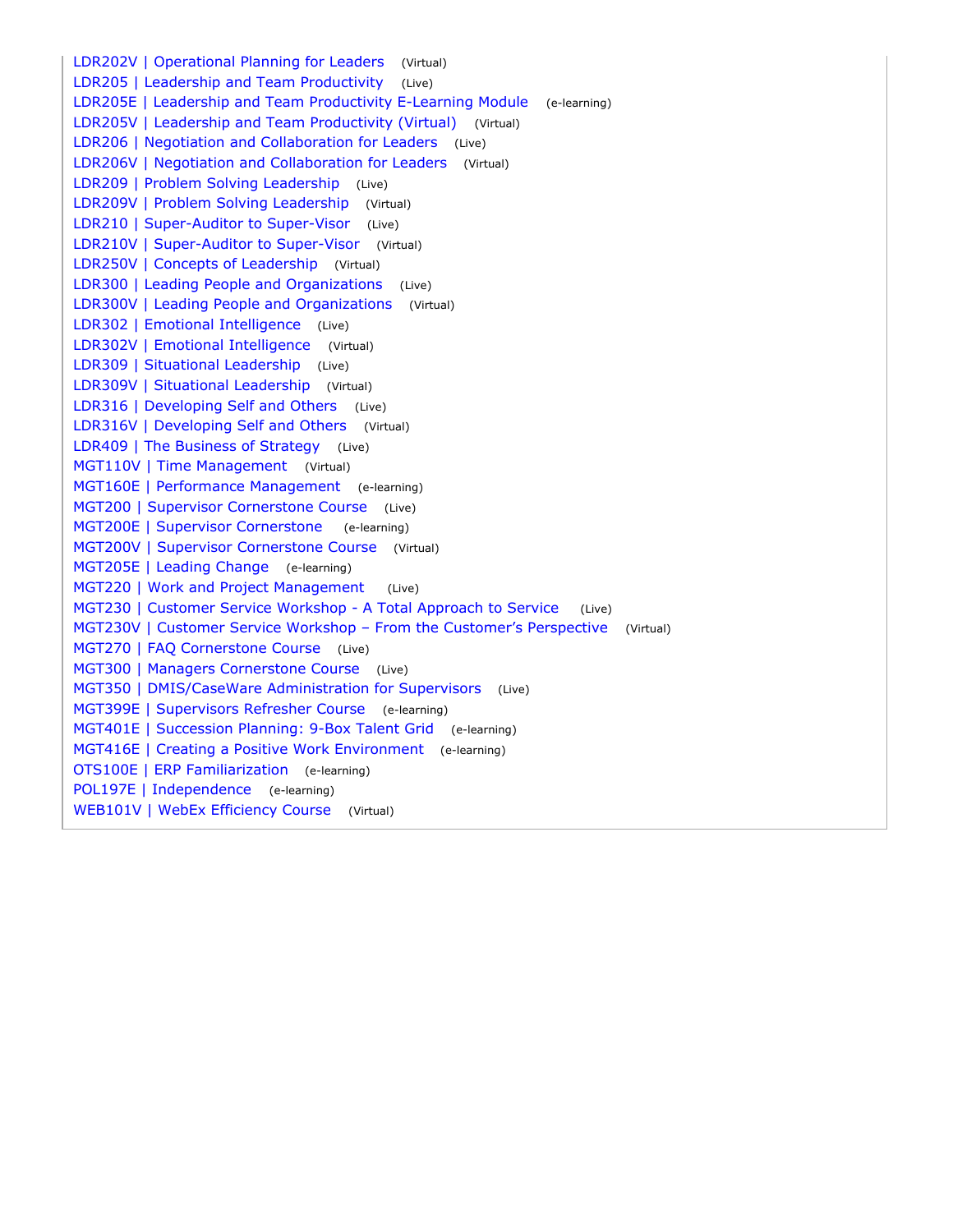LDR202V | Operational Planning for Leaders (Virtual)
LDR205 | Leadership and Team Productivity (Live)
LDR205E | Leadership and Team Productivity E-Learning Module (e-learning)
LDR205V | Leadership and Team Productivity (Virtual) (Virtual)
LDR206 | Negotiation and Collaboration for Leaders (Live)
LDR206V | Negotiation and Collaboration for Leaders (Virtual)
LDR209 | Problem Solving Leadership (Live)
LDR209V | Problem Solving Leadership (Virtual)
LDR210 | Super-Auditor to Super-Visor (Live)
LDR210V | Super-Auditor to Super-Visor (Virtual)
LDR250V | Concepts of Leadership (Virtual)
LDR300 | Leading People and Organizations (Live)
LDR300V | Leading People and Organizations (Virtual)
LDR302 | Emotional Intelligence (Live)
LDR302V | Emotional Intelligence (Virtual)
LDR309 | Situational Leadership (Live)
LDR309V | Situational Leadership (Virtual)
LDR316 | Developing Self and Others (Live)
LDR316V | Developing Self and Others (Virtual)
LDR409 | The Business of Strategy (Live)
MGT110V | Time Management (Virtual)
MGT160E | Performance Management (e-learning)
MGT200 | Supervisor Cornerstone Course (Live)
MGT200E | Supervisor Cornerstone (e-learning)
MGT200V | Supervisor Cornerstone Course (Virtual)
MGT205E | Leading Change (e-learning)
MGT220 | Work and Project Management (Live)
MGT230 | Customer Service Workshop - A Total Approach to Service (Live)
MGT230V | Customer Service Workshop – From the Customer's Perspective (Virtual)
MGT270 | FAQ Cornerstone Course (Live)
MGT300 | Managers Cornerstone Course (Live)
MGT350 | DMIS/CaseWare Administration for Supervisors (Live)
MGT399E | Supervisors Refresher Course (e-learning)
MGT401E | Succession Planning: 9-Box Talent Grid (e-learning)
MGT416E | Creating a Positive Work Environment (e-learning)
OTS100E | ERP Familiarization (e-learning)
POL197E | Independence (e-learning)
WEB101V | WebEx Efficiency Course (Virtual)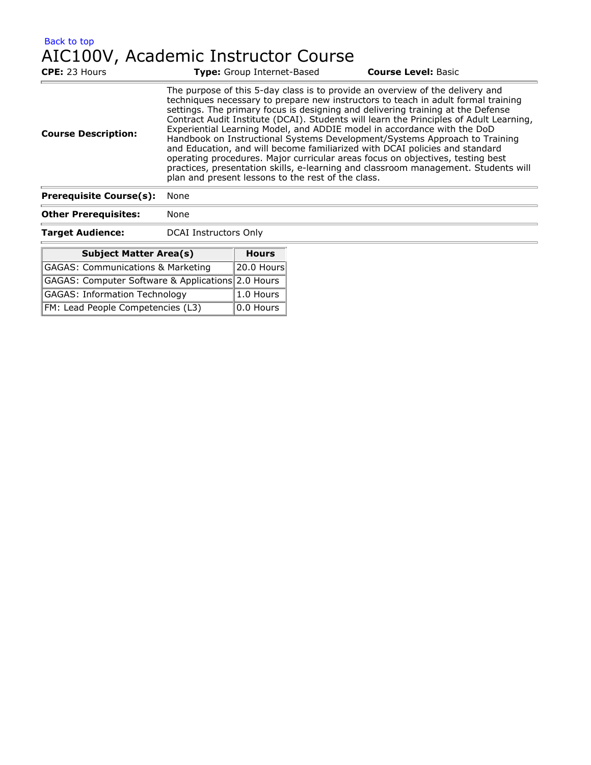Back to top

# AIC100V, Academic Instructor Course

**CPE:** 23 Hours **Type:** Group Internet-Based **Course Level:** Basic

| | |
|---|---|
| **Course Description:** | The purpose of this 5-day class is to provide an overview of the delivery and techniques necessary to prepare new instructors to teach in adult formal training settings. The primary focus is designing and delivering training at the Defense Contract Audit Institute (DCAI). Students will learn the Principles of Adult Learning, Experiential Learning Model, and ADDIE model in accordance with the DoD Handbook on Instructional Systems Development/Systems Approach to Training and Education, and will become familiarized with DCAI policies and standard operating procedures. Major curricular areas focus on objectives, testing best practices, presentation skills, e-learning and classroom management. Students will plan and present lessons to the rest of the class. |
| **Prerequisite Course(s):** | None |
| **Other Prerequisites:** | None |
| **Target Audience:** | DCAI Instructors Only |

| Subject Matter Area(s) | Hours |
|---|---|
| GAGAS: Communications & Marketing | 20.0 Hours |
| GAGAS: Computer Software & Applications | 2.0 Hours |
| GAGAS: Information Technology | 1.0 Hours |
| FM: Lead People Competencies (L3) | 0.0 Hours |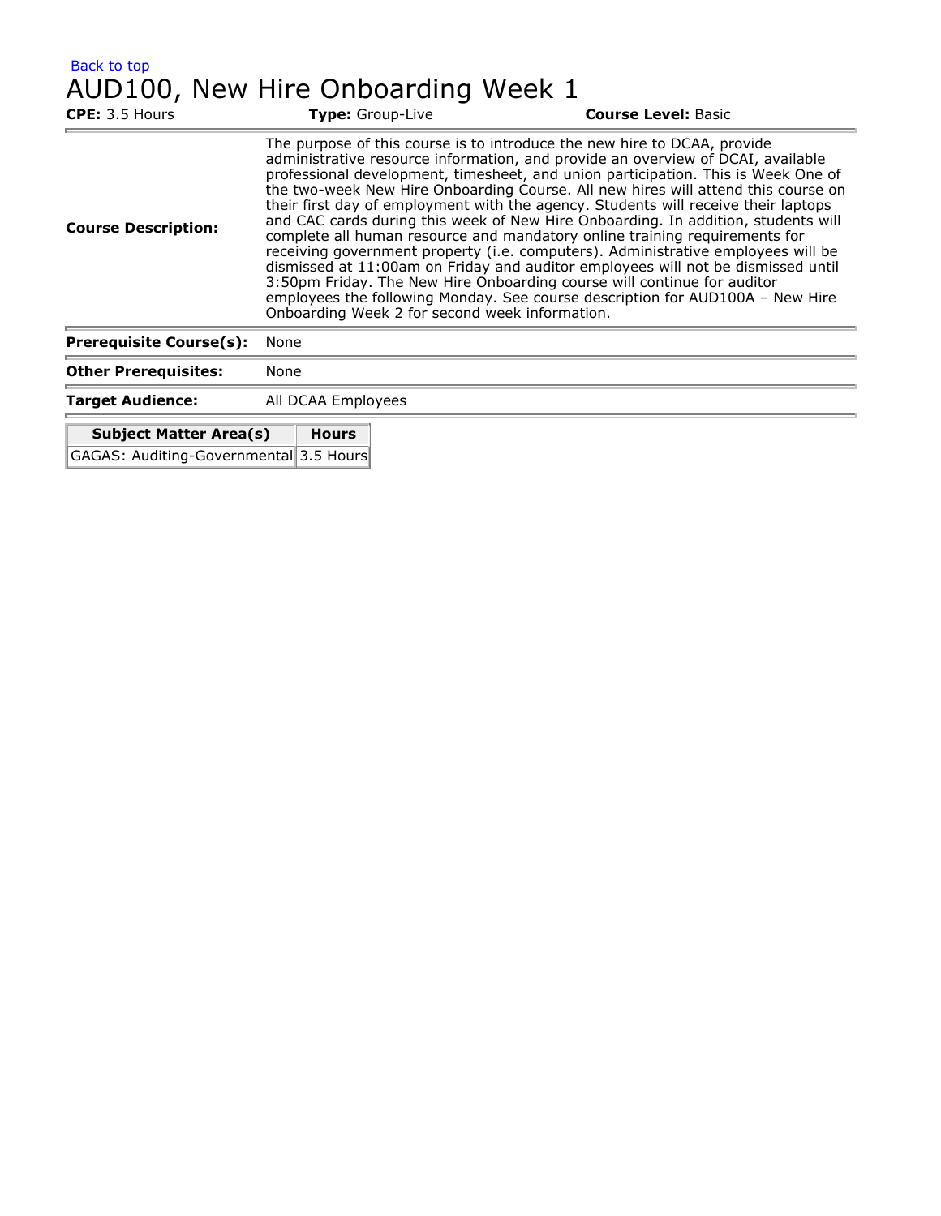Back to top

# AUD100, New Hire Onboarding Week 1

**CPE:** 3.5 Hours **Type:** Group-Live **Course Level:** Basic

| | |
|---|---|
| **Course Description:** | The purpose of this course is to introduce the new hire to DCAA, provide administrative resource information, and provide an overview of DCAI, available professional development, timesheet, and union participation. This is Week One of the two-week New Hire Onboarding Course. All new hires will attend this course on their first day of employment with the agency. Students will receive their laptops and CAC cards during this week of New Hire Onboarding. In addition, students will complete all human resource and mandatory online training requirements for receiving government property (i.e. computers). Administrative employees will be dismissed at 11:00am on Friday and auditor employees will not be dismissed until 3:50pm Friday. The New Hire Onboarding course will continue for auditor employees the following Monday. See course description for AUD100A – New Hire Onboarding Week 2 for second week information. |
| **Prerequisite Course(s):** | None |
| **Other Prerequisites:** | None |
| **Target Audience:** | All DCAA Employees |

| Subject Matter Area(s) | Hours |
|---|---|
| GAGAS: Auditing-Governmental | 3.5 Hours |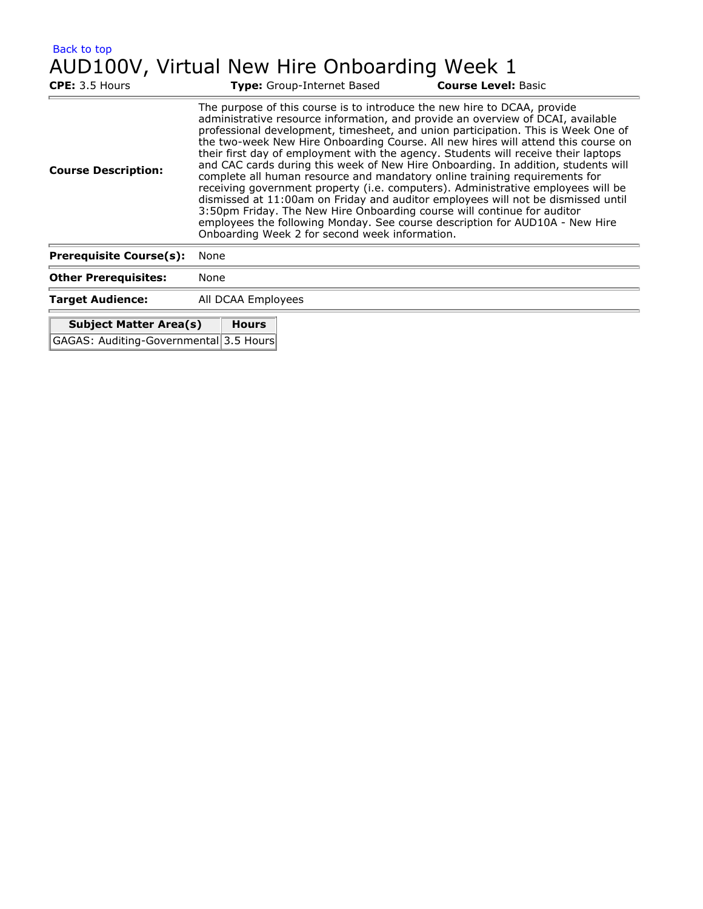Back to top

# AUD100V, Virtual New Hire Onboarding Week 1

**CPE:** 3.5 Hours **Type:** Group-Internet Based **Course Level:** Basic

| | |
|---|---|
| **Course Description:** | The purpose of this course is to introduce the new hire to DCAA, provide administrative resource information, and provide an overview of DCAI, available professional development, timesheet, and union participation. This is Week One of the two-week New Hire Onboarding Course. All new hires will attend this course on their first day of employment with the agency. Students will receive their laptops and CAC cards during this week of New Hire Onboarding. In addition, students will complete all human resource and mandatory online training requirements for receiving government property (i.e. computers). Administrative employees will be dismissed at 11:00am on Friday and auditor employees will not be dismissed until 3:50pm Friday. The New Hire Onboarding course will continue for auditor employees the following Monday. See course description for AUD10A - New Hire Onboarding Week 2 for second week information. |
| **Prerequisite Course(s):** | None |
| **Other Prerequisites:** | None |
| **Target Audience:** | All DCAA Employees |

| Subject Matter Area(s) | Hours |
|---|---|
| GAGAS: Auditing-Governmental | 3.5 Hours |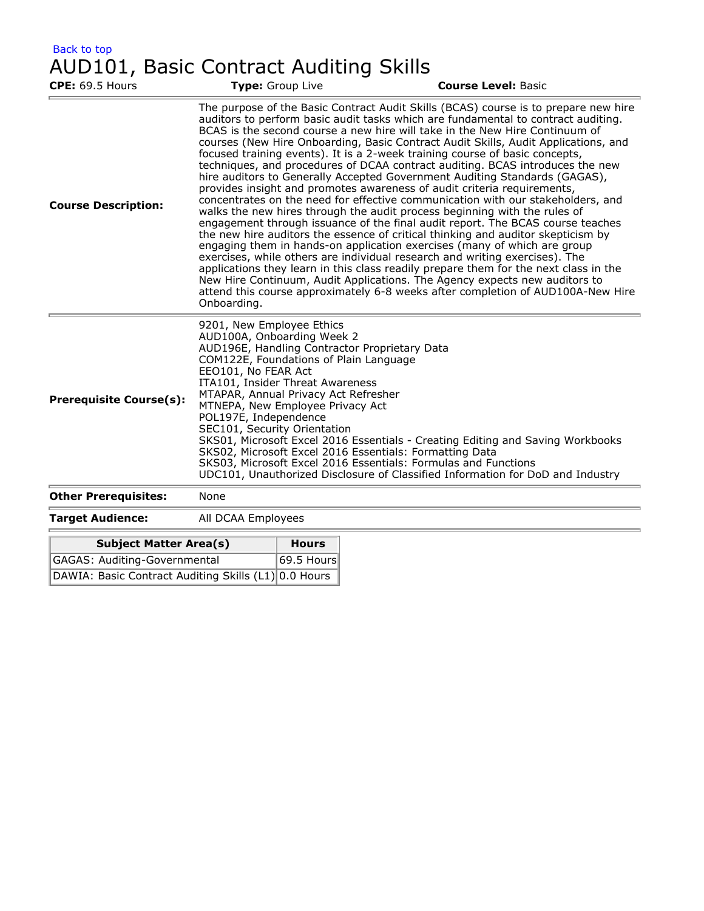Back to top

# AUD101, Basic Contract Auditing Skills

**CPE:** 69.5 Hours **Type:** Group Live **Course Level:** Basic

**Course Description:** The purpose of the Basic Contract Audit Skills (BCAS) course is to prepare new hire auditors to perform basic audit tasks which are fundamental to contract auditing. BCAS is the second course a new hire will take in the New Hire Continuum of courses (New Hire Onboarding, Basic Contract Audit Skills, Audit Applications, and focused training events). It is a 2-week training course of basic concepts, techniques, and procedures of DCAA contract auditing. BCAS introduces the new hire auditors to Generally Accepted Government Auditing Standards (GAGAS), provides insight and promotes awareness of audit criteria requirements, concentrates on the need for effective communication with our stakeholders, and walks the new hires through the audit process beginning with the rules of engagement through issuance of the final audit report. The BCAS course teaches the new hire auditors the essence of critical thinking and auditor skepticism by engaging them in hands-on application exercises (many of which are group exercises, while others are individual research and writing exercises). The applications they learn in this class readily prepare them for the next class in the New Hire Continuum, Audit Applications. The Agency expects new auditors to attend this course approximately 6-8 weeks after completion of AUD100A-New Hire Onboarding.

**Prerequisite Course(s):**

- 9201, New Employee Ethics
- AUD100A, Onboarding Week 2
- AUD196E, Handling Contractor Proprietary Data
- COM122E, Foundations of Plain Language
- EEO101, No FEAR Act
- ITA101, Insider Threat Awareness
- MTAPAR, Annual Privacy Act Refresher
- MTNEPA, New Employee Privacy Act
- POL197E, Independence
- SEC101, Security Orientation
- SKS01, Microsoft Excel 2016 Essentials - Creating Editing and Saving Workbooks
- SKS02, Microsoft Excel 2016 Essentials: Formatting Data
- SKS03, Microsoft Excel 2016 Essentials: Formulas and Functions
- UDC101, Unauthorized Disclosure of Classified Information for DoD and Industry

**Other Prerequisites:** None

**Target Audience:** All DCAA Employees

| Subject Matter Area(s) | Hours |
|---|---|
| GAGAS: Auditing-Governmental | 69.5 Hours |
| DAWIA: Basic Contract Auditing Skills (L1) | 0.0 Hours |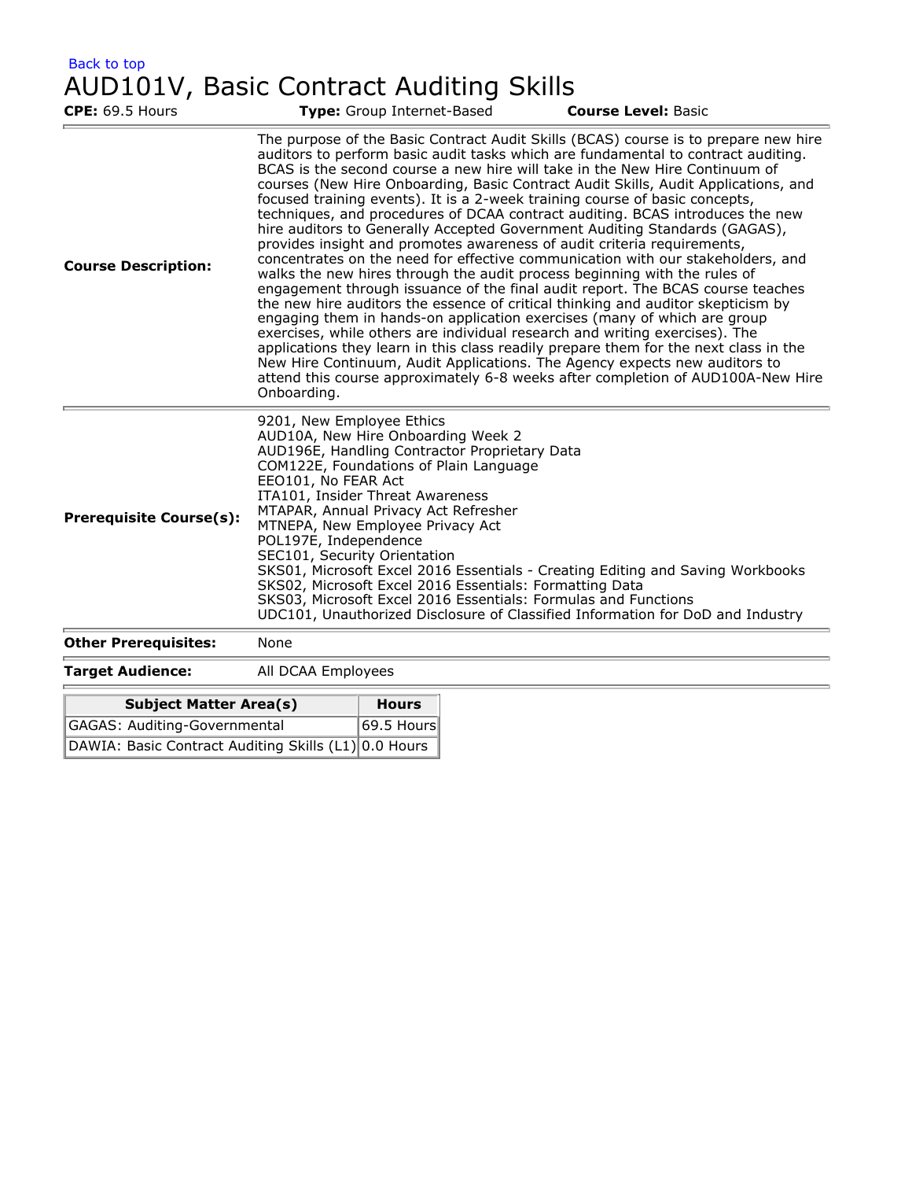Back to top

# AUD101V, Basic Contract Auditing Skills

**CPE:** 69.5 Hours **Type:** Group Internet-Based **Course Level:** Basic

**Course Description:**

The purpose of the Basic Contract Audit Skills (BCAS) course is to prepare new hire auditors to perform basic audit tasks which are fundamental to contract auditing. BCAS is the second course a new hire will take in the New Hire Continuum of courses (New Hire Onboarding, Basic Contract Audit Skills, Audit Applications, and focused training events). It is a 2-week training course of basic concepts, techniques, and procedures of DCAA contract auditing. BCAS introduces the new hire auditors to Generally Accepted Government Auditing Standards (GAGAS), provides insight and promotes awareness of audit criteria requirements, concentrates on the need for effective communication with our stakeholders, and walks the new hires through the audit process beginning with the rules of engagement through issuance of the final audit report. The BCAS course teaches the new hire auditors the essence of critical thinking and auditor skepticism by engaging them in hands-on application exercises (many of which are group exercises, while others are individual research and writing exercises). The applications they learn in this class readily prepare them for the next class in the New Hire Continuum, Audit Applications. The Agency expects new auditors to attend this course approximately 6-8 weeks after completion of AUD100A-New Hire Onboarding.

**Prerequisite Course(s):**

9201, New Employee Ethics
AUD10A, New Hire Onboarding Week 2
AUD196E, Handling Contractor Proprietary Data
COM122E, Foundations of Plain Language
EEO101, No FEAR Act
ITA101, Insider Threat Awareness
MTAPAR, Annual Privacy Act Refresher
MTNEPA, New Employee Privacy Act
POL197E, Independence
SEC101, Security Orientation
SKS01, Microsoft Excel 2016 Essentials - Creating Editing and Saving Workbooks
SKS02, Microsoft Excel 2016 Essentials: Formatting Data
SKS03, Microsoft Excel 2016 Essentials: Formulas and Functions
UDC101, Unauthorized Disclosure of Classified Information for DoD and Industry

**Other Prerequisites:** None

**Target Audience:** All DCAA Employees

| Subject Matter Area(s) | Hours |
| --- | --- |
| GAGAS: Auditing-Governmental | 69.5 Hours |
| DAWIA: Basic Contract Auditing Skills (L1) | 0.0 Hours |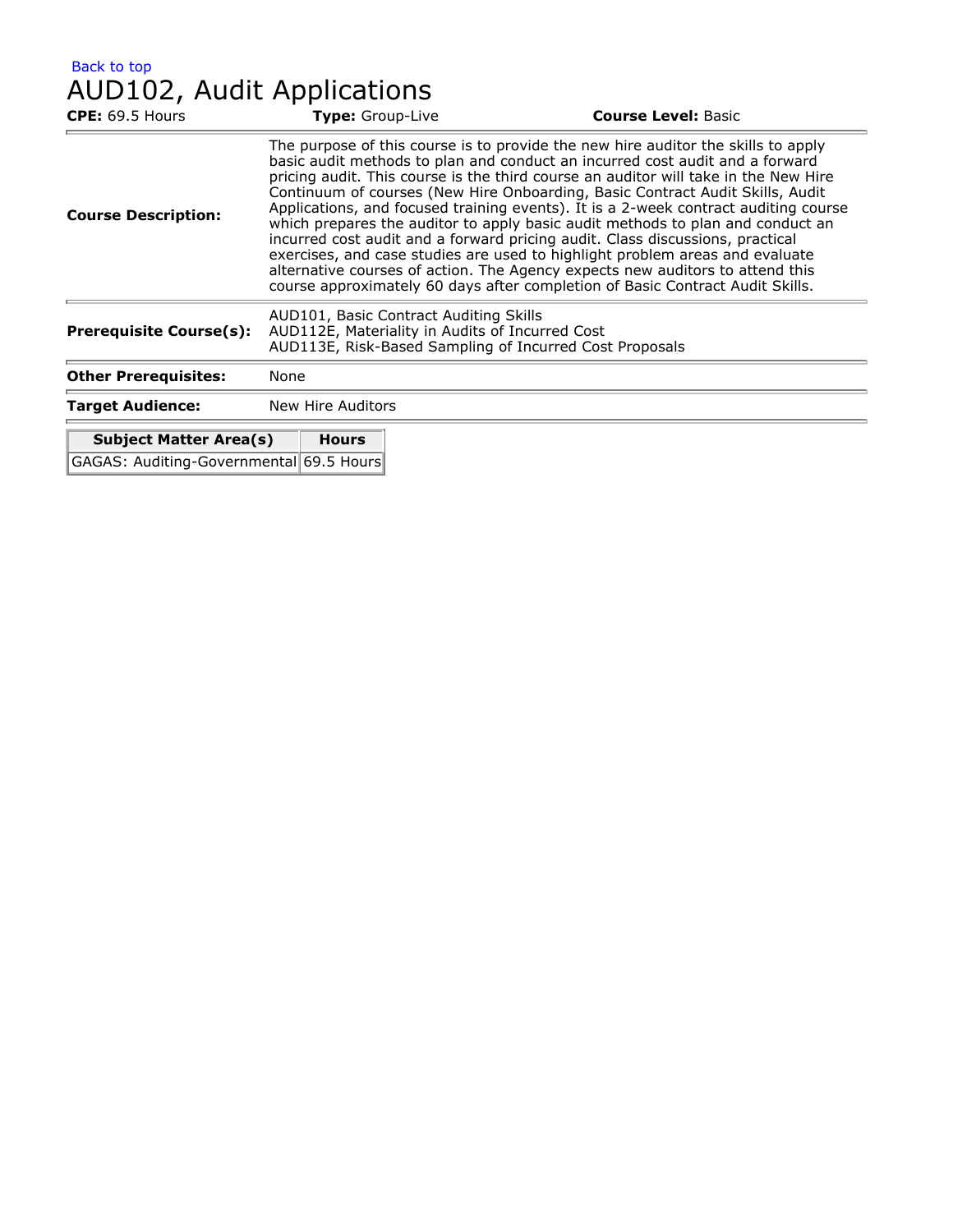Back to top

# AUD102, Audit Applications

**CPE:** 69.5 Hours **Type:** Group-Live **Course Level:** Basic

| | |
|---|---|
| **Course Description:** | The purpose of this course is to provide the new hire auditor the skills to apply basic audit methods to plan and conduct an incurred cost audit and a forward pricing audit. This course is the third course an auditor will take in the New Hire Continuum of courses (New Hire Onboarding, Basic Contract Audit Skills, Audit Applications, and focused training events). It is a 2-week contract auditing course which prepares the auditor to apply basic audit methods to plan and conduct an incurred cost audit and a forward pricing audit. Class discussions, practical exercises, and case studies are used to highlight problem areas and evaluate alternative courses of action. The Agency expects new auditors to attend this course approximately 60 days after completion of Basic Contract Audit Skills. |
| **Prerequisite Course(s):** | AUD101, Basic Contract Auditing Skills<br>AUD112E, Materiality in Audits of Incurred Cost<br>AUD113E, Risk-Based Sampling of Incurred Cost Proposals |
| **Other Prerequisites:** | None |
| **Target Audience:** | New Hire Auditors |

| Subject Matter Area(s) | Hours |
|---|---|
| GAGAS: Auditing-Governmental | 69.5 Hours |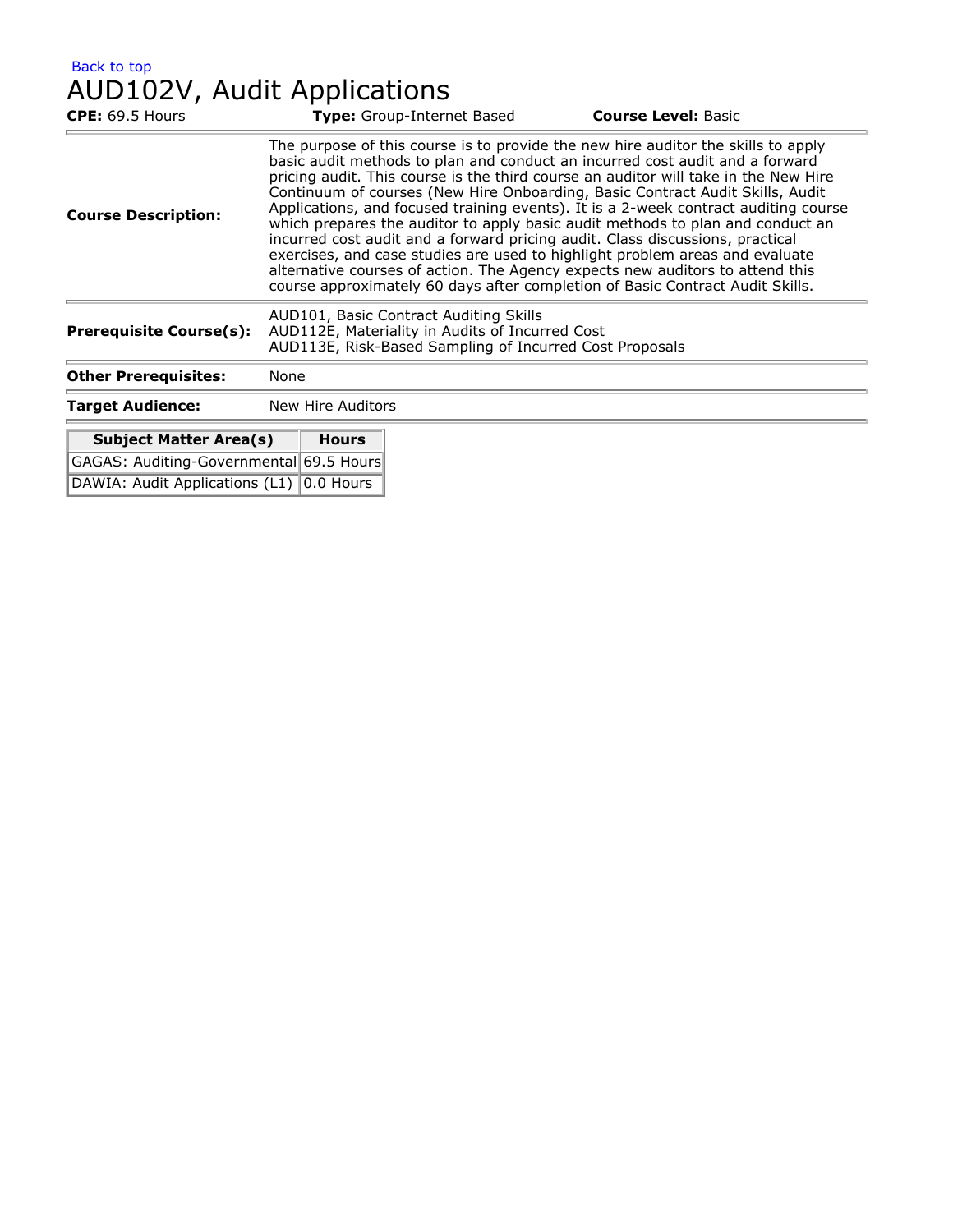Back to top

# AUD102V, Audit Applications

**CPE:** 69.5 Hours **Type:** Group-Internet Based **Course Level:** Basic

| | |
|---|---|
| **Course Description:** | The purpose of this course is to provide the new hire auditor the skills to apply basic audit methods to plan and conduct an incurred cost audit and a forward pricing audit. This course is the third course an auditor will take in the New Hire Continuum of courses (New Hire Onboarding, Basic Contract Audit Skills, Audit Applications, and focused training events). It is a 2-week contract auditing course which prepares the auditor to apply basic audit methods to plan and conduct an incurred cost audit and a forward pricing audit. Class discussions, practical exercises, and case studies are used to highlight problem areas and evaluate alternative courses of action. The Agency expects new auditors to attend this course approximately 60 days after completion of Basic Contract Audit Skills. |
| **Prerequisite Course(s):** | AUD101, Basic Contract Auditing Skills<br>AUD112E, Materiality in Audits of Incurred Cost<br>AUD113E, Risk-Based Sampling of Incurred Cost Proposals |
| **Other Prerequisites:** | None |
| **Target Audience:** | New Hire Auditors |

| Subject Matter Area(s) | Hours |
|---|---|
| GAGAS: Auditing-Governmental | 69.5 Hours |
| DAWIA: Audit Applications (L1) | 0.0 Hours |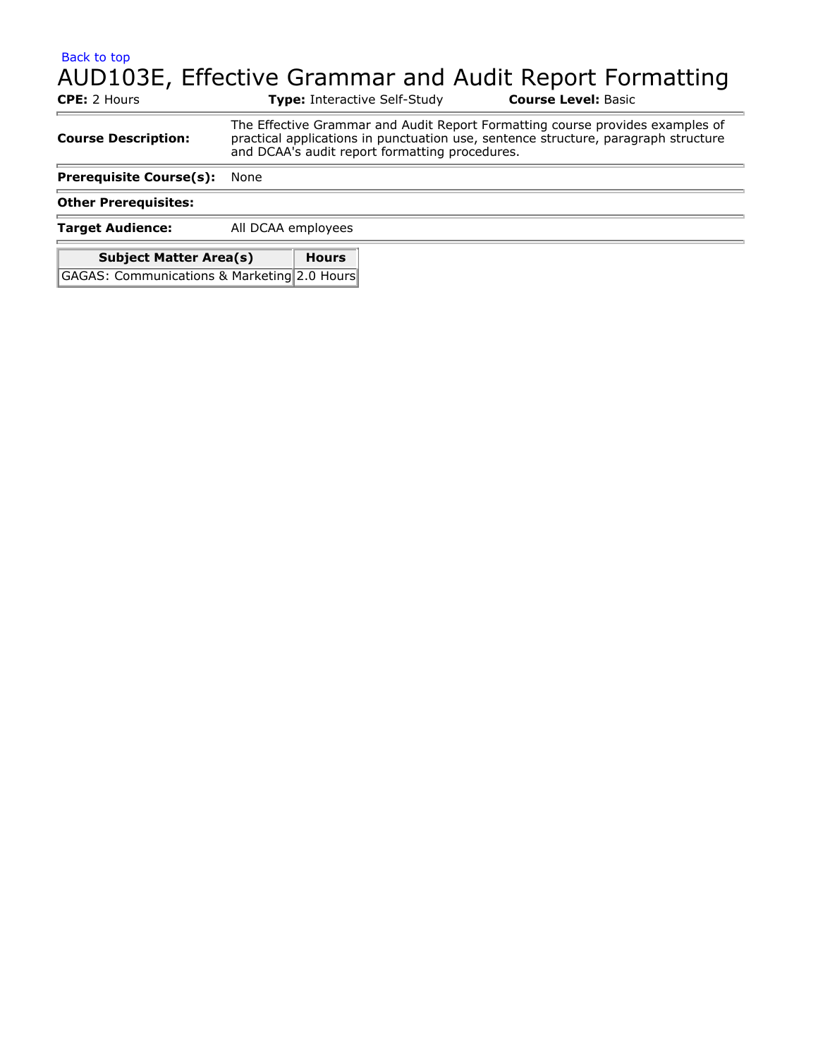Back to top

# AUD103E, Effective Grammar and Audit Report Formatting

**CPE:** 2 Hours **Type:** Interactive Self-Study **Course Level:** Basic

| | |
|---|---|
| **Course Description:** | The Effective Grammar and Audit Report Formatting course provides examples of practical applications in punctuation use, sentence structure, paragraph structure and DCAA's audit report formatting procedures. |
| **Prerequisite Course(s):** | None |
| **Other Prerequisites:** | |
| **Target Audience:** | All DCAA employees |

| Subject Matter Area(s) | Hours |
|---|---|
| GAGAS: Communications & Marketing | 2.0 Hours |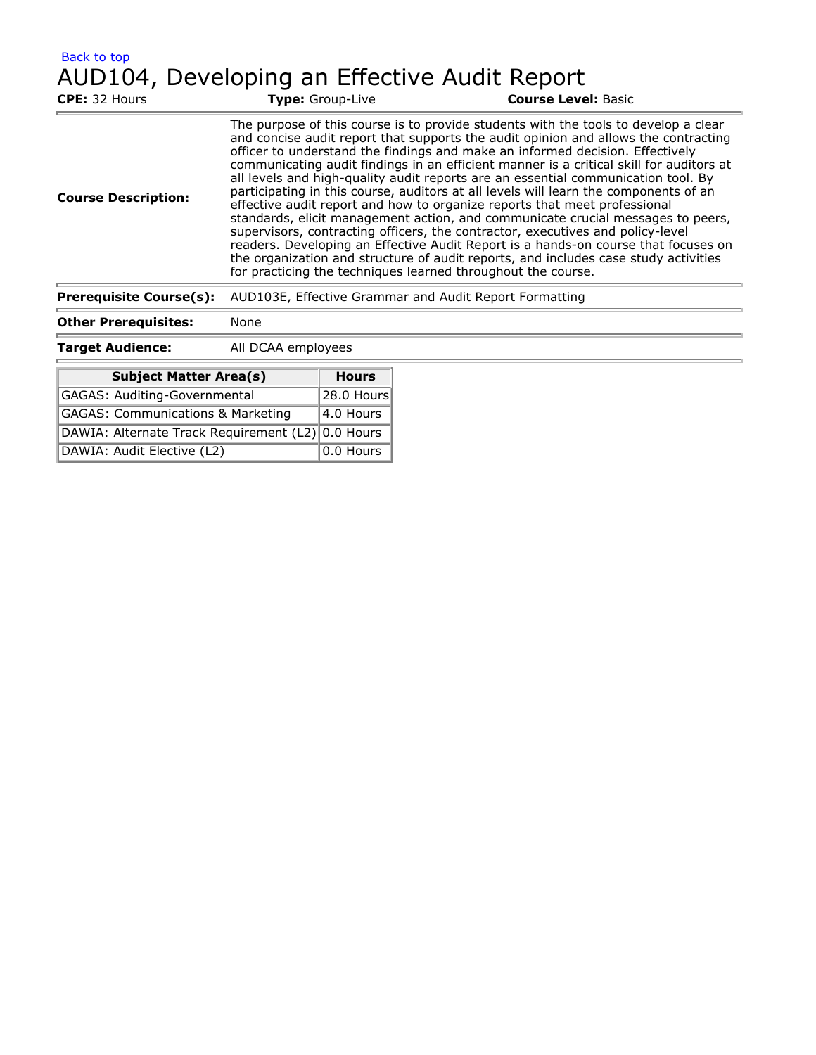Back to top

# AUD104, Developing an Effective Audit Report

**CPE:** 32 Hours **Type:** Group-Live **Course Level:** Basic

| | |
|---|---|
| **Course Description:** | The purpose of this course is to provide students with the tools to develop a clear and concise audit report that supports the audit opinion and allows the contracting officer to understand the findings and make an informed decision. Effectively communicating audit findings in an efficient manner is a critical skill for auditors at all levels and high-quality audit reports are an essential communication tool. By participating in this course, auditors at all levels will learn the components of an effective audit report and how to organize reports that meet professional standards, elicit management action, and communicate crucial messages to peers, supervisors, contracting officers, the contractor, executives and policy-level readers. Developing an Effective Audit Report is a hands-on course that focuses on the organization and structure of audit reports, and includes case study activities for practicing the techniques learned throughout the course. |
| **Prerequisite Course(s):** | AUD103E, Effective Grammar and Audit Report Formatting |
| **Other Prerequisites:** | None |
| **Target Audience:** | All DCAA employees |

| Subject Matter Area(s) | Hours |
|---|---|
| GAGAS: Auditing-Governmental | 28.0 Hours |
| GAGAS: Communications & Marketing | 4.0 Hours |
| DAWIA: Alternate Track Requirement (L2) | 0.0 Hours |
| DAWIA: Audit Elective (L2) | 0.0 Hours |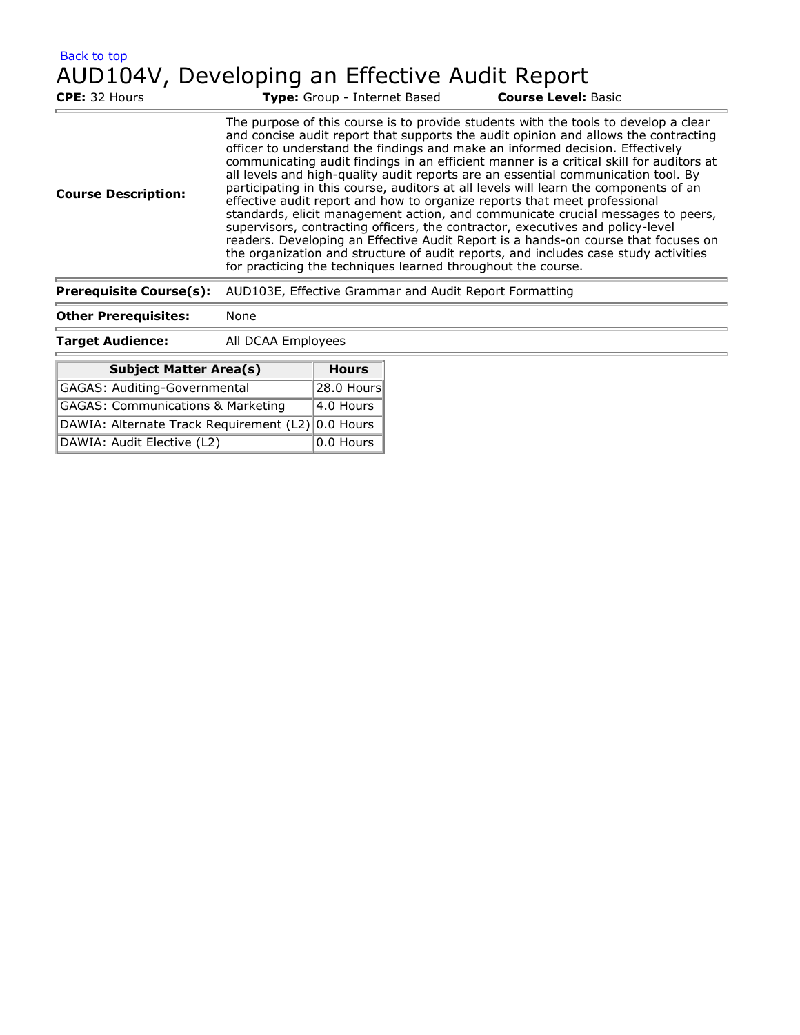Back to top

# AUD104V, Developing an Effective Audit Report

**CPE:** 32 Hours **Type:** Group - Internet Based **Course Level:** Basic

| | |
|---|---|
| **Course Description:** | The purpose of this course is to provide students with the tools to develop a clear and concise audit report that supports the audit opinion and allows the contracting officer to understand the findings and make an informed decision. Effectively communicating audit findings in an efficient manner is a critical skill for auditors at all levels and high-quality audit reports are an essential communication tool. By participating in this course, auditors at all levels will learn the components of an effective audit report and how to organize reports that meet professional standards, elicit management action, and communicate crucial messages to peers, supervisors, contracting officers, the contractor, executives and policy-level readers. Developing an Effective Audit Report is a hands-on course that focuses on the organization and structure of audit reports, and includes case study activities for practicing the techniques learned throughout the course. |
| **Prerequisite Course(s):** | AUD103E, Effective Grammar and Audit Report Formatting |
| **Other Prerequisites:** | None |
| **Target Audience:** | All DCAA Employees |

| Subject Matter Area(s) | Hours |
|---|---|
| GAGAS: Auditing-Governmental | 28.0 Hours |
| GAGAS: Communications & Marketing | 4.0 Hours |
| DAWIA: Alternate Track Requirement (L2) | 0.0 Hours |
| DAWIA: Audit Elective (L2) | 0.0 Hours |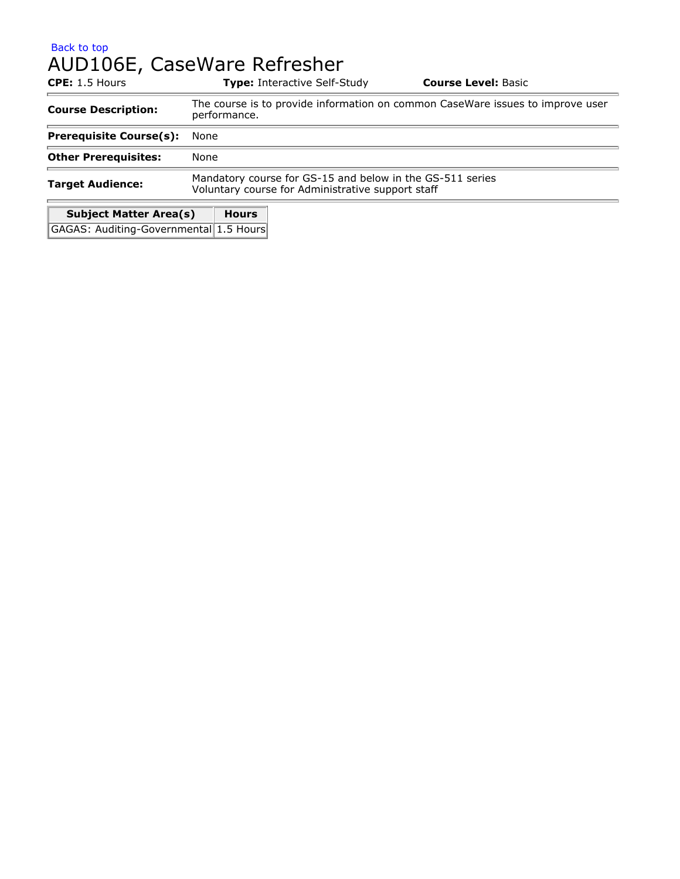Back to top

# AUD106E, CaseWare Refresher

**CPE:** 1.5 Hours **Type:** Interactive Self-Study **Course Level:** Basic

| | |
|---|---|
| **Course Description:** | The course is to provide information on common CaseWare issues to improve user performance. |
| **Prerequisite Course(s):** | None |
| **Other Prerequisites:** | None |
| **Target Audience:** | Mandatory course for GS-15 and below in the GS-511 series<br>Voluntary course for Administrative support staff |

| Subject Matter Area(s) | Hours |
|---|---|
| GAGAS: Auditing-Governmental | 1.5 Hours |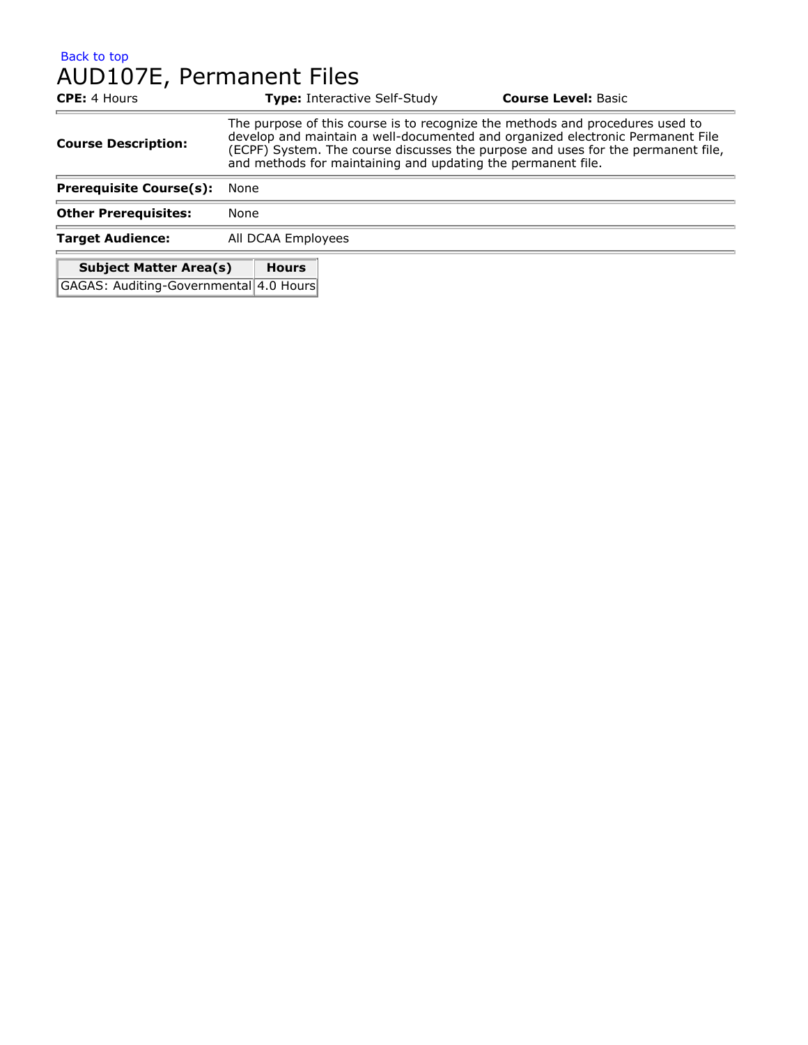Back to top

# AUD107E, Permanent Files

**CPE:** 4 Hours **Type:** Interactive Self-Study **Course Level:** Basic

| | |
|---|---|
| **Course Description:** | The purpose of this course is to recognize the methods and procedures used to develop and maintain a well-documented and organized electronic Permanent File (ECPF) System. The course discusses the purpose and uses for the permanent file, and methods for maintaining and updating the permanent file. |
| **Prerequisite Course(s):** | None |
| **Other Prerequisites:** | None |
| **Target Audience:** | All DCAA Employees |

| Subject Matter Area(s) | Hours |
|---|---|
| GAGAS: Auditing-Governmental | 4.0 Hours |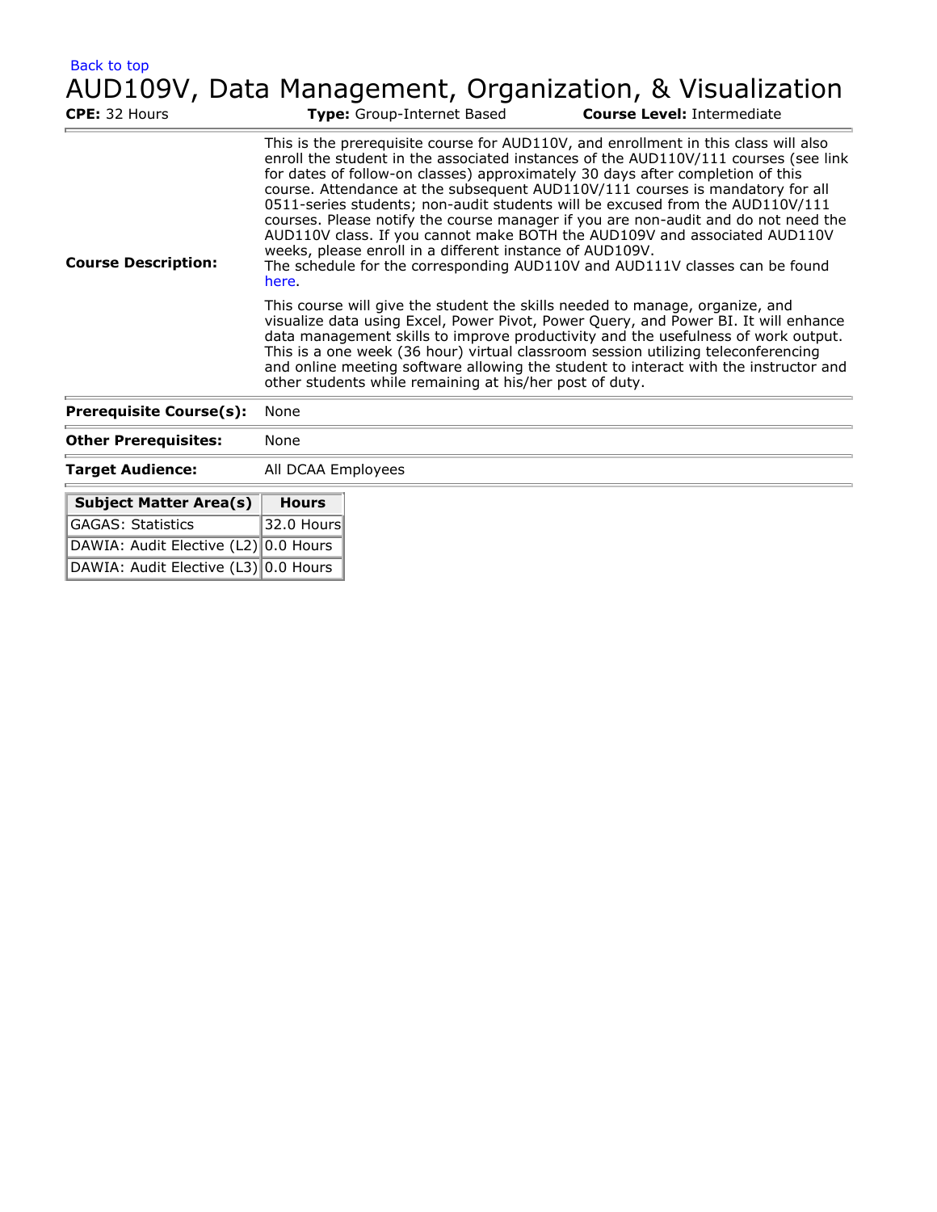Back to top

# AUD109V, Data Management, Organization, & Visualization

**CPE:** 32 Hours **Type:** Group-Internet Based **Course Level:** Intermediate

**Course Description:**

This is the prerequisite course for AUD110V, and enrollment in this class will also enroll the student in the associated instances of the AUD110V/111 courses (see link for dates of follow-on classes) approximately 30 days after completion of this course. Attendance at the subsequent AUD110V/111 courses is mandatory for all 0511-series students; non-audit students will be excused from the AUD110V/111 courses. Please notify the course manager if you are non-audit and do not need the AUD110V class. If you cannot make BOTH the AUD109V and associated AUD110V weeks, please enroll in a different instance of AUD109V.
The schedule for the corresponding AUD110V and AUD111V classes can be found here.

This course will give the student the skills needed to manage, organize, and visualize data using Excel, Power Pivot, Power Query, and Power BI. It will enhance data management skills to improve productivity and the usefulness of work output. This is a one week (36 hour) virtual classroom session utilizing teleconferencing and online meeting software allowing the student to interact with the instructor and other students while remaining at his/her post of duty.

**Prerequisite Course(s):** None

**Other Prerequisites:** None

**Target Audience:** All DCAA Employees

| Subject Matter Area(s) | Hours |
|---|---|
| GAGAS: Statistics | 32.0 Hours |
| DAWIA: Audit Elective (L2) | 0.0 Hours |
| DAWIA: Audit Elective (L3) | 0.0 Hours |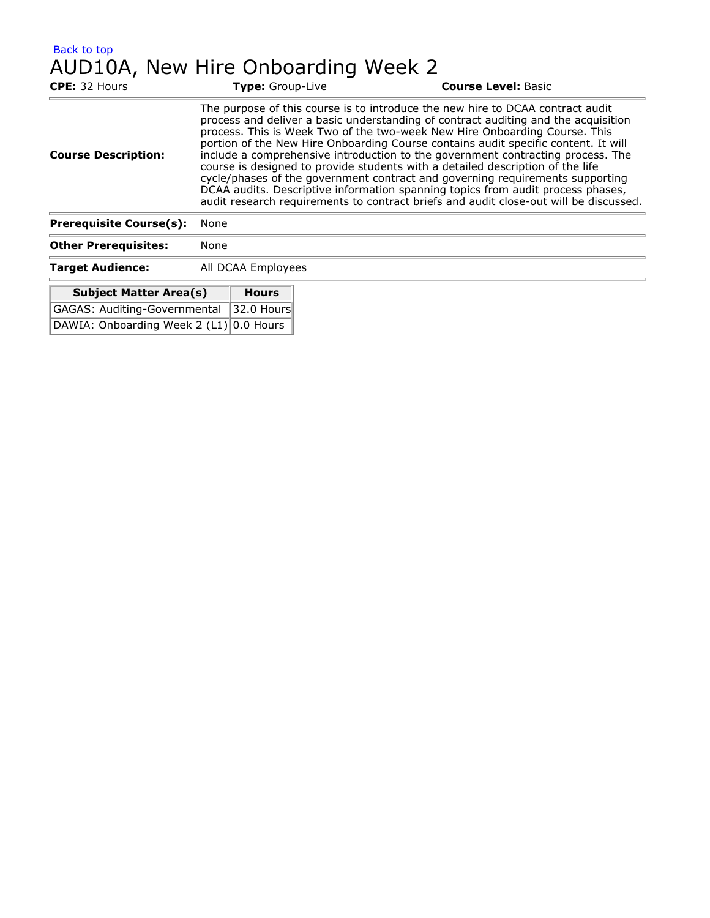Back to top

# AUD10A, New Hire Onboarding Week 2

**CPE:** 32 Hours **Type:** Group-Live **Course Level:** Basic

| | |
|---|---|
| **Course Description:** | The purpose of this course is to introduce the new hire to DCAA contract audit process and deliver a basic understanding of contract auditing and the acquisition process. This is Week Two of the two-week New Hire Onboarding Course. This portion of the New Hire Onboarding Course contains audit specific content. It will include a comprehensive introduction to the government contracting process. The course is designed to provide students with a detailed description of the life cycle/phases of the government contract and governing requirements supporting DCAA audits. Descriptive information spanning topics from audit process phases, audit research requirements to contract briefs and audit close-out will be discussed. |
| **Prerequisite Course(s):** | None |
| **Other Prerequisites:** | None |
| **Target Audience:** | All DCAA Employees |

| Subject Matter Area(s) | Hours |
|---|---|
| GAGAS: Auditing-Governmental | 32.0 Hours |
| DAWIA: Onboarding Week 2 (L1) | 0.0 Hours |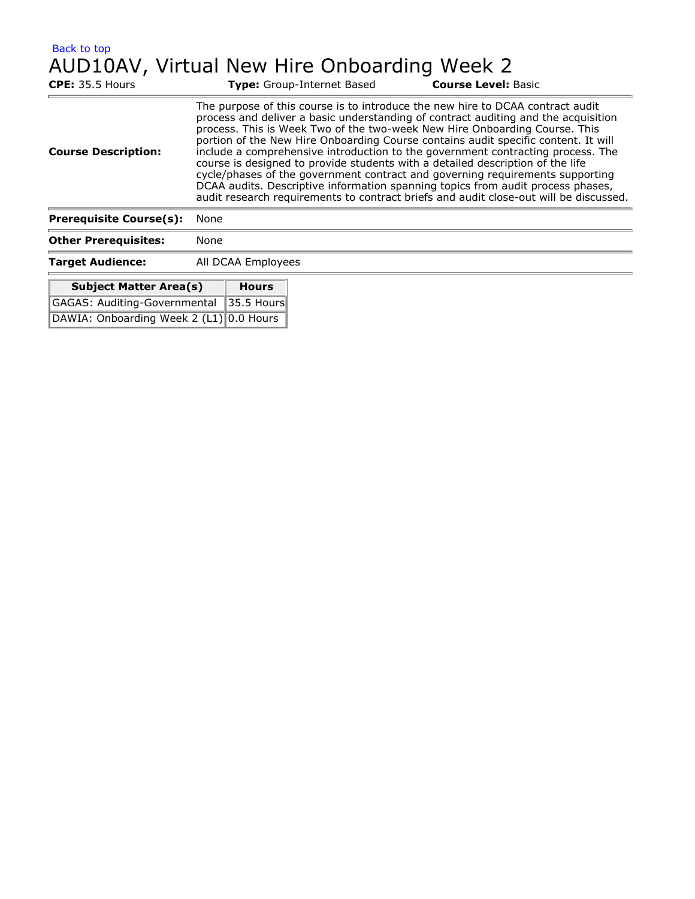Back to top

# AUD10AV, Virtual New Hire Onboarding Week 2

**CPE:** 35.5 Hours **Type:** Group-Internet Based **Course Level:** Basic

| | |
|---|---|
| **Course Description:** | The purpose of this course is to introduce the new hire to DCAA contract audit process and deliver a basic understanding of contract auditing and the acquisition process. This is Week Two of the two-week New Hire Onboarding Course. This portion of the New Hire Onboarding Course contains audit specific content. It will include a comprehensive introduction to the government contracting process. The course is designed to provide students with a detailed description of the life cycle/phases of the government contract and governing requirements supporting DCAA audits. Descriptive information spanning topics from audit process phases, audit research requirements to contract briefs and audit close-out will be discussed. |
| **Prerequisite Course(s):** | None |
| **Other Prerequisites:** | None |
| **Target Audience:** | All DCAA Employees |

| Subject Matter Area(s) | Hours |
|---|---|
| GAGAS: Auditing-Governmental | 35.5 Hours |
| DAWIA: Onboarding Week 2 (L1) | 0.0 Hours |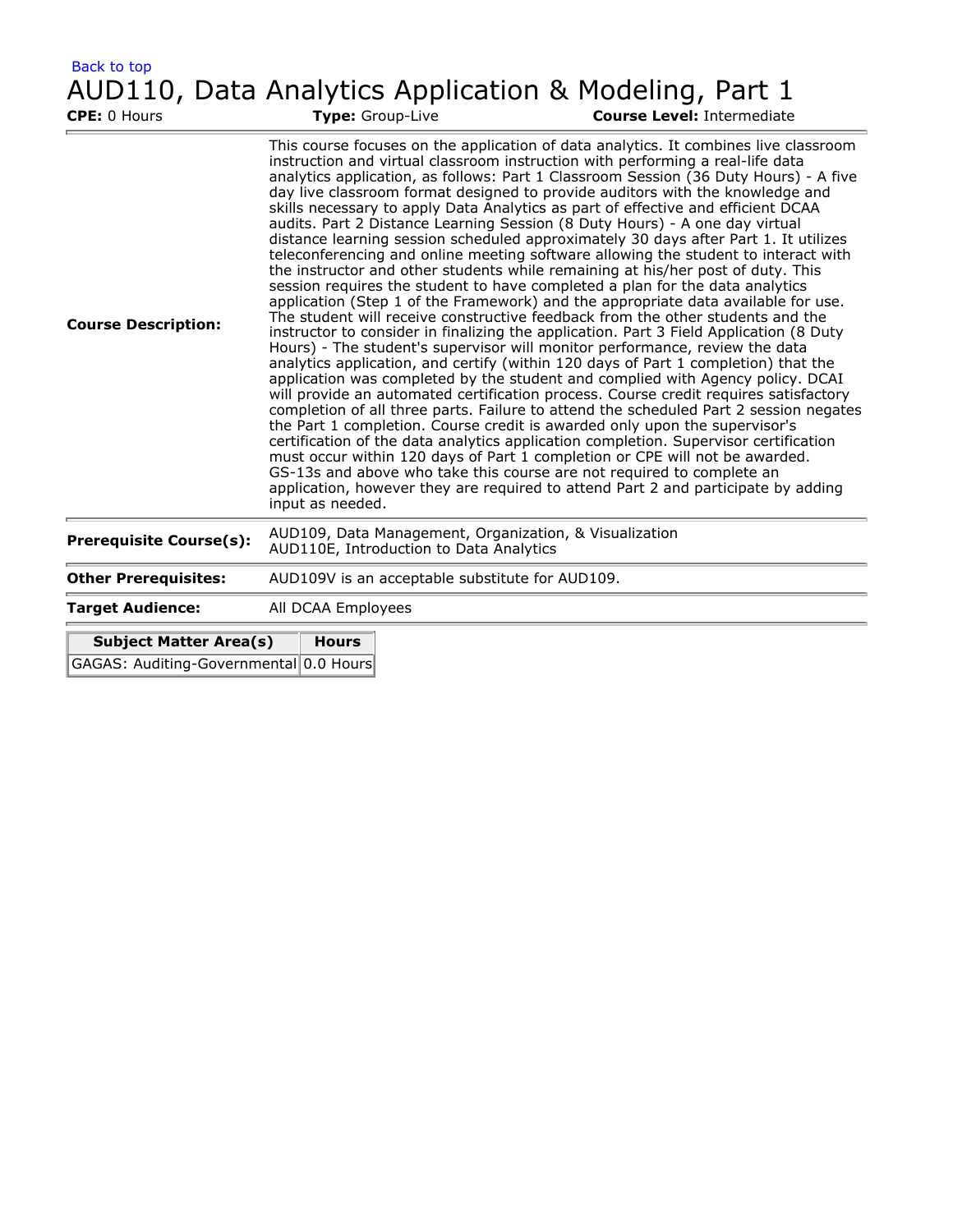Back to top

# AUD110, Data Analytics Application & Modeling, Part 1

**CPE:** 0 Hours **Type:** Group-Live **Course Level:** Intermediate

| | |
|---|---|
| **Course Description:** | This course focuses on the application of data analytics. It combines live classroom instruction and virtual classroom instruction with performing a real-life data analytics application, as follows: Part 1 Classroom Session (36 Duty Hours) - A five day live classroom format designed to provide auditors with the knowledge and skills necessary to apply Data Analytics as part of effective and efficient DCAA audits. Part 2 Distance Learning Session (8 Duty Hours) - A one day virtual distance learning session scheduled approximately 30 days after Part 1. It utilizes teleconferencing and online meeting software allowing the student to interact with the instructor and other students while remaining at his/her post of duty. This session requires the student to have completed a plan for the data analytics application (Step 1 of the Framework) and the appropriate data available for use. The student will receive constructive feedback from the other students and the instructor to consider in finalizing the application. Part 3 Field Application (8 Duty Hours) - The student's supervisor will monitor performance, review the data analytics application, and certify (within 120 days of Part 1 completion) that the application was completed by the student and complied with Agency policy. DCAI will provide an automated certification process. Course credit requires satisfactory completion of all three parts. Failure to attend the scheduled Part 2 session negates the Part 1 completion. Course credit is awarded only upon the supervisor's certification of the data analytics application completion. Supervisor certification must occur within 120 days of Part 1 completion or CPE will not be awarded. GS-13s and above who take this course are not required to complete an application, however they are required to attend Part 2 and participate by adding input as needed. |
| **Prerequisite Course(s):** | AUD109, Data Management, Organization, & Visualization<br>AUD110E, Introduction to Data Analytics |
| **Other Prerequisites:** | AUD109V is an acceptable substitute for AUD109. |
| **Target Audience:** | All DCAA Employees |

| Subject Matter Area(s) | Hours |
|---|---|
| GAGAS: Auditing-Governmental | 0.0 Hours |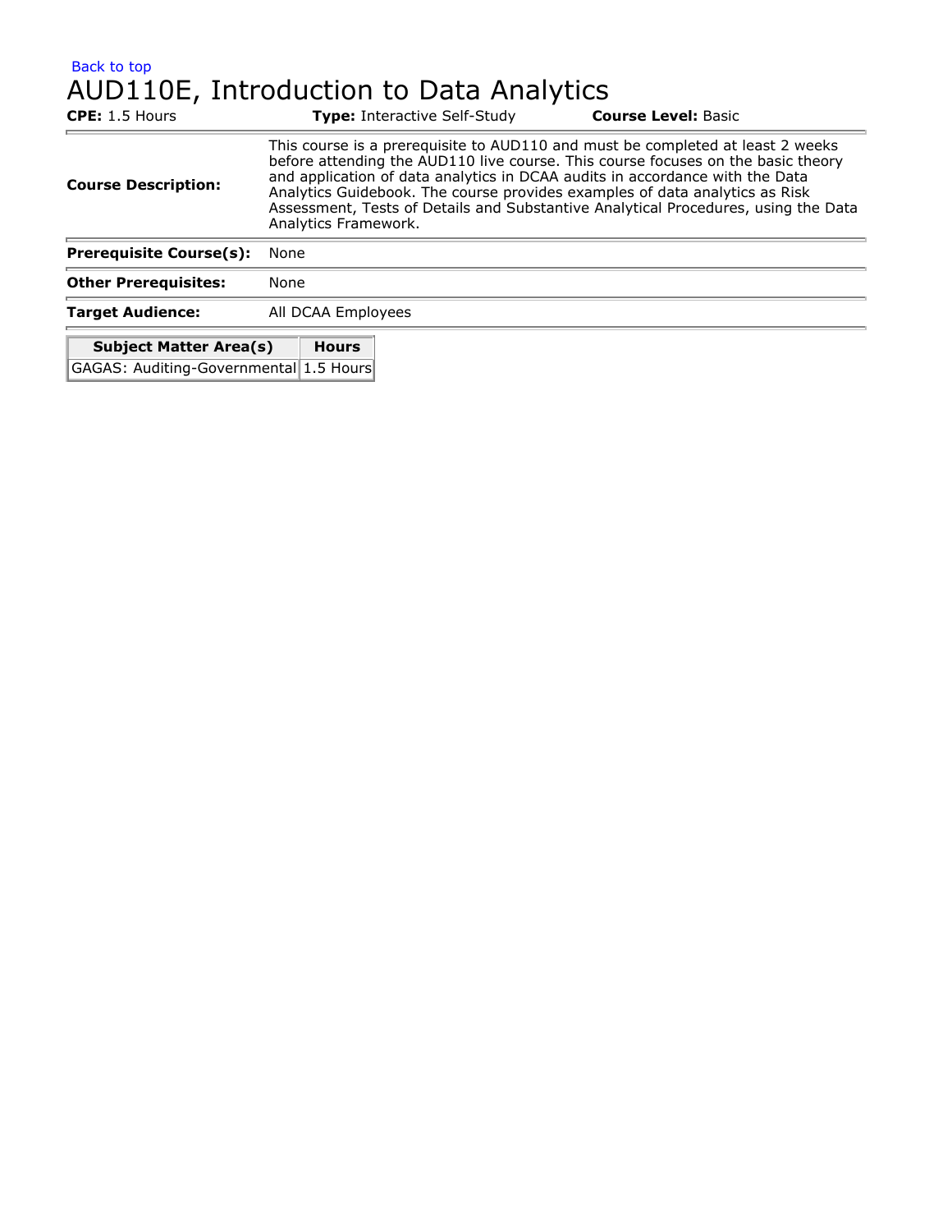Back to top

# AUD110E, Introduction to Data Analytics

**CPE:** 1.5 Hours **Type:** Interactive Self-Study **Course Level:** Basic

| | |
|---|---|
| **Course Description:** | This course is a prerequisite to AUD110 and must be completed at least 2 weeks before attending the AUD110 live course. This course focuses on the basic theory and application of data analytics in DCAA audits in accordance with the Data Analytics Guidebook. The course provides examples of data analytics as Risk Assessment, Tests of Details and Substantive Analytical Procedures, using the Data Analytics Framework. |
| **Prerequisite Course(s):** | None |
| **Other Prerequisites:** | None |
| **Target Audience:** | All DCAA Employees |

| Subject Matter Area(s) | Hours |
|---|---|
| GAGAS: Auditing-Governmental | 1.5 Hours |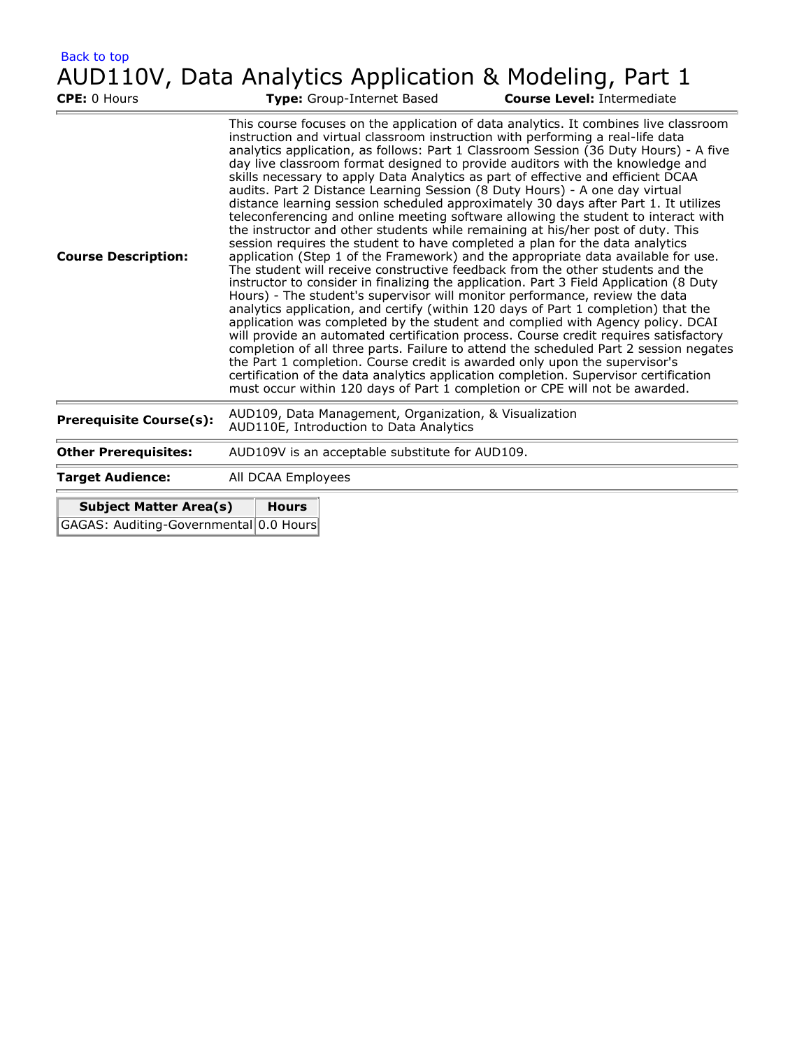[Back to top](#)

# AUD110V, Data Analytics Application & Modeling, Part 1

**CPE:** 0 Hours **Type:** Group-Internet Based **Course Level:** Intermediate

| | |
|---|---|
| **Course Description:** | This course focuses on the application of data analytics. It combines live classroom instruction and virtual classroom instruction with performing a real-life data analytics application, as follows: Part 1 Classroom Session (36 Duty Hours) - A five day live classroom format designed to provide auditors with the knowledge and skills necessary to apply Data Analytics as part of effective and efficient DCAA audits. Part 2 Distance Learning Session (8 Duty Hours) - A one day virtual distance learning session scheduled approximately 30 days after Part 1. It utilizes teleconferencing and online meeting software allowing the student to interact with the instructor and other students while remaining at his/her post of duty. This session requires the student to have completed a plan for the data analytics application (Step 1 of the Framework) and the appropriate data available for use. The student will receive constructive feedback from the other students and the instructor to consider in finalizing the application. Part 3 Field Application (8 Duty Hours) - The student's supervisor will monitor performance, review the data analytics application, and certify (within 120 days of Part 1 completion) that the application was completed by the student and complied with Agency policy. DCAI will provide an automated certification process. Course credit requires satisfactory completion of all three parts. Failure to attend the scheduled Part 2 session negates the Part 1 completion. Course credit is awarded only upon the supervisor's certification of the data analytics application completion. Supervisor certification must occur within 120 days of Part 1 completion or CPE will not be awarded. |
| **Prerequisite Course(s):** | AUD109, Data Management, Organization, & Visualization<br>AUD110E, Introduction to Data Analytics |
| **Other Prerequisites:** | AUD109V is an acceptable substitute for AUD109. |
| **Target Audience:** | All DCAA Employees |

| Subject Matter Area(s) | Hours |
|---|---|
| GAGAS: Auditing-Governmental | 0.0 Hours |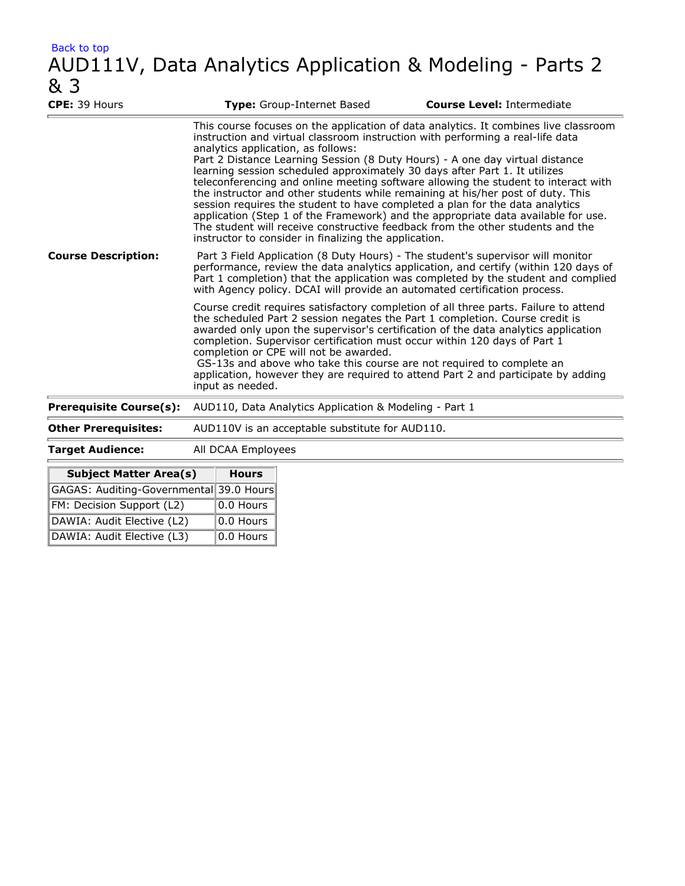Back to top

# AUD111V, Data Analytics Application & Modeling - Parts 2 & 3

**CPE:** 39 Hours **Type:** Group-Internet Based **Course Level:** Intermediate

**Course Description:**

This course focuses on the application of data analytics. It combines live classroom instruction and virtual classroom instruction with performing a real-life data analytics application, as follows:
Part 2 Distance Learning Session (8 Duty Hours) - A one day virtual distance learning session scheduled approximately 30 days after Part 1. It utilizes teleconferencing and online meeting software allowing the student to interact with the instructor and other students while remaining at his/her post of duty. This session requires the student to have completed a plan for the data analytics application (Step 1 of the Framework) and the appropriate data available for use. The student will receive constructive feedback from the other students and the instructor to consider in finalizing the application.

Part 3 Field Application (8 Duty Hours) - The student's supervisor will monitor performance, review the data analytics application, and certify (within 120 days of Part 1 completion) that the application was completed by the student and complied with Agency policy. DCAI will provide an automated certification process.

Course credit requires satisfactory completion of all three parts. Failure to attend the scheduled Part 2 session negates the Part 1 completion. Course credit is awarded only upon the supervisor's certification of the data analytics application completion. Supervisor certification must occur within 120 days of Part 1 completion or CPE will not be awarded.
GS-13s and above who take this course are not required to complete an application, however they are required to attend Part 2 and participate by adding input as needed.

**Prerequisite Course(s):** AUD110, Data Analytics Application & Modeling - Part 1

**Other Prerequisites:** AUD110V is an acceptable substitute for AUD110.

**Target Audience:** All DCAA Employees

| Subject Matter Area(s) | Hours |
|---|---|
| GAGAS: Auditing-Governmental | 39.0 Hours |
| FM: Decision Support (L2) | 0.0 Hours |
| DAWIA: Audit Elective (L2) | 0.0 Hours |
| DAWIA: Audit Elective (L3) | 0.0 Hours |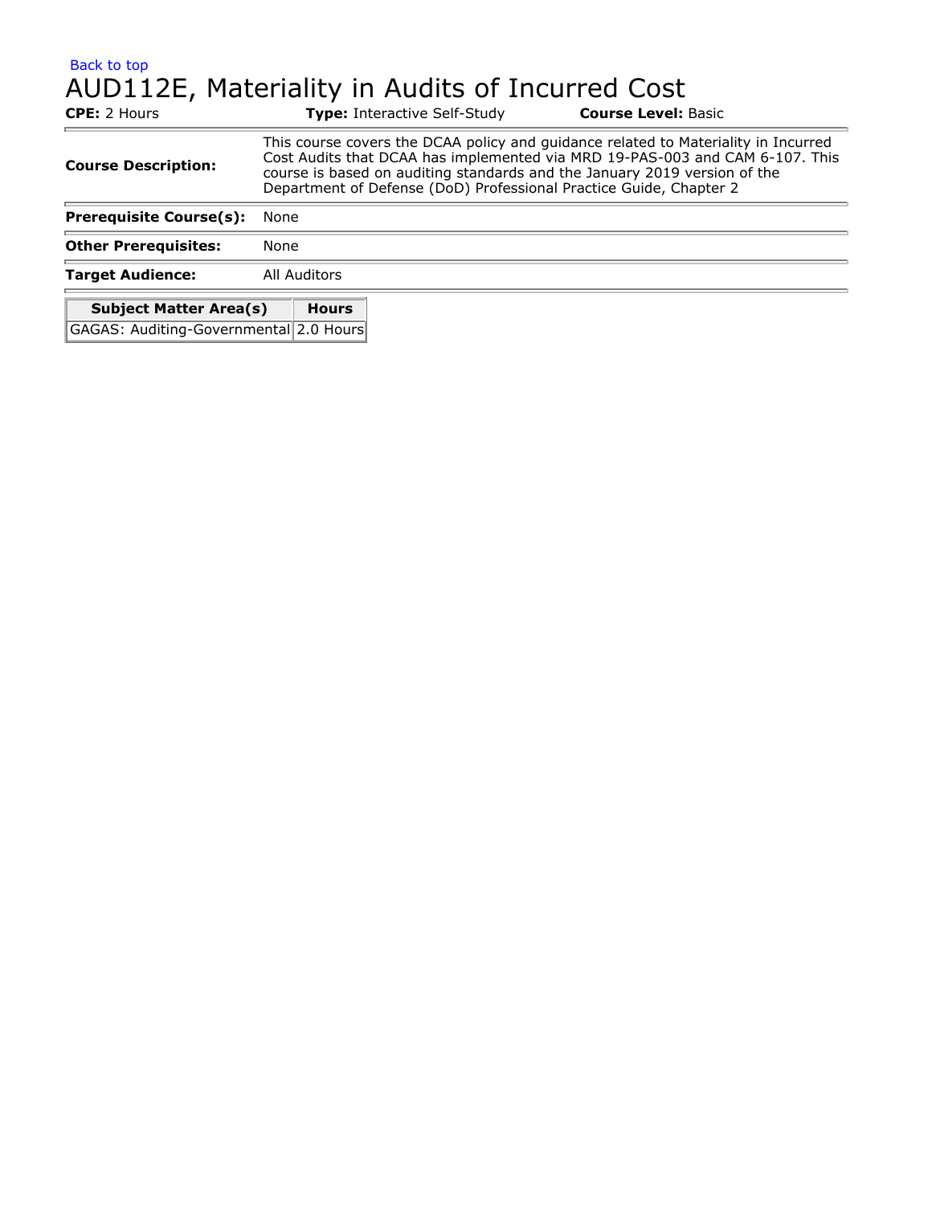Back to top

# AUD112E, Materiality in Audits of Incurred Cost

**CPE:** 2 Hours **Type:** Interactive Self-Study **Course Level:** Basic

| | |
|---|---|
| **Course Description:** | This course covers the DCAA policy and guidance related to Materiality in Incurred Cost Audits that DCAA has implemented via MRD 19-PAS-003 and CAM 6-107. This course is based on auditing standards and the January 2019 version of the Department of Defense (DoD) Professional Practice Guide, Chapter 2 |
| **Prerequisite Course(s):** | None |
| **Other Prerequisites:** | None |
| **Target Audience:** | All Auditors |

| Subject Matter Area(s) | Hours |
|---|---|
| GAGAS: Auditing-Governmental | 2.0 Hours |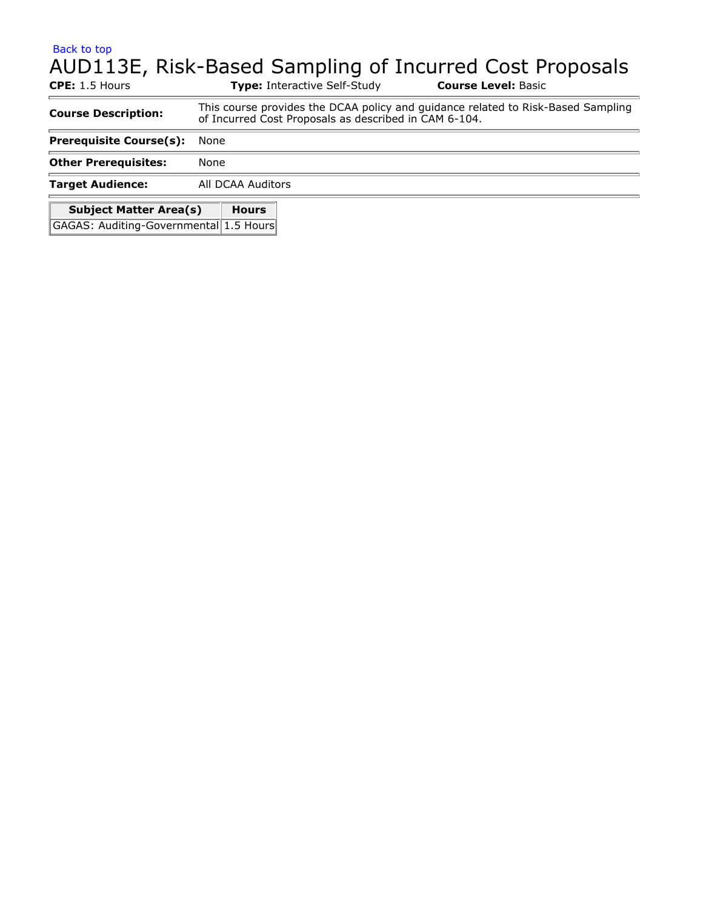Back to top

# AUD113E, Risk-Based Sampling of Incurred Cost Proposals

**CPE:** 1.5 Hours **Type:** Interactive Self-Study **Course Level:** Basic

| | |
|---|---|
| **Course Description:** | This course provides the DCAA policy and guidance related to Risk-Based Sampling of Incurred Cost Proposals as described in CAM 6-104. |
| **Prerequisite Course(s):** | None |
| **Other Prerequisites:** | None |
| **Target Audience:** | All DCAA Auditors |

| Subject Matter Area(s) | Hours |
|---|---|
| GAGAS: Auditing-Governmental | 1.5 Hours |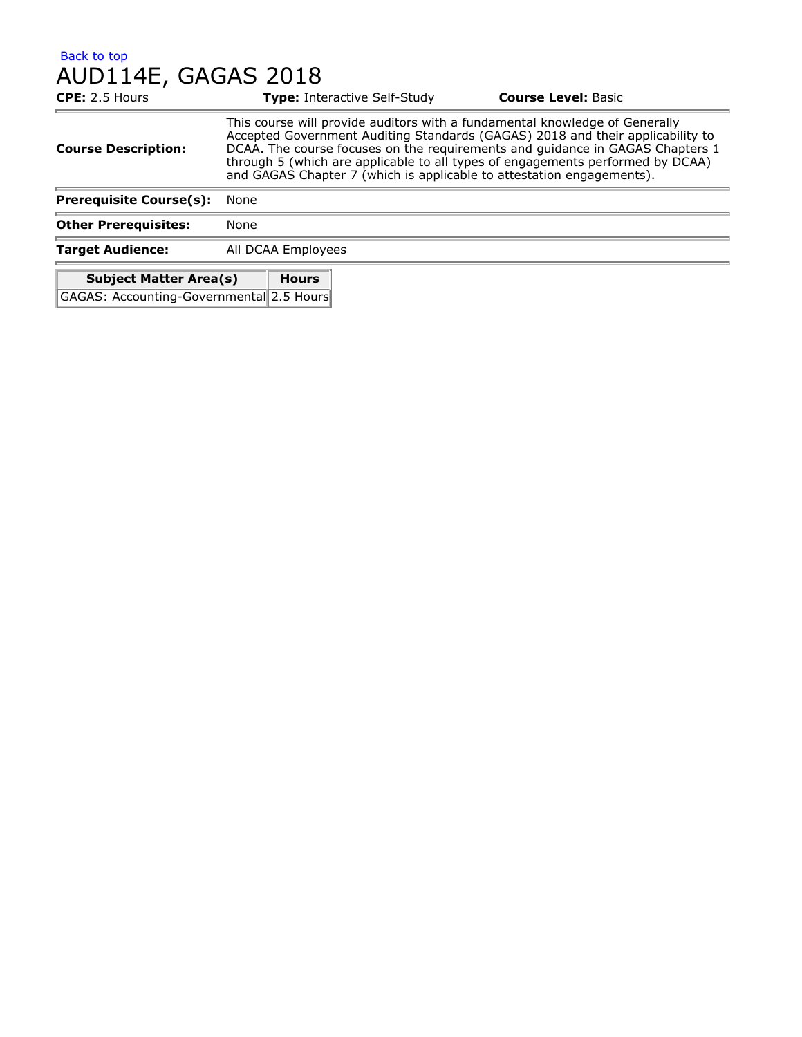Back to top

# AUD114E, GAGAS 2018

**CPE:** 2.5 Hours **Type:** Interactive Self-Study **Course Level:** Basic

**Course Description:** This course will provide auditors with a fundamental knowledge of Generally Accepted Government Auditing Standards (GAGAS) 2018 and their applicability to DCAA. The course focuses on the requirements and guidance in GAGAS Chapters 1 through 5 (which are applicable to all types of engagements performed by DCAA) and GAGAS Chapter 7 (which is applicable to attestation engagements).

**Prerequisite Course(s):** None

**Other Prerequisites:** None

**Target Audience:** All DCAA Employees

| Subject Matter Area(s) | Hours |
|---|---|
| GAGAS: Accounting-Governmental | 2.5 Hours |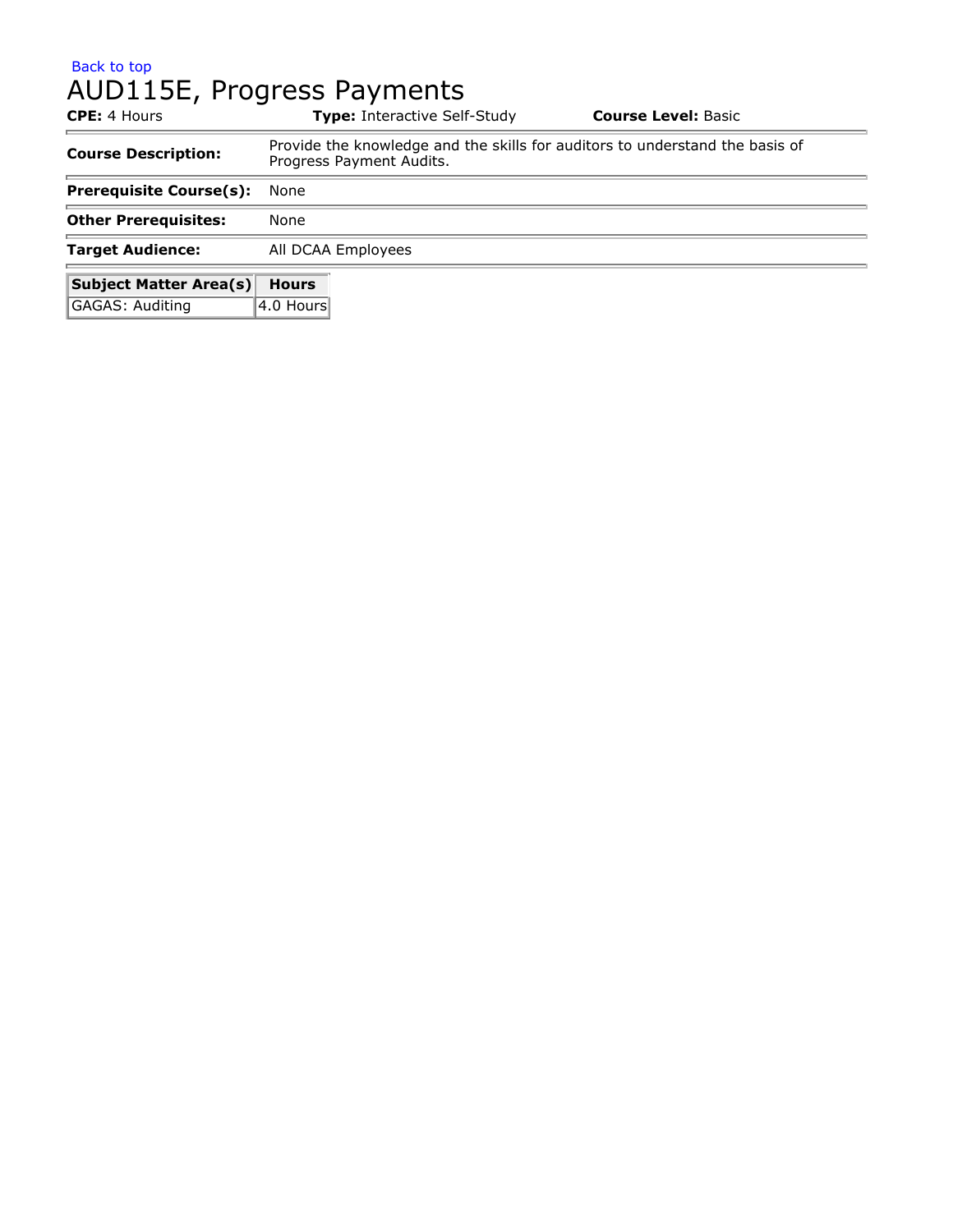Back to top

# AUD115E, Progress Payments

**CPE:** 4 Hours **Type:** Interactive Self-Study **Course Level:** Basic

| | |
|---|---|
| **Course Description:** | Provide the knowledge and the skills for auditors to understand the basis of Progress Payment Audits. |
| **Prerequisite Course(s):** | None |
| **Other Prerequisites:** | None |
| **Target Audience:** | All DCAA Employees |

| Subject Matter Area(s) | Hours |
|---|---|
| GAGAS: Auditing | 4.0 Hours |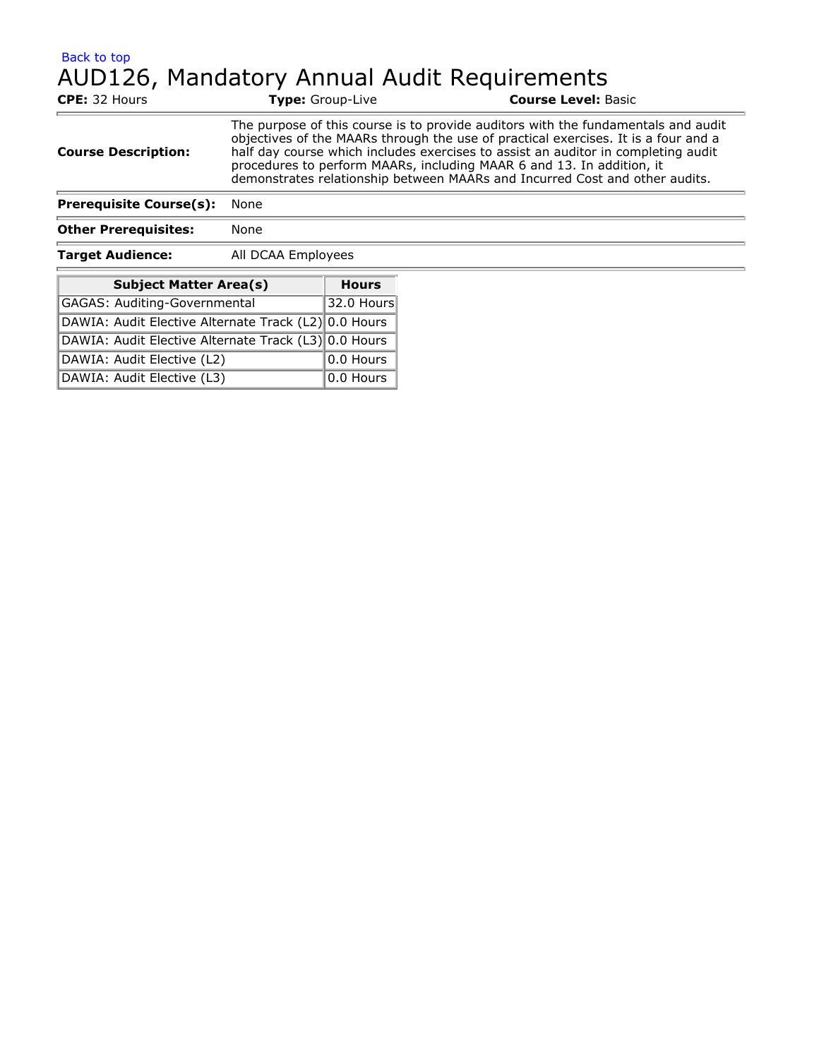Back to top

# AUD126, Mandatory Annual Audit Requirements

**CPE:** 32 Hours **Type:** Group-Live **Course Level:** Basic

| | |
|---|---|
| **Course Description:** | The purpose of this course is to provide auditors with the fundamentals and audit objectives of the MAARs through the use of practical exercises. It is a four and a half day course which includes exercises to assist an auditor in completing audit procedures to perform MAARs, including MAAR 6 and 13. In addition, it demonstrates relationship between MAARs and Incurred Cost and other audits. |
| **Prerequisite Course(s):** | None |
| **Other Prerequisites:** | None |
| **Target Audience:** | All DCAA Employees |

| Subject Matter Area(s) | Hours |
|---|---|
| GAGAS: Auditing-Governmental | 32.0 Hours |
| DAWIA: Audit Elective Alternate Track (L2) | 0.0 Hours |
| DAWIA: Audit Elective Alternate Track (L3) | 0.0 Hours |
| DAWIA: Audit Elective (L2) | 0.0 Hours |
| DAWIA: Audit Elective (L3) | 0.0 Hours |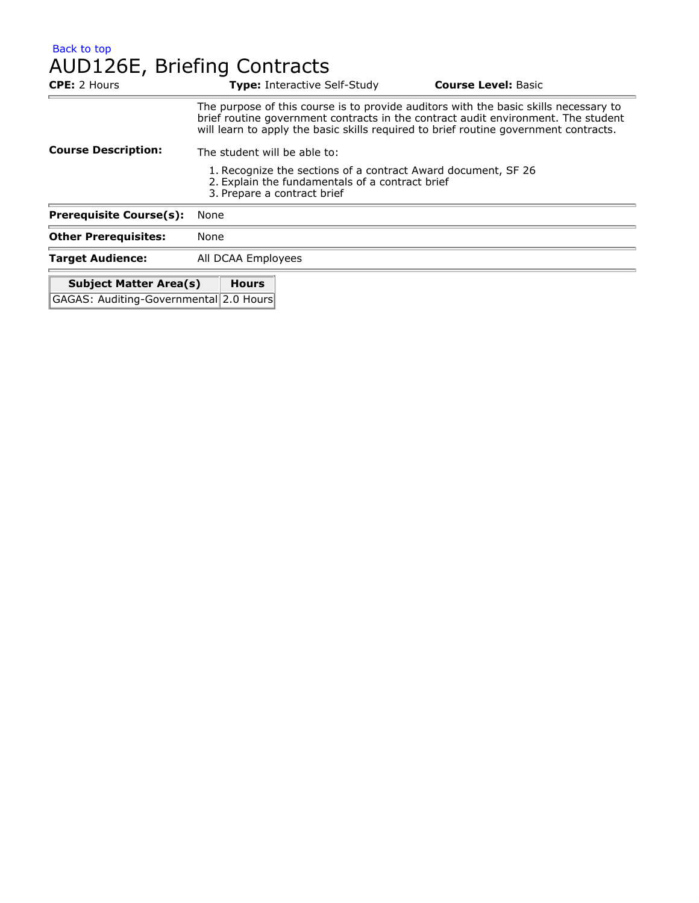Back to top

# AUD126E, Briefing Contracts

**CPE:** 2 Hours **Type:** Interactive Self-Study **Course Level:** Basic

**Course Description:**

The purpose of this course is to provide auditors with the basic skills necessary to brief routine government contracts in the contract audit environment. The student will learn to apply the basic skills required to brief routine government contracts.

The student will be able to:

1. Recognize the sections of a contract Award document, SF 26
2. Explain the fundamentals of a contract brief
3. Prepare a contract brief

**Prerequisite Course(s):** None

**Other Prerequisites:** None

**Target Audience:** All DCAA Employees

| Subject Matter Area(s) | Hours |
| --- | --- |
| GAGAS: Auditing-Governmental | 2.0 Hours |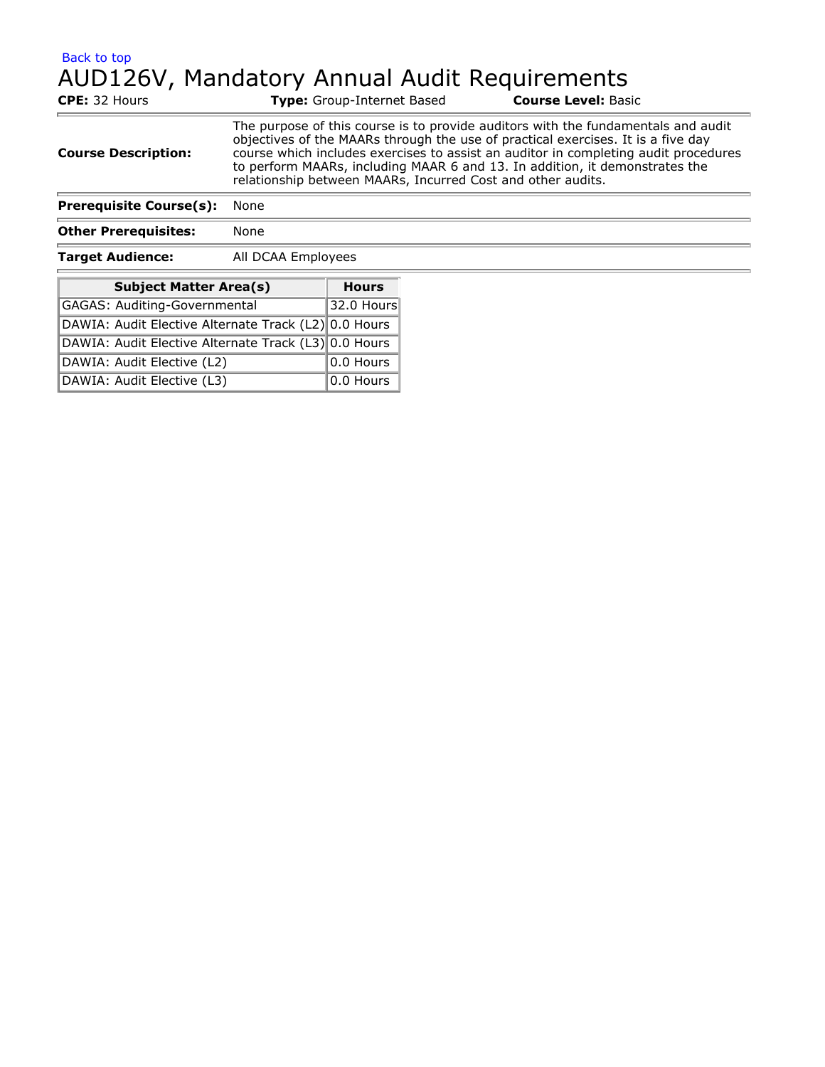Back to top

# AUD126V, Mandatory Annual Audit Requirements

**CPE:** 32 Hours **Type:** Group-Internet Based **Course Level:** Basic

| | |
|---|---|
| **Course Description:** | The purpose of this course is to provide auditors with the fundamentals and audit objectives of the MAARs through the use of practical exercises. It is a five day course which includes exercises to assist an auditor in completing audit procedures to perform MAARs, including MAAR 6 and 13. In addition, it demonstrates the relationship between MAARs, Incurred Cost and other audits. |
| **Prerequisite Course(s):** | None |
| **Other Prerequisites:** | None |
| **Target Audience:** | All DCAA Employees |

| Subject Matter Area(s) | Hours |
|---|---|
| GAGAS: Auditing-Governmental | 32.0 Hours |
| DAWIA: Audit Elective Alternate Track (L2) | 0.0 Hours |
| DAWIA: Audit Elective Alternate Track (L3) | 0.0 Hours |
| DAWIA: Audit Elective (L2) | 0.0 Hours |
| DAWIA: Audit Elective (L3) | 0.0 Hours |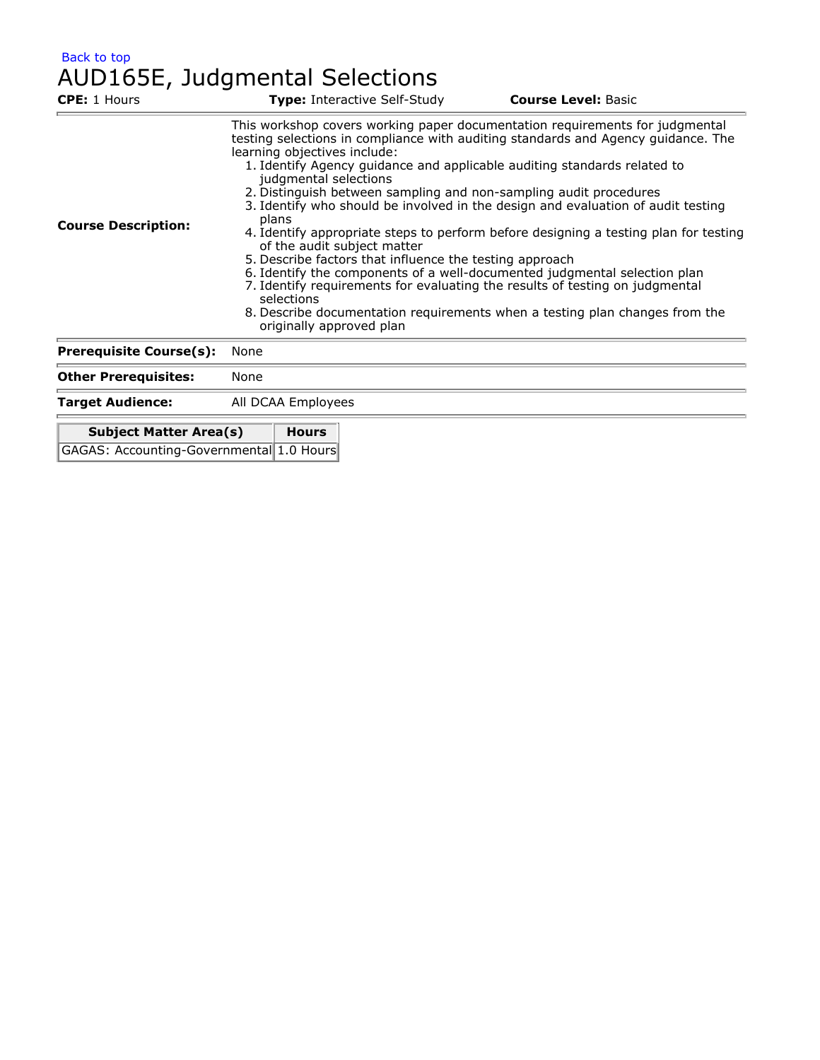Back to top

# AUD165E, Judgmental Selections

**CPE:** 1 Hours **Type:** Interactive Self-Study **Course Level:** Basic

| | |
|---|---|
| **Course Description:** | This workshop covers working paper documentation requirements for judgmental testing selections in compliance with auditing standards and Agency guidance. The learning objectives include: 1. Identify Agency guidance and applicable auditing standards related to judgmental selections 2. Distinguish between sampling and non-sampling audit procedures 3. Identify who should be involved in the design and evaluation of audit testing plans 4. Identify appropriate steps to perform before designing a testing plan for testing of the audit subject matter 5. Describe factors that influence the testing approach 6. Identify the components of a well-documented judgmental selection plan 7. Identify requirements for evaluating the results of testing on judgmental selections 8. Describe documentation requirements when a testing plan changes from the originally approved plan |
| **Prerequisite Course(s):** | None |
| **Other Prerequisites:** | None |
| **Target Audience:** | All DCAA Employees |

| Subject Matter Area(s) | Hours |
|---|---|
| GAGAS: Accounting-Governmental | 1.0 Hours |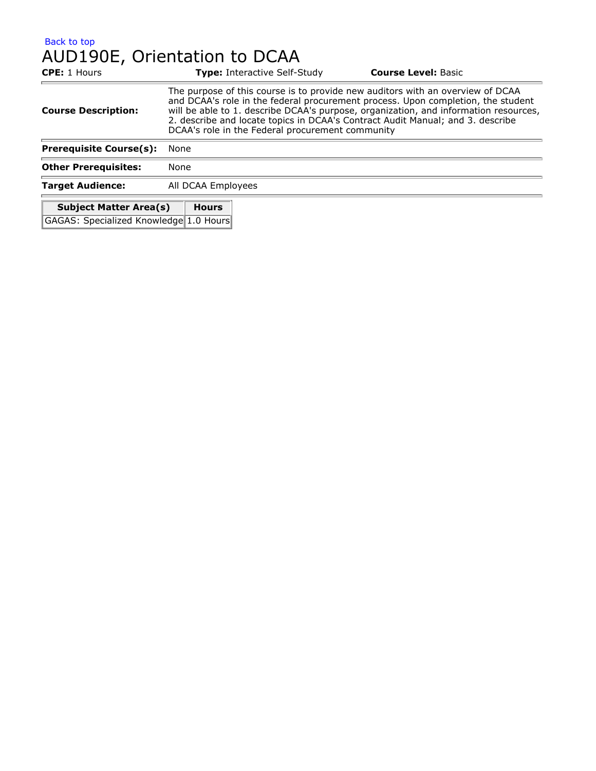Back to top

# AUD190E, Orientation to DCAA

**CPE:** 1 Hours **Type:** Interactive Self-Study **Course Level:** Basic

| | |
|---|---|
| **Course Description:** | The purpose of this course is to provide new auditors with an overview of DCAA and DCAA's role in the federal procurement process. Upon completion, the student will be able to 1. describe DCAA's purpose, organization, and information resources, 2. describe and locate topics in DCAA's Contract Audit Manual; and 3. describe DCAA's role in the Federal procurement community |
| **Prerequisite Course(s):** | None |
| **Other Prerequisites:** | None |
| **Target Audience:** | All DCAA Employees |

| Subject Matter Area(s) | Hours |
|---|---|
| GAGAS: Specialized Knowledge | 1.0 Hours |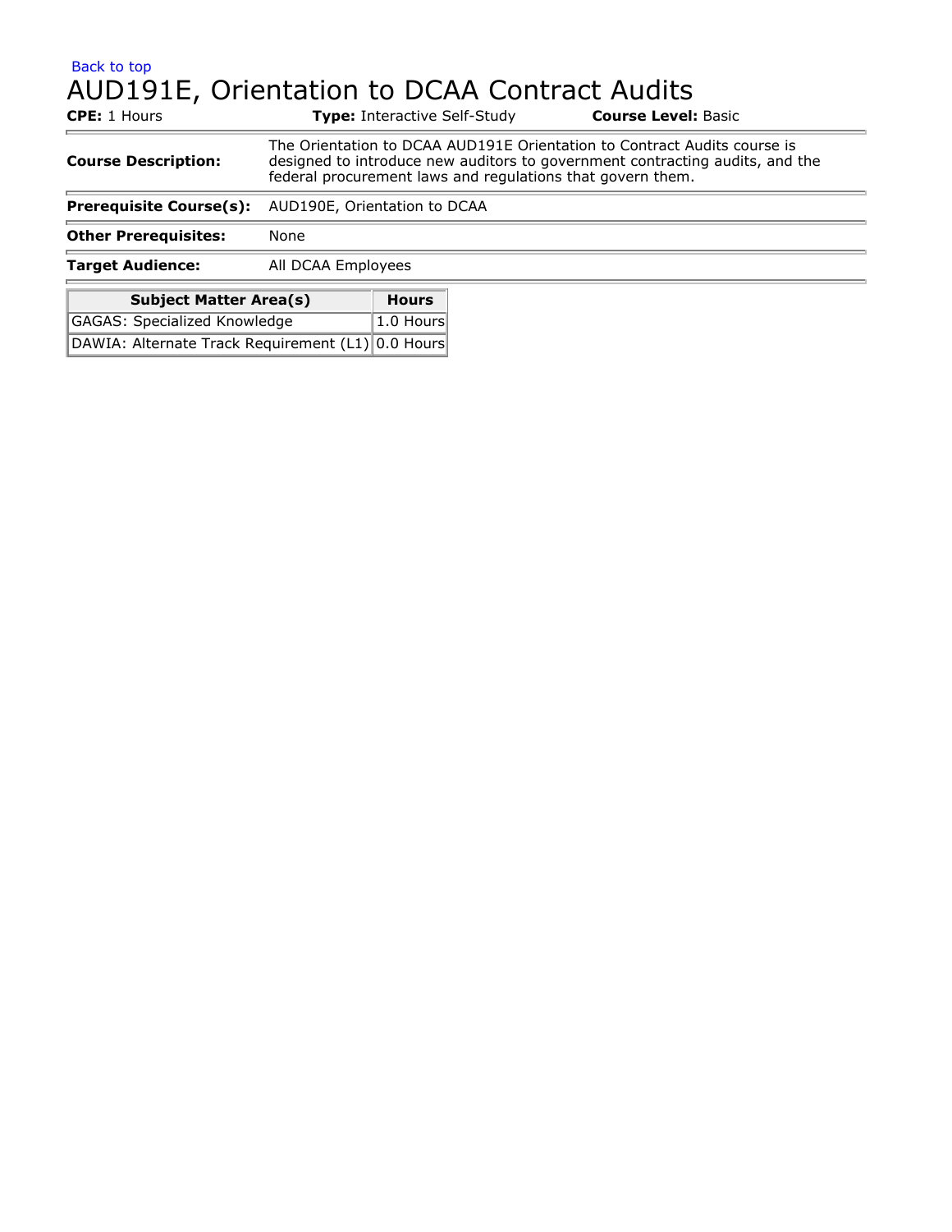Back to top

# AUD191E, Orientation to DCAA Contract Audits

**CPE:** 1 Hours **Type:** Interactive Self-Study **Course Level:** Basic

| | |
|---|---|
| **Course Description:** | The Orientation to DCAA AUD191E Orientation to Contract Audits course is designed to introduce new auditors to government contracting audits, and the federal procurement laws and regulations that govern them. |
| **Prerequisite Course(s):** | AUD190E, Orientation to DCAA |
| **Other Prerequisites:** | None |
| **Target Audience:** | All DCAA Employees |

| Subject Matter Area(s) | Hours |
|---|---|
| GAGAS: Specialized Knowledge | 1.0 Hours |
| DAWIA: Alternate Track Requirement (L1) | 0.0 Hours |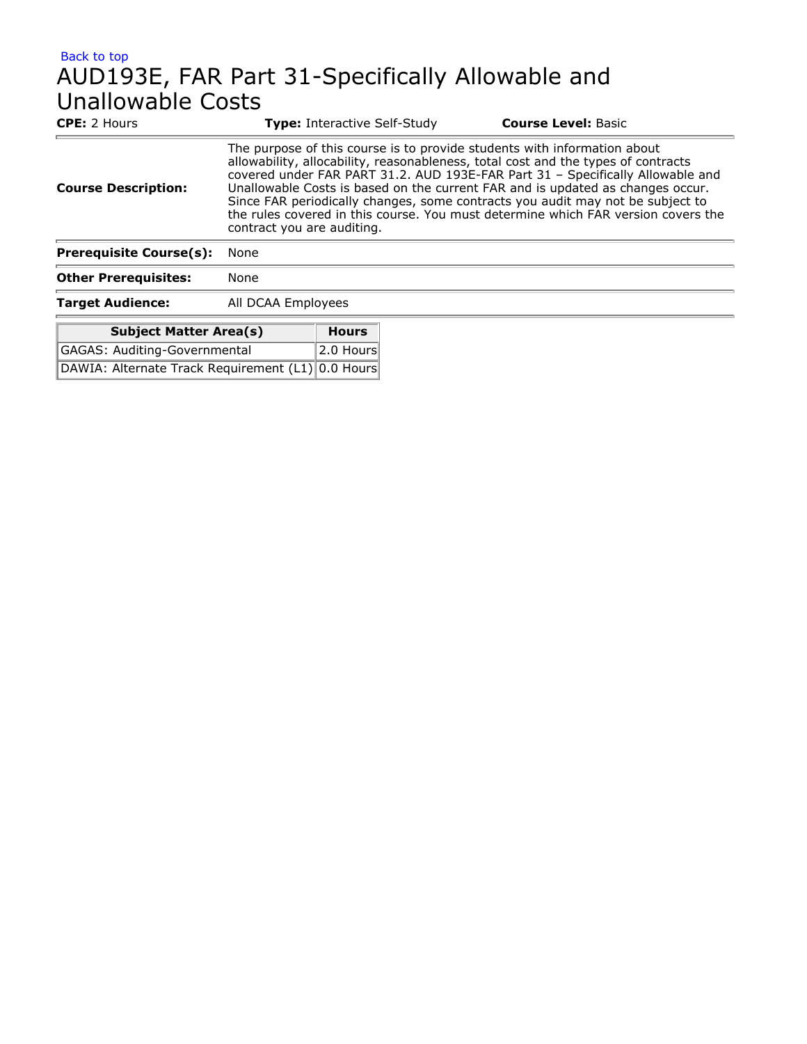Back to top

# AUD193E, FAR Part 31-Specifically Allowable and Unallowable Costs

**CPE:** 2 Hours **Type:** Interactive Self-Study **Course Level:** Basic

| | |
|---|---|
| **Course Description:** | The purpose of this course is to provide students with information about allowability, allocability, reasonableness, total cost and the types of contracts covered under FAR PART 31.2. AUD 193E-FAR Part 31 – Specifically Allowable and Unallowable Costs is based on the current FAR and is updated as changes occur. Since FAR periodically changes, some contracts you audit may not be subject to the rules covered in this course. You must determine which FAR version covers the contract you are auditing. |
| **Prerequisite Course(s):** | None |
| **Other Prerequisites:** | None |
| **Target Audience:** | All DCAA Employees |

| Subject Matter Area(s) | Hours |
|---|---|
| GAGAS: Auditing-Governmental | 2.0 Hours |
| DAWIA: Alternate Track Requirement (L1) | 0.0 Hours |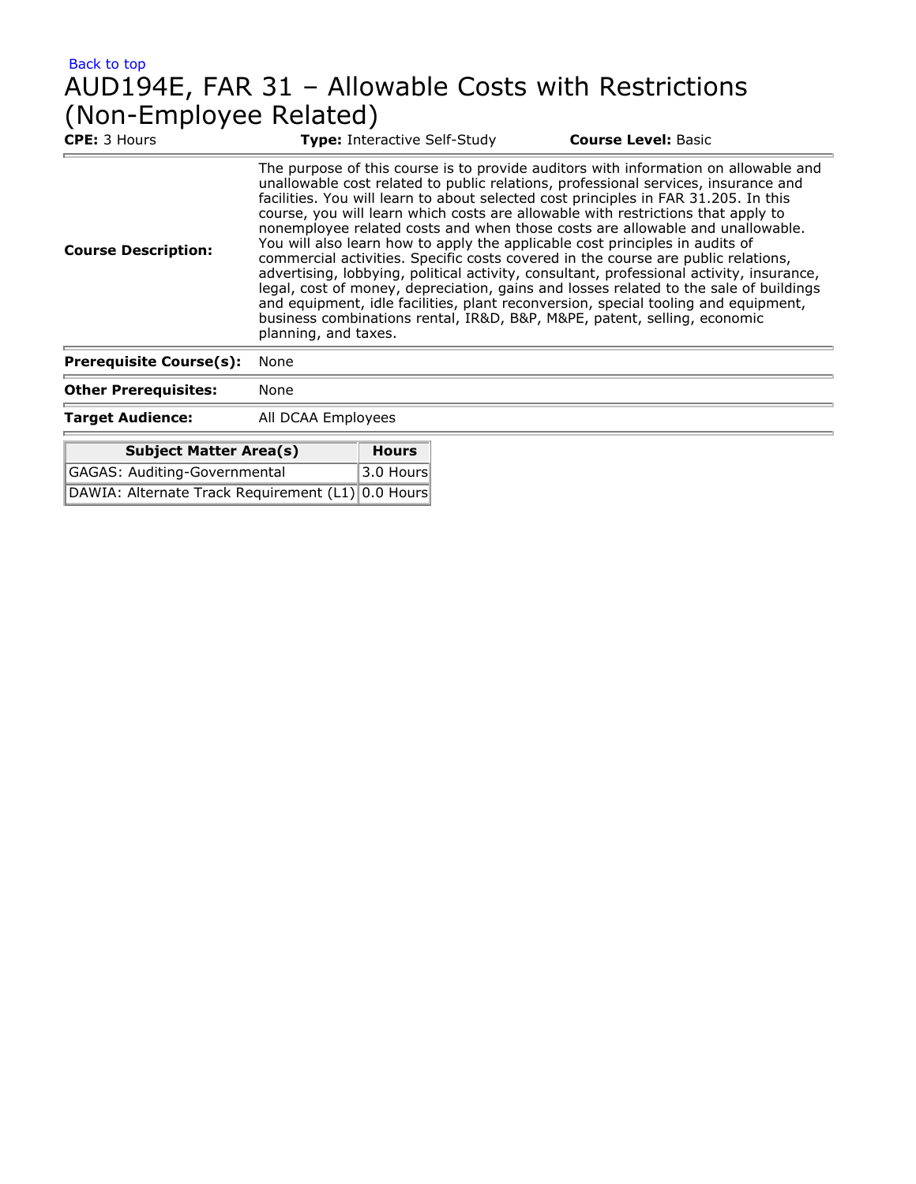Back to top

# AUD194E, FAR 31 – Allowable Costs with Restrictions (Non-Employee Related)

**CPE:** 3 Hours **Type:** Interactive Self-Study **Course Level:** Basic

| | |
|---|---|
| **Course Description:** | The purpose of this course is to provide auditors with information on allowable and unallowable cost related to public relations, professional services, insurance and facilities. You will learn to about selected cost principles in FAR 31.205. In this course, you will learn which costs are allowable with restrictions that apply to nonemployee related costs and when those costs are allowable and unallowable. You will also learn how to apply the applicable cost principles in audits of commercial activities. Specific costs covered in the course are public relations, advertising, lobbying, political activity, consultant, professional activity, insurance, legal, cost of money, depreciation, gains and losses related to the sale of buildings and equipment, idle facilities, plant reconversion, special tooling and equipment, business combinations rental, IR&D, B&P, M&PE, patent, selling, economic planning, and taxes. |
| **Prerequisite Course(s):** | None |
| **Other Prerequisites:** | None |
| **Target Audience:** | All DCAA Employees |

| Subject Matter Area(s) | Hours |
|---|---|
| GAGAS: Auditing-Governmental | 3.0 Hours |
| DAWIA: Alternate Track Requirement (L1) | 0.0 Hours |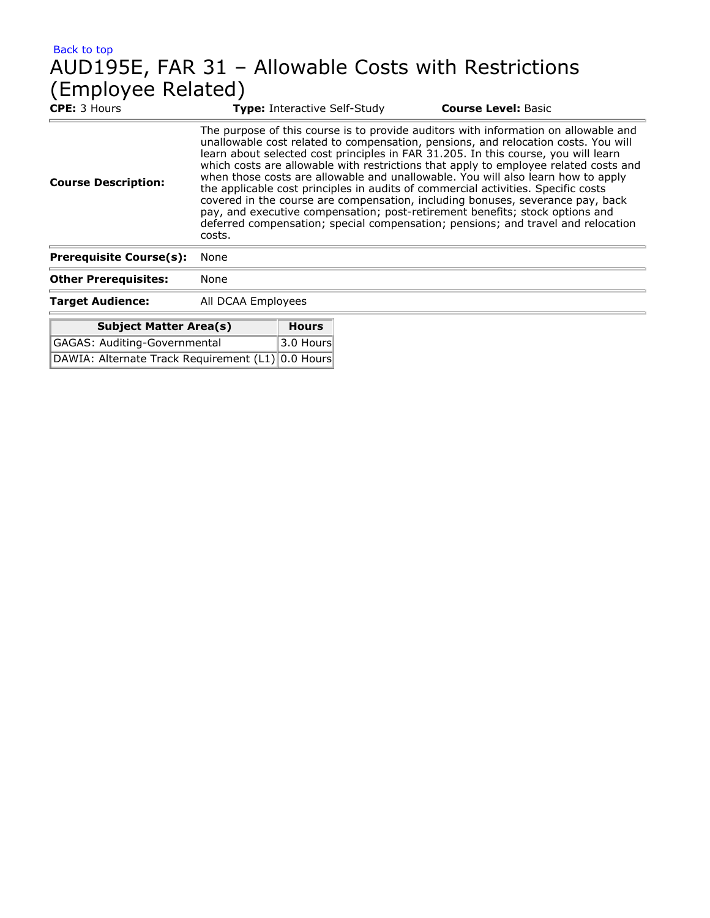Back to top

# AUD195E, FAR 31 – Allowable Costs with Restrictions (Employee Related)

**CPE:** 3 Hours **Type:** Interactive Self-Study **Course Level:** Basic

| | |
|---|---|
| **Course Description:** | The purpose of this course is to provide auditors with information on allowable and unallowable cost related to compensation, pensions, and relocation costs. You will learn about selected cost principles in FAR 31.205. In this course, you will learn which costs are allowable with restrictions that apply to employee related costs and when those costs are allowable and unallowable. You will also learn how to apply the applicable cost principles in audits of commercial activities. Specific costs covered in the course are compensation, including bonuses, severance pay, back pay, and executive compensation; post-retirement benefits; stock options and deferred compensation; special compensation; pensions; and travel and relocation costs. |
| **Prerequisite Course(s):** | None |
| **Other Prerequisites:** | None |
| **Target Audience:** | All DCAA Employees |

| Subject Matter Area(s) | Hours |
|---|---|
| GAGAS: Auditing-Governmental | 3.0 Hours |
| DAWIA: Alternate Track Requirement (L1) | 0.0 Hours |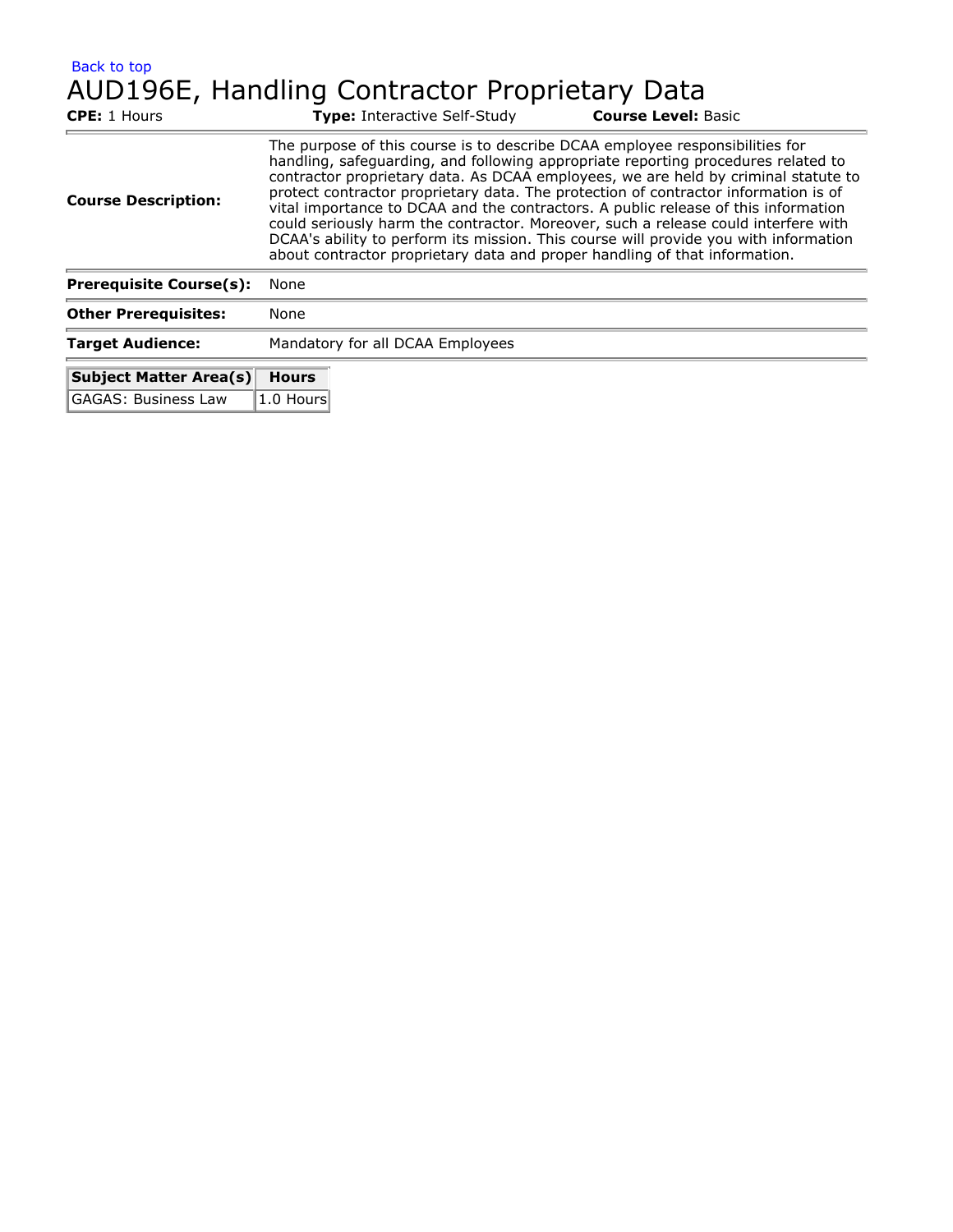Back to top

# AUD196E, Handling Contractor Proprietary Data

**CPE:** 1 Hours **Type:** Interactive Self-Study **Course Level:** Basic

| | |
|---|---|
| **Course Description:** | The purpose of this course is to describe DCAA employee responsibilities for handling, safeguarding, and following appropriate reporting procedures related to contractor proprietary data. As DCAA employees, we are held by criminal statute to protect contractor proprietary data. The protection of contractor information is of vital importance to DCAA and the contractors. A public release of this information could seriously harm the contractor. Moreover, such a release could interfere with DCAA's ability to perform its mission. This course will provide you with information about contractor proprietary data and proper handling of that information. |
| **Prerequisite Course(s):** | None |
| **Other Prerequisites:** | None |
| **Target Audience:** | Mandatory for all DCAA Employees |

| Subject Matter Area(s) | Hours |
|---|---|
| GAGAS: Business Law | 1.0 Hours |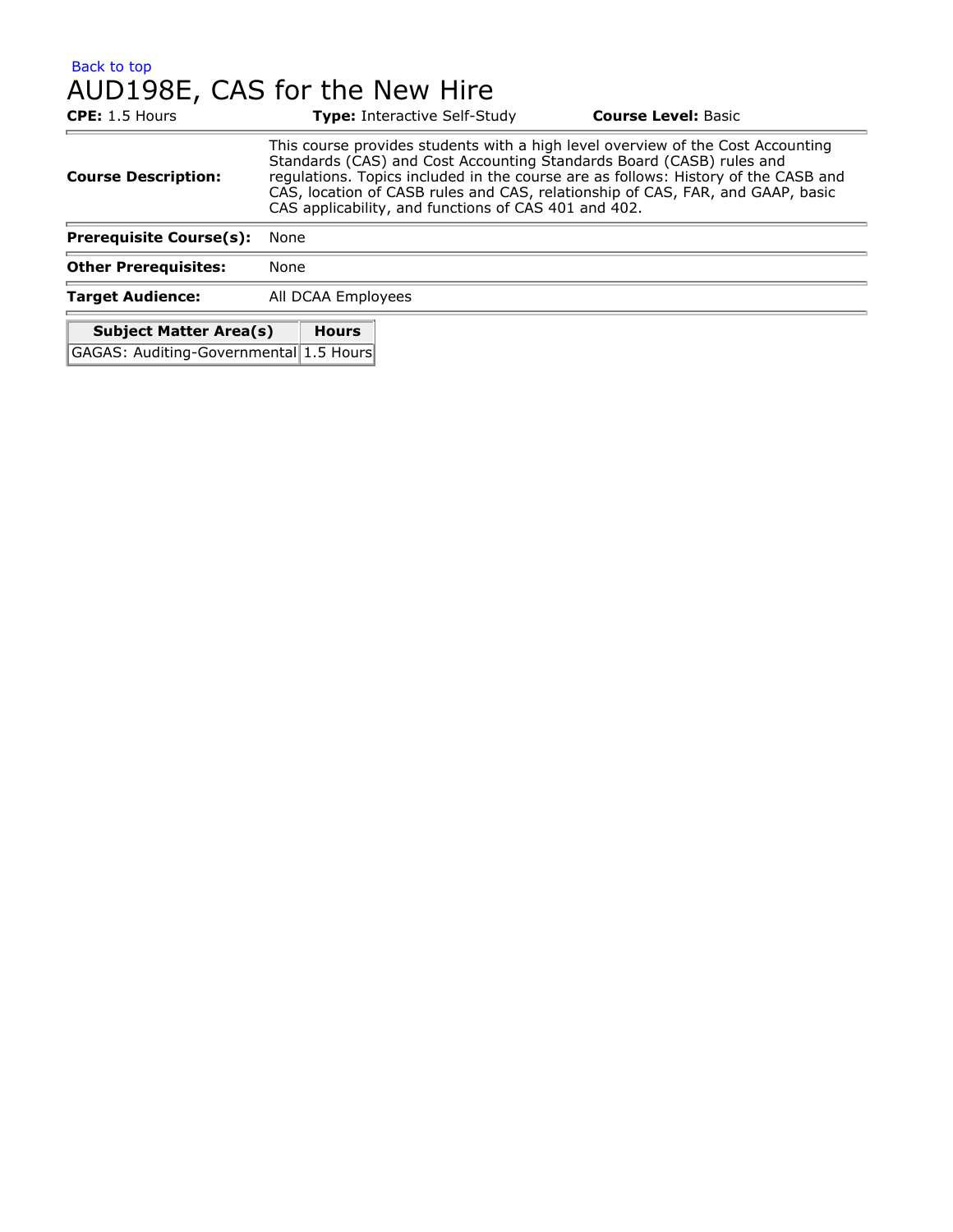Back to top

# AUD198E, CAS for the New Hire

**CPE:** 1.5 Hours **Type:** Interactive Self-Study **Course Level:** Basic

| | |
|---|---|
| **Course Description:** | This course provides students with a high level overview of the Cost Accounting Standards (CAS) and Cost Accounting Standards Board (CASB) rules and regulations. Topics included in the course are as follows: History of the CASB and CAS, location of CASB rules and CAS, relationship of CAS, FAR, and GAAP, basic CAS applicability, and functions of CAS 401 and 402. |
| **Prerequisite Course(s):** | None |
| **Other Prerequisites:** | None |
| **Target Audience:** | All DCAA Employees |

| Subject Matter Area(s) | Hours |
|---|---|
| GAGAS: Auditing-Governmental | 1.5 Hours |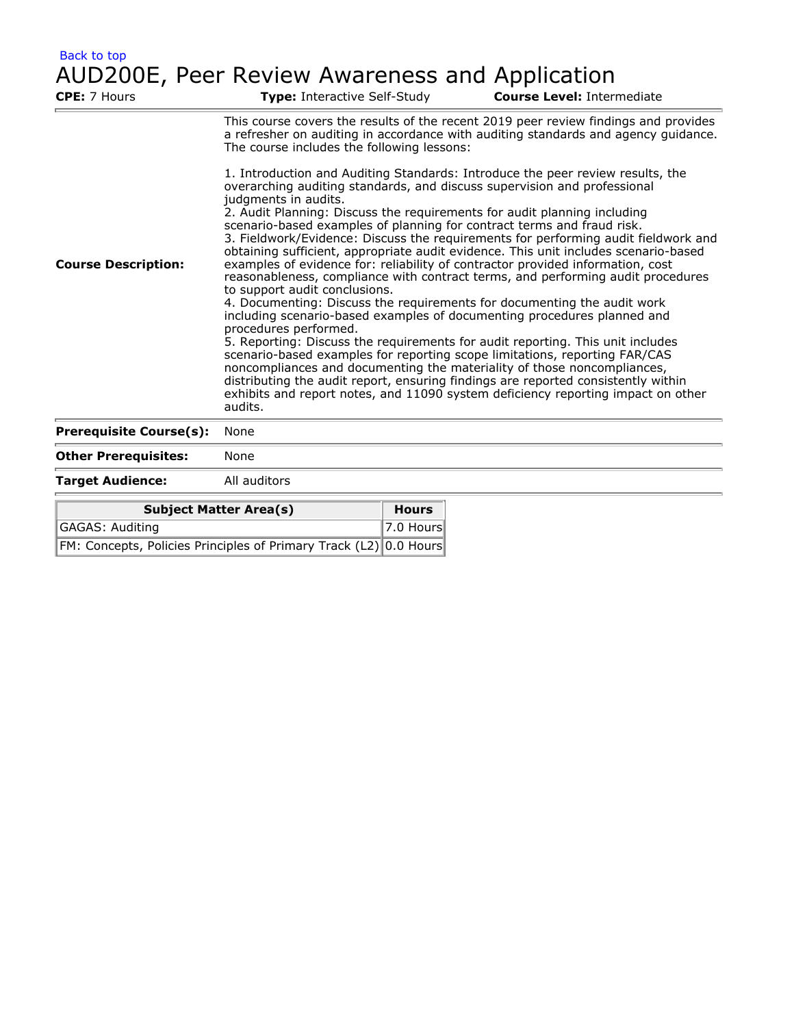Back to top

# AUD200E, Peer Review Awareness and Application

**CPE:** 7 Hours **Type:** Interactive Self-Study **Course Level:** Intermediate

**Course Description:**

This course covers the results of the recent 2019 peer review findings and provides a refresher on auditing in accordance with auditing standards and agency guidance. The course includes the following lessons:

1. Introduction and Auditing Standards: Introduce the peer review results, the overarching auditing standards, and discuss supervision and professional judgments in audits.
2. Audit Planning: Discuss the requirements for audit planning including scenario-based examples of planning for contract terms and fraud risk.
3. Fieldwork/Evidence: Discuss the requirements for performing audit fieldwork and obtaining sufficient, appropriate audit evidence. This unit includes scenario-based examples of evidence for: reliability of contractor provided information, cost reasonableness, compliance with contract terms, and performing audit procedures to support audit conclusions.
4. Documenting: Discuss the requirements for documenting the audit work including scenario-based examples of documenting procedures planned and procedures performed.
5. Reporting: Discuss the requirements for audit reporting. This unit includes scenario-based examples for reporting scope limitations, reporting FAR/CAS noncompliances and documenting the materiality of those noncompliances, distributing the audit report, ensuring findings are reported consistently within exhibits and report notes, and 11090 system deficiency reporting impact on other audits.

**Prerequisite Course(s):** None

**Other Prerequisites:** None

**Target Audience:** All auditors

| Subject Matter Area(s) | Hours |
|---|---|
| GAGAS: Auditing | 7.0 Hours |
| FM: Concepts, Policies Principles of Primary Track (L2) | 0.0 Hours |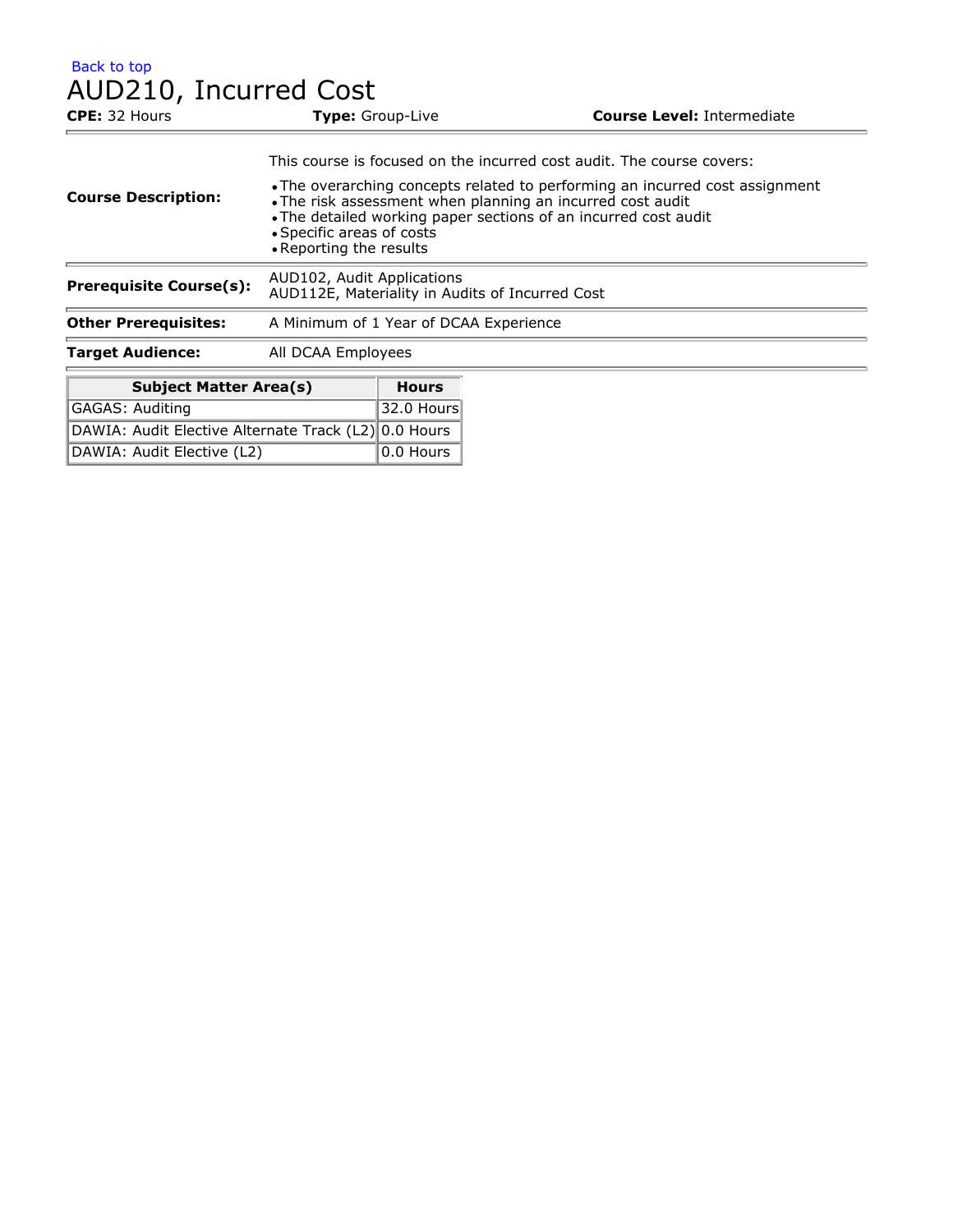Back to top

# AUD210, Incurred Cost

**CPE:** 32 Hours **Type:** Group-Live **Course Level:** Intermediate

**Course Description:**

This course is focused on the incurred cost audit. The course covers:

- The overarching concepts related to performing an incurred cost assignment
- The risk assessment when planning an incurred cost audit
- The detailed working paper sections of an incurred cost audit
- Specific areas of costs
- Reporting the results

**Prerequisite Course(s):** AUD102, Audit Applications
AUD112E, Materiality in Audits of Incurred Cost

**Other Prerequisites:** A Minimum of 1 Year of DCAA Experience

**Target Audience:** All DCAA Employees

| Subject Matter Area(s) | Hours |
|---|---|
| GAGAS: Auditing | 32.0 Hours |
| DAWIA: Audit Elective Alternate Track (L2) | 0.0 Hours |
| DAWIA: Audit Elective (L2) | 0.0 Hours |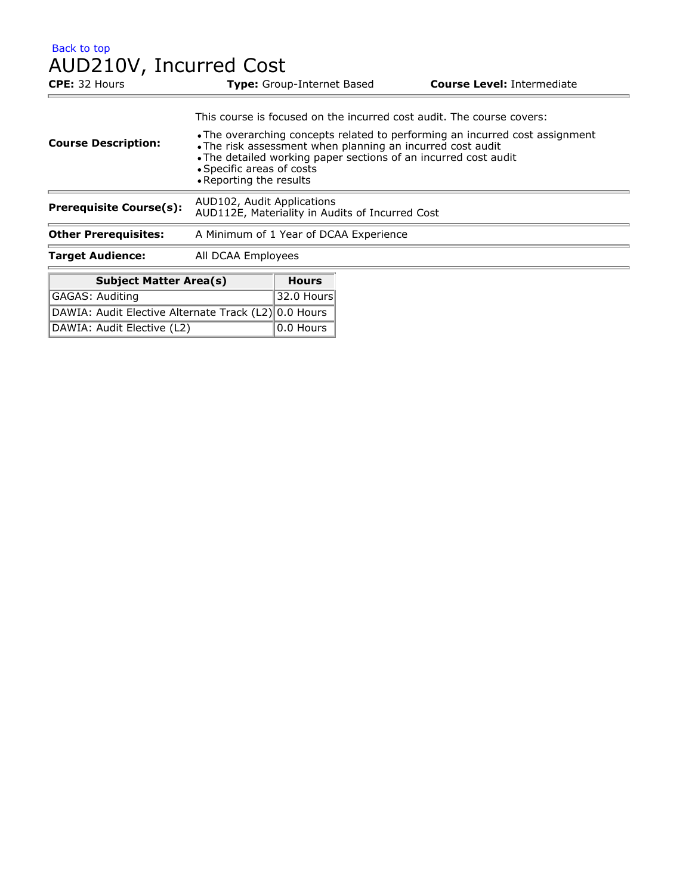Back to top

# AUD210V, Incurred Cost

**CPE:** 32 Hours **Type:** Group-Internet Based **Course Level:** Intermediate

**Course Description:**

This course is focused on the incurred cost audit. The course covers:

- The overarching concepts related to performing an incurred cost assignment
- The risk assessment when planning an incurred cost audit
- The detailed working paper sections of an incurred cost audit
- Specific areas of costs
- Reporting the results

**Prerequisite Course(s):** AUD102, Audit Applications
AUD112E, Materiality in Audits of Incurred Cost

**Other Prerequisites:** A Minimum of 1 Year of DCAA Experience

**Target Audience:** All DCAA Employees

| Subject Matter Area(s) | Hours |
|---|---|
| GAGAS: Auditing | 32.0 Hours |
| DAWIA: Audit Elective Alternate Track (L2) | 0.0 Hours |
| DAWIA: Audit Elective (L2) | 0.0 Hours |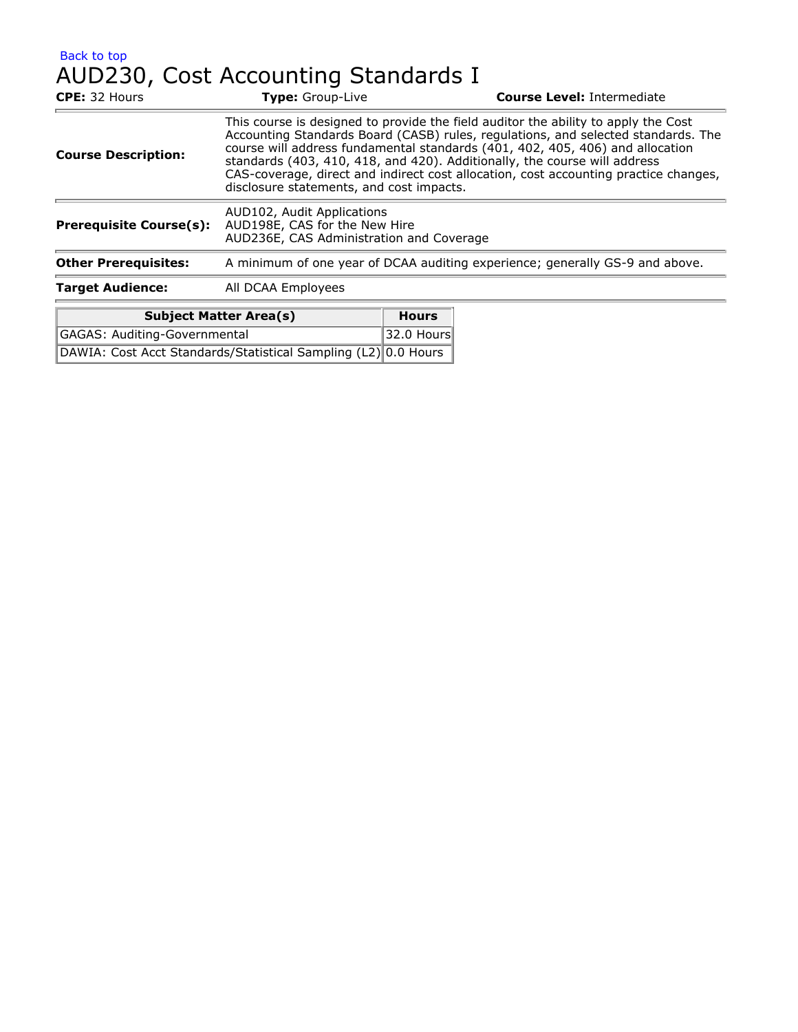Back to top

# AUD230, Cost Accounting Standards I

**CPE:** 32 Hours **Type:** Group-Live **Course Level:** Intermediate

| | |
|---|---|
| **Course Description:** | This course is designed to provide the field auditor the ability to apply the Cost Accounting Standards Board (CASB) rules, regulations, and selected standards. The course will address fundamental standards (401, 402, 405, 406) and allocation standards (403, 410, 418, and 420). Additionally, the course will address CAS-coverage, direct and indirect cost allocation, cost accounting practice changes, disclosure statements, and cost impacts. |
| **Prerequisite Course(s):** | AUD102, Audit Applications<br>AUD198E, CAS for the New Hire<br>AUD236E, CAS Administration and Coverage |
| **Other Prerequisites:** | A minimum of one year of DCAA auditing experience; generally GS-9 and above. |
| **Target Audience:** | All DCAA Employees |

| Subject Matter Area(s) | Hours |
|---|---|
| GAGAS: Auditing-Governmental | 32.0 Hours |
| DAWIA: Cost Acct Standards/Statistical Sampling (L2) | 0.0 Hours |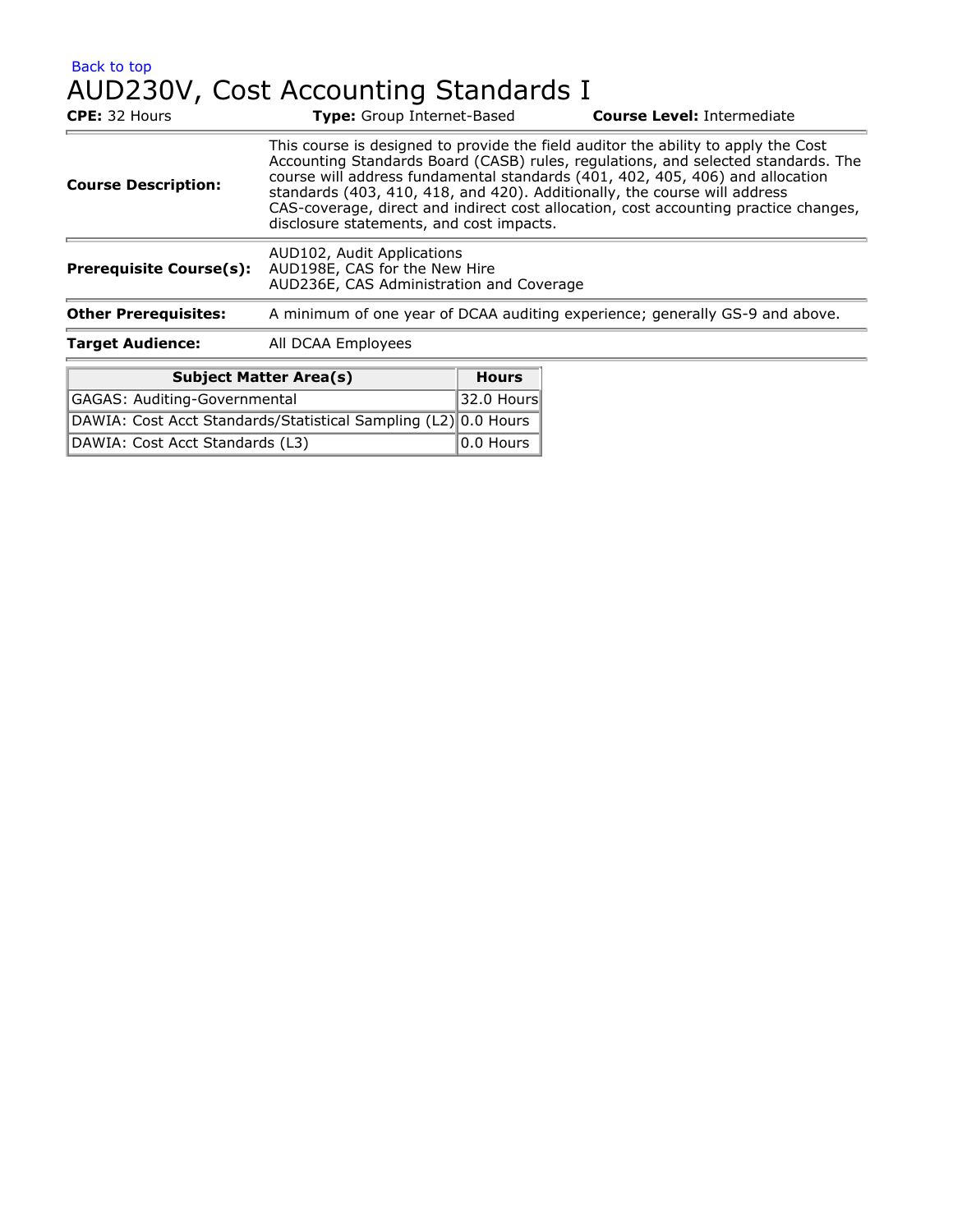Back to top

# AUD230V, Cost Accounting Standards I

**CPE:** 32 Hours **Type:** Group Internet-Based **Course Level:** Intermediate

| | |
|---|---|
| **Course Description:** | This course is designed to provide the field auditor the ability to apply the Cost Accounting Standards Board (CASB) rules, regulations, and selected standards. The course will address fundamental standards (401, 402, 405, 406) and allocation standards (403, 410, 418, and 420). Additionally, the course will address CAS-coverage, direct and indirect cost allocation, cost accounting practice changes, disclosure statements, and cost impacts. |
| **Prerequisite Course(s):** | AUD102, Audit Applications<br>AUD198E, CAS for the New Hire<br>AUD236E, CAS Administration and Coverage |
| **Other Prerequisites:** | A minimum of one year of DCAA auditing experience; generally GS-9 and above. |
| **Target Audience:** | All DCAA Employees |

| Subject Matter Area(s) | Hours |
|---|---|
| GAGAS: Auditing-Governmental | 32.0 Hours |
| DAWIA: Cost Acct Standards/Statistical Sampling (L2) | 0.0 Hours |
| DAWIA: Cost Acct Standards (L3) | 0.0 Hours |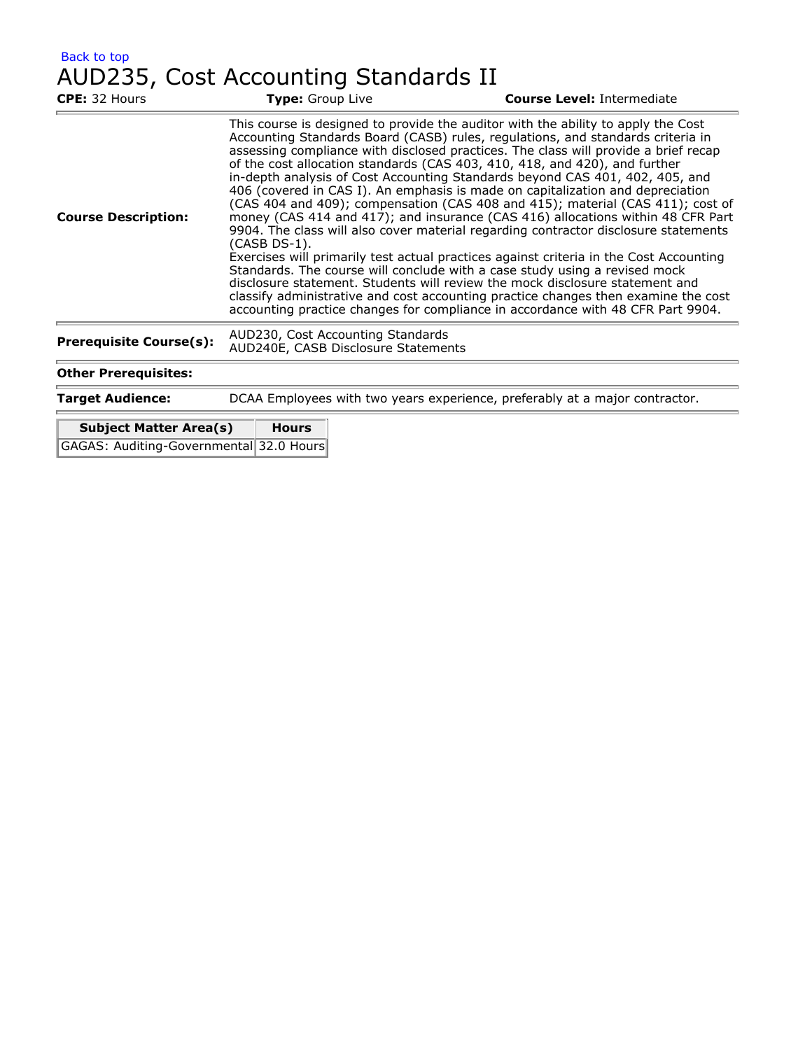Back to top

# AUD235, Cost Accounting Standards II

**CPE:** 32 Hours **Type:** Group Live **Course Level:** Intermediate

| | |
|---|---|
| **Course Description:** | This course is designed to provide the auditor with the ability to apply the Cost Accounting Standards Board (CASB) rules, regulations, and standards criteria in assessing compliance with disclosed practices. The class will provide a brief recap of the cost allocation standards (CAS 403, 410, 418, and 420), and further in-depth analysis of Cost Accounting Standards beyond CAS 401, 402, 405, and 406 (covered in CAS I). An emphasis is made on capitalization and depreciation (CAS 404 and 409); compensation (CAS 408 and 415); material (CAS 411); cost of money (CAS 414 and 417); and insurance (CAS 416) allocations within 48 CFR Part 9904. The class will also cover material regarding contractor disclosure statements (CASB DS-1). Exercises will primarily test actual practices against criteria in the Cost Accounting Standards. The course will conclude with a case study using a revised mock disclosure statement. Students will review the mock disclosure statement and classify administrative and cost accounting practice changes then examine the cost accounting practice changes for compliance in accordance with 48 CFR Part 9904. |
| **Prerequisite Course(s):** | AUD230, Cost Accounting Standards<br>AUD240E, CASB Disclosure Statements |
| **Other Prerequisites:** | |
| **Target Audience:** | DCAA Employees with two years experience, preferably at a major contractor. |

| Subject Matter Area(s) | Hours |
|---|---|
| GAGAS: Auditing-Governmental | 32.0 Hours |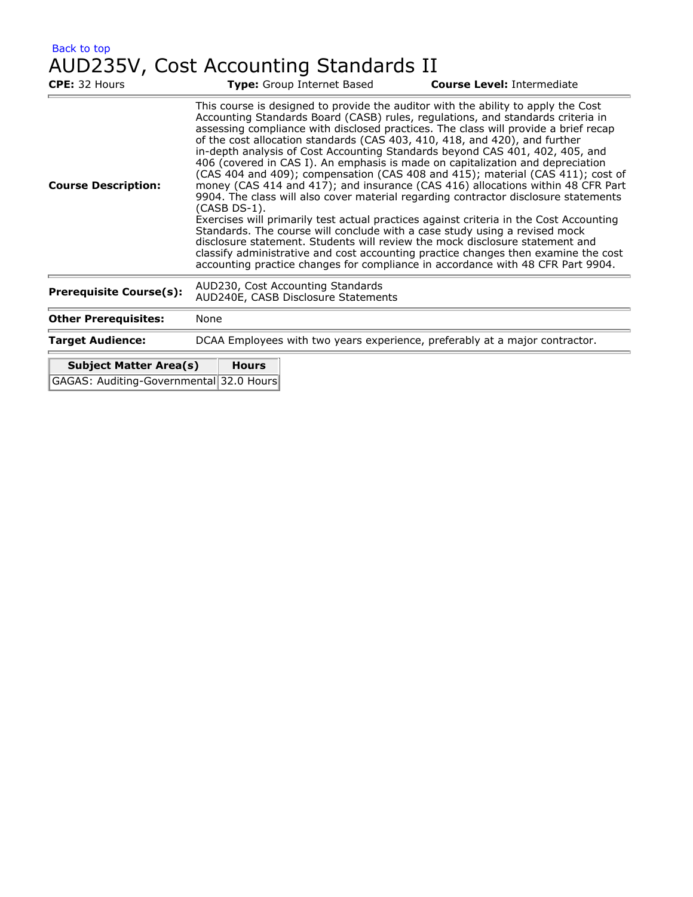Back to top

# AUD235V, Cost Accounting Standards II

**CPE:** 32 Hours **Type:** Group Internet Based **Course Level:** Intermediate

| | |
|---|---|
| **Course Description:** | This course is designed to provide the auditor with the ability to apply the Cost Accounting Standards Board (CASB) rules, regulations, and standards criteria in assessing compliance with disclosed practices. The class will provide a brief recap of the cost allocation standards (CAS 403, 410, 418, and 420), and further in-depth analysis of Cost Accounting Standards beyond CAS 401, 402, 405, and 406 (covered in CAS I). An emphasis is made on capitalization and depreciation (CAS 404 and 409); compensation (CAS 408 and 415); material (CAS 411); cost of money (CAS 414 and 417); and insurance (CAS 416) allocations within 48 CFR Part 9904. The class will also cover material regarding contractor disclosure statements (CASB DS-1).<br>Exercises will primarily test actual practices against criteria in the Cost Accounting Standards. The course will conclude with a case study using a revised mock disclosure statement. Students will review the mock disclosure statement and classify administrative and cost accounting practice changes then examine the cost accounting practice changes for compliance in accordance with 48 CFR Part 9904. |
| **Prerequisite Course(s):** | AUD230, Cost Accounting Standards<br>AUD240E, CASB Disclosure Statements |
| **Other Prerequisites:** | None |
| **Target Audience:** | DCAA Employees with two years experience, preferably at a major contractor. |

| Subject Matter Area(s) | Hours |
|---|---|
| GAGAS: Auditing-Governmental | 32.0 Hours |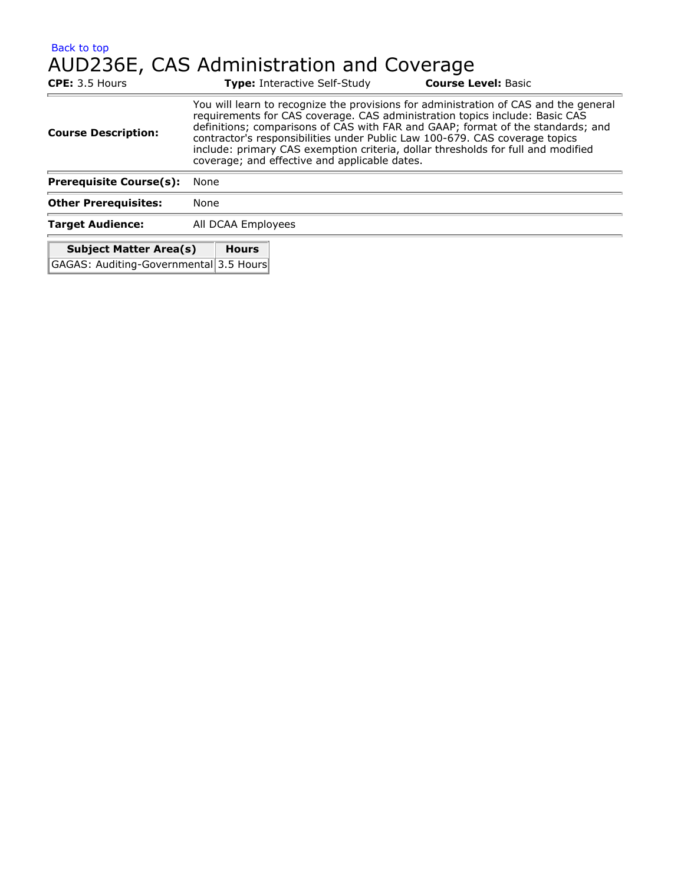Back to top

# AUD236E, CAS Administration and Coverage

**CPE:** 3.5 Hours **Type:** Interactive Self-Study **Course Level:** Basic

| | |
|---|---|
| **Course Description:** | You will learn to recognize the provisions for administration of CAS and the general requirements for CAS coverage. CAS administration topics include: Basic CAS definitions; comparisons of CAS with FAR and GAAP; format of the standards; and contractor's responsibilities under Public Law 100-679. CAS coverage topics include: primary CAS exemption criteria, dollar thresholds for full and modified coverage; and effective and applicable dates. |
| **Prerequisite Course(s):** | None |
| **Other Prerequisites:** | None |
| **Target Audience:** | All DCAA Employees |

| Subject Matter Area(s) | Hours |
|---|---|
| GAGAS: Auditing-Governmental | 3.5 Hours |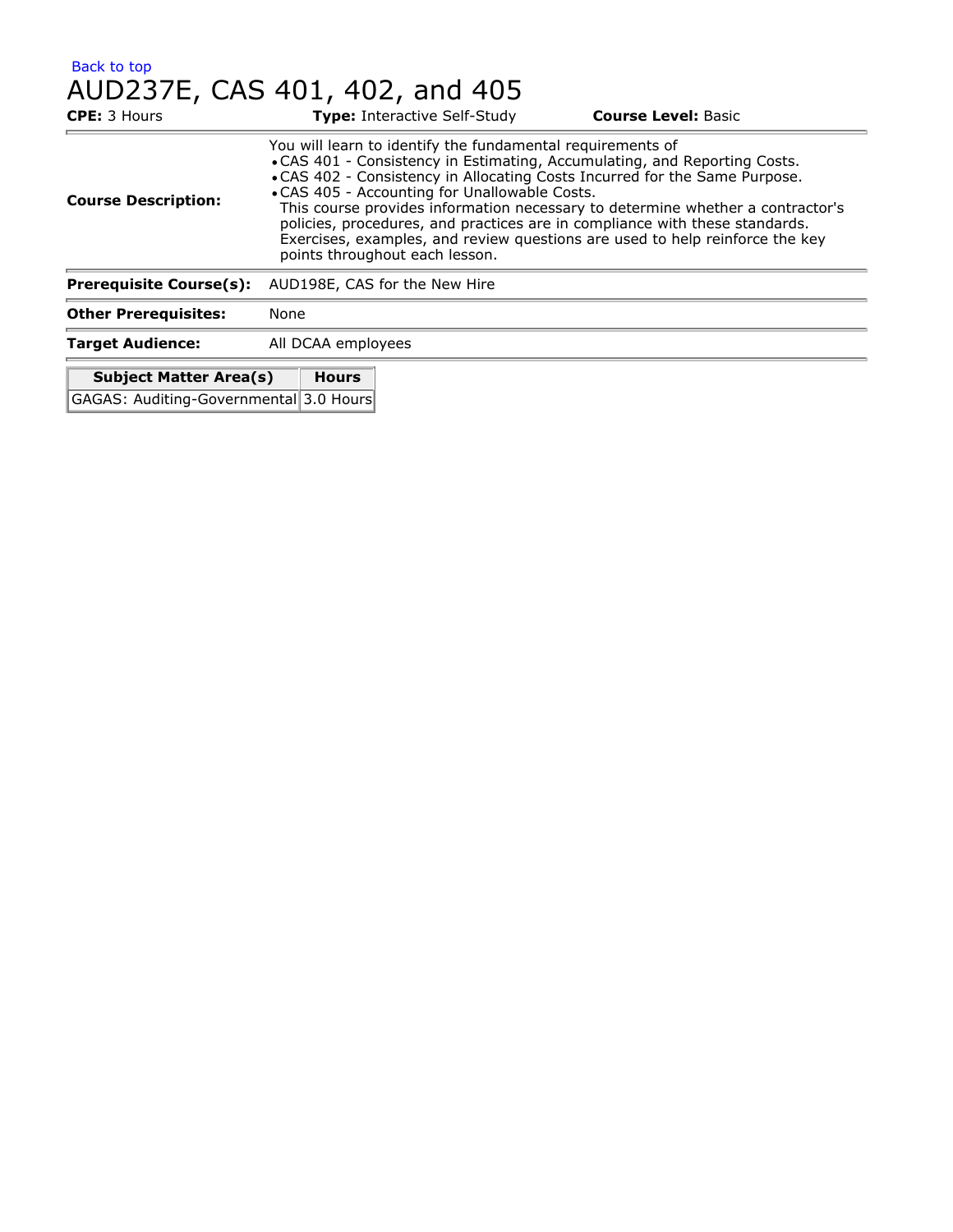Back to top

# AUD237E, CAS 401, 402, and 405

**CPE:** 3 Hours **Type:** Interactive Self-Study **Course Level:** Basic

**Course Description:**

You will learn to identify the fundamental requirements of

- CAS 401 - Consistency in Estimating, Accumulating, and Reporting Costs.
- CAS 402 - Consistency in Allocating Costs Incurred for the Same Purpose.
- CAS 405 - Accounting for Unallowable Costs.

This course provides information necessary to determine whether a contractor's policies, procedures, and practices are in compliance with these standards. Exercises, examples, and review questions are used to help reinforce the key points throughout each lesson.

**Prerequisite Course(s):** AUD198E, CAS for the New Hire

**Other Prerequisites:** None

**Target Audience:** All DCAA employees

| Subject Matter Area(s) | Hours |
|---|---|
| GAGAS: Auditing-Governmental | 3.0 Hours |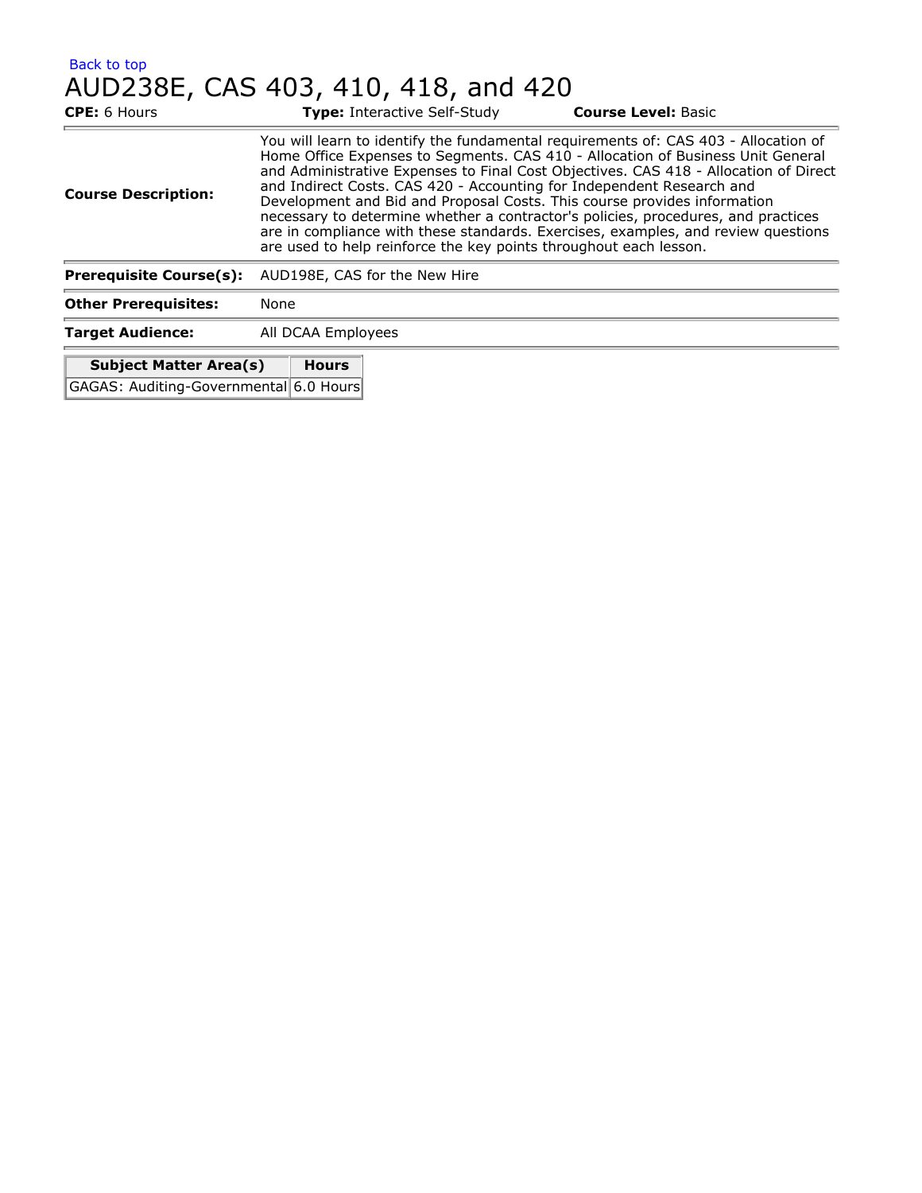Back to top

# AUD238E, CAS 403, 410, 418, and 420

**CPE:** 6 Hours **Type:** Interactive Self-Study **Course Level:** Basic

| | |
|---|---|
| **Course Description:** | You will learn to identify the fundamental requirements of: CAS 403 - Allocation of Home Office Expenses to Segments. CAS 410 - Allocation of Business Unit General and Administrative Expenses to Final Cost Objectives. CAS 418 - Allocation of Direct and Indirect Costs. CAS 420 - Accounting for Independent Research and Development and Bid and Proposal Costs. This course provides information necessary to determine whether a contractor's policies, procedures, and practices are in compliance with these standards. Exercises, examples, and review questions are used to help reinforce the key points throughout each lesson. |
| **Prerequisite Course(s):** | AUD198E, CAS for the New Hire |
| **Other Prerequisites:** | None |
| **Target Audience:** | All DCAA Employees |

| Subject Matter Area(s) | Hours |
|---|---|
| GAGAS: Auditing-Governmental | 6.0 Hours |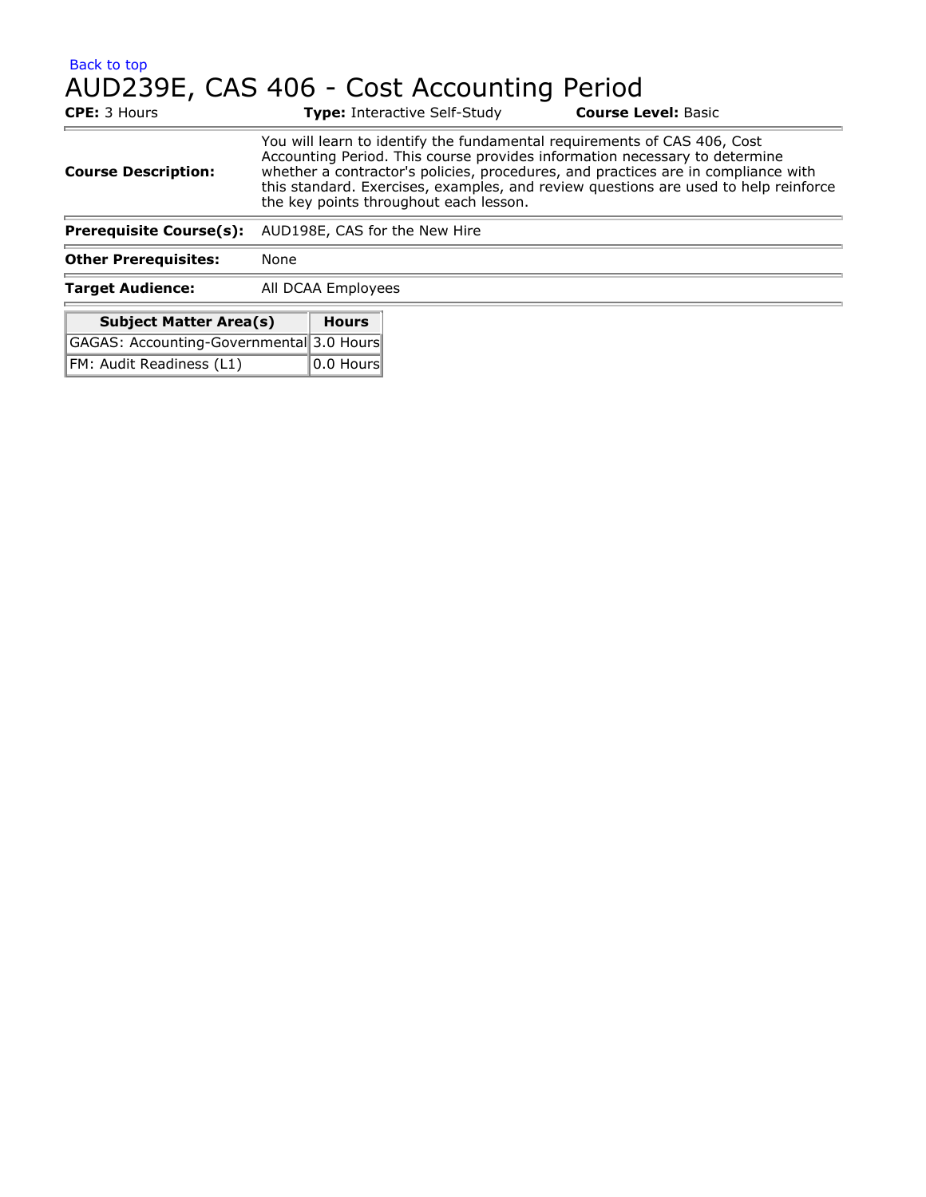Back to top

# AUD239E, CAS 406 - Cost Accounting Period

**CPE:** 3 Hours **Type:** Interactive Self-Study **Course Level:** Basic

| | |
|---|---|
| **Course Description:** | You will learn to identify the fundamental requirements of CAS 406, Cost Accounting Period. This course provides information necessary to determine whether a contractor's policies, procedures, and practices are in compliance with this standard. Exercises, examples, and review questions are used to help reinforce the key points throughout each lesson. |
| **Prerequisite Course(s):** | AUD198E, CAS for the New Hire |
| **Other Prerequisites:** | None |
| **Target Audience:** | All DCAA Employees |

| Subject Matter Area(s) | Hours |
|---|---|
| GAGAS: Accounting-Governmental | 3.0 Hours |
| FM: Audit Readiness (L1) | 0.0 Hours |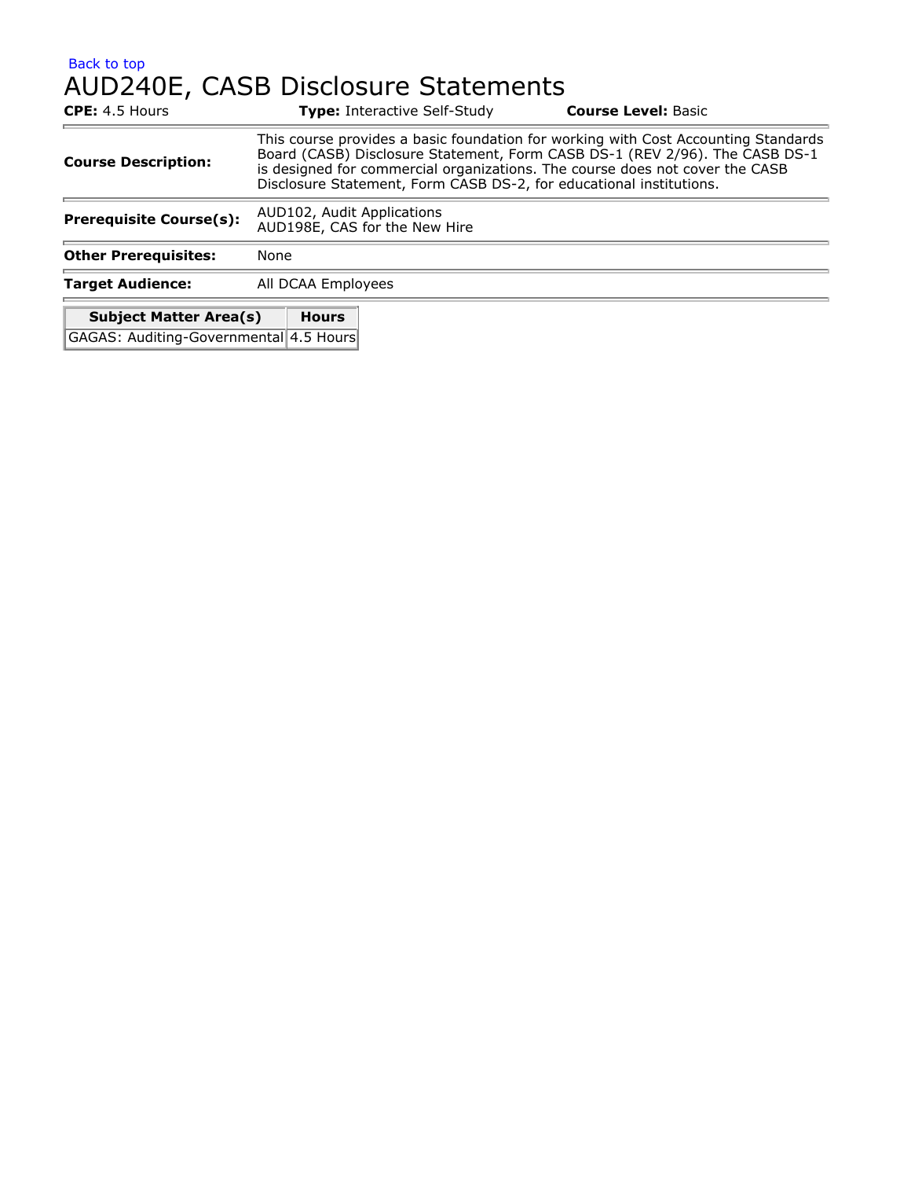Back to top

# AUD240E, CASB Disclosure Statements

**CPE:** 4.5 Hours **Type:** Interactive Self-Study **Course Level:** Basic

| | |
|---|---|
| **Course Description:** | This course provides a basic foundation for working with Cost Accounting Standards Board (CASB) Disclosure Statement, Form CASB DS-1 (REV 2/96). The CASB DS-1 is designed for commercial organizations. The course does not cover the CASB Disclosure Statement, Form CASB DS-2, for educational institutions. |
| **Prerequisite Course(s):** | AUD102, Audit Applications<br>AUD198E, CAS for the New Hire |
| **Other Prerequisites:** | None |
| **Target Audience:** | All DCAA Employees |

| Subject Matter Area(s) | Hours |
|---|---|
| GAGAS: Auditing-Governmental | 4.5 Hours |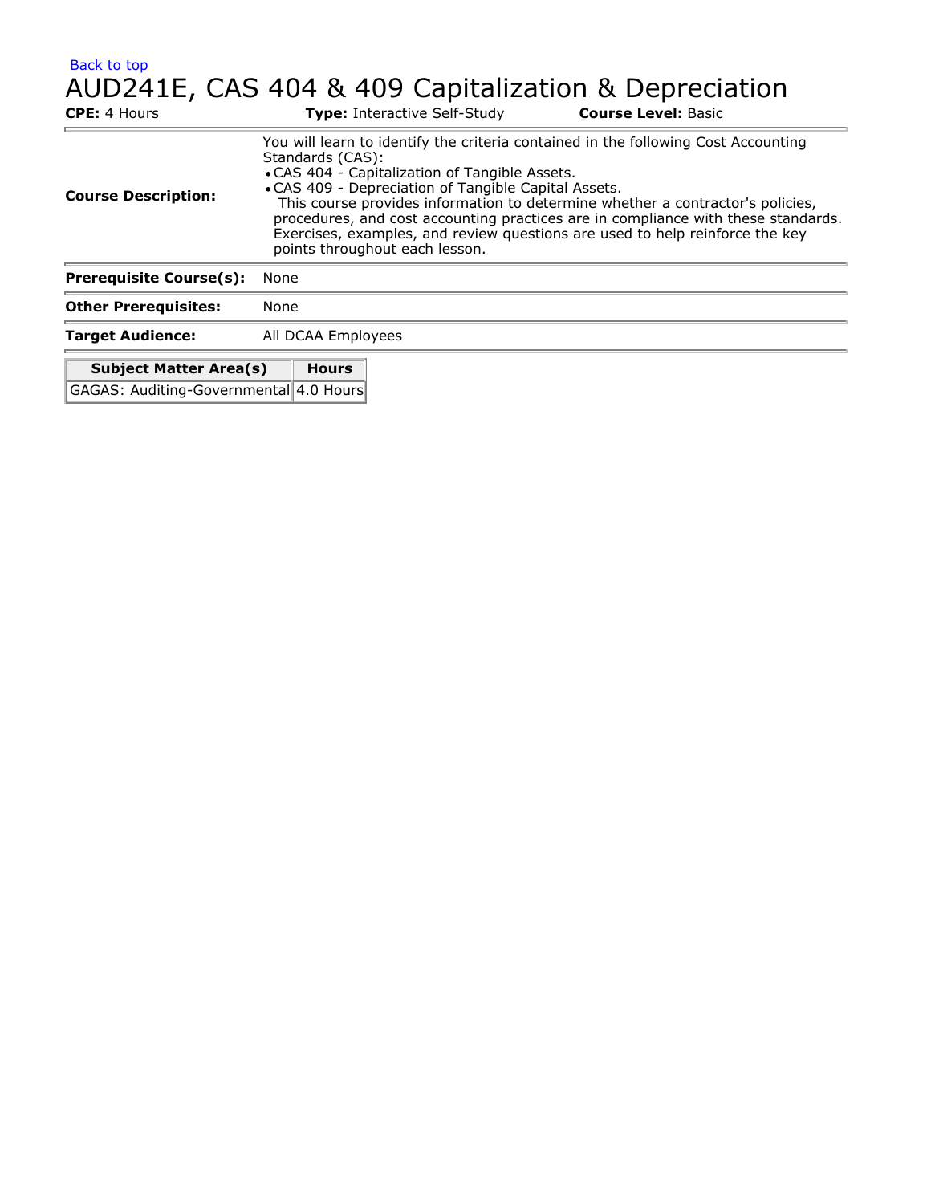Back to top

# AUD241E, CAS 404 & 409 Capitalization & Depreciation

**CPE:** 4 Hours **Type:** Interactive Self-Study **Course Level:** Basic

| | |
|---|---|
| **Course Description:** | You will learn to identify the criteria contained in the following Cost Accounting Standards (CAS):<br>• CAS 404 - Capitalization of Tangible Assets.<br>• CAS 409 - Depreciation of Tangible Capital Assets.<br>This course provides information to determine whether a contractor's policies, procedures, and cost accounting practices are in compliance with these standards. Exercises, examples, and review questions are used to help reinforce the key points throughout each lesson. |
| **Prerequisite Course(s):** | None |
| **Other Prerequisites:** | None |
| **Target Audience:** | All DCAA Employees |

| Subject Matter Area(s) | Hours |
|---|---|
| GAGAS: Auditing-Governmental | 4.0 Hours |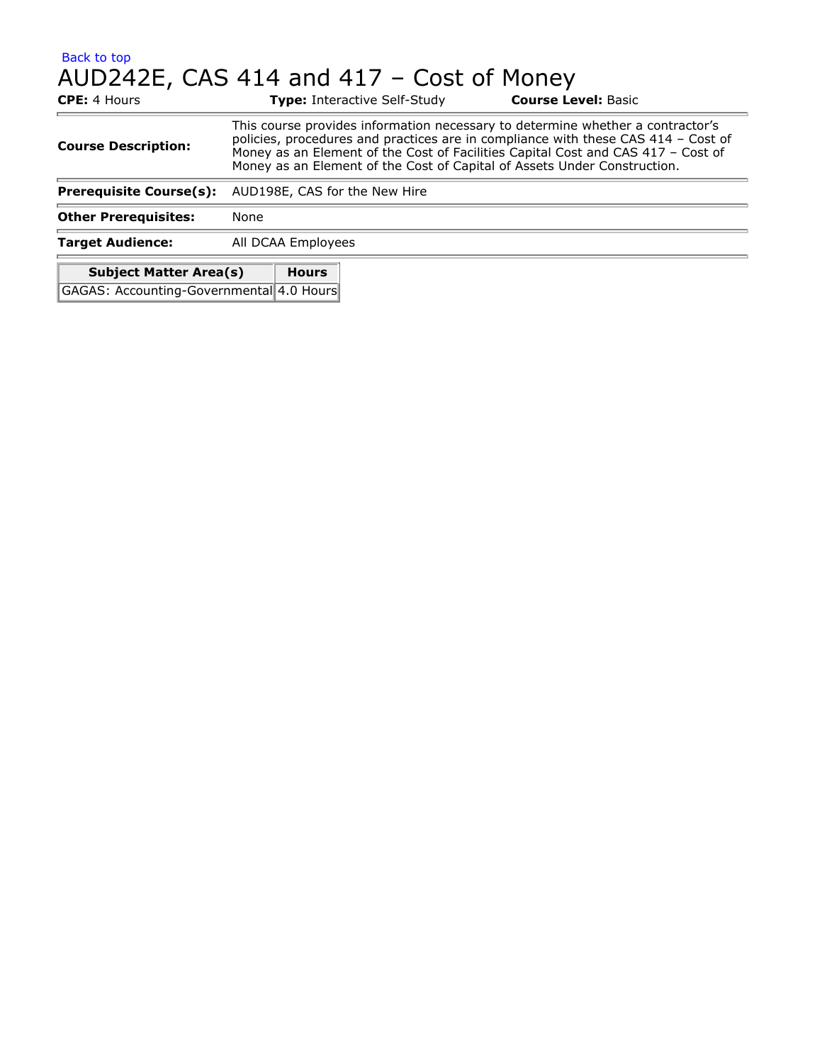Back to top

# AUD242E, CAS 414 and 417 – Cost of Money

**CPE:** 4 Hours **Type:** Interactive Self-Study **Course Level:** Basic

| | |
|---|---|
| **Course Description:** | This course provides information necessary to determine whether a contractor's policies, procedures and practices are in compliance with these CAS 414 – Cost of Money as an Element of the Cost of Facilities Capital Cost and CAS 417 – Cost of Money as an Element of the Cost of Capital of Assets Under Construction. |
| **Prerequisite Course(s):** | AUD198E, CAS for the New Hire |
| **Other Prerequisites:** | None |
| **Target Audience:** | All DCAA Employees |

| Subject Matter Area(s) | Hours |
|---|---|
| GAGAS: Accounting-Governmental | 4.0 Hours |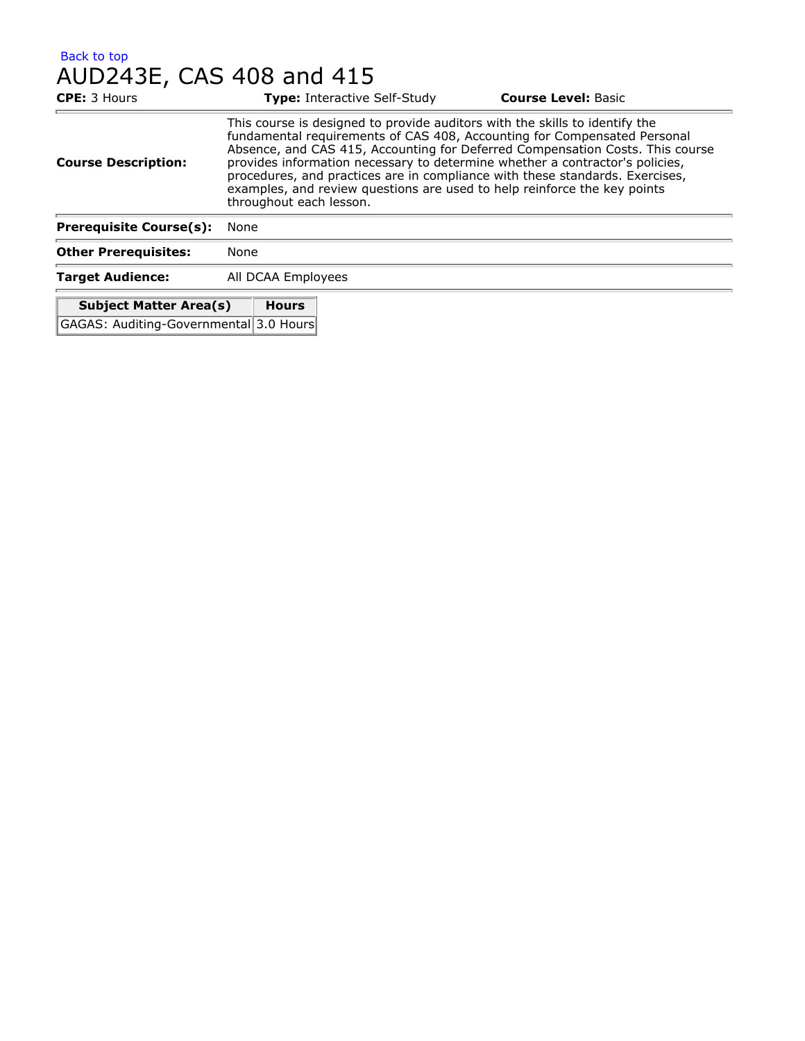Back to top

# AUD243E, CAS 408 and 415

**CPE:** 3 Hours **Type:** Interactive Self-Study **Course Level:** Basic

| | |
|---|---|
| **Course Description:** | This course is designed to provide auditors with the skills to identify the fundamental requirements of CAS 408, Accounting for Compensated Personal Absence, and CAS 415, Accounting for Deferred Compensation Costs. This course provides information necessary to determine whether a contractor's policies, procedures, and practices are in compliance with these standards. Exercises, examples, and review questions are used to help reinforce the key points throughout each lesson. |
| **Prerequisite Course(s):** | None |
| **Other Prerequisites:** | None |
| **Target Audience:** | All DCAA Employees |

| Subject Matter Area(s) | Hours |
|---|---|
| GAGAS: Auditing-Governmental | 3.0 Hours |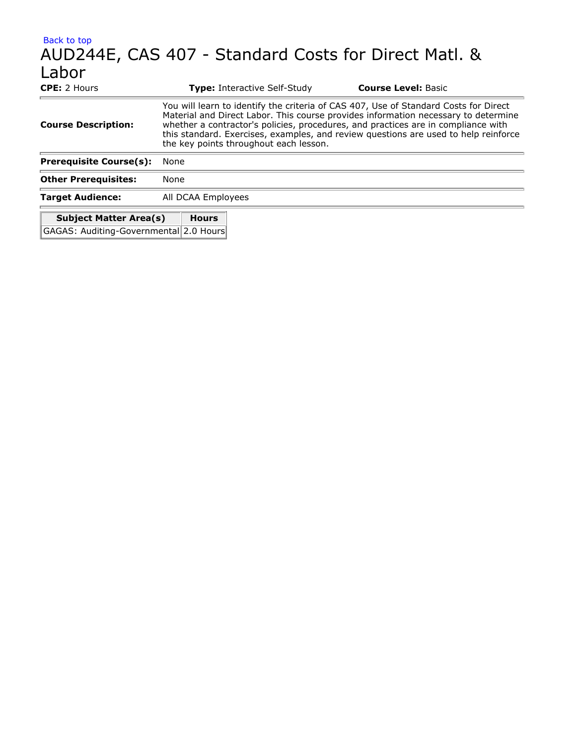Back to top

# AUD244E, CAS 407 - Standard Costs for Direct Matl. & Labor

**CPE:** 2 Hours **Type:** Interactive Self-Study **Course Level:** Basic

| | |
|---|---|
| **Course Description:** | You will learn to identify the criteria of CAS 407, Use of Standard Costs for Direct Material and Direct Labor. This course provides information necessary to determine whether a contractor's policies, procedures, and practices are in compliance with this standard. Exercises, examples, and review questions are used to help reinforce the key points throughout each lesson. |
| **Prerequisite Course(s):** | None |
| **Other Prerequisites:** | None |
| **Target Audience:** | All DCAA Employees |

| Subject Matter Area(s) | Hours |
|---|---|
| GAGAS: Auditing-Governmental | 2.0 Hours |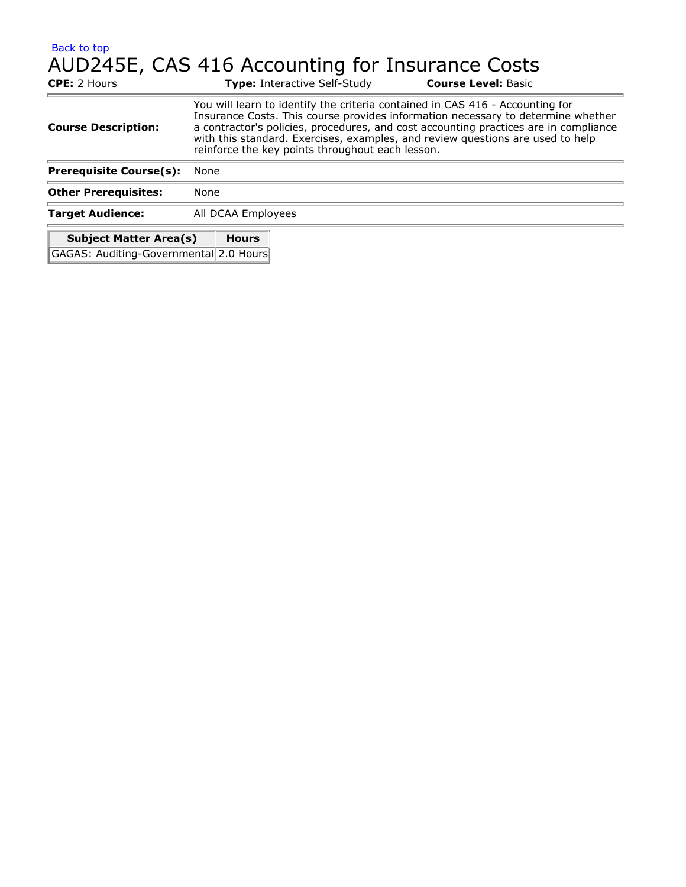Back to top

# AUD245E, CAS 416 Accounting for Insurance Costs

**CPE:** 2 Hours **Type:** Interactive Self-Study **Course Level:** Basic

| | |
|---|---|
| **Course Description:** | You will learn to identify the criteria contained in CAS 416 - Accounting for Insurance Costs. This course provides information necessary to determine whether a contractor's policies, procedures, and cost accounting practices are in compliance with this standard. Exercises, examples, and review questions are used to help reinforce the key points throughout each lesson. |
| **Prerequisite Course(s):** | None |
| **Other Prerequisites:** | None |
| **Target Audience:** | All DCAA Employees |

| Subject Matter Area(s) | Hours |
|---|---|
| GAGAS: Auditing-Governmental | 2.0 Hours |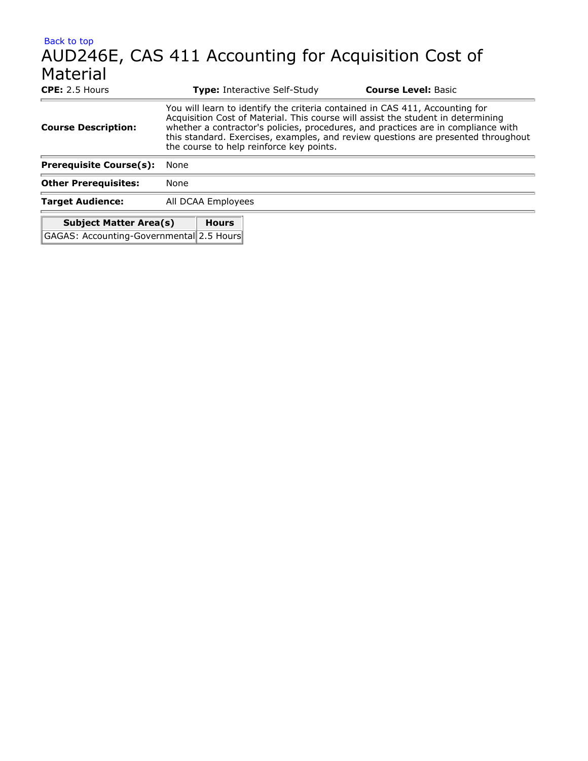Back to top

# AUD246E, CAS 411 Accounting for Acquisition Cost of Material

**CPE:** 2.5 Hours **Type:** Interactive Self-Study **Course Level:** Basic

| | |
|---|---|
| **Course Description:** | You will learn to identify the criteria contained in CAS 411, Accounting for Acquisition Cost of Material. This course will assist the student in determining whether a contractor's policies, procedures, and practices are in compliance with this standard. Exercises, examples, and review questions are presented throughout the course to help reinforce key points. |
| **Prerequisite Course(s):** | None |
| **Other Prerequisites:** | None |
| **Target Audience:** | All DCAA Employees |

| Subject Matter Area(s) | Hours |
|---|---|
| GAGAS: Accounting-Governmental | 2.5 Hours |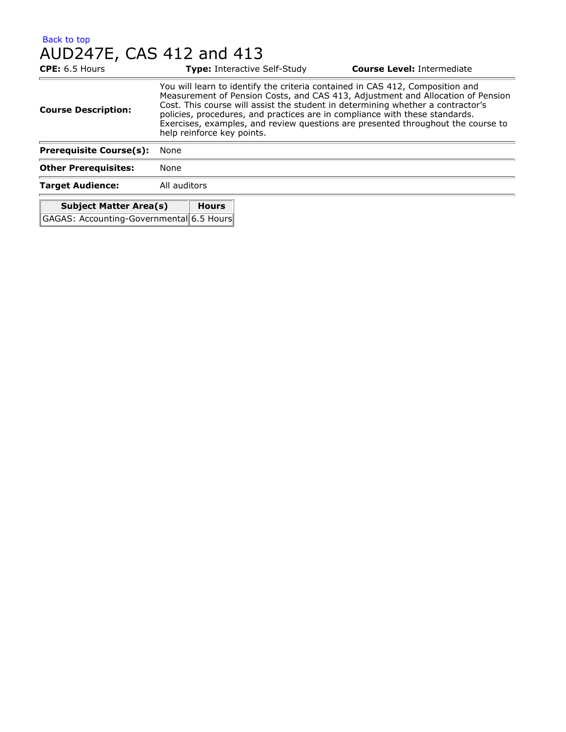Back to top

# AUD247E, CAS 412 and 413

**CPE:** 6.5 Hours **Type:** Interactive Self-Study **Course Level:** Intermediate

| | |
|---|---|
| **Course Description:** | You will learn to identify the criteria contained in CAS 412, Composition and Measurement of Pension Costs, and CAS 413, Adjustment and Allocation of Pension Cost. This course will assist the student in determining whether a contractor's policies, procedures, and practices are in compliance with these standards. Exercises, examples, and review questions are presented throughout the course to help reinforce key points. |
| **Prerequisite Course(s):** | None |
| **Other Prerequisites:** | None |
| **Target Audience:** | All auditors |

| Subject Matter Area(s) | Hours |
|---|---|
| GAGAS: Accounting-Governmental | 6.5 Hours |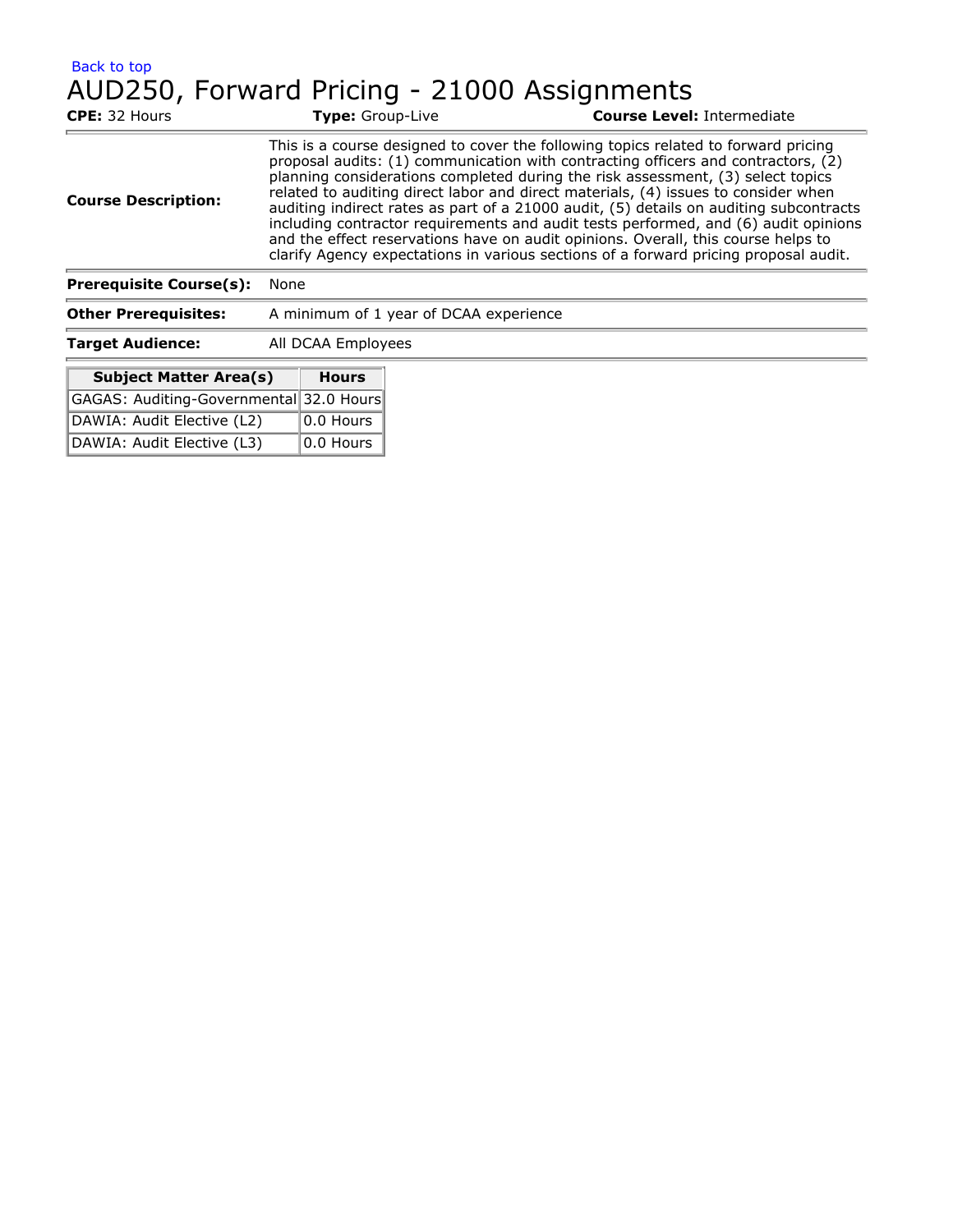Back to top

# AUD250, Forward Pricing - 21000 Assignments

**CPE:** 32 Hours **Type:** Group-Live **Course Level:** Intermediate

| | |
|---|---|
| **Course Description:** | This is a course designed to cover the following topics related to forward pricing proposal audits: (1) communication with contracting officers and contractors, (2) planning considerations completed during the risk assessment, (3) select topics related to auditing direct labor and direct materials, (4) issues to consider when auditing indirect rates as part of a 21000 audit, (5) details on auditing subcontracts including contractor requirements and audit tests performed, and (6) audit opinions and the effect reservations have on audit opinions. Overall, this course helps to clarify Agency expectations in various sections of a forward pricing proposal audit. |
| **Prerequisite Course(s):** | None |
| **Other Prerequisites:** | A minimum of 1 year of DCAA experience |
| **Target Audience:** | All DCAA Employees |

| Subject Matter Area(s) | Hours |
|---|---|
| GAGAS: Auditing-Governmental | 32.0 Hours |
| DAWIA: Audit Elective (L2) | 0.0 Hours |
| DAWIA: Audit Elective (L3) | 0.0 Hours |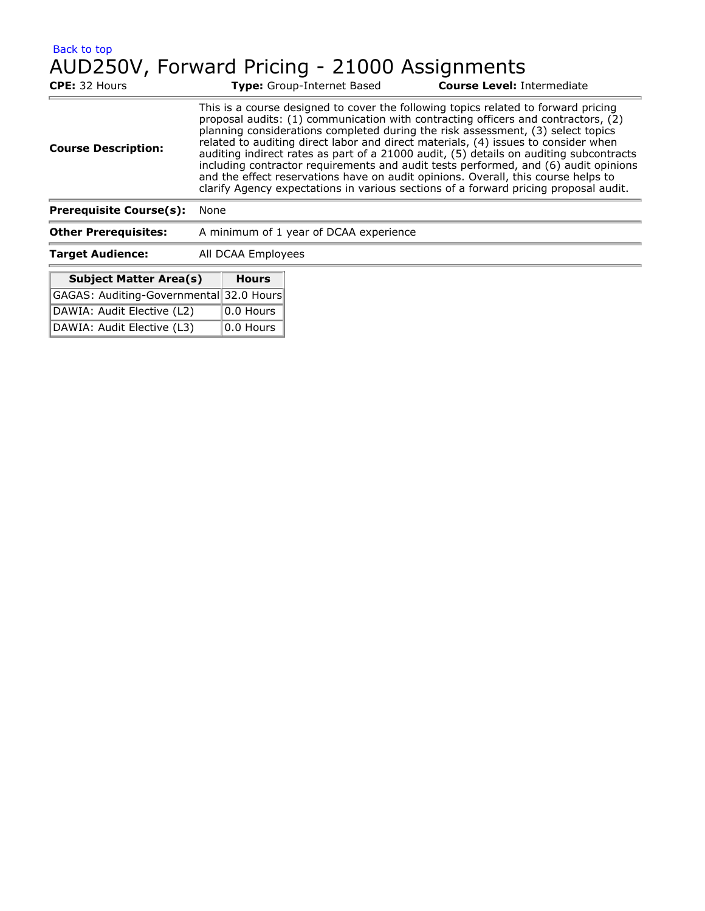Back to top

# AUD250V, Forward Pricing - 21000 Assignments

**CPE:** 32 Hours **Type:** Group-Internet Based **Course Level:** Intermediate

| | |
|---|---|
| **Course Description:** | This is a course designed to cover the following topics related to forward pricing proposal audits: (1) communication with contracting officers and contractors, (2) planning considerations completed during the risk assessment, (3) select topics related to auditing direct labor and direct materials, (4) issues to consider when auditing indirect rates as part of a 21000 audit, (5) details on auditing subcontracts including contractor requirements and audit tests performed, and (6) audit opinions and the effect reservations have on audit opinions. Overall, this course helps to clarify Agency expectations in various sections of a forward pricing proposal audit. |
| **Prerequisite Course(s):** | None |
| **Other Prerequisites:** | A minimum of 1 year of DCAA experience |
| **Target Audience:** | All DCAA Employees |

| Subject Matter Area(s) | Hours |
|---|---|
| GAGAS: Auditing-Governmental | 32.0 Hours |
| DAWIA: Audit Elective (L2) | 0.0 Hours |
| DAWIA: Audit Elective (L3) | 0.0 Hours |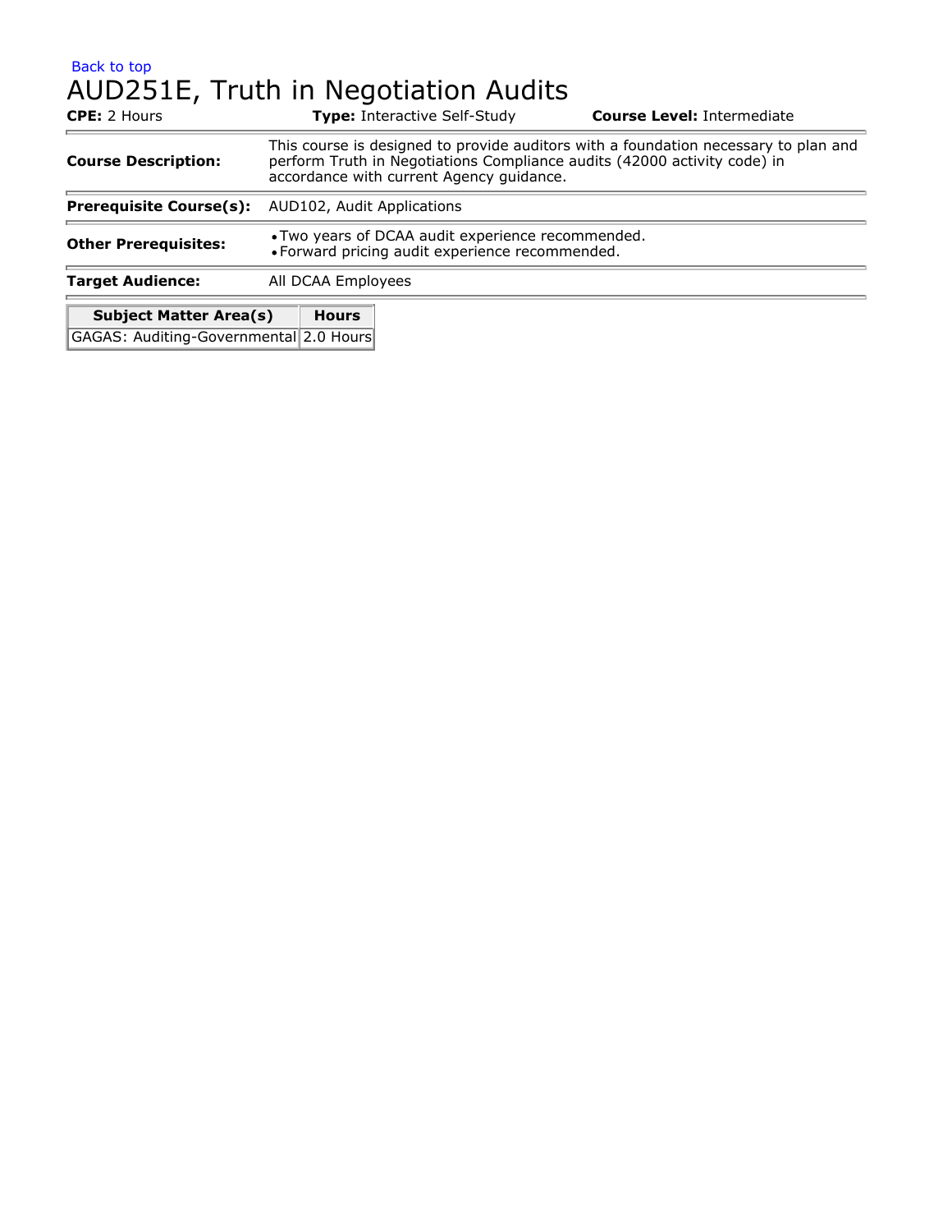Back to top

# AUD251E, Truth in Negotiation Audits

**CPE:** 2 Hours **Type:** Interactive Self-Study **Course Level:** Intermediate

| | |
|---|---|
| **Course Description:** | This course is designed to provide auditors with a foundation necessary to plan and perform Truth in Negotiations Compliance audits (42000 activity code) in accordance with current Agency guidance. |
| **Prerequisite Course(s):** | AUD102, Audit Applications |
| **Other Prerequisites:** | • Two years of DCAA audit experience recommended.<br>• Forward pricing audit experience recommended. |
| **Target Audience:** | All DCAA Employees |

| Subject Matter Area(s) | Hours |
|---|---|
| GAGAS: Auditing-Governmental | 2.0 Hours |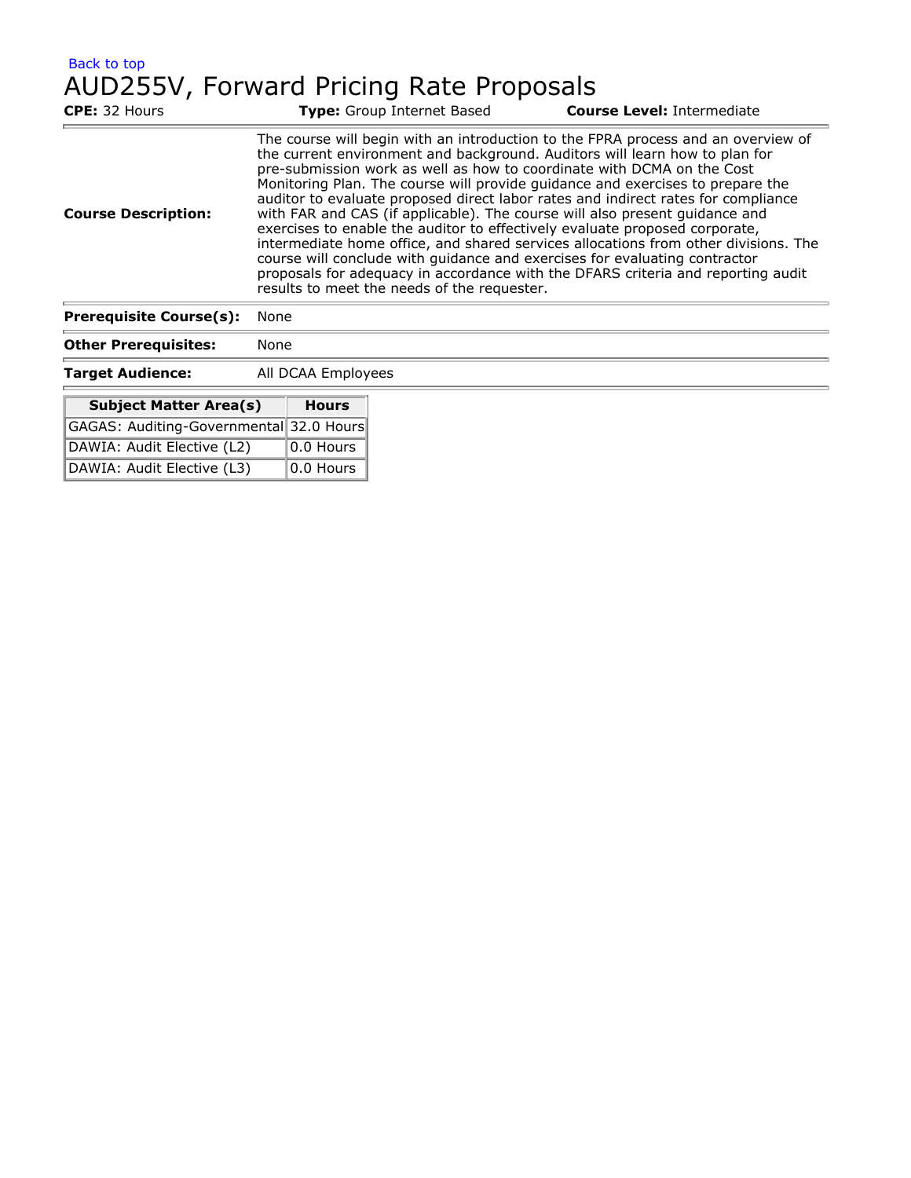Back to top

# AUD255V, Forward Pricing Rate Proposals

**CPE:** 32 Hours **Type:** Group Internet Based **Course Level:** Intermediate

| | |
|---|---|
| **Course Description:** | The course will begin with an introduction to the FPRA process and an overview of the current environment and background. Auditors will learn how to plan for pre-submission work as well as how to coordinate with DCMA on the Cost Monitoring Plan. The course will provide guidance and exercises to prepare the auditor to evaluate proposed direct labor rates and indirect rates for compliance with FAR and CAS (if applicable). The course will also present guidance and exercises to enable the auditor to effectively evaluate proposed corporate, intermediate home office, and shared services allocations from other divisions. The course will conclude with guidance and exercises for evaluating contractor proposals for adequacy in accordance with the DFARS criteria and reporting audit results to meet the needs of the requester. |
| **Prerequisite Course(s):** | None |
| **Other Prerequisites:** | None |
| **Target Audience:** | All DCAA Employees |

| Subject Matter Area(s) | Hours |
|---|---|
| GAGAS: Auditing-Governmental | 32.0 Hours |
| DAWIA: Audit Elective (L2) | 0.0 Hours |
| DAWIA: Audit Elective (L3) | 0.0 Hours |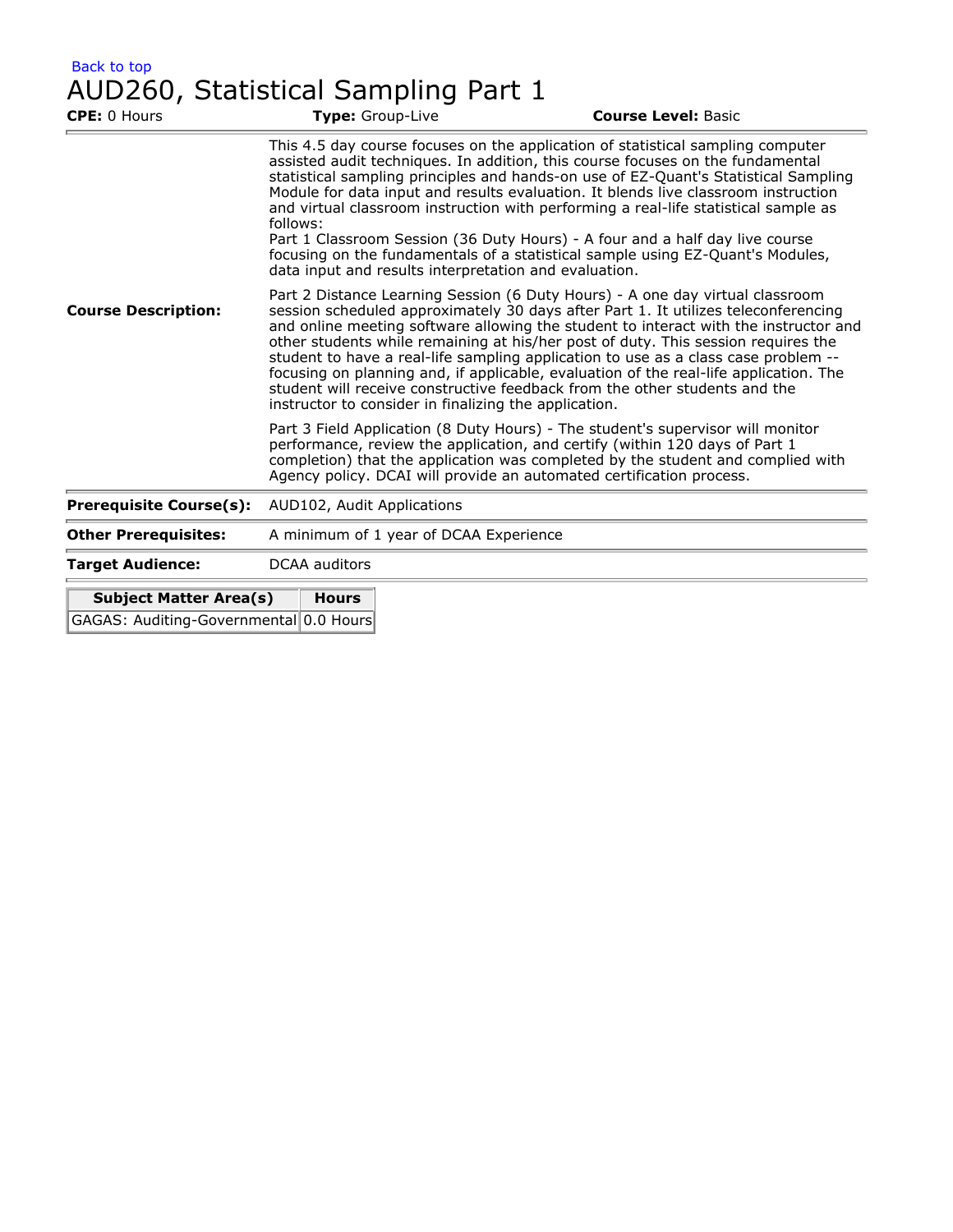Back to top

# AUD260, Statistical Sampling Part 1

**CPE:** 0 Hours **Type:** Group-Live **Course Level:** Basic

**Course Description:**

This 4.5 day course focuses on the application of statistical sampling computer assisted audit techniques. In addition, this course focuses on the fundamental statistical sampling principles and hands-on use of EZ-Quant's Statistical Sampling Module for data input and results evaluation. It blends live classroom instruction and virtual classroom instruction with performing a real-life statistical sample as follows:
Part 1 Classroom Session (36 Duty Hours) - A four and a half day live course focusing on the fundamentals of a statistical sample using EZ-Quant's Modules, data input and results interpretation and evaluation.

Part 2 Distance Learning Session (6 Duty Hours) - A one day virtual classroom session scheduled approximately 30 days after Part 1. It utilizes teleconferencing and online meeting software allowing the student to interact with the instructor and other students while remaining at his/her post of duty. This session requires the student to have a real-life sampling application to use as a class case problem -- focusing on planning and, if applicable, evaluation of the real-life application. The student will receive constructive feedback from the other students and the instructor to consider in finalizing the application.

Part 3 Field Application (8 Duty Hours) - The student's supervisor will monitor performance, review the application, and certify (within 120 days of Part 1 completion) that the application was completed by the student and complied with Agency policy. DCAI will provide an automated certification process.

**Prerequisite Course(s):** AUD102, Audit Applications

**Other Prerequisites:** A minimum of 1 year of DCAA Experience

**Target Audience:** DCAA auditors

| Subject Matter Area(s) | Hours |
|---|---|
| GAGAS: Auditing-Governmental | 0.0 Hours |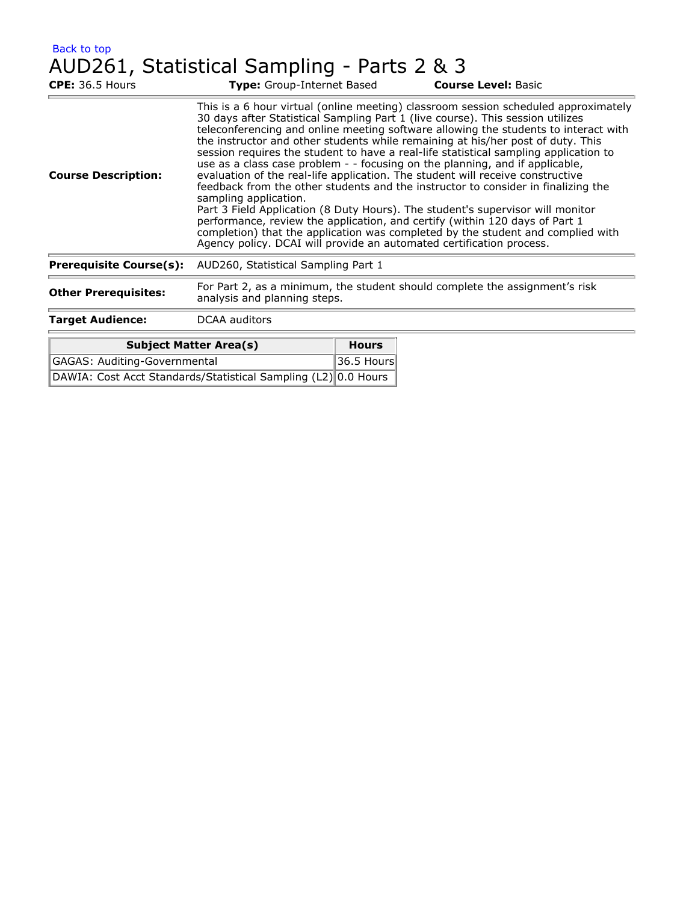Back to top

# AUD261, Statistical Sampling - Parts 2 & 3

**CPE:** 36.5 Hours **Type:** Group-Internet Based **Course Level:** Basic

| | |
|---|---|
| **Course Description:** | This is a 6 hour virtual (online meeting) classroom session scheduled approximately 30 days after Statistical Sampling Part 1 (live course). This session utilizes teleconferencing and online meeting software allowing the students to interact with the instructor and other students while remaining at his/her post of duty. This session requires the student to have a real-life statistical sampling application to use as a class case problem - - focusing on the planning, and if applicable, evaluation of the real-life application. The student will receive constructive feedback from the other students and the instructor to consider in finalizing the sampling application. Part 3 Field Application (8 Duty Hours). The student's supervisor will monitor performance, review the application, and certify (within 120 days of Part 1 completion) that the application was completed by the student and complied with Agency policy. DCAI will provide an automated certification process. |
| **Prerequisite Course(s):** | AUD260, Statistical Sampling Part 1 |
| **Other Prerequisites:** | For Part 2, as a minimum, the student should complete the assignment's risk analysis and planning steps. |
| **Target Audience:** | DCAA auditors |

| Subject Matter Area(s) | Hours |
|---|---|
| GAGAS: Auditing-Governmental | 36.5 Hours |
| DAWIA: Cost Acct Standards/Statistical Sampling (L2) | 0.0 Hours |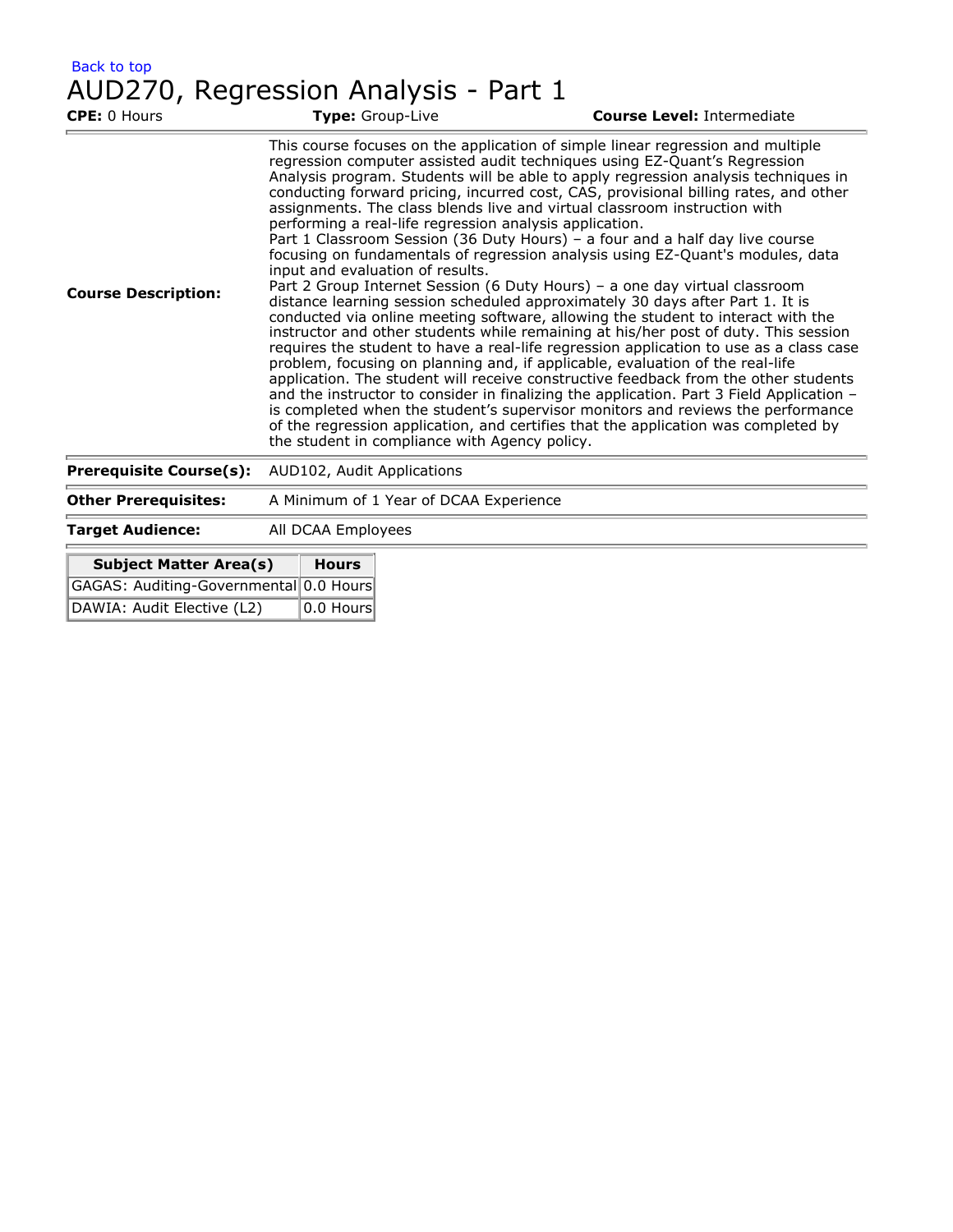Back to top

# AUD270, Regression Analysis - Part 1

**CPE:** 0 Hours **Type:** Group-Live **Course Level:** Intermediate

| | |
|---|---|
| **Course Description:** | This course focuses on the application of simple linear regression and multiple regression computer assisted audit techniques using EZ-Quant's Regression Analysis program. Students will be able to apply regression analysis techniques in conducting forward pricing, incurred cost, CAS, provisional billing rates, and other assignments. The class blends live and virtual classroom instruction with performing a real-life regression analysis application. Part 1 Classroom Session (36 Duty Hours) – a four and a half day live course focusing on fundamentals of regression analysis using EZ-Quant's modules, data input and evaluation of results. Part 2 Group Internet Session (6 Duty Hours) – a one day virtual classroom distance learning session scheduled approximately 30 days after Part 1. It is conducted via online meeting software, allowing the student to interact with the instructor and other students while remaining at his/her post of duty. This session requires the student to have a real-life regression application to use as a class case problem, focusing on planning and, if applicable, evaluation of the real-life application. The student will receive constructive feedback from the other students and the instructor to consider in finalizing the application. Part 3 Field Application – is completed when the student's supervisor monitors and reviews the performance of the regression application, and certifies that the application was completed by the student in compliance with Agency policy. |
| **Prerequisite Course(s):** | AUD102, Audit Applications |
| **Other Prerequisites:** | A Minimum of 1 Year of DCAA Experience |
| **Target Audience:** | All DCAA Employees |

| Subject Matter Area(s) | Hours |
|---|---|
| GAGAS: Auditing-Governmental | 0.0 Hours |
| DAWIA: Audit Elective (L2) | 0.0 Hours |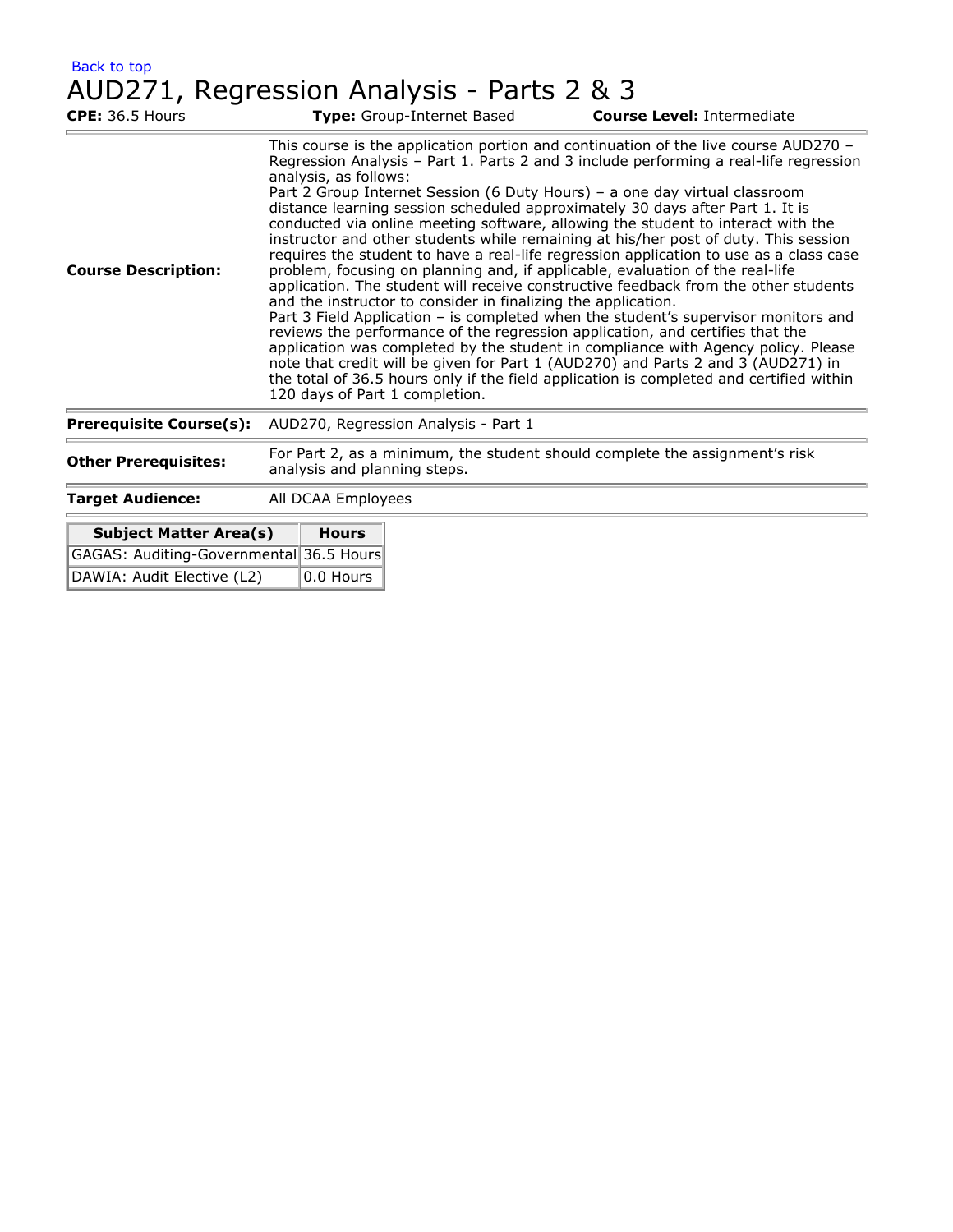Back to top

# AUD271, Regression Analysis - Parts 2 & 3

**CPE:** 36.5 Hours **Type:** Group-Internet Based **Course Level:** Intermediate

| | |
|---|---|
| **Course Description:** | This course is the application portion and continuation of the live course AUD270 – Regression Analysis – Part 1. Parts 2 and 3 include performing a real-life regression analysis, as follows:<br>Part 2 Group Internet Session (6 Duty Hours) – a one day virtual classroom distance learning session scheduled approximately 30 days after Part 1. It is conducted via online meeting software, allowing the student to interact with the instructor and other students while remaining at his/her post of duty. This session requires the student to have a real-life regression application to use as a class case problem, focusing on planning and, if applicable, evaluation of the real-life application. The student will receive constructive feedback from the other students and the instructor to consider in finalizing the application.<br>Part 3 Field Application – is completed when the student's supervisor monitors and reviews the performance of the regression application, and certifies that the application was completed by the student in compliance with Agency policy. Please note that credit will be given for Part 1 (AUD270) and Parts 2 and 3 (AUD271) in the total of 36.5 hours only if the field application is completed and certified within 120 days of Part 1 completion. |
| **Prerequisite Course(s):** | AUD270, Regression Analysis - Part 1 |
| **Other Prerequisites:** | For Part 2, as a minimum, the student should complete the assignment's risk analysis and planning steps. |
| **Target Audience:** | All DCAA Employees |

| Subject Matter Area(s) | Hours |
|---|---|
| GAGAS: Auditing-Governmental | 36.5 Hours |
| DAWIA: Audit Elective (L2) | 0.0 Hours |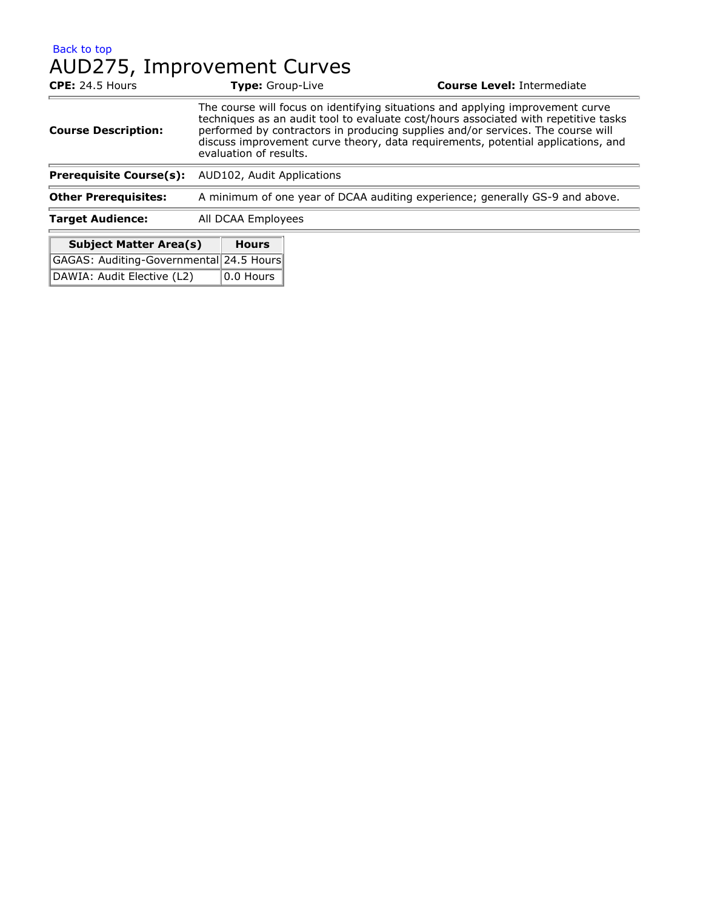Back to top

# AUD275, Improvement Curves

**CPE:** 24.5 Hours **Type:** Group-Live **Course Level:** Intermediate

| | |
|---|---|
| **Course Description:** | The course will focus on identifying situations and applying improvement curve techniques as an audit tool to evaluate cost/hours associated with repetitive tasks performed by contractors in producing supplies and/or services. The course will discuss improvement curve theory, data requirements, potential applications, and evaluation of results. |
| **Prerequisite Course(s):** | AUD102, Audit Applications |
| **Other Prerequisites:** | A minimum of one year of DCAA auditing experience; generally GS-9 and above. |
| **Target Audience:** | All DCAA Employees |

| Subject Matter Area(s) | Hours |
|---|---|
| GAGAS: Auditing-Governmental | 24.5 Hours |
| DAWIA: Audit Elective (L2) | 0.0 Hours |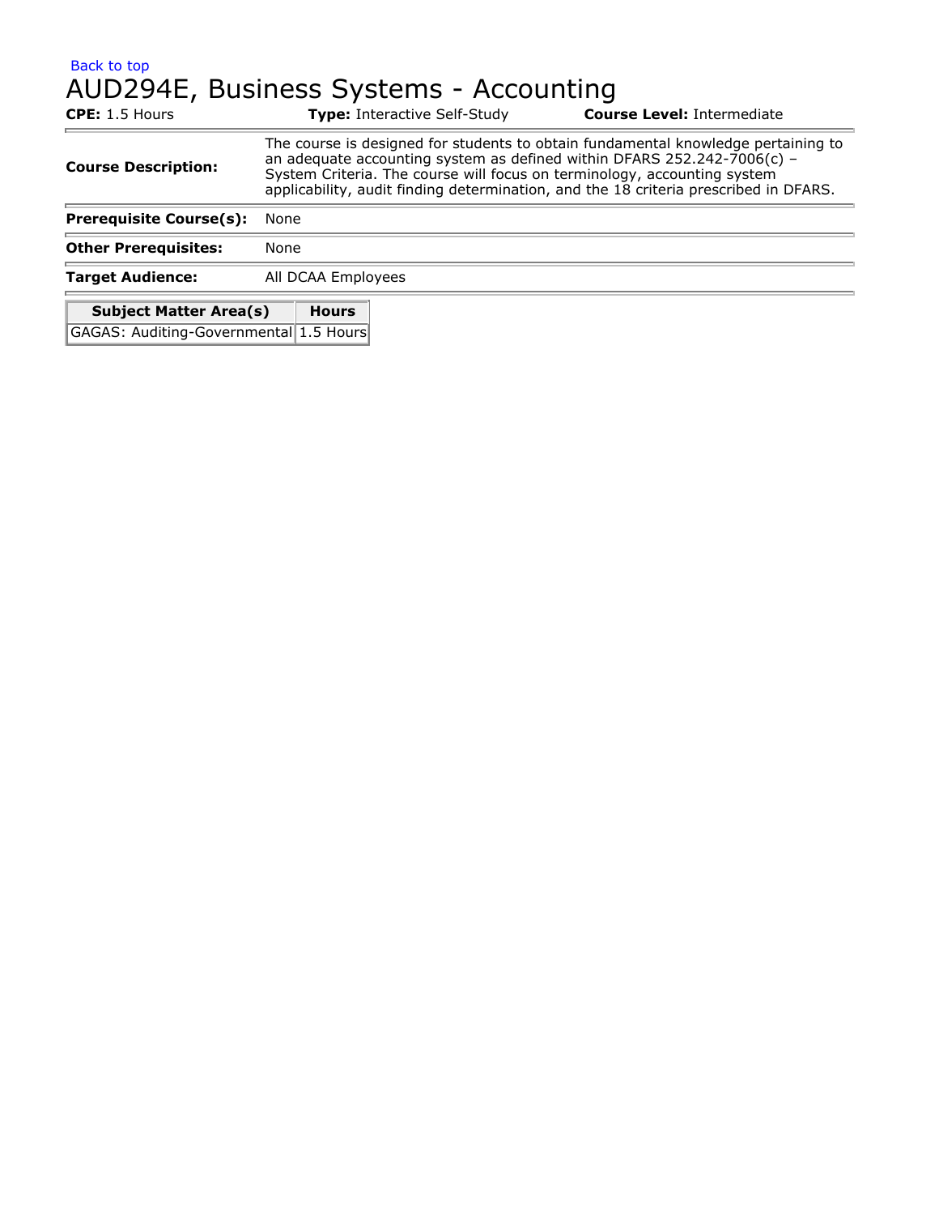Back to top

# AUD294E, Business Systems - Accounting

**CPE:** 1.5 Hours **Type:** Interactive Self-Study **Course Level:** Intermediate

| | |
|---|---|
| **Course Description:** | The course is designed for students to obtain fundamental knowledge pertaining to an adequate accounting system as defined within DFARS 252.242-7006(c) – System Criteria. The course will focus on terminology, accounting system applicability, audit finding determination, and the 18 criteria prescribed in DFARS. |
| **Prerequisite Course(s):** | None |
| **Other Prerequisites:** | None |
| **Target Audience:** | All DCAA Employees |

| Subject Matter Area(s) | Hours |
|---|---|
| GAGAS: Auditing-Governmental | 1.5 Hours |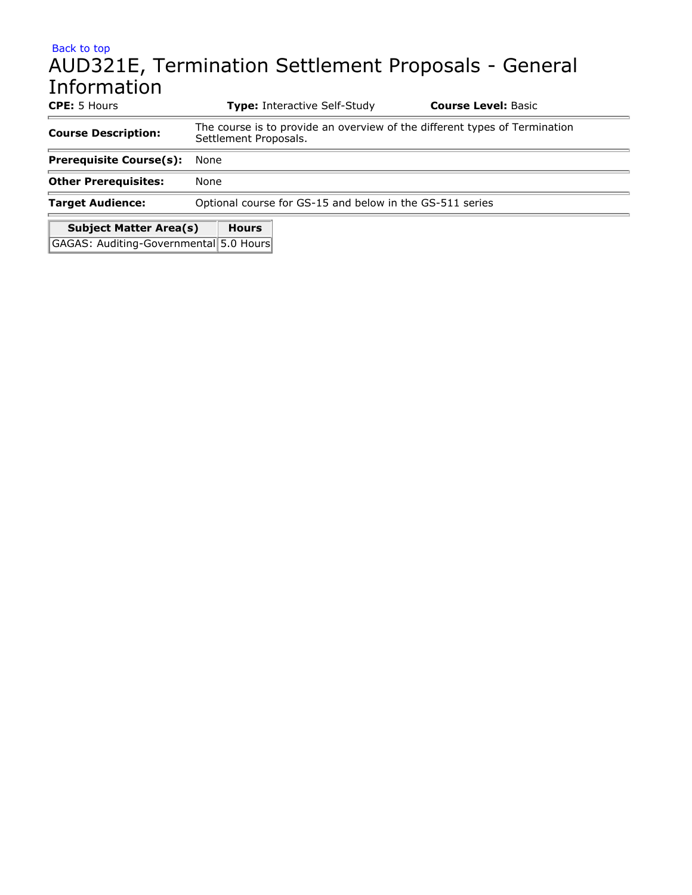Back to top

# AUD321E, Termination Settlement Proposals - General Information

**CPE:** 5 Hours **Type:** Interactive Self-Study **Course Level:** Basic

| | |
|---|---|
| **Course Description:** | The course is to provide an overview of the different types of Termination Settlement Proposals. |
| **Prerequisite Course(s):** | None |
| **Other Prerequisites:** | None |
| **Target Audience:** | Optional course for GS-15 and below in the GS-511 series |

| Subject Matter Area(s) | Hours |
|---|---|
| GAGAS: Auditing-Governmental | 5.0 Hours |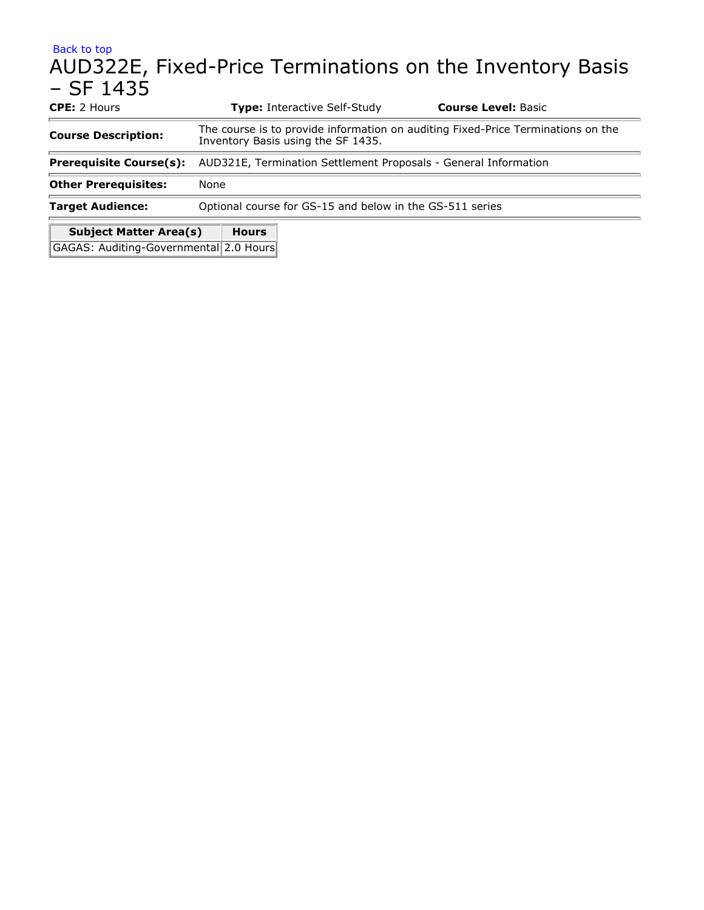Back to top

# AUD322E, Fixed-Price Terminations on the Inventory Basis – SF 1435

**CPE:** 2 Hours **Type:** Interactive Self-Study **Course Level:** Basic

| | |
|---|---|
| **Course Description:** | The course is to provide information on auditing Fixed-Price Terminations on the Inventory Basis using the SF 1435. |
| **Prerequisite Course(s):** | AUD321E, Termination Settlement Proposals - General Information |
| **Other Prerequisites:** | None |
| **Target Audience:** | Optional course for GS-15 and below in the GS-511 series |

| Subject Matter Area(s) | Hours |
|---|---|
| GAGAS: Auditing-Governmental | 2.0 Hours |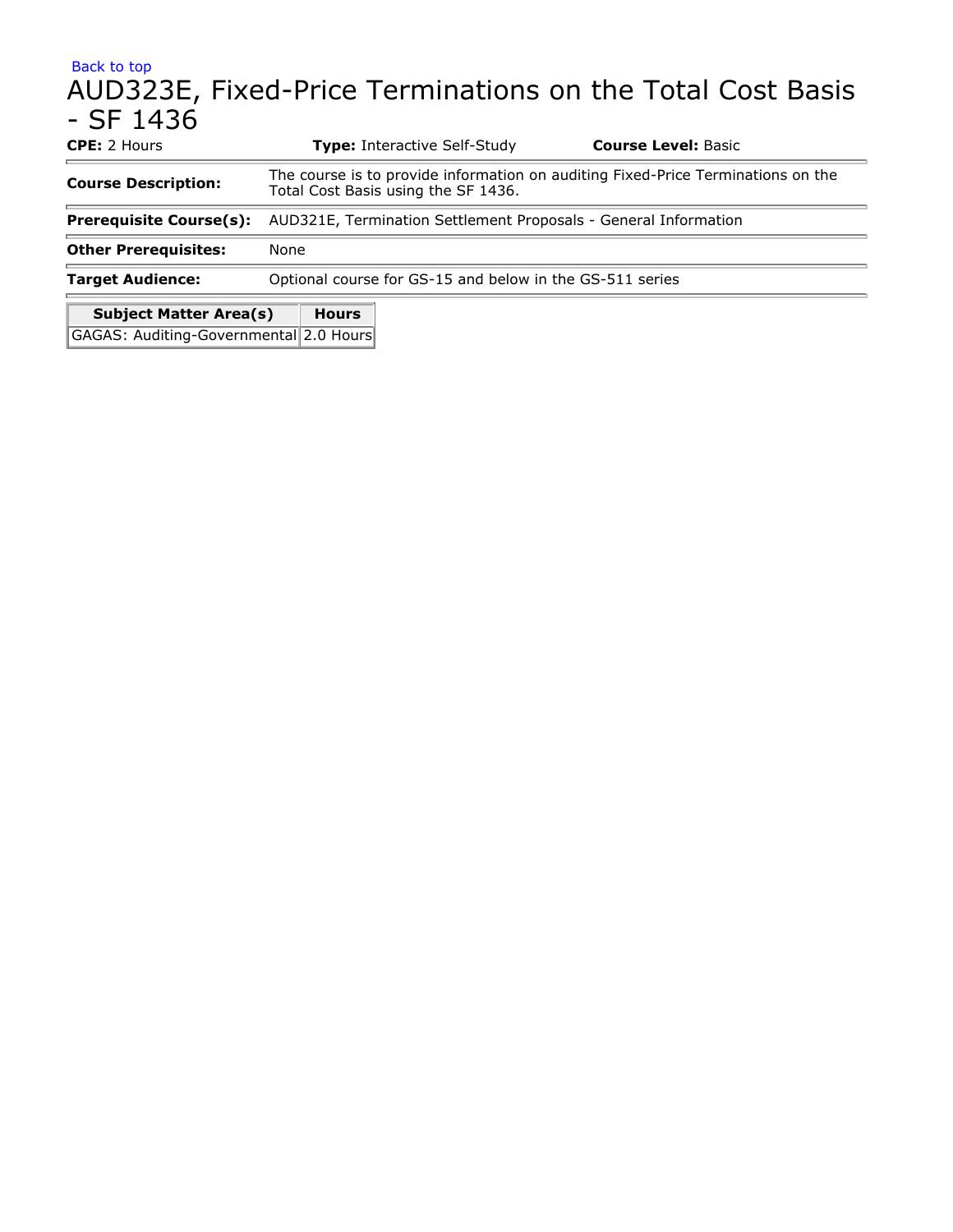Back to top

# AUD323E, Fixed-Price Terminations on the Total Cost Basis - SF 1436

**CPE:** 2 Hours **Type:** Interactive Self-Study **Course Level:** Basic

| | |
|---|---|
| **Course Description:** | The course is to provide information on auditing Fixed-Price Terminations on the Total Cost Basis using the SF 1436. |
| **Prerequisite Course(s):** | AUD321E, Termination Settlement Proposals - General Information |
| **Other Prerequisites:** | None |
| **Target Audience:** | Optional course for GS-15 and below in the GS-511 series |

| Subject Matter Area(s) | Hours |
|---|---|
| GAGAS: Auditing-Governmental | 2.0 Hours |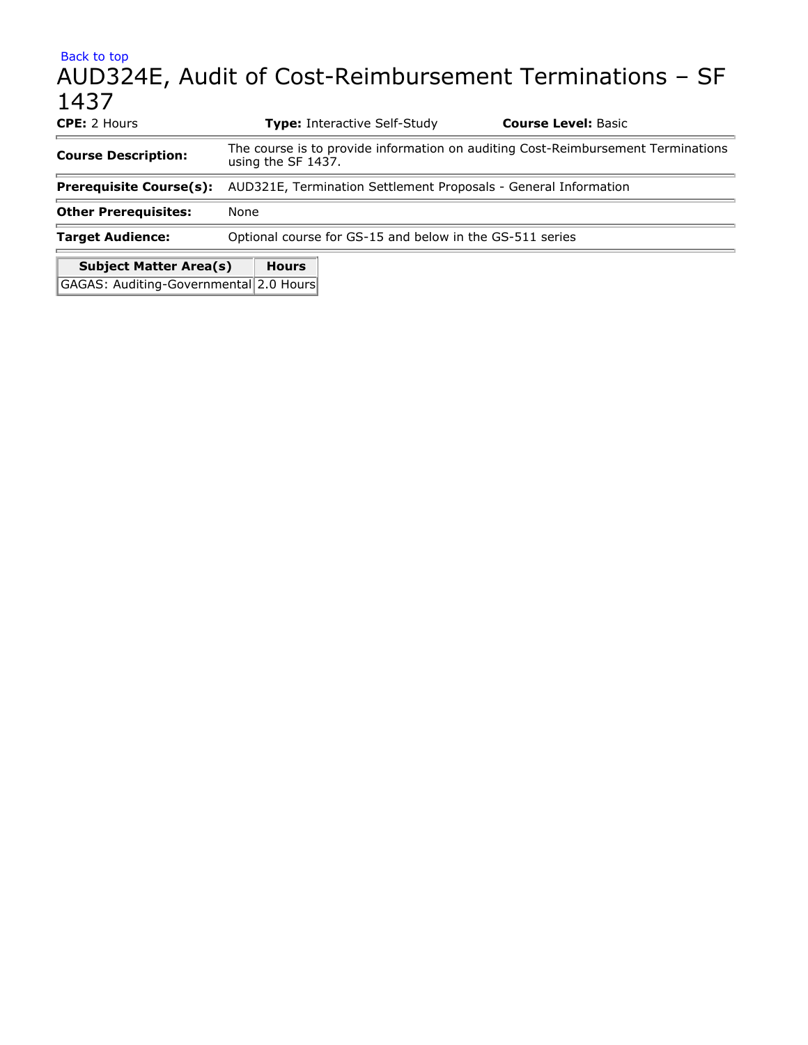Back to top

# AUD324E, Audit of Cost-Reimbursement Terminations – SF 1437

**CPE:** 2 Hours **Type:** Interactive Self-Study **Course Level:** Basic

| | |
|---|---|
| **Course Description:** | The course is to provide information on auditing Cost-Reimbursement Terminations using the SF 1437. |
| **Prerequisite Course(s):** | AUD321E, Termination Settlement Proposals - General Information |
| **Other Prerequisites:** | None |
| **Target Audience:** | Optional course for GS-15 and below in the GS-511 series |

| Subject Matter Area(s) | Hours |
|---|---|
| GAGAS: Auditing-Governmental | 2.0 Hours |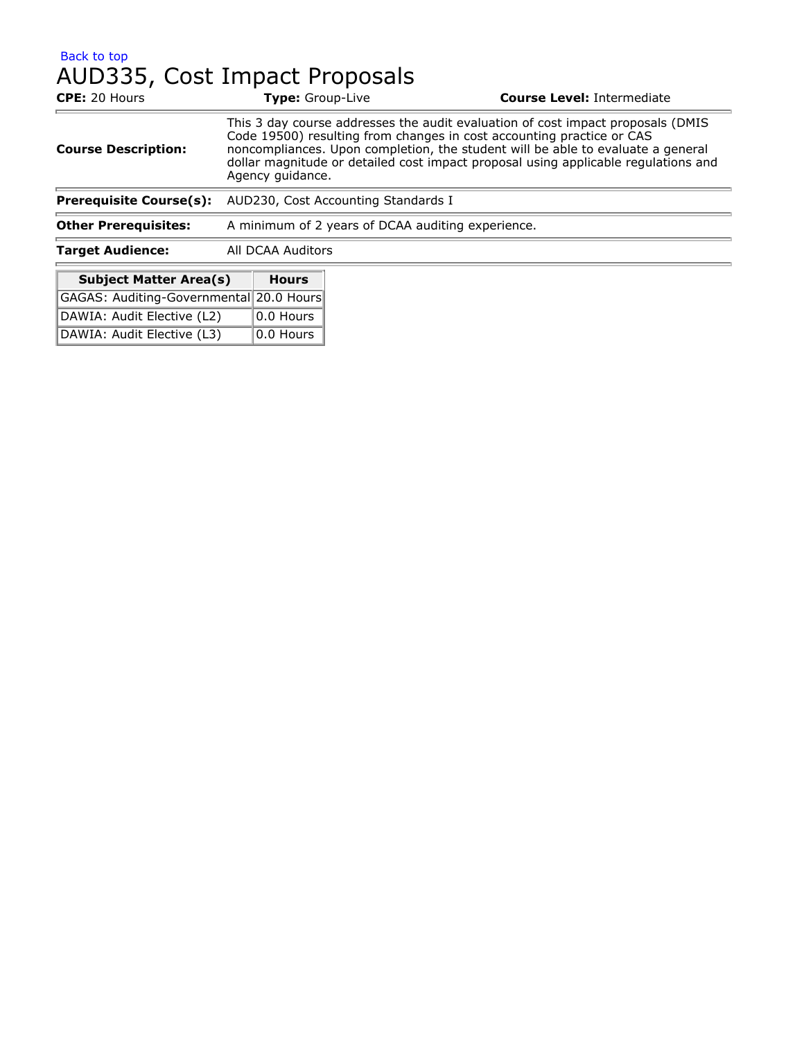Back to top

# AUD335, Cost Impact Proposals

**CPE:** 20 Hours **Type:** Group-Live **Course Level:** Intermediate

| | |
|---|---|
| **Course Description:** | This 3 day course addresses the audit evaluation of cost impact proposals (DMIS Code 19500) resulting from changes in cost accounting practice or CAS noncompliances. Upon completion, the student will be able to evaluate a general dollar magnitude or detailed cost impact proposal using applicable regulations and Agency guidance. |
| **Prerequisite Course(s):** | AUD230, Cost Accounting Standards I |
| **Other Prerequisites:** | A minimum of 2 years of DCAA auditing experience. |
| **Target Audience:** | All DCAA Auditors |

| Subject Matter Area(s) | Hours |
|---|---|
| GAGAS: Auditing-Governmental | 20.0 Hours |
| DAWIA: Audit Elective (L2) | 0.0 Hours |
| DAWIA: Audit Elective (L3) | 0.0 Hours |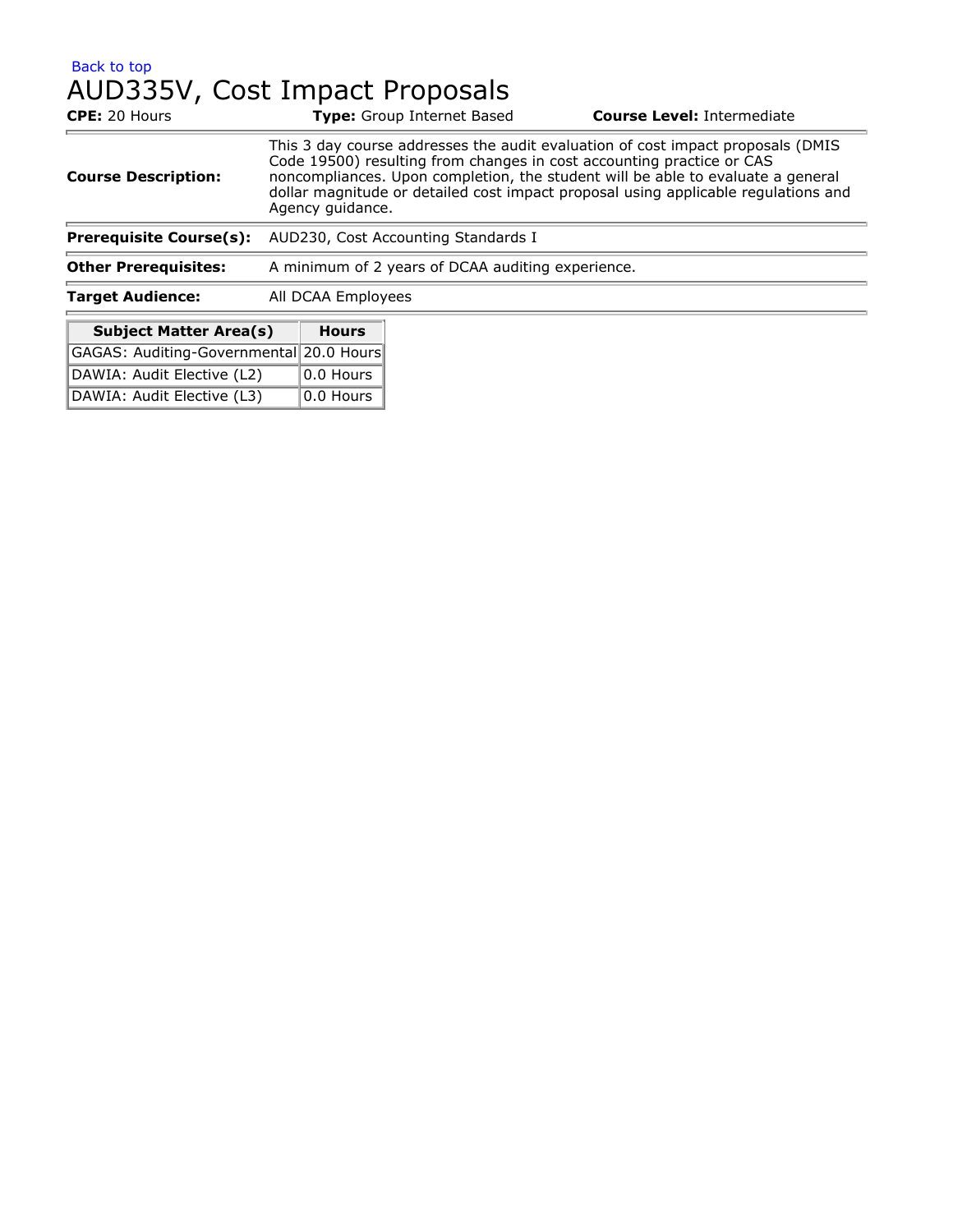Back to top

# AUD335V, Cost Impact Proposals

**CPE:** 20 Hours **Type:** Group Internet Based **Course Level:** Intermediate

| | |
|---|---|
| **Course Description:** | This 3 day course addresses the audit evaluation of cost impact proposals (DMIS Code 19500) resulting from changes in cost accounting practice or CAS noncompliances. Upon completion, the student will be able to evaluate a general dollar magnitude or detailed cost impact proposal using applicable regulations and Agency guidance. |
| **Prerequisite Course(s):** | AUD230, Cost Accounting Standards I |
| **Other Prerequisites:** | A minimum of 2 years of DCAA auditing experience. |
| **Target Audience:** | All DCAA Employees |

| Subject Matter Area(s) | Hours |
|---|---|
| GAGAS: Auditing-Governmental | 20.0 Hours |
| DAWIA: Audit Elective (L2) | 0.0 Hours |
| DAWIA: Audit Elective (L3) | 0.0 Hours |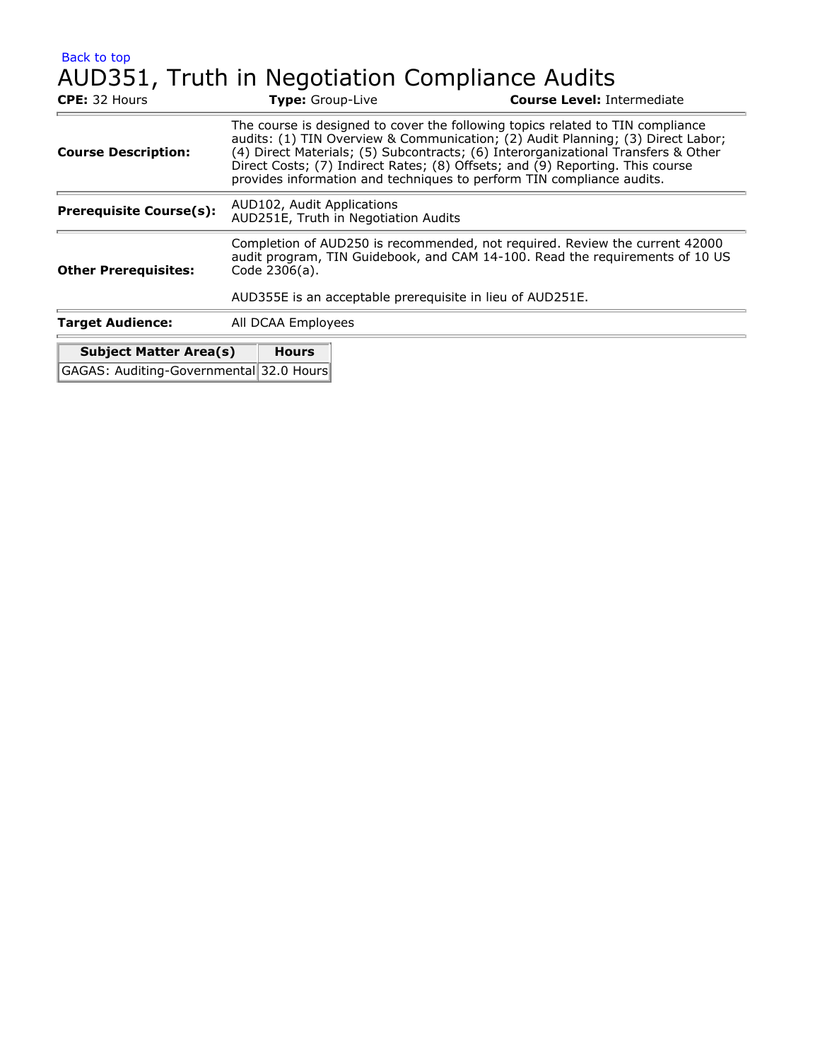Back to top

# AUD351, Truth in Negotiation Compliance Audits

**CPE:** 32 Hours **Type:** Group-Live **Course Level:** Intermediate

| | |
|---|---|
| **Course Description:** | The course is designed to cover the following topics related to TIN compliance audits: (1) TIN Overview & Communication; (2) Audit Planning; (3) Direct Labor; (4) Direct Materials; (5) Subcontracts; (6) Interorganizational Transfers & Other Direct Costs; (7) Indirect Rates; (8) Offsets; and (9) Reporting. This course provides information and techniques to perform TIN compliance audits. |
| **Prerequisite Course(s):** | AUD102, Audit Applications<br>AUD251E, Truth in Negotiation Audits |
| **Other Prerequisites:** | Completion of AUD250 is recommended, not required. Review the current 42000 audit program, TIN Guidebook, and CAM 14-100. Read the requirements of 10 US Code 2306(a).<br><br>AUD355E is an acceptable prerequisite in lieu of AUD251E. |
| **Target Audience:** | All DCAA Employees |

| Subject Matter Area(s) | Hours |
|---|---|
| GAGAS: Auditing-Governmental | 32.0 Hours |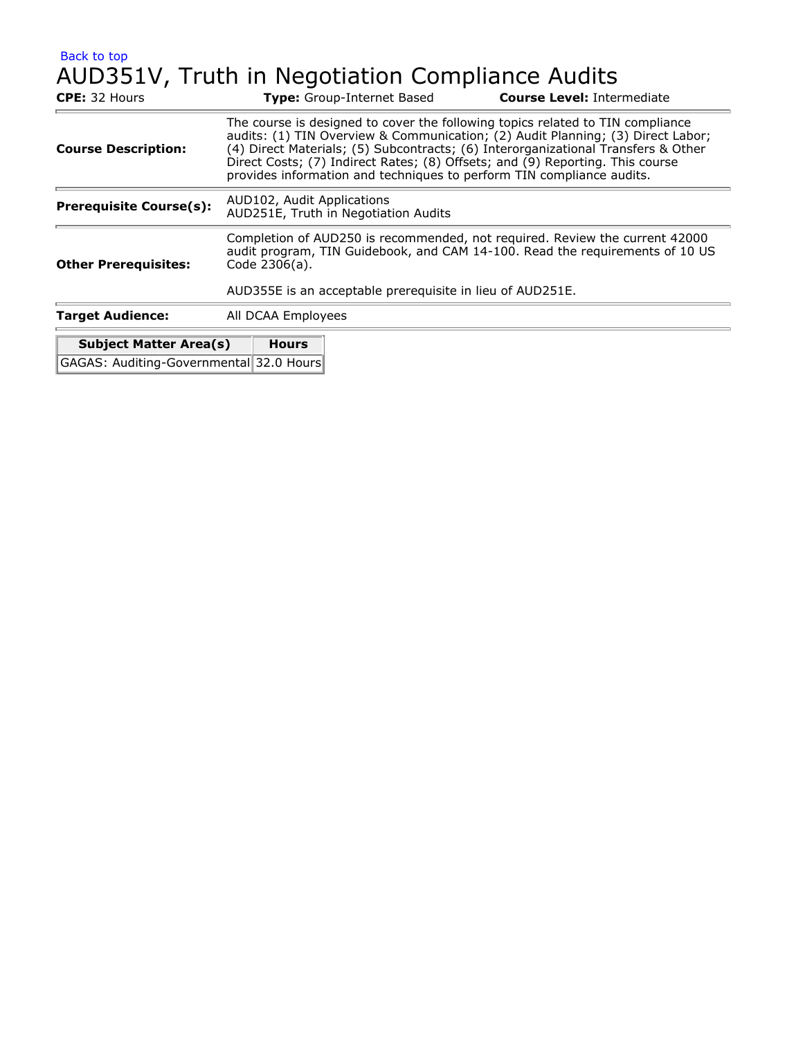Back to top

# AUD351V, Truth in Negotiation Compliance Audits

**CPE:** 32 Hours **Type:** Group-Internet Based **Course Level:** Intermediate

| | |
|---|---|
| **Course Description:** | The course is designed to cover the following topics related to TIN compliance audits: (1) TIN Overview & Communication; (2) Audit Planning; (3) Direct Labor; (4) Direct Materials; (5) Subcontracts; (6) Interorganizational Transfers & Other Direct Costs; (7) Indirect Rates; (8) Offsets; and (9) Reporting. This course provides information and techniques to perform TIN compliance audits. |
| **Prerequisite Course(s):** | AUD102, Audit Applications<br>AUD251E, Truth in Negotiation Audits |
| **Other Prerequisites:** | Completion of AUD250 is recommended, not required. Review the current 42000 audit program, TIN Guidebook, and CAM 14-100. Read the requirements of 10 US Code 2306(a).<br><br>AUD355E is an acceptable prerequisite in lieu of AUD251E. |
| **Target Audience:** | All DCAA Employees |

| Subject Matter Area(s) | Hours |
|---|---|
| GAGAS: Auditing-Governmental | 32.0 Hours |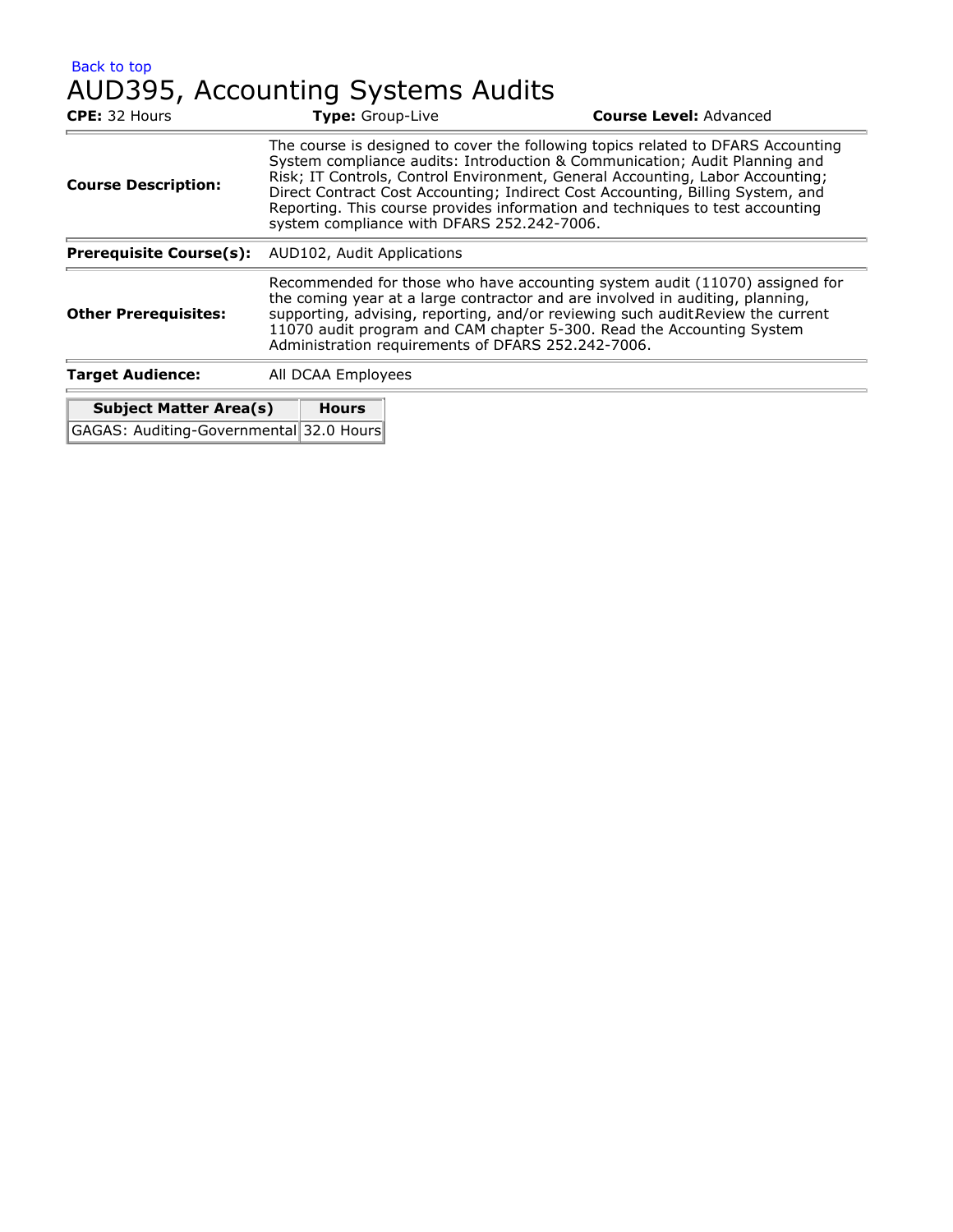Back to top

# AUD395, Accounting Systems Audits

**CPE:** 32 Hours **Type:** Group-Live **Course Level:** Advanced

| | |
|---|---|
| **Course Description:** | The course is designed to cover the following topics related to DFARS Accounting System compliance audits: Introduction & Communication; Audit Planning and Risk; IT Controls, Control Environment, General Accounting, Labor Accounting; Direct Contract Cost Accounting; Indirect Cost Accounting, Billing System, and Reporting. This course provides information and techniques to test accounting system compliance with DFARS 252.242-7006. |
| **Prerequisite Course(s):** | AUD102, Audit Applications |
| **Other Prerequisites:** | Recommended for those who have accounting system audit (11070) assigned for the coming year at a large contractor and are involved in auditing, planning, supporting, advising, reporting, and/or reviewing such audit.Review the current 11070 audit program and CAM chapter 5-300. Read the Accounting System Administration requirements of DFARS 252.242-7006. |
| **Target Audience:** | All DCAA Employees |

| Subject Matter Area(s) | Hours |
|---|---|
| GAGAS: Auditing-Governmental | 32.0 Hours |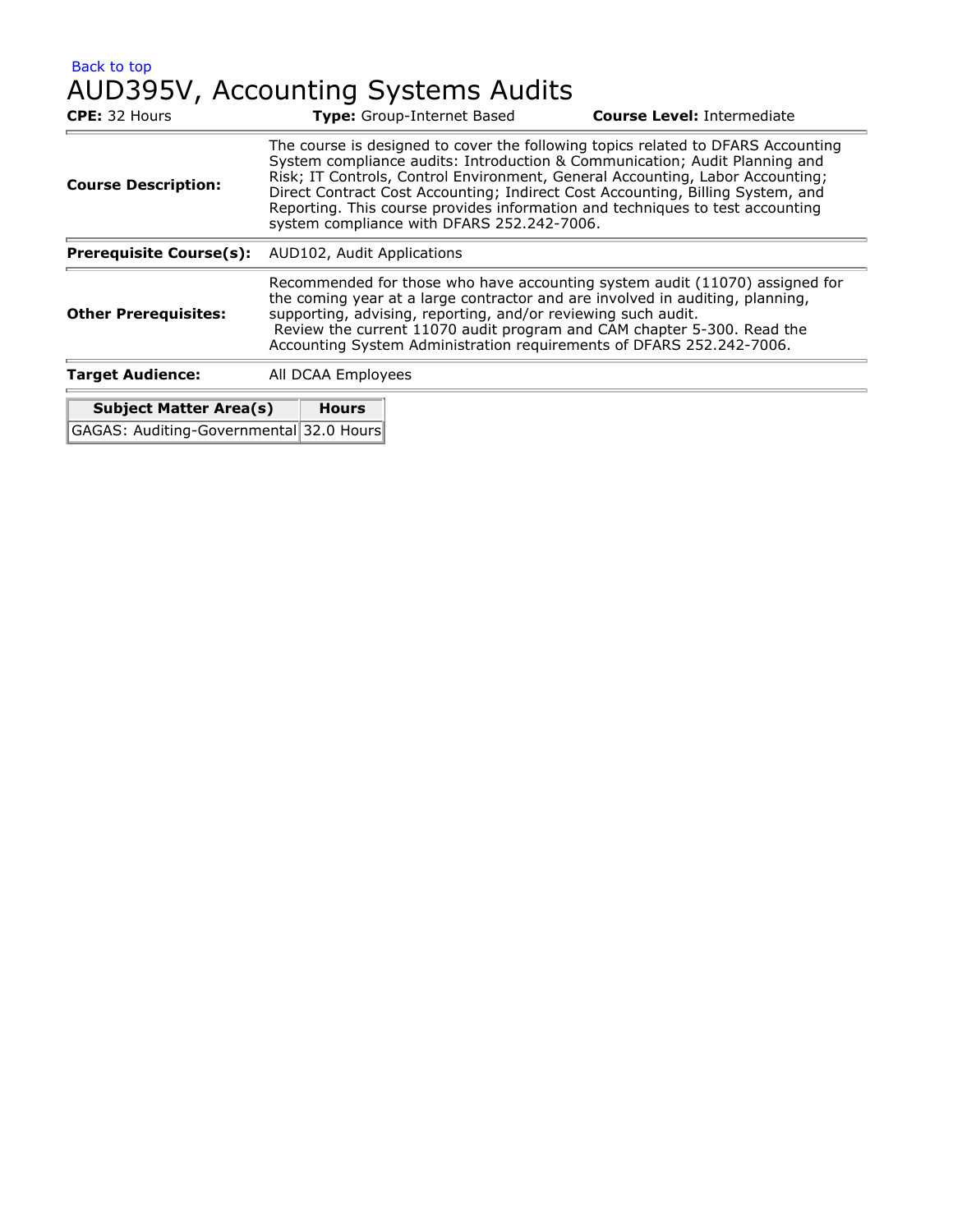Back to top

# AUD395V, Accounting Systems Audits

**CPE:** 32 Hours **Type:** Group-Internet Based **Course Level:** Intermediate

| | |
|---|---|
| **Course Description:** | The course is designed to cover the following topics related to DFARS Accounting System compliance audits: Introduction & Communication; Audit Planning and Risk; IT Controls, Control Environment, General Accounting, Labor Accounting; Direct Contract Cost Accounting; Indirect Cost Accounting, Billing System, and Reporting. This course provides information and techniques to test accounting system compliance with DFARS 252.242-7006. |
| **Prerequisite Course(s):** | AUD102, Audit Applications |
| **Other Prerequisites:** | Recommended for those who have accounting system audit (11070) assigned for the coming year at a large contractor and are involved in auditing, planning, supporting, advising, reporting, and/or reviewing such audit. Review the current 11070 audit program and CAM chapter 5-300. Read the Accounting System Administration requirements of DFARS 252.242-7006. |
| **Target Audience:** | All DCAA Employees |

| Subject Matter Area(s) | Hours |
|---|---|
| GAGAS: Auditing-Governmental | 32.0 Hours |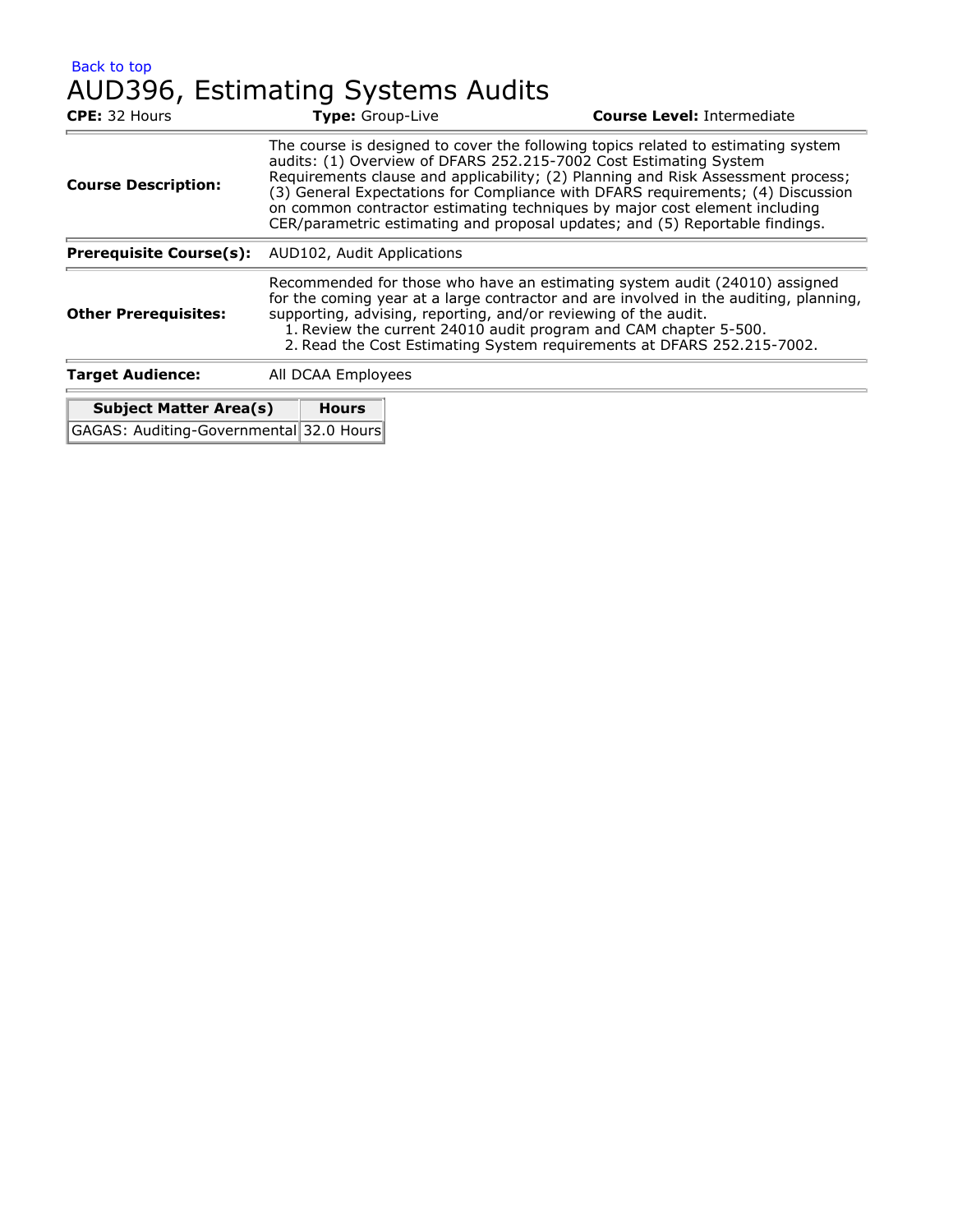Back to top

# AUD396, Estimating Systems Audits

**CPE:** 32 Hours **Type:** Group-Live **Course Level:** Intermediate

| | |
|---|---|
| **Course Description:** | The course is designed to cover the following topics related to estimating system audits: (1) Overview of DFARS 252.215-7002 Cost Estimating System Requirements clause and applicability; (2) Planning and Risk Assessment process; (3) General Expectations for Compliance with DFARS requirements; (4) Discussion on common contractor estimating techniques by major cost element including CER/parametric estimating and proposal updates; and (5) Reportable findings. |
| **Prerequisite Course(s):** | AUD102, Audit Applications |
| **Other Prerequisites:** | Recommended for those who have an estimating system audit (24010) assigned for the coming year at a large contractor and are involved in the auditing, planning, supporting, advising, reporting, and/or reviewing of the audit.<br>1. Review the current 24010 audit program and CAM chapter 5-500.<br>2. Read the Cost Estimating System requirements at DFARS 252.215-7002. |
| **Target Audience:** | All DCAA Employees |

| Subject Matter Area(s) | Hours |
|---|---|
| GAGAS: Auditing-Governmental | 32.0 Hours |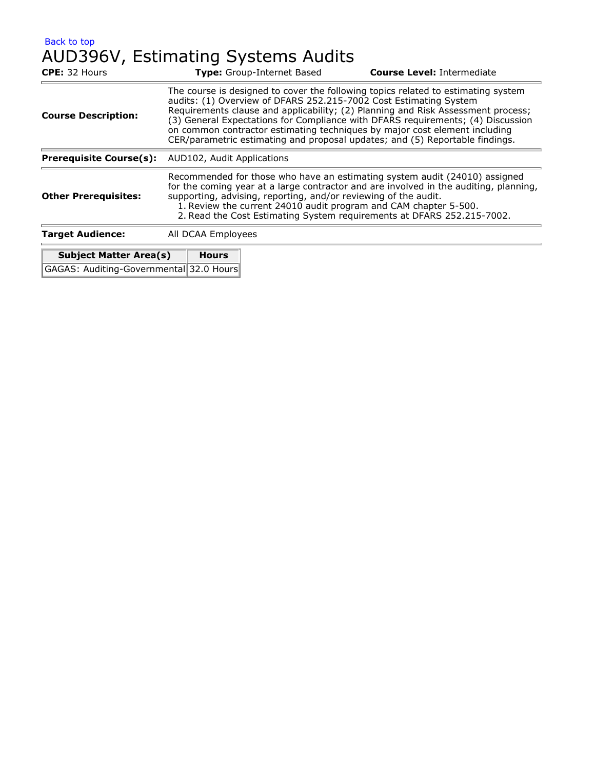Back to top

# AUD396V, Estimating Systems Audits

**CPE:** 32 Hours **Type:** Group-Internet Based **Course Level:** Intermediate

| | |
|---|---|
| **Course Description:** | The course is designed to cover the following topics related to estimating system audits: (1) Overview of DFARS 252.215-7002 Cost Estimating System Requirements clause and applicability; (2) Planning and Risk Assessment process; (3) General Expectations for Compliance with DFARS requirements; (4) Discussion on common contractor estimating techniques by major cost element including CER/parametric estimating and proposal updates; and (5) Reportable findings. |
| **Prerequisite Course(s):** | AUD102, Audit Applications |
| **Other Prerequisites:** | Recommended for those who have an estimating system audit (24010) assigned for the coming year at a large contractor and are involved in the auditing, planning, supporting, advising, reporting, and/or reviewing of the audit. 1. Review the current 24010 audit program and CAM chapter 5-500. 2. Read the Cost Estimating System requirements at DFARS 252.215-7002. |
| **Target Audience:** | All DCAA Employees |

| Subject Matter Area(s) | Hours |
|---|---|
| GAGAS: Auditing-Governmental | 32.0 Hours |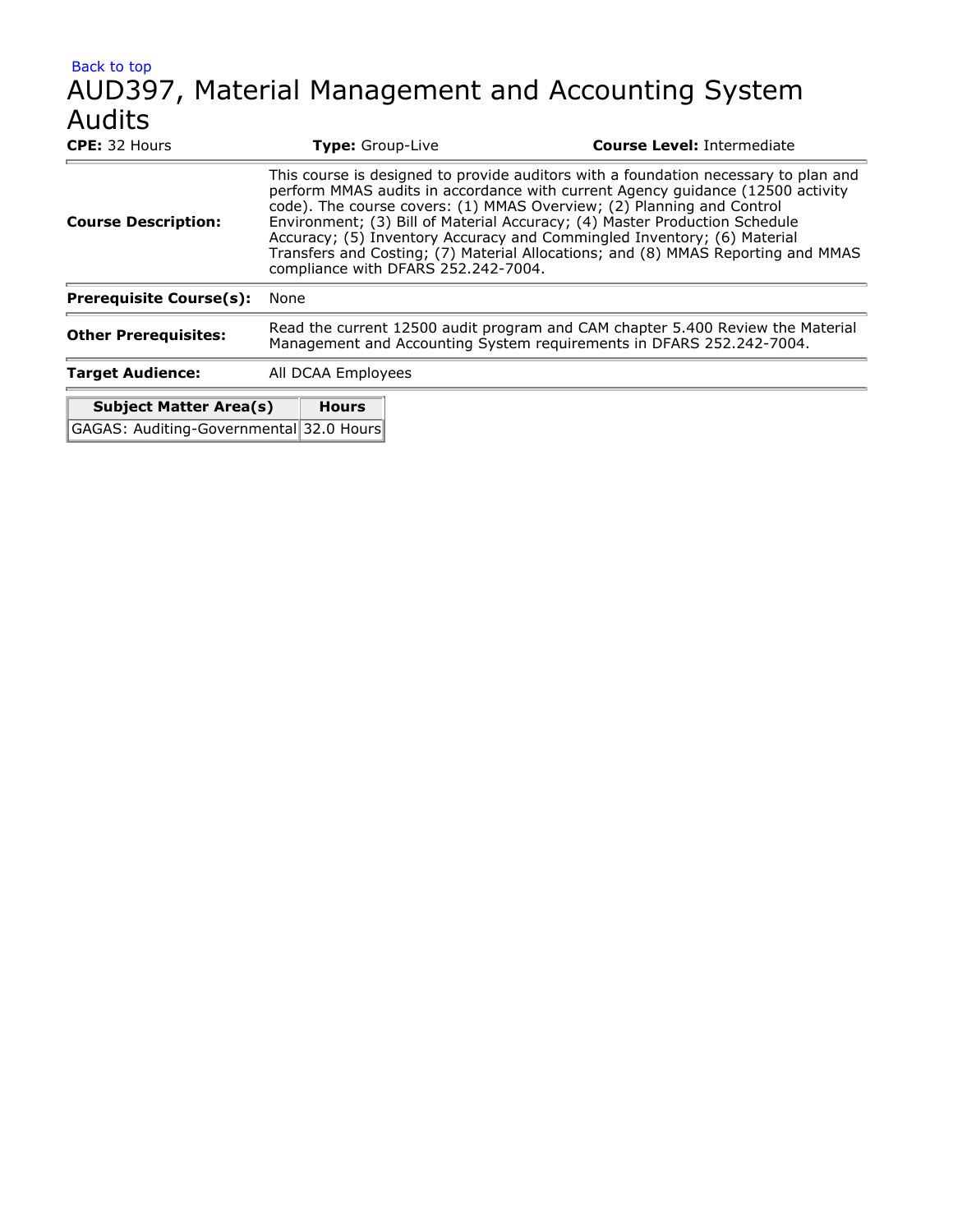Back to top

# AUD397, Material Management and Accounting System Audits

**CPE:** 32 Hours **Type:** Group-Live **Course Level:** Intermediate

| | |
|---|---|
| **Course Description:** | This course is designed to provide auditors with a foundation necessary to plan and perform MMAS audits in accordance with current Agency guidance (12500 activity code). The course covers: (1) MMAS Overview; (2) Planning and Control Environment; (3) Bill of Material Accuracy; (4) Master Production Schedule Accuracy; (5) Inventory Accuracy and Commingled Inventory; (6) Material Transfers and Costing; (7) Material Allocations; and (8) MMAS Reporting and MMAS compliance with DFARS 252.242-7004. |
| **Prerequisite Course(s):** | None |
| **Other Prerequisites:** | Read the current 12500 audit program and CAM chapter 5.400 Review the Material Management and Accounting System requirements in DFARS 252.242-7004. |
| **Target Audience:** | All DCAA Employees |

| Subject Matter Area(s) | Hours |
|---|---|
| GAGAS: Auditing-Governmental | 32.0 Hours |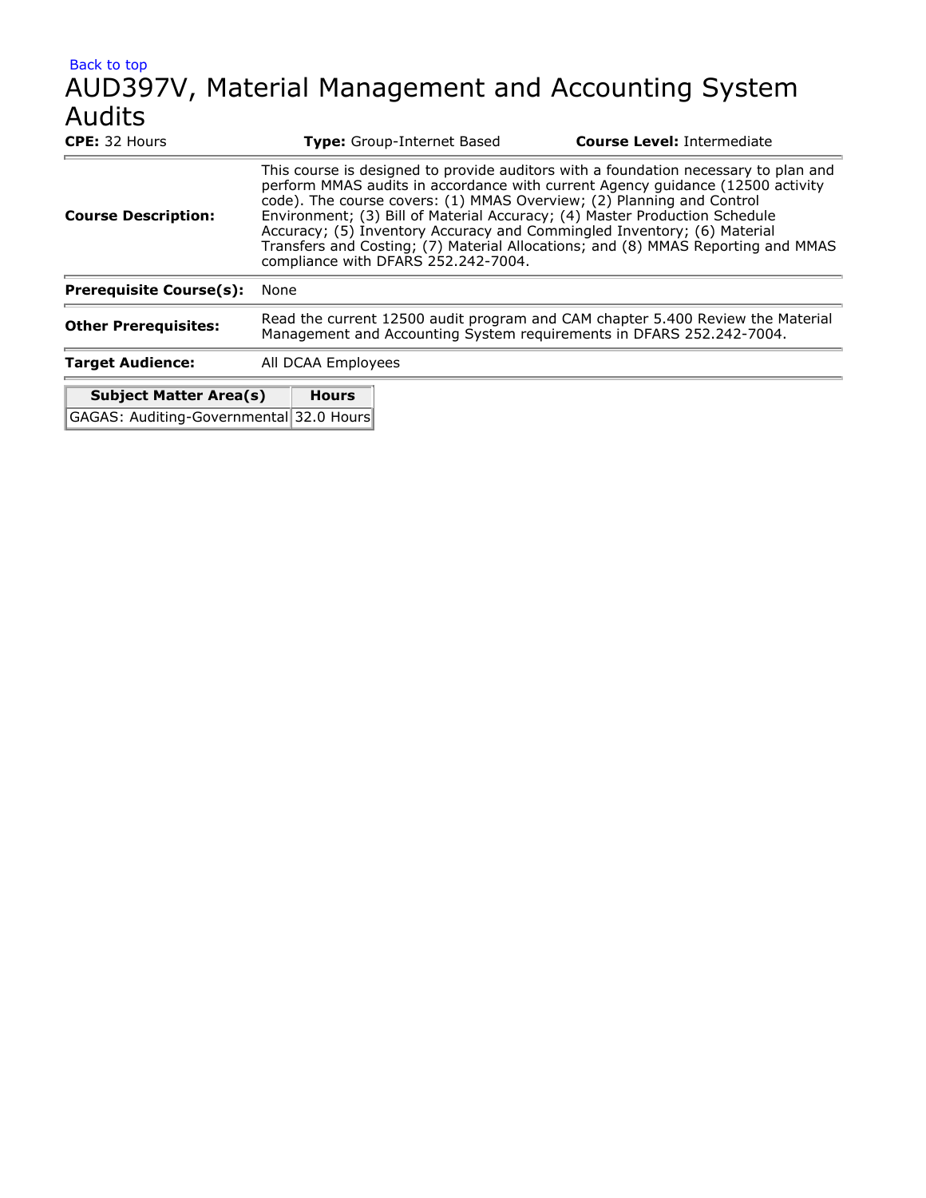Back to top

# AUD397V, Material Management and Accounting System Audits

**CPE:** 32 Hours **Type:** Group-Internet Based **Course Level:** Intermediate

| | |
|---|---|
| **Course Description:** | This course is designed to provide auditors with a foundation necessary to plan and perform MMAS audits in accordance with current Agency guidance (12500 activity code). The course covers: (1) MMAS Overview; (2) Planning and Control Environment; (3) Bill of Material Accuracy; (4) Master Production Schedule Accuracy; (5) Inventory Accuracy and Commingled Inventory; (6) Material Transfers and Costing; (7) Material Allocations; and (8) MMAS Reporting and MMAS compliance with DFARS 252.242-7004. |
| **Prerequisite Course(s):** | None |
| **Other Prerequisites:** | Read the current 12500 audit program and CAM chapter 5.400 Review the Material Management and Accounting System requirements in DFARS 252.242-7004. |
| **Target Audience:** | All DCAA Employees |

| Subject Matter Area(s) | Hours |
|---|---|
| GAGAS: Auditing-Governmental | 32.0 Hours |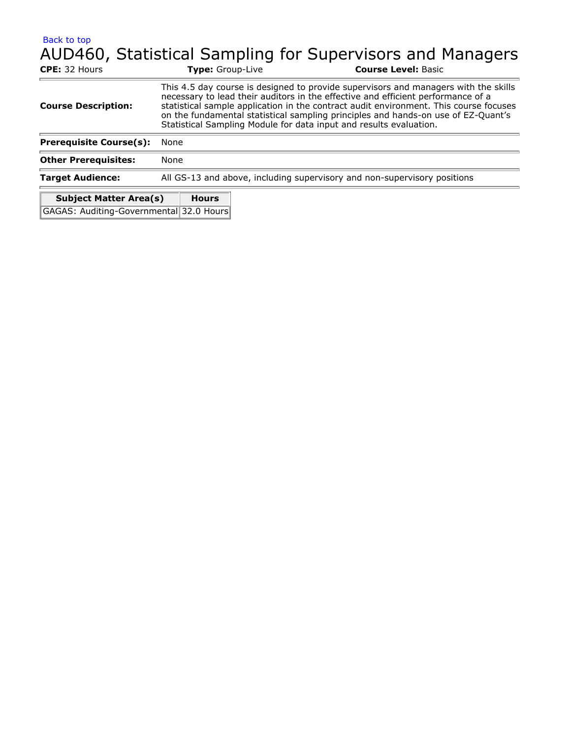Back to top

# AUD460, Statistical Sampling for Supervisors and Managers

**CPE:** 32 Hours **Type:** Group-Live **Course Level:** Basic

| | |
|---|---|
| **Course Description:** | This 4.5 day course is designed to provide supervisors and managers with the skills necessary to lead their auditors in the effective and efficient performance of a statistical sample application in the contract audit environment. This course focuses on the fundamental statistical sampling principles and hands-on use of EZ-Quant's Statistical Sampling Module for data input and results evaluation. |
| **Prerequisite Course(s):** | None |
| **Other Prerequisites:** | None |
| **Target Audience:** | All GS-13 and above, including supervisory and non-supervisory positions |

| Subject Matter Area(s) | Hours |
|---|---|
| GAGAS: Auditing-Governmental | 32.0 Hours |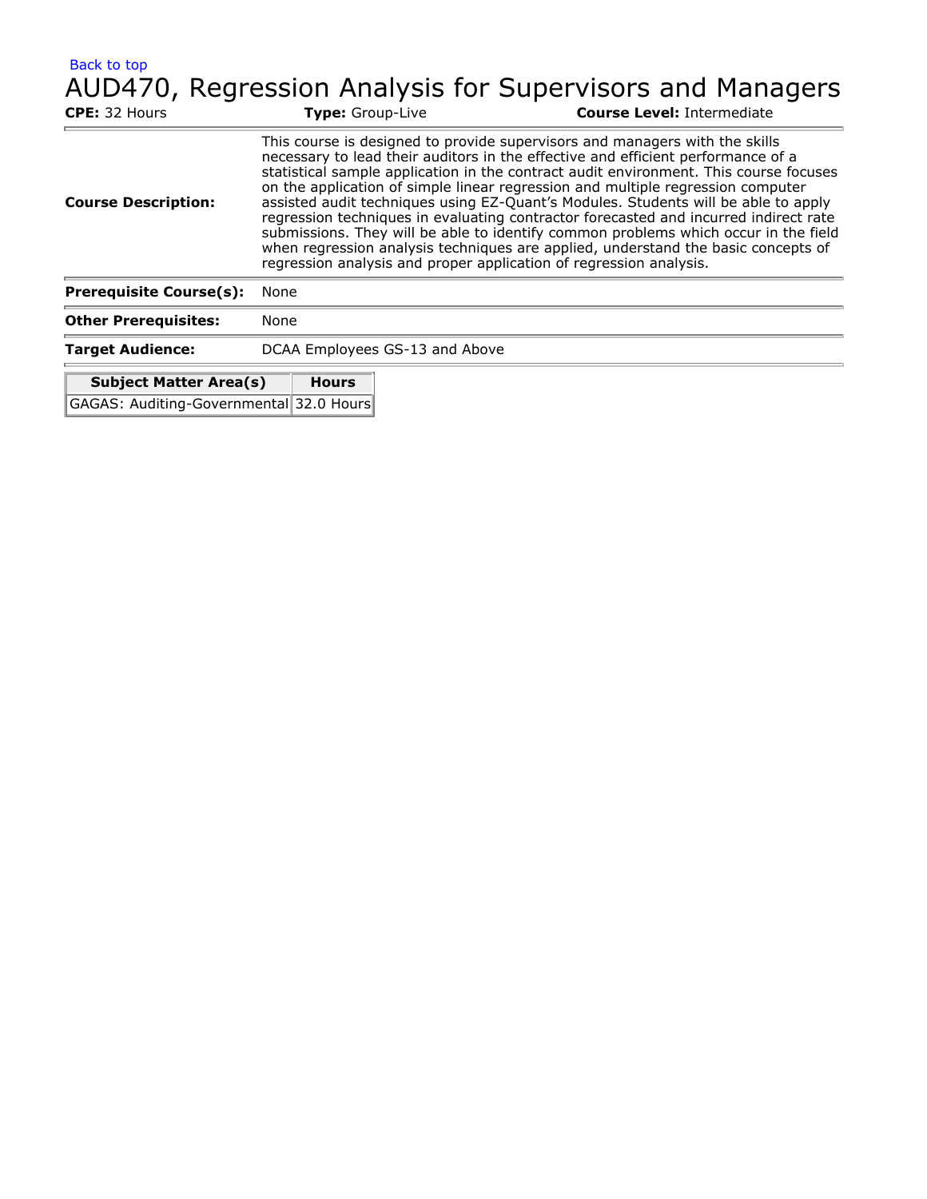Back to top

# AUD470, Regression Analysis for Supervisors and Managers

**CPE:** 32 Hours **Type:** Group-Live **Course Level:** Intermediate

| | |
|---|---|
| **Course Description:** | This course is designed to provide supervisors and managers with the skills necessary to lead their auditors in the effective and efficient performance of a statistical sample application in the contract audit environment. This course focuses on the application of simple linear regression and multiple regression computer assisted audit techniques using EZ-Quant's Modules. Students will be able to apply regression techniques in evaluating contractor forecasted and incurred indirect rate submissions. They will be able to identify common problems which occur in the field when regression analysis techniques are applied, understand the basic concepts of regression analysis and proper application of regression analysis. |
| **Prerequisite Course(s):** | None |
| **Other Prerequisites:** | None |
| **Target Audience:** | DCAA Employees GS-13 and Above |

| Subject Matter Area(s) | Hours |
|---|---|
| GAGAS: Auditing-Governmental | 32.0 Hours |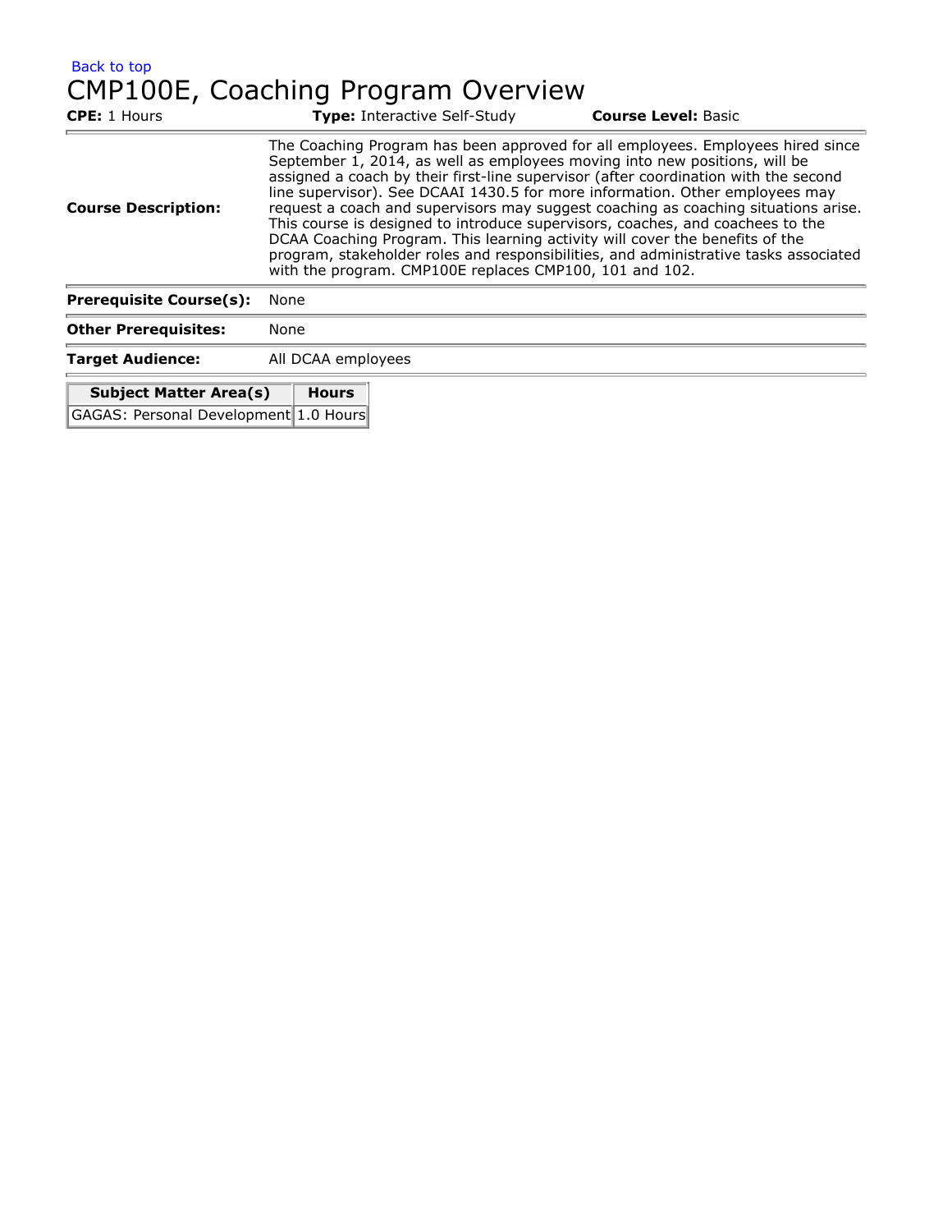Back to top

# CMP100E, Coaching Program Overview

**CPE:** 1 Hours **Type:** Interactive Self-Study **Course Level:** Basic

| | |
|---|---|
| **Course Description:** | The Coaching Program has been approved for all employees. Employees hired since September 1, 2014, as well as employees moving into new positions, will be assigned a coach by their first-line supervisor (after coordination with the second line supervisor). See DCAAI 1430.5 for more information. Other employees may request a coach and supervisors may suggest coaching as coaching situations arise. This course is designed to introduce supervisors, coaches, and coachees to the DCAA Coaching Program. This learning activity will cover the benefits of the program, stakeholder roles and responsibilities, and administrative tasks associated with the program. CMP100E replaces CMP100, 101 and 102. |
| **Prerequisite Course(s):** | None |
| **Other Prerequisites:** | None |
| **Target Audience:** | All DCAA employees |

| Subject Matter Area(s) | Hours |
|---|---|
| GAGAS: Personal Development | 1.0 Hours |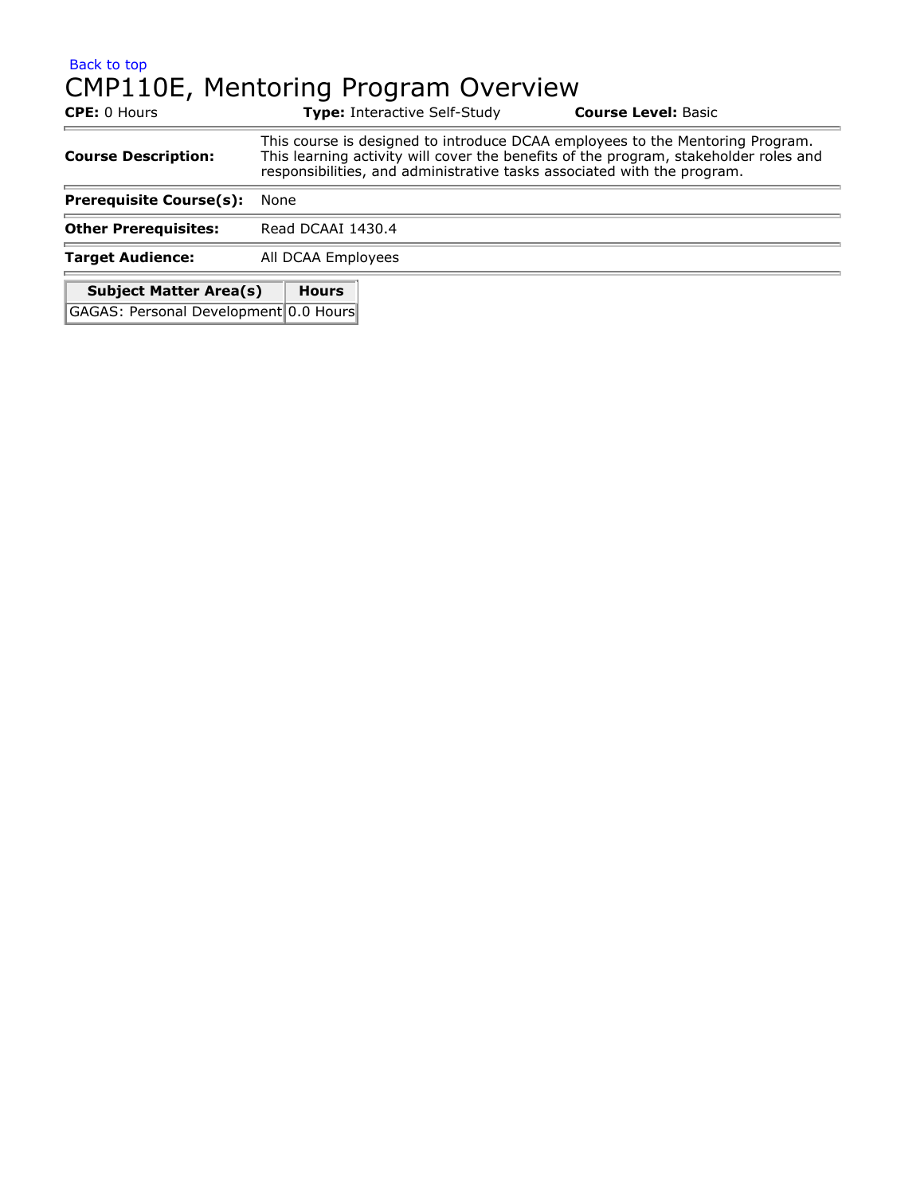Back to top

# CMP110E, Mentoring Program Overview

**CPE:** 0 Hours **Type:** Interactive Self-Study **Course Level:** Basic

| | |
|---|---|
| **Course Description:** | This course is designed to introduce DCAA employees to the Mentoring Program. This learning activity will cover the benefits of the program, stakeholder roles and responsibilities, and administrative tasks associated with the program. |
| **Prerequisite Course(s):** | None |
| **Other Prerequisites:** | Read DCAAI 1430.4 |
| **Target Audience:** | All DCAA Employees |

| Subject Matter Area(s) | Hours |
|---|---|
| GAGAS: Personal Development | 0.0 Hours |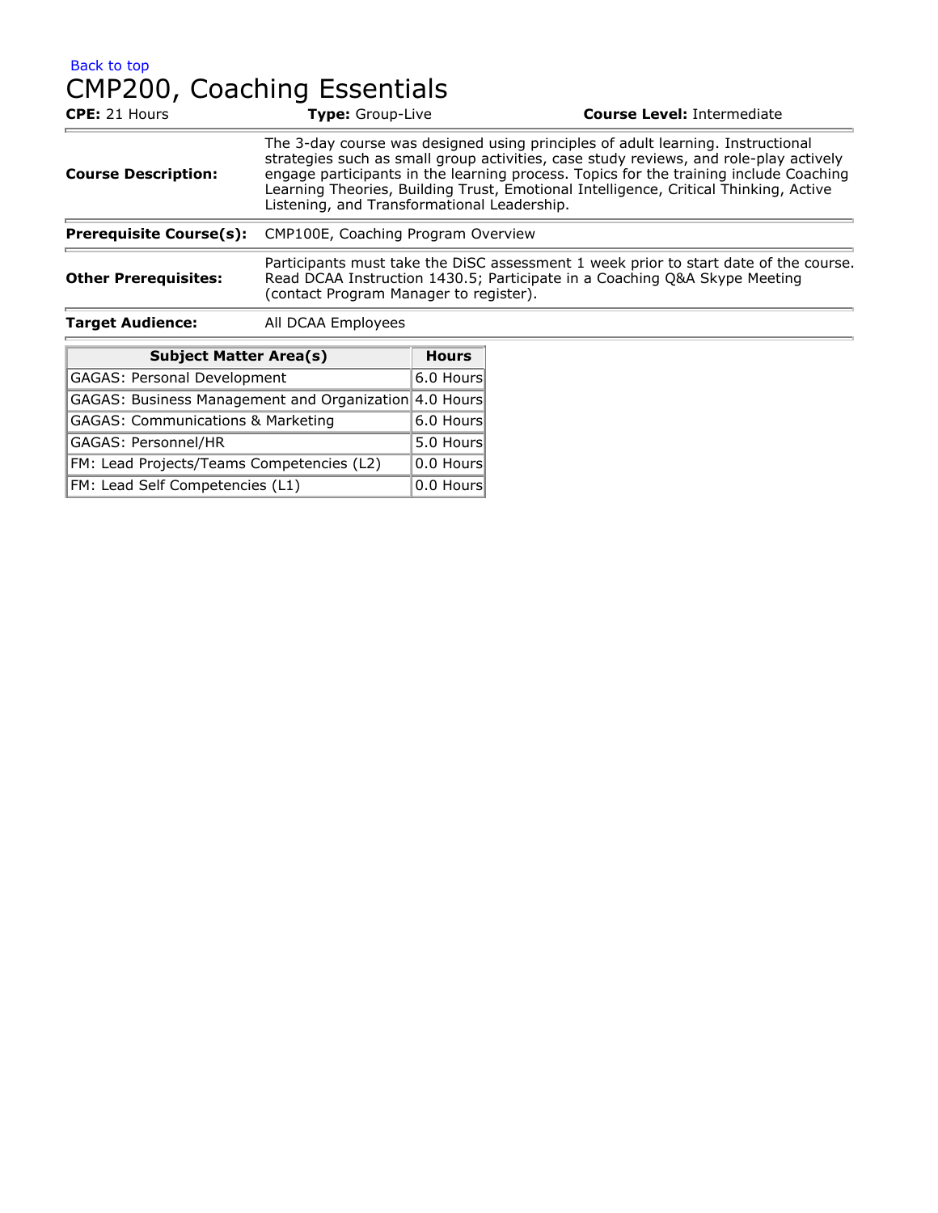Back to top

# CMP200, Coaching Essentials

**CPE:** 21 Hours **Type:** Group-Live **Course Level:** Intermediate

| | |
|---|---|
| **Course Description:** | The 3-day course was designed using principles of adult learning. Instructional strategies such as small group activities, case study reviews, and role-play actively engage participants in the learning process. Topics for the training include Coaching Learning Theories, Building Trust, Emotional Intelligence, Critical Thinking, Active Listening, and Transformational Leadership. |
| **Prerequisite Course(s):** | CMP100E, Coaching Program Overview |
| **Other Prerequisites:** | Participants must take the DiSC assessment 1 week prior to start date of the course. Read DCAA Instruction 1430.5; Participate in a Coaching Q&A Skype Meeting (contact Program Manager to register). |
| **Target Audience:** | All DCAA Employees |

| Subject Matter Area(s) | Hours |
|---|---|
| GAGAS: Personal Development | 6.0 Hours |
| GAGAS: Business Management and Organization | 4.0 Hours |
| GAGAS: Communications & Marketing | 6.0 Hours |
| GAGAS: Personnel/HR | 5.0 Hours |
| FM: Lead Projects/Teams Competencies (L2) | 0.0 Hours |
| FM: Lead Self Competencies (L1) | 0.0 Hours |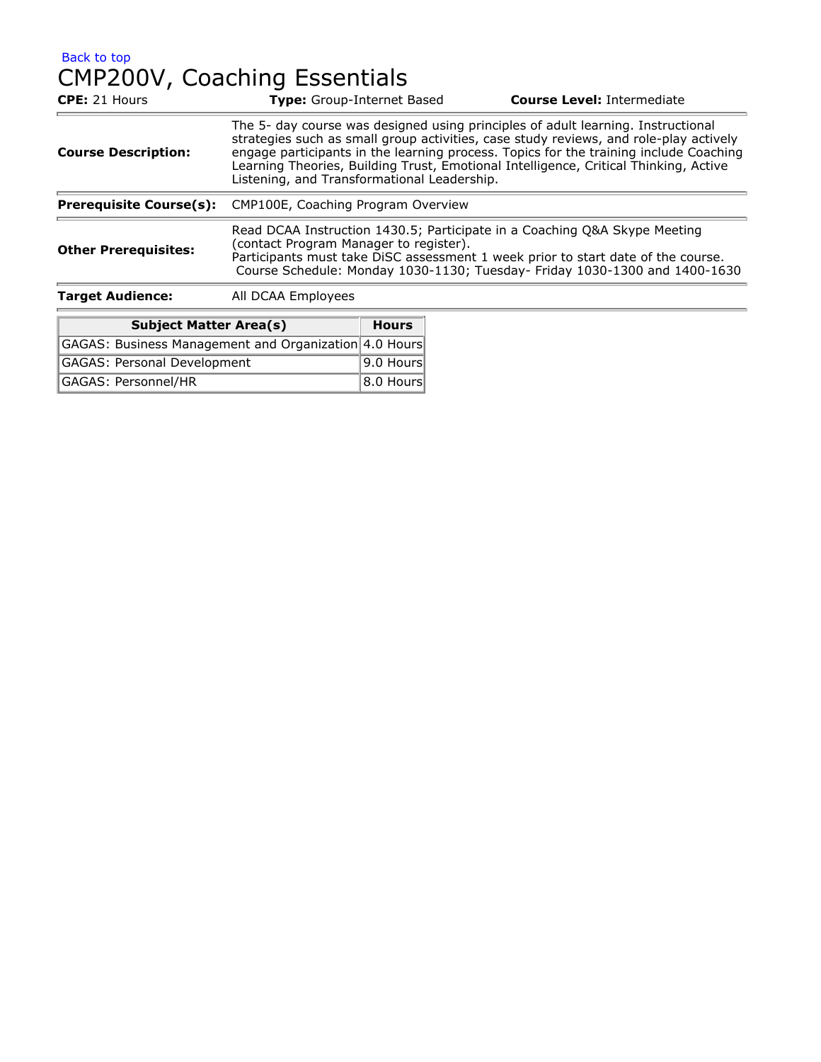Back to top

# CMP200V, Coaching Essentials

**CPE:** 21 Hours **Type:** Group-Internet Based **Course Level:** Intermediate

| | |
|---|---|
| **Course Description:** | The 5- day course was designed using principles of adult learning. Instructional strategies such as small group activities, case study reviews, and role-play actively engage participants in the learning process. Topics for the training include Coaching Learning Theories, Building Trust, Emotional Intelligence, Critical Thinking, Active Listening, and Transformational Leadership. |
| **Prerequisite Course(s):** | CMP100E, Coaching Program Overview |
| **Other Prerequisites:** | Read DCAA Instruction 1430.5; Participate in a Coaching Q&A Skype Meeting (contact Program Manager to register). Participants must take DiSC assessment 1 week prior to start date of the course. Course Schedule: Monday 1030-1130; Tuesday- Friday 1030-1300 and 1400-1630 |
| **Target Audience:** | All DCAA Employees |

| Subject Matter Area(s) | Hours |
|---|---|
| GAGAS: Business Management and Organization | 4.0 Hours |
| GAGAS: Personal Development | 9.0 Hours |
| GAGAS: Personnel/HR | 8.0 Hours |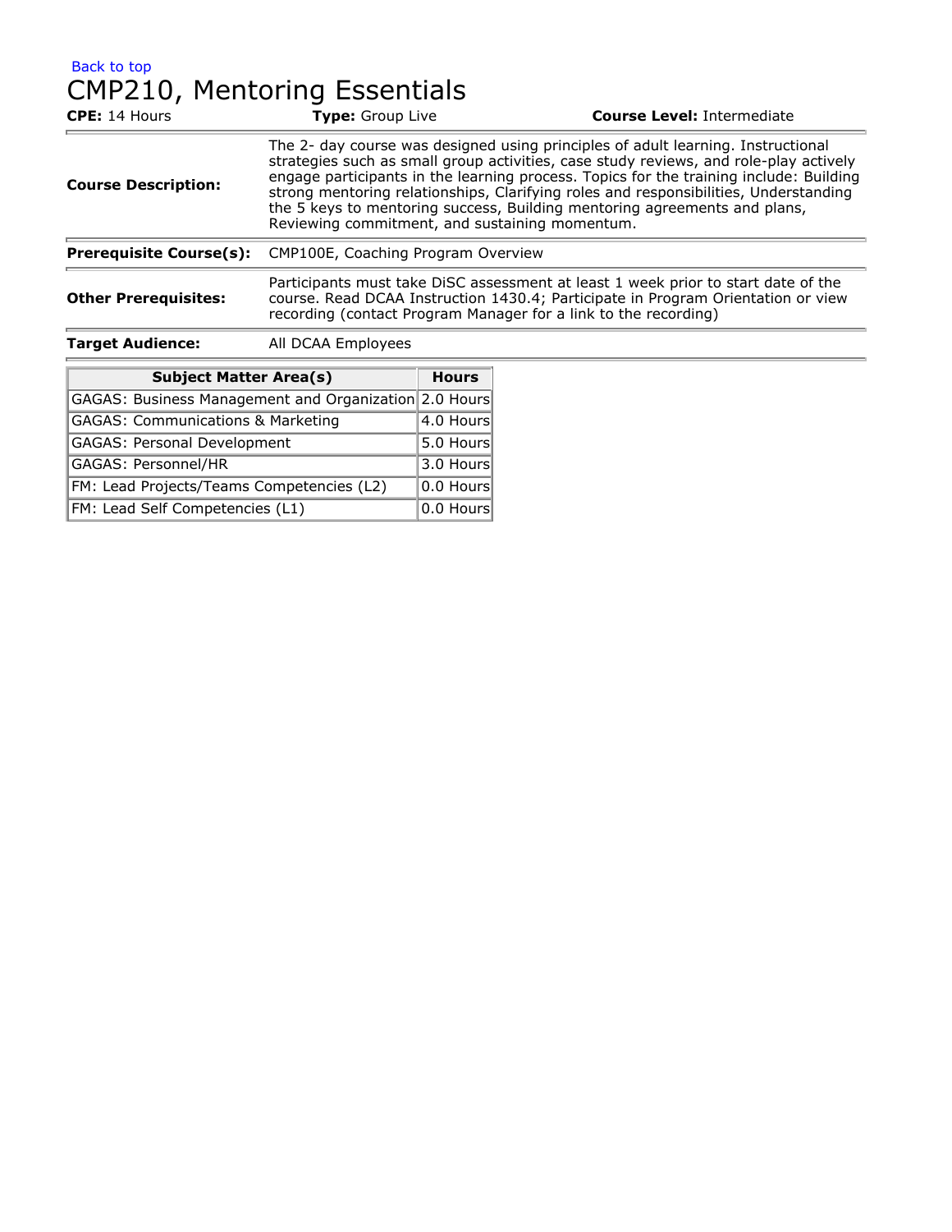Back to top

# CMP210, Mentoring Essentials

**CPE:** 14 Hours **Type:** Group Live **Course Level:** Intermediate

| | |
|---|---|
| **Course Description:** | The 2- day course was designed using principles of adult learning. Instructional strategies such as small group activities, case study reviews, and role-play actively engage participants in the learning process. Topics for the training include: Building strong mentoring relationships, Clarifying roles and responsibilities, Understanding the 5 keys to mentoring success, Building mentoring agreements and plans, Reviewing commitment, and sustaining momentum. |
| **Prerequisite Course(s):** | CMP100E, Coaching Program Overview |
| **Other Prerequisites:** | Participants must take DiSC assessment at least 1 week prior to start date of the course. Read DCAA Instruction 1430.4; Participate in Program Orientation or view recording (contact Program Manager for a link to the recording) |
| **Target Audience:** | All DCAA Employees |

| Subject Matter Area(s) | Hours |
|---|---|
| GAGAS: Business Management and Organization | 2.0 Hours |
| GAGAS: Communications & Marketing | 4.0 Hours |
| GAGAS: Personal Development | 5.0 Hours |
| GAGAS: Personnel/HR | 3.0 Hours |
| FM: Lead Projects/Teams Competencies (L2) | 0.0 Hours |
| FM: Lead Self Competencies (L1) | 0.0 Hours |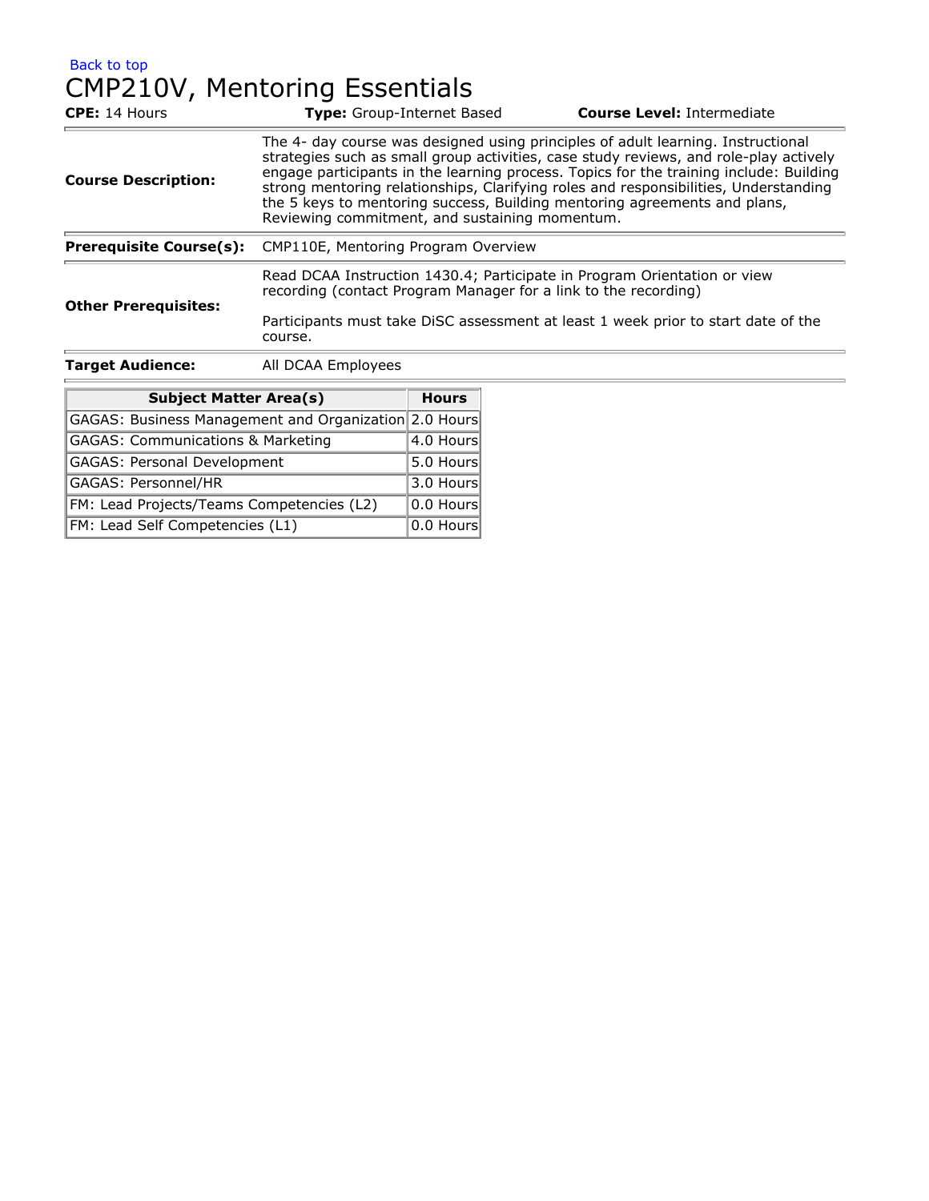Back to top

# CMP210V, Mentoring Essentials

**CPE:** 14 Hours **Type:** Group-Internet Based **Course Level:** Intermediate

| | |
|---|---|
| **Course Description:** | The 4- day course was designed using principles of adult learning. Instructional strategies such as small group activities, case study reviews, and role-play actively engage participants in the learning process. Topics for the training include: Building strong mentoring relationships, Clarifying roles and responsibilities, Understanding the 5 keys to mentoring success, Building mentoring agreements and plans, Reviewing commitment, and sustaining momentum. |
| **Prerequisite Course(s):** | CMP110E, Mentoring Program Overview |
| **Other Prerequisites:** | Read DCAA Instruction 1430.4; Participate in Program Orientation or view recording (contact Program Manager for a link to the recording)<br><br>Participants must take DiSC assessment at least 1 week prior to start date of the course. |
| **Target Audience:** | All DCAA Employees |

| Subject Matter Area(s) | Hours |
|---|---|
| GAGAS: Business Management and Organization | 2.0 Hours |
| GAGAS: Communications & Marketing | 4.0 Hours |
| GAGAS: Personal Development | 5.0 Hours |
| GAGAS: Personnel/HR | 3.0 Hours |
| FM: Lead Projects/Teams Competencies (L2) | 0.0 Hours |
| FM: Lead Self Competencies (L1) | 0.0 Hours |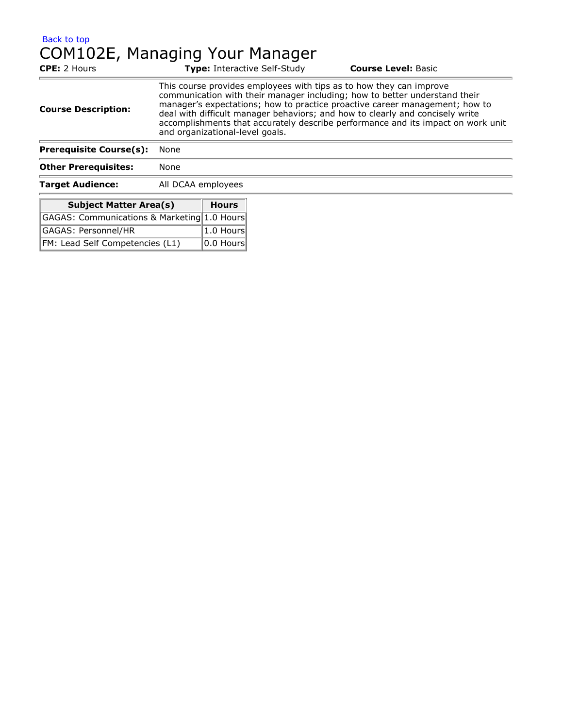Back to top

# COM102E, Managing Your Manager

**CPE:** 2 Hours **Type:** Interactive Self-Study **Course Level:** Basic

| | |
|---|---|
| **Course Description:** | This course provides employees with tips as to how they can improve communication with their manager including; how to better understand their manager's expectations; how to practice proactive career management; how to deal with difficult manager behaviors; and how to clearly and concisely write accomplishments that accurately describe performance and its impact on work unit and organizational-level goals. |
| **Prerequisite Course(s):** | None |
| **Other Prerequisites:** | None |
| **Target Audience:** | All DCAA employees |

| Subject Matter Area(s) | Hours |
|---|---|
| GAGAS: Communications & Marketing | 1.0 Hours |
| GAGAS: Personnel/HR | 1.0 Hours |
| FM: Lead Self Competencies (L1) | 0.0 Hours |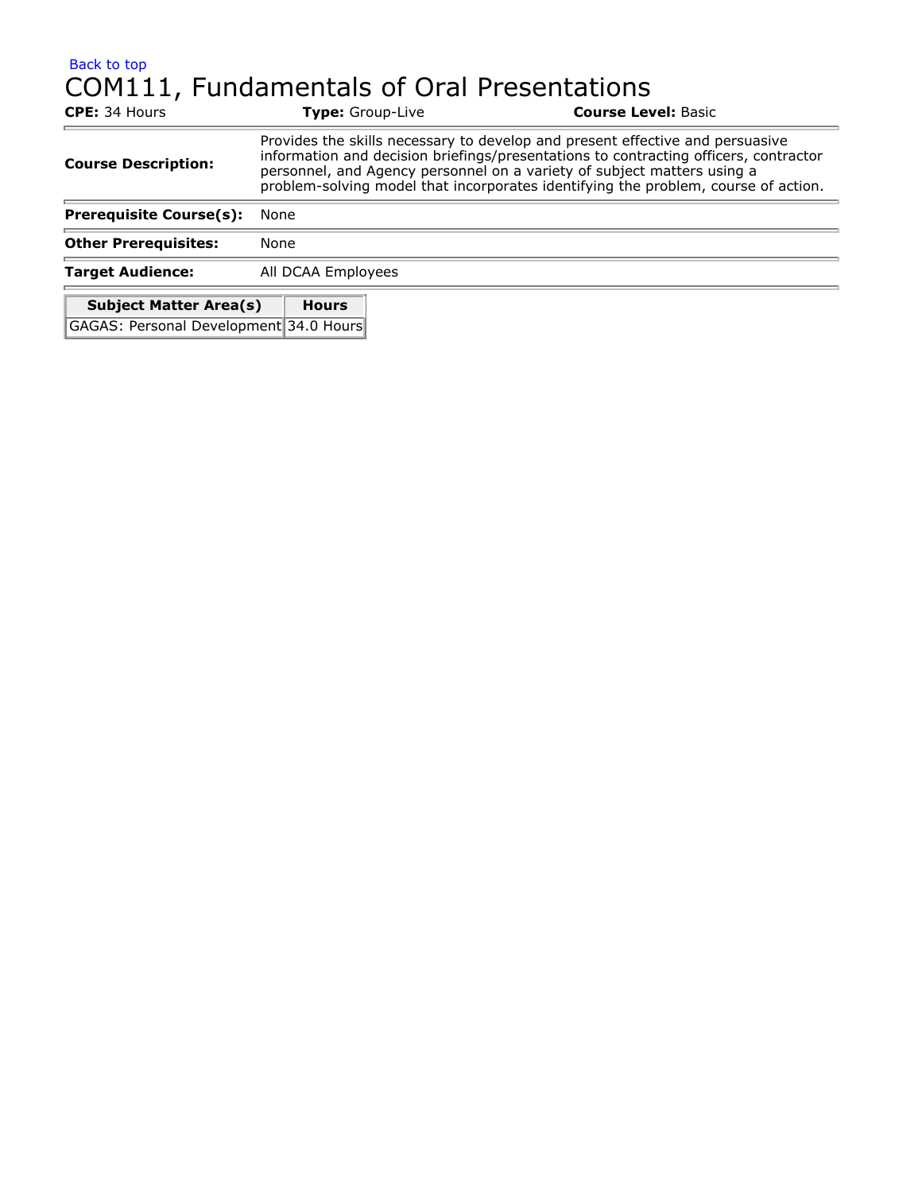Back to top

# COM111, Fundamentals of Oral Presentations

**CPE:** 34 Hours **Type:** Group-Live **Course Level:** Basic

| | |
|---|---|
| **Course Description:** | Provides the skills necessary to develop and present effective and persuasive information and decision briefings/presentations to contracting officers, contractor personnel, and Agency personnel on a variety of subject matters using a problem-solving model that incorporates identifying the problem, course of action. |
| **Prerequisite Course(s):** | None |
| **Other Prerequisites:** | None |
| **Target Audience:** | All DCAA Employees |

| Subject Matter Area(s) | Hours |
|---|---|
| GAGAS: Personal Development | 34.0 Hours |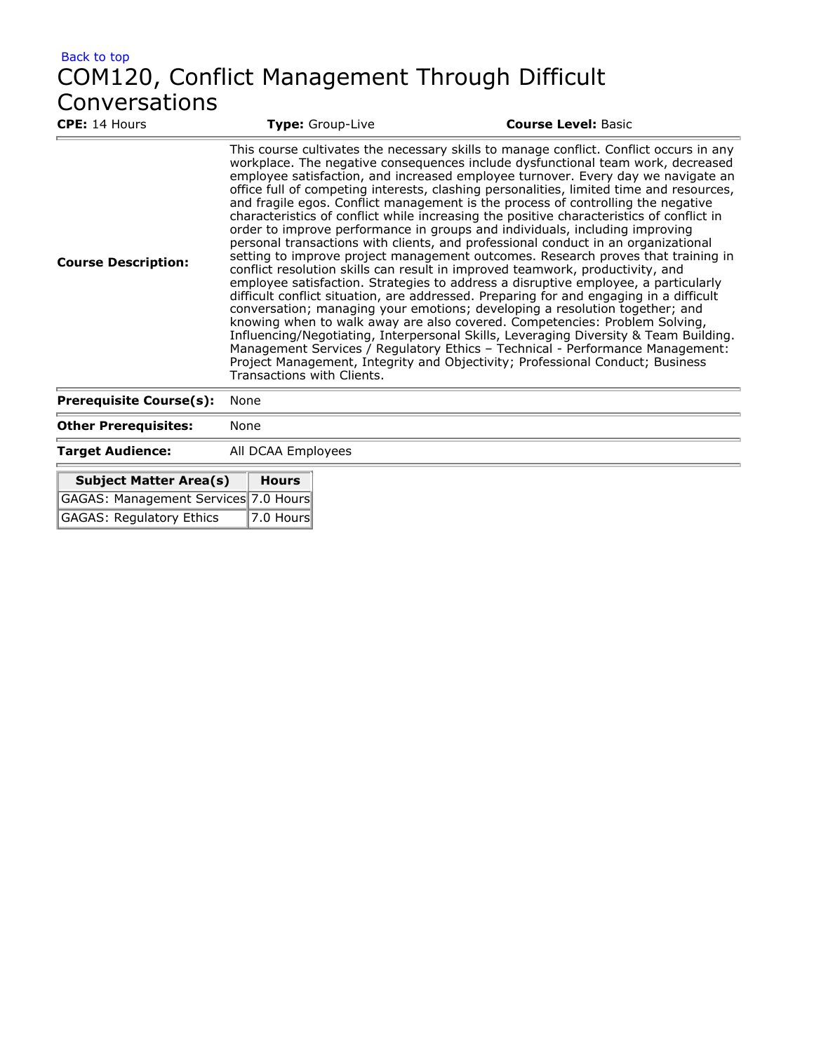Back to top

# COM120, Conflict Management Through Difficult Conversations

**CPE:** 14 Hours | **Type:** Group-Live | **Course Level:** Basic

| | |
|---|---|
| **Course Description:** | This course cultivates the necessary skills to manage conflict. Conflict occurs in any workplace. The negative consequences include dysfunctional team work, decreased employee satisfaction, and increased employee turnover. Every day we navigate an office full of competing interests, clashing personalities, limited time and resources, and fragile egos. Conflict management is the process of controlling the negative characteristics of conflict while increasing the positive characteristics of conflict in order to improve performance in groups and individuals, including improving personal transactions with clients, and professional conduct in an organizational setting to improve project management outcomes. Research proves that training in conflict resolution skills can result in improved teamwork, productivity, and employee satisfaction. Strategies to address a disruptive employee, a particularly difficult conflict situation, are addressed. Preparing for and engaging in a difficult conversation; managing your emotions; developing a resolution together; and knowing when to walk away are also covered. Competencies: Problem Solving, Influencing/Negotiating, Interpersonal Skills, Leveraging Diversity & Team Building. Management Services / Regulatory Ethics – Technical - Performance Management: Project Management, Integrity and Objectivity; Professional Conduct; Business Transactions with Clients. |
| **Prerequisite Course(s):** | None |
| **Other Prerequisites:** | None |
| **Target Audience:** | All DCAA Employees |

| Subject Matter Area(s) | Hours |
|---|---|
| GAGAS: Management Services | 7.0 Hours |
| GAGAS: Regulatory Ethics | 7.0 Hours |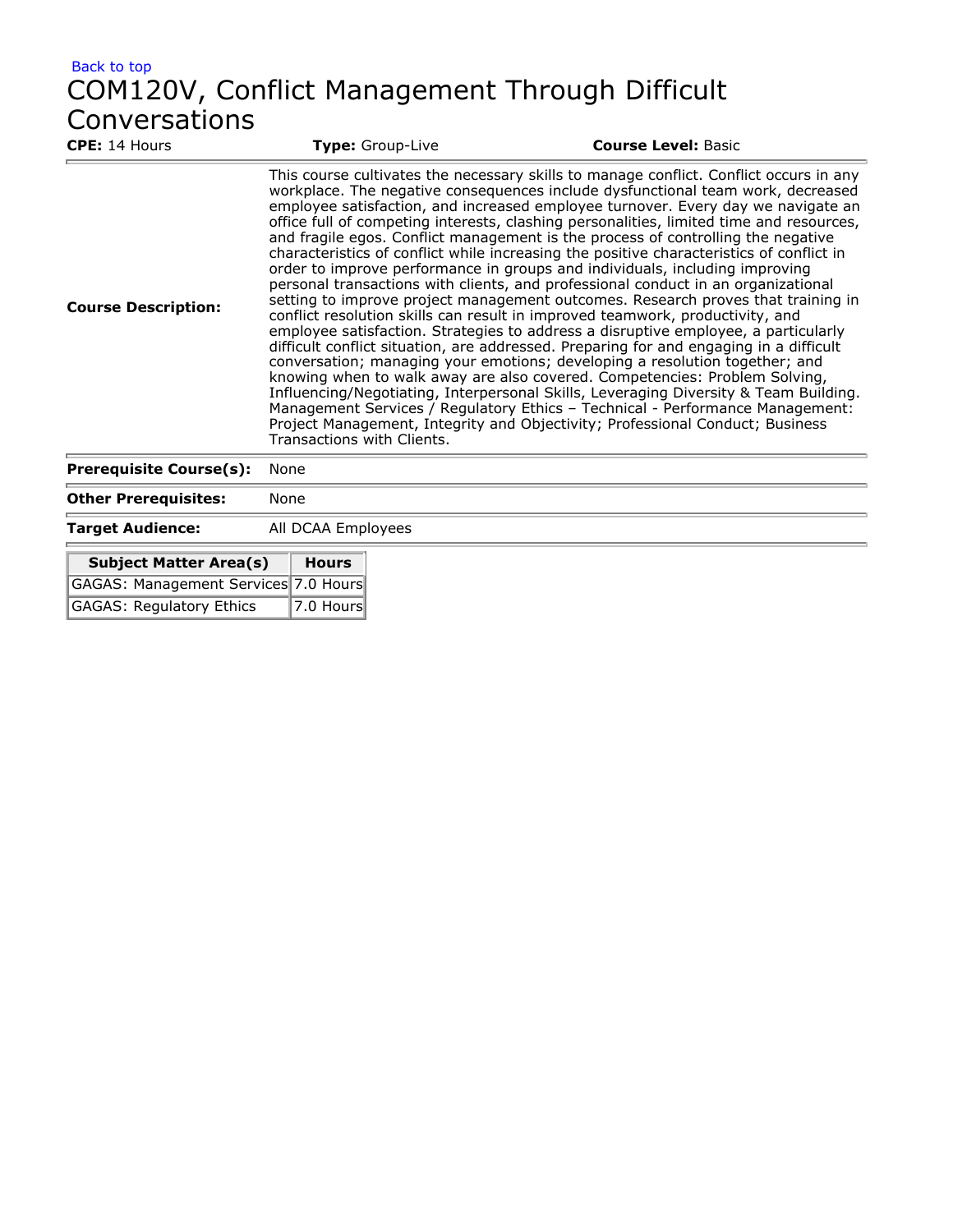Back to top

# COM120V, Conflict Management Through Difficult Conversations

**CPE:** 14 Hours **Type:** Group-Live **Course Level:** Basic

| | |
|---|---|
| **Course Description:** | This course cultivates the necessary skills to manage conflict. Conflict occurs in any workplace. The negative consequences include dysfunctional team work, decreased employee satisfaction, and increased employee turnover. Every day we navigate an office full of competing interests, clashing personalities, limited time and resources, and fragile egos. Conflict management is the process of controlling the negative characteristics of conflict while increasing the positive characteristics of conflict in order to improve performance in groups and individuals, including improving personal transactions with clients, and professional conduct in an organizational setting to improve project management outcomes. Research proves that training in conflict resolution skills can result in improved teamwork, productivity, and employee satisfaction. Strategies to address a disruptive employee, a particularly difficult conflict situation, are addressed. Preparing for and engaging in a difficult conversation; managing your emotions; developing a resolution together; and knowing when to walk away are also covered. Competencies: Problem Solving, Influencing/Negotiating, Interpersonal Skills, Leveraging Diversity & Team Building. Management Services / Regulatory Ethics – Technical - Performance Management: Project Management, Integrity and Objectivity; Professional Conduct; Business Transactions with Clients. |
| **Prerequisite Course(s):** | None |
| **Other Prerequisites:** | None |
| **Target Audience:** | All DCAA Employees |

| Subject Matter Area(s) | Hours |
|---|---|
| GAGAS: Management Services | 7.0 Hours |
| GAGAS: Regulatory Ethics | 7.0 Hours |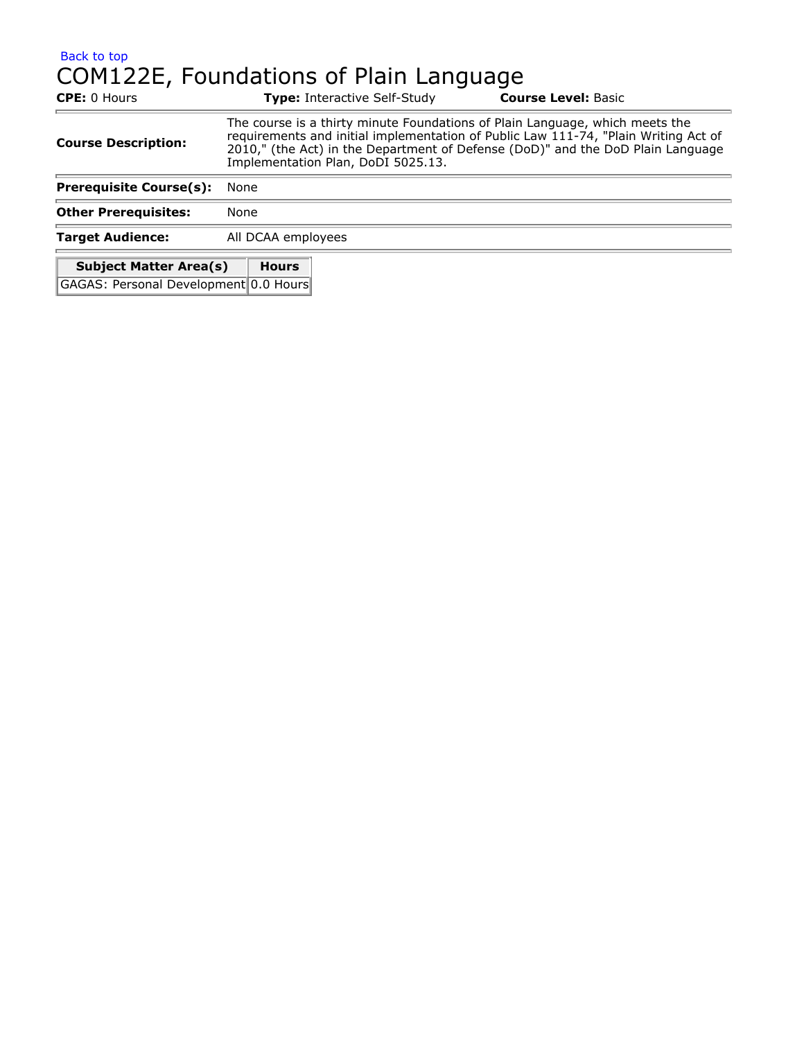Back to top

# COM122E, Foundations of Plain Language

**CPE:** 0 Hours **Type:** Interactive Self-Study **Course Level:** Basic

| | |
|---|---|
| **Course Description:** | The course is a thirty minute Foundations of Plain Language, which meets the requirements and initial implementation of Public Law 111-74, "Plain Writing Act of 2010," (the Act) in the Department of Defense (DoD)" and the DoD Plain Language Implementation Plan, DoDI 5025.13. |
| **Prerequisite Course(s):** | None |
| **Other Prerequisites:** | None |
| **Target Audience:** | All DCAA employees |

| Subject Matter Area(s) | Hours |
|---|---|
| GAGAS: Personal Development | 0.0 Hours |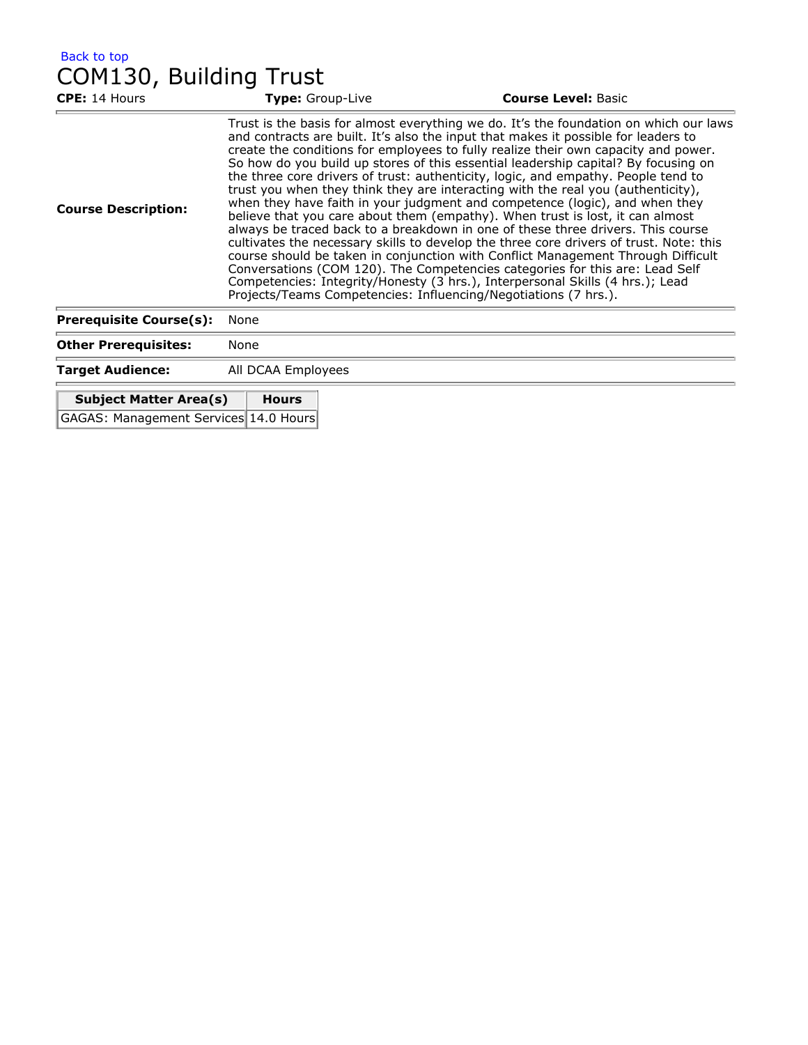Back to top

# COM130, Building Trust

**CPE:** 14 Hours **Type:** Group-Live **Course Level:** Basic

| | |
|---|---|
| **Course Description:** | Trust is the basis for almost everything we do. It's the foundation on which our laws and contracts are built. It's also the input that makes it possible for leaders to create the conditions for employees to fully realize their own capacity and power. So how do you build up stores of this essential leadership capital? By focusing on the three core drivers of trust: authenticity, logic, and empathy. People tend to trust you when they think they are interacting with the real you (authenticity), when they have faith in your judgment and competence (logic), and when they believe that you care about them (empathy). When trust is lost, it can almost always be traced back to a breakdown in one of these three drivers. This course cultivates the necessary skills to develop the three core drivers of trust. Note: this course should be taken in conjunction with Conflict Management Through Difficult Conversations (COM 120). The Competencies categories for this are: Lead Self Competencies: Integrity/Honesty (3 hrs.), Interpersonal Skills (4 hrs.); Lead Projects/Teams Competencies: Influencing/Negotiations (7 hrs.). |
| **Prerequisite Course(s):** | None |
| **Other Prerequisites:** | None |
| **Target Audience:** | All DCAA Employees |

| Subject Matter Area(s) | Hours |
|---|---|
| GAGAS: Management Services | 14.0 Hours |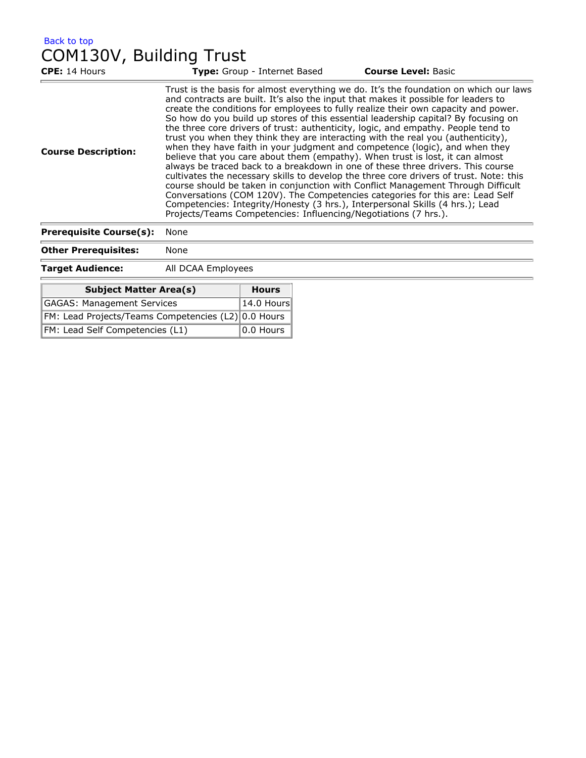Back to top

# COM130V, Building Trust

**CPE:** 14 Hours **Type:** Group - Internet Based **Course Level:** Basic

| | |
|---|---|
| **Course Description:** | Trust is the basis for almost everything we do. It's the foundation on which our laws and contracts are built. It's also the input that makes it possible for leaders to create the conditions for employees to fully realize their own capacity and power. So how do you build up stores of this essential leadership capital? By focusing on the three core drivers of trust: authenticity, logic, and empathy. People tend to trust you when they think they are interacting with the real you (authenticity), when they have faith in your judgment and competence (logic), and when they believe that you care about them (empathy). When trust is lost, it can almost always be traced back to a breakdown in one of these three drivers. This course cultivates the necessary skills to develop the three core drivers of trust. Note: this course should be taken in conjunction with Conflict Management Through Difficult Conversations (COM 120V). The Competencies categories for this are: Lead Self Competencies: Integrity/Honesty (3 hrs.), Interpersonal Skills (4 hrs.); Lead Projects/Teams Competencies: Influencing/Negotiations (7 hrs.). |
| **Prerequisite Course(s):** | None |
| **Other Prerequisites:** | None |
| **Target Audience:** | All DCAA Employees |

| Subject Matter Area(s) | Hours |
|---|---|
| GAGAS: Management Services | 14.0 Hours |
| FM: Lead Projects/Teams Competencies (L2) | 0.0 Hours |
| FM: Lead Self Competencies (L1) | 0.0 Hours |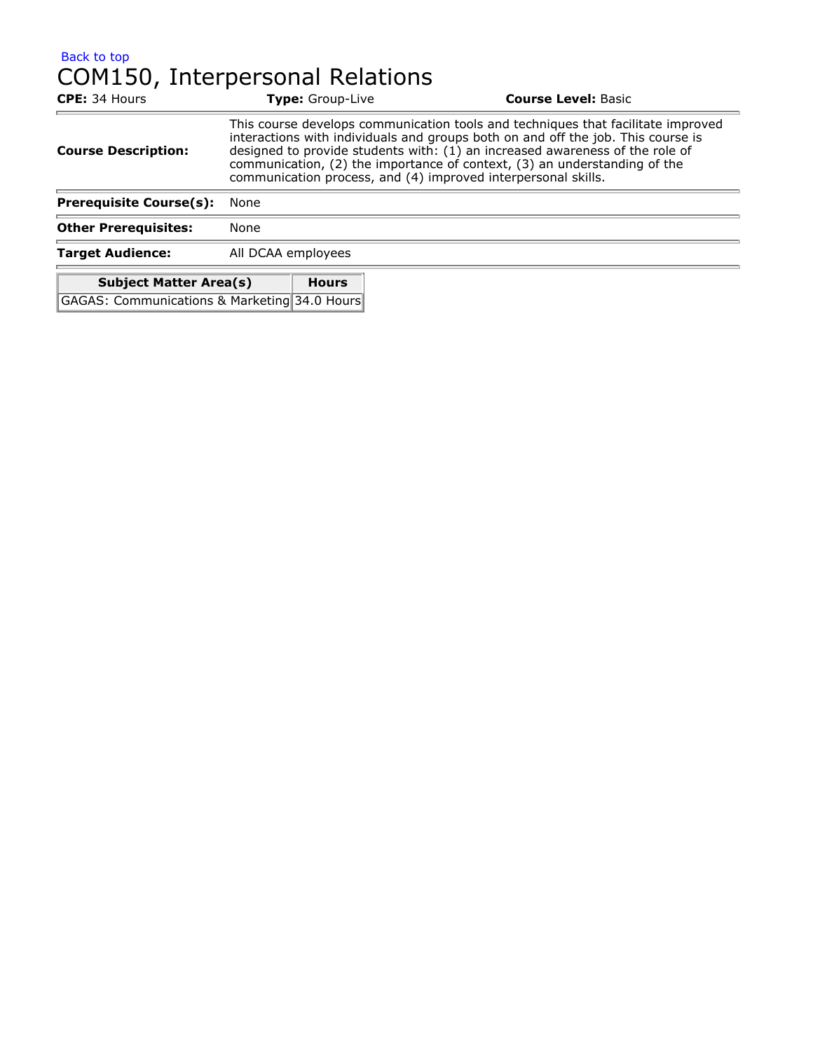Back to top

# COM150, Interpersonal Relations

**CPE:** 34 Hours **Type:** Group-Live **Course Level:** Basic

| | |
|---|---|
| **Course Description:** | This course develops communication tools and techniques that facilitate improved interactions with individuals and groups both on and off the job. This course is designed to provide students with: (1) an increased awareness of the role of communication, (2) the importance of context, (3) an understanding of the communication process, and (4) improved interpersonal skills. |
| **Prerequisite Course(s):** | None |
| **Other Prerequisites:** | None |
| **Target Audience:** | All DCAA employees |

| Subject Matter Area(s) | Hours |
|---|---|
| GAGAS: Communications & Marketing | 34.0 Hours |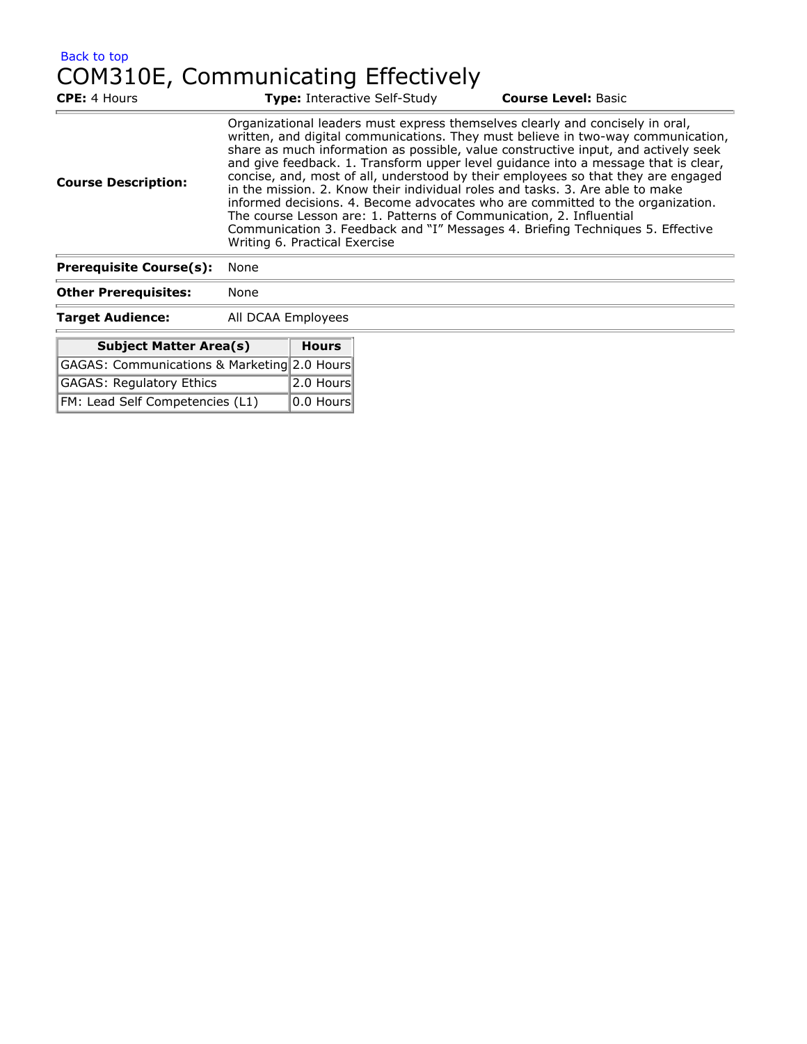Back to top

# COM310E, Communicating Effectively

**CPE:** 4 Hours **Type:** Interactive Self-Study **Course Level:** Basic

| | |
|---|---|
| **Course Description:** | Organizational leaders must express themselves clearly and concisely in oral, written, and digital communications. They must believe in two-way communication, share as much information as possible, value constructive input, and actively seek and give feedback. 1. Transform upper level guidance into a message that is clear, concise, and, most of all, understood by their employees so that they are engaged in the mission. 2. Know their individual roles and tasks. 3. Are able to make informed decisions. 4. Become advocates who are committed to the organization. The course Lesson are: 1. Patterns of Communication, 2. Influential Communication 3. Feedback and "I" Messages 4. Briefing Techniques 5. Effective Writing 6. Practical Exercise |
| **Prerequisite Course(s):** | None |
| **Other Prerequisites:** | None |
| **Target Audience:** | All DCAA Employees |

| Subject Matter Area(s) | Hours |
|---|---|
| GAGAS: Communications & Marketing | 2.0 Hours |
| GAGAS: Regulatory Ethics | 2.0 Hours |
| FM: Lead Self Competencies (L1) | 0.0 Hours |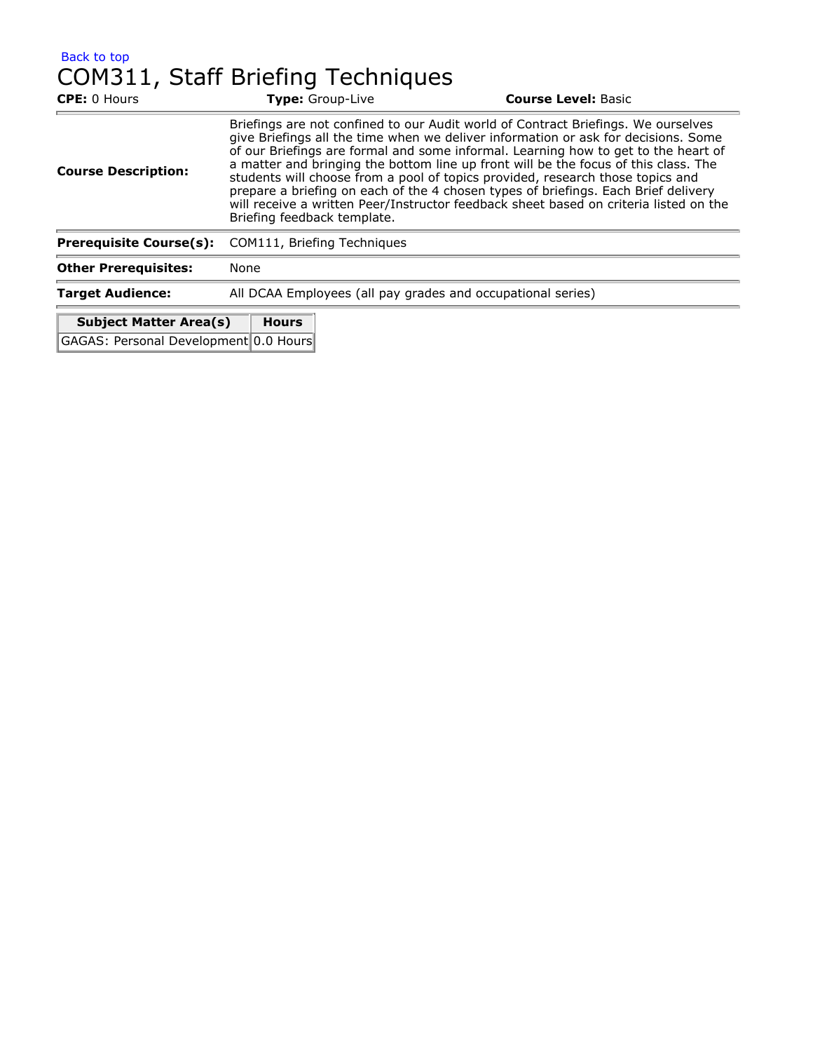Back to top

# COM311, Staff Briefing Techniques

**CPE:** 0 Hours **Type:** Group-Live **Course Level:** Basic

| | |
|---|---|
| **Course Description:** | Briefings are not confined to our Audit world of Contract Briefings. We ourselves give Briefings all the time when we deliver information or ask for decisions. Some of our Briefings are formal and some informal. Learning how to get to the heart of a matter and bringing the bottom line up front will be the focus of this class. The students will choose from a pool of topics provided, research those topics and prepare a briefing on each of the 4 chosen types of briefings. Each Brief delivery will receive a written Peer/Instructor feedback sheet based on criteria listed on the Briefing feedback template. |
| **Prerequisite Course(s):** | COM111, Briefing Techniques |
| **Other Prerequisites:** | None |
| **Target Audience:** | All DCAA Employees (all pay grades and occupational series) |

| Subject Matter Area(s) | Hours |
|---|---|
| GAGAS: Personal Development | 0.0 Hours |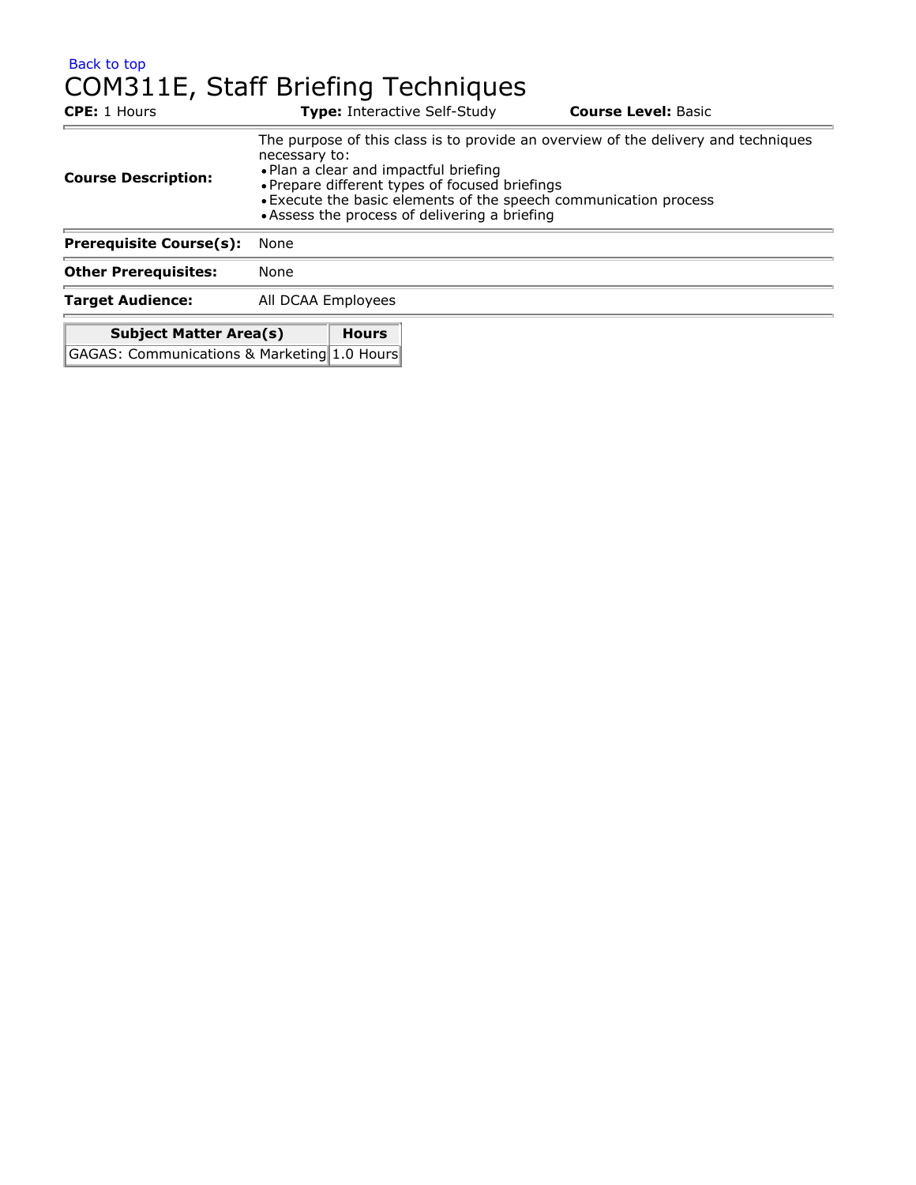Back to top

# COM311E, Staff Briefing Techniques

**CPE:** 1 Hours **Type:** Interactive Self-Study **Course Level:** Basic

**Course Description:** The purpose of this class is to provide an overview of the delivery and techniques necessary to:

- Plan a clear and impactful briefing
- Prepare different types of focused briefings
- Execute the basic elements of the speech communication process
- Assess the process of delivering a briefing

**Prerequisite Course(s):** None

**Other Prerequisites:** None

**Target Audience:** All DCAA Employees

| Subject Matter Area(s) | Hours |
| --- | --- |
| GAGAS: Communications & Marketing | 1.0 Hours |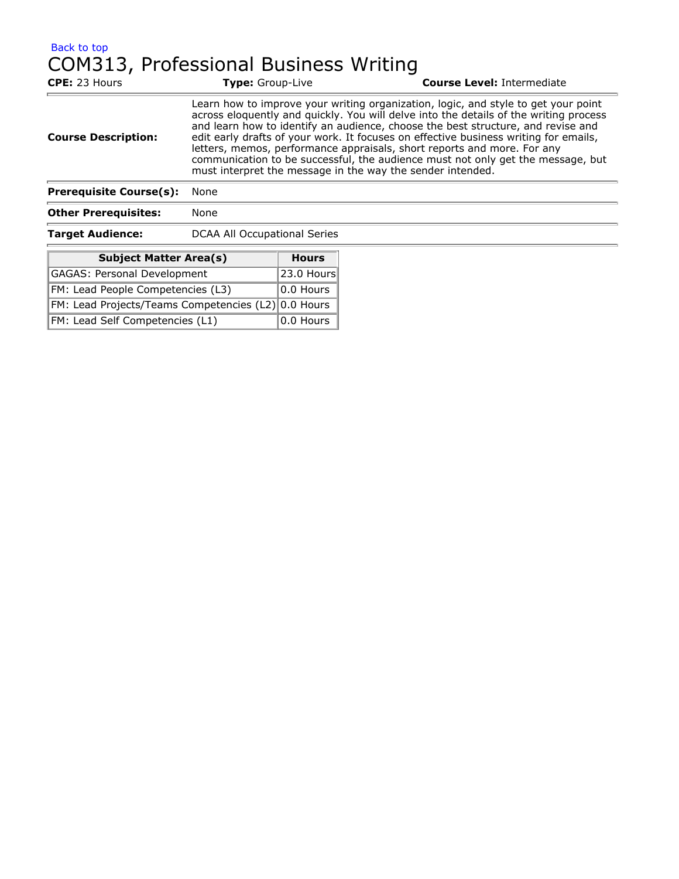Back to top

# COM313, Professional Business Writing

**CPE:** 23 Hours **Type:** Group-Live **Course Level:** Intermediate

| | |
|---|---|
| **Course Description:** | Learn how to improve your writing organization, logic, and style to get your point across eloquently and quickly. You will delve into the details of the writing process and learn how to identify an audience, choose the best structure, and revise and edit early drafts of your work. It focuses on effective business writing for emails, letters, memos, performance appraisals, short reports and more. For any communication to be successful, the audience must not only get the message, but must interpret the message in the way the sender intended. |
| **Prerequisite Course(s):** | None |
| **Other Prerequisites:** | None |
| **Target Audience:** | DCAA All Occupational Series |

| Subject Matter Area(s) | Hours |
|---|---|
| GAGAS: Personal Development | 23.0 Hours |
| FM: Lead People Competencies (L3) | 0.0 Hours |
| FM: Lead Projects/Teams Competencies (L2) | 0.0 Hours |
| FM: Lead Self Competencies (L1) | 0.0 Hours |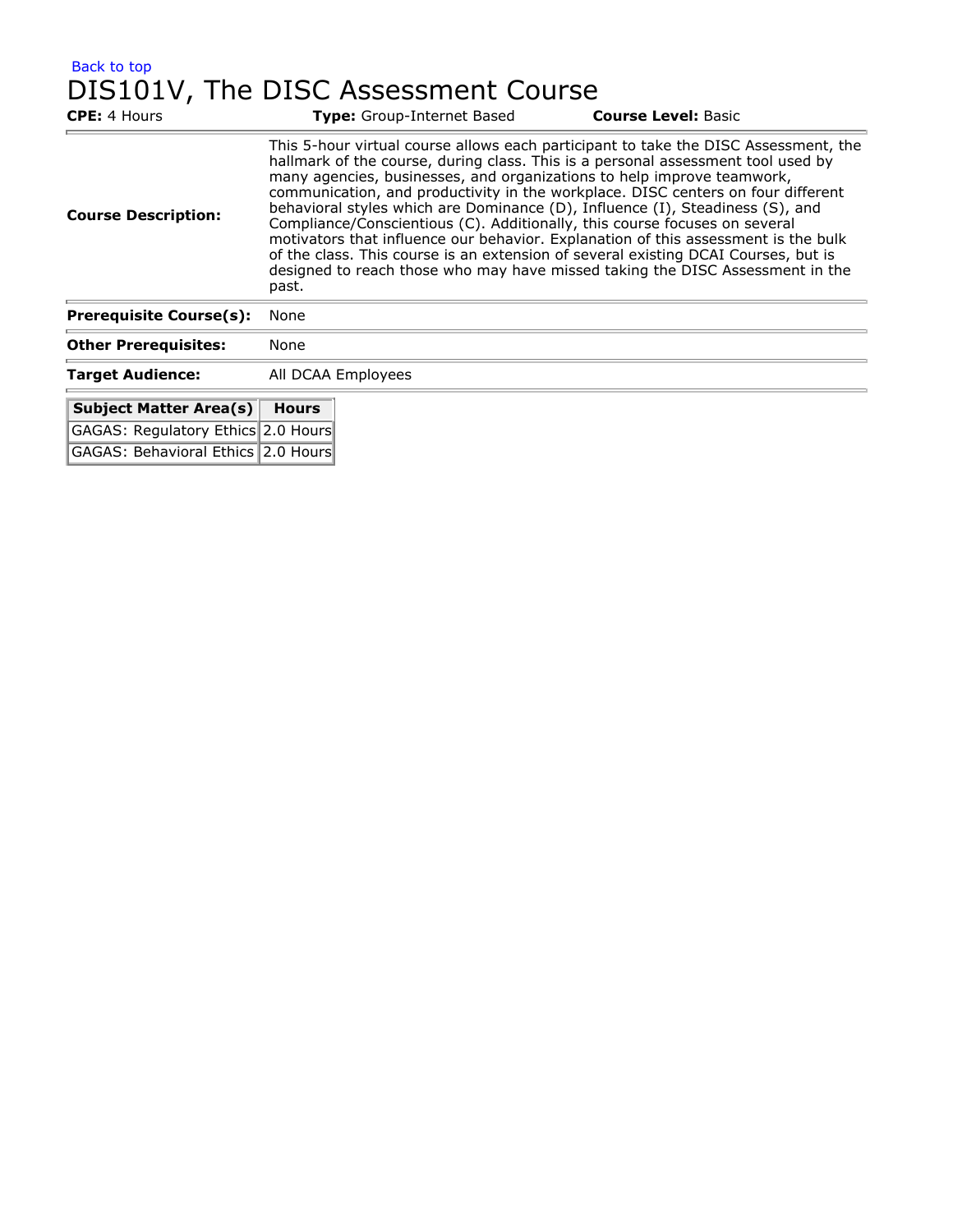Back to top

# DIS101V, The DISC Assessment Course

**CPE:** 4 Hours **Type:** Group-Internet Based **Course Level:** Basic

| | |
|---|---|
| **Course Description:** | This 5-hour virtual course allows each participant to take the DISC Assessment, the hallmark of the course, during class. This is a personal assessment tool used by many agencies, businesses, and organizations to help improve teamwork, communication, and productivity in the workplace. DISC centers on four different behavioral styles which are Dominance (D), Influence (I), Steadiness (S), and Compliance/Conscientious (C). Additionally, this course focuses on several motivators that influence our behavior. Explanation of this assessment is the bulk of the class. This course is an extension of several existing DCAI Courses, but is designed to reach those who may have missed taking the DISC Assessment in the past. |
| **Prerequisite Course(s):** | None |
| **Other Prerequisites:** | None |
| **Target Audience:** | All DCAA Employees |

| Subject Matter Area(s) | Hours |
|---|---|
| GAGAS: Regulatory Ethics | 2.0 Hours |
| GAGAS: Behavioral Ethics | 2.0 Hours |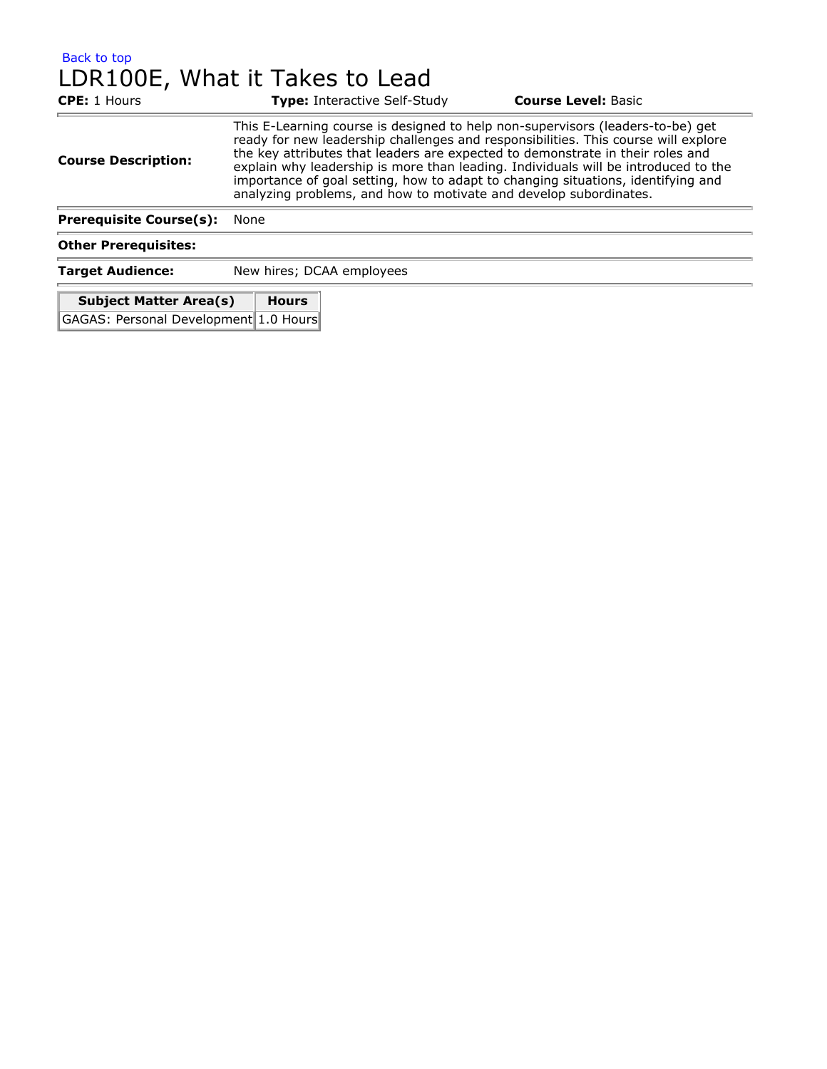Back to top

# LDR100E, What it Takes to Lead

**CPE:** 1 Hours **Type:** Interactive Self-Study **Course Level:** Basic

| | |
|---|---|
| **Course Description:** | This E-Learning course is designed to help non-supervisors (leaders-to-be) get ready for new leadership challenges and responsibilities. This course will explore the key attributes that leaders are expected to demonstrate in their roles and explain why leadership is more than leading. Individuals will be introduced to the importance of goal setting, how to adapt to changing situations, identifying and analyzing problems, and how to motivate and develop subordinates. |
| **Prerequisite Course(s):** | None |
| **Other Prerequisites:** | |
| **Target Audience:** | New hires; DCAA employees |

| Subject Matter Area(s) | Hours |
|---|---|
| GAGAS: Personal Development | 1.0 Hours |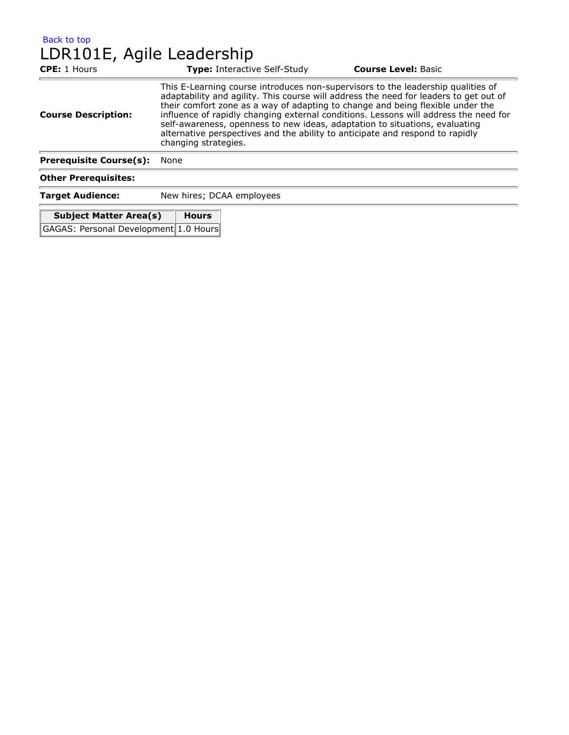Back to top

# LDR101E, Agile Leadership

**CPE:** 1 Hours **Type:** Interactive Self-Study **Course Level:** Basic

| | |
|---|---|
| **Course Description:** | This E-Learning course introduces non-supervisors to the leadership qualities of adaptability and agility. This course will address the need for leaders to get out of their comfort zone as a way of adapting to change and being flexible under the influence of rapidly changing external conditions. Lessons will address the need for self-awareness, openness to new ideas, adaptation to situations, evaluating alternative perspectives and the ability to anticipate and respond to rapidly changing strategies. |
| **Prerequisite Course(s):** | None |
| **Other Prerequisites:** | |
| **Target Audience:** | New hires; DCAA employees |

| Subject Matter Area(s) | Hours |
|---|---|
| GAGAS: Personal Development | 1.0 Hours |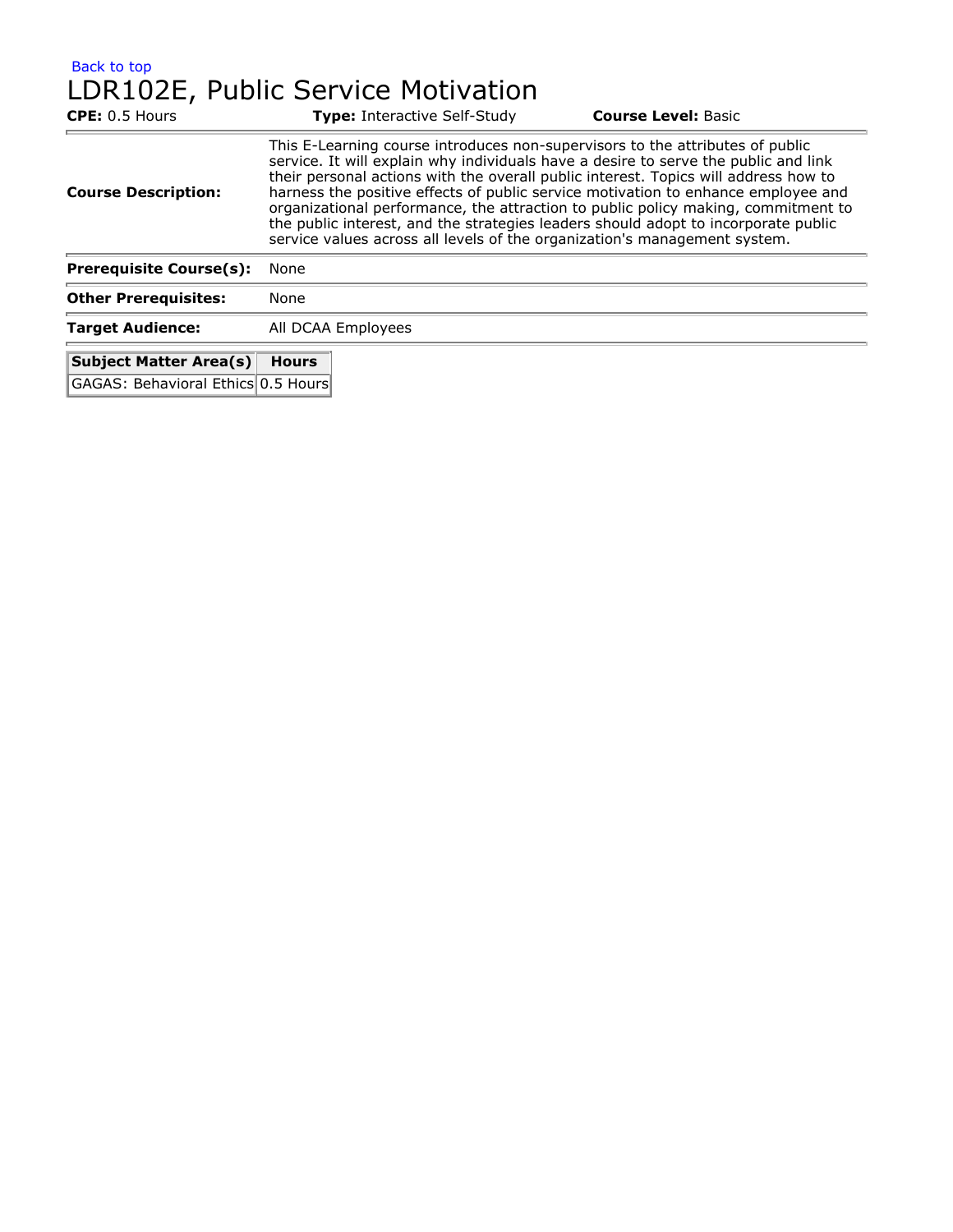Back to top

# LDR102E, Public Service Motivation

**CPE:** 0.5 Hours **Type:** Interactive Self-Study **Course Level:** Basic

| | |
|---|---|
| **Course Description:** | This E-Learning course introduces non-supervisors to the attributes of public service. It will explain why individuals have a desire to serve the public and link their personal actions with the overall public interest. Topics will address how to harness the positive effects of public service motivation to enhance employee and organizational performance, the attraction to public policy making, commitment to the public interest, and the strategies leaders should adopt to incorporate public service values across all levels of the organization's management system. |
| **Prerequisite Course(s):** | None |
| **Other Prerequisites:** | None |
| **Target Audience:** | All DCAA Employees |

| Subject Matter Area(s) | Hours |
|---|---|
| GAGAS: Behavioral Ethics | 0.5 Hours |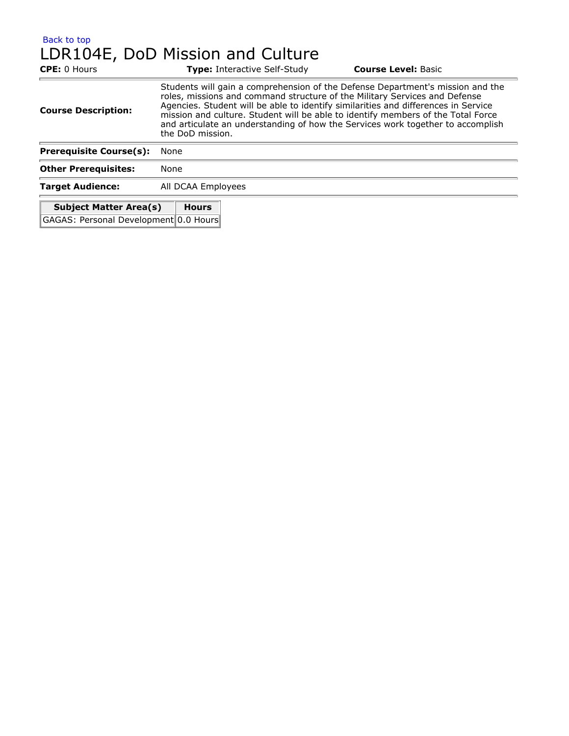Back to top

# LDR104E, DoD Mission and Culture

**CPE:** 0 Hours **Type:** Interactive Self-Study **Course Level:** Basic

| | |
|---|---|
| **Course Description:** | Students will gain a comprehension of the Defense Department's mission and the roles, missions and command structure of the Military Services and Defense Agencies. Student will be able to identify similarities and differences in Service mission and culture. Student will be able to identify members of the Total Force and articulate an understanding of how the Services work together to accomplish the DoD mission. |
| **Prerequisite Course(s):** | None |
| **Other Prerequisites:** | None |
| **Target Audience:** | All DCAA Employees |

| Subject Matter Area(s) | Hours |
|---|---|
| GAGAS: Personal Development | 0.0 Hours |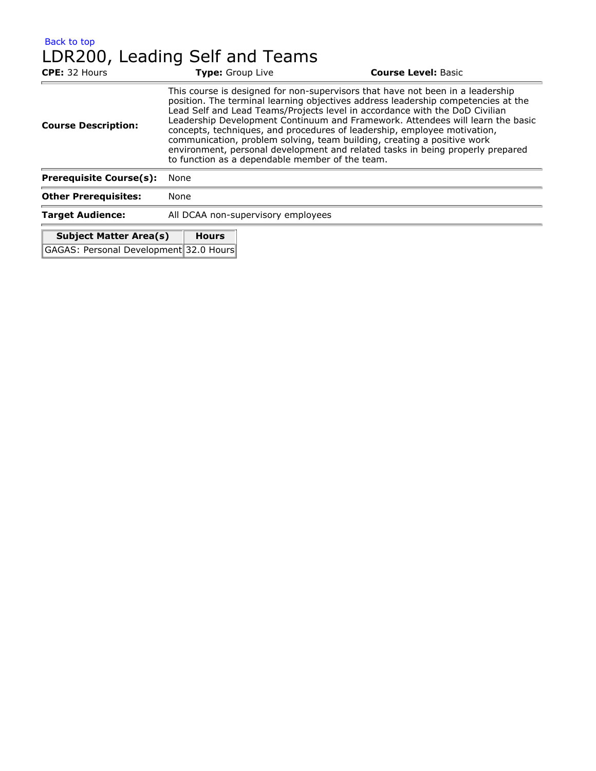Back to top

# LDR200, Leading Self and Teams

**CPE:** 32 Hours **Type:** Group Live **Course Level:** Basic

| | |
|---|---|
| **Course Description:** | This course is designed for non-supervisors that have not been in a leadership position. The terminal learning objectives address leadership competencies at the Lead Self and Lead Teams/Projects level in accordance with the DoD Civilian Leadership Development Continuum and Framework. Attendees will learn the basic concepts, techniques, and procedures of leadership, employee motivation, communication, problem solving, team building, creating a positive work environment, personal development and related tasks in being properly prepared to function as a dependable member of the team. |
| **Prerequisite Course(s):** | None |
| **Other Prerequisites:** | None |
| **Target Audience:** | All DCAA non-supervisory employees |

| Subject Matter Area(s) | Hours |
|---|---|
| GAGAS: Personal Development | 32.0 Hours |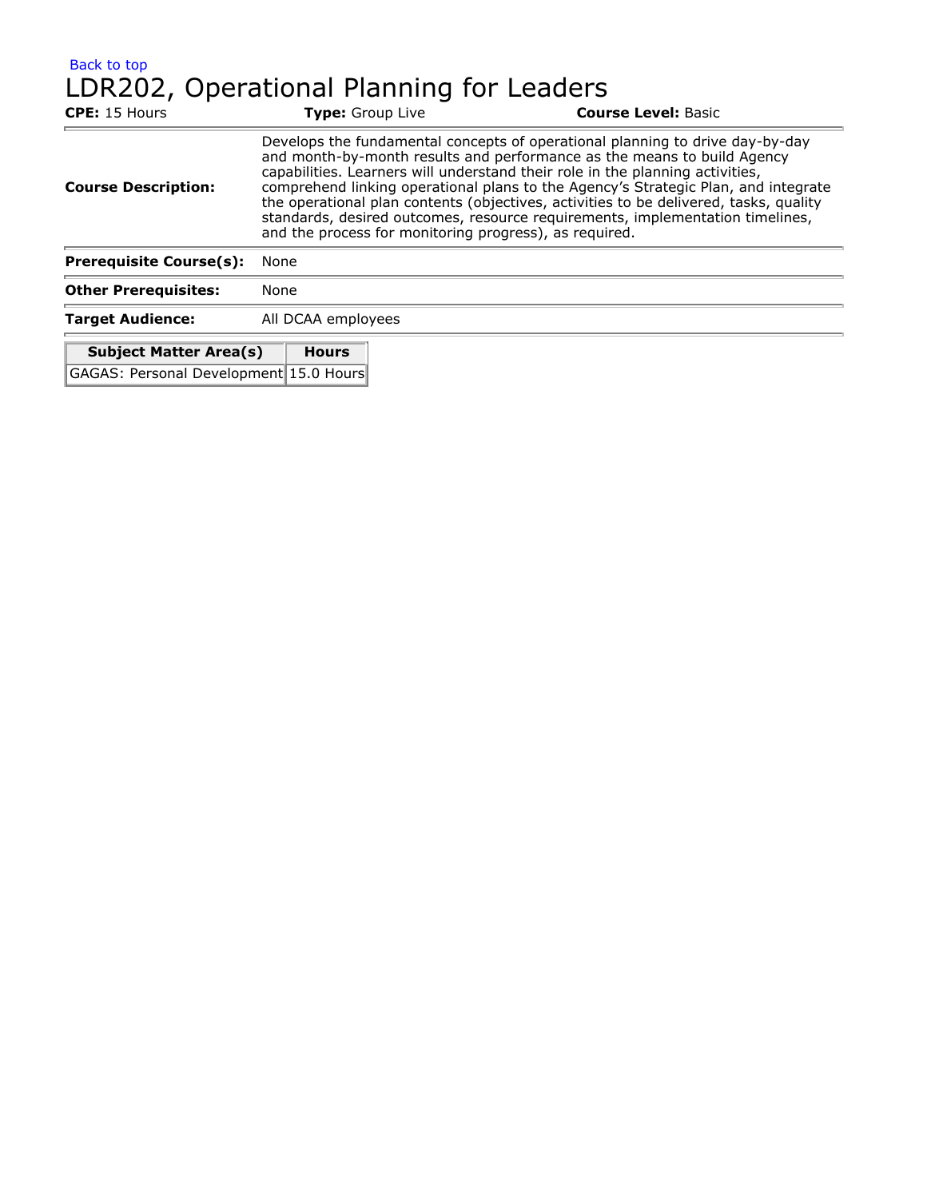Back to top

# LDR202, Operational Planning for Leaders

**CPE:** 15 Hours **Type:** Group Live **Course Level:** Basic

| | |
|---|---|
| **Course Description:** | Develops the fundamental concepts of operational planning to drive day-by-day and month-by-month results and performance as the means to build Agency capabilities. Learners will understand their role in the planning activities, comprehend linking operational plans to the Agency's Strategic Plan, and integrate the operational plan contents (objectives, activities to be delivered, tasks, quality standards, desired outcomes, resource requirements, implementation timelines, and the process for monitoring progress), as required. |
| **Prerequisite Course(s):** | None |
| **Other Prerequisites:** | None |
| **Target Audience:** | All DCAA employees |

| Subject Matter Area(s) | Hours |
|---|---|
| GAGAS: Personal Development | 15.0 Hours |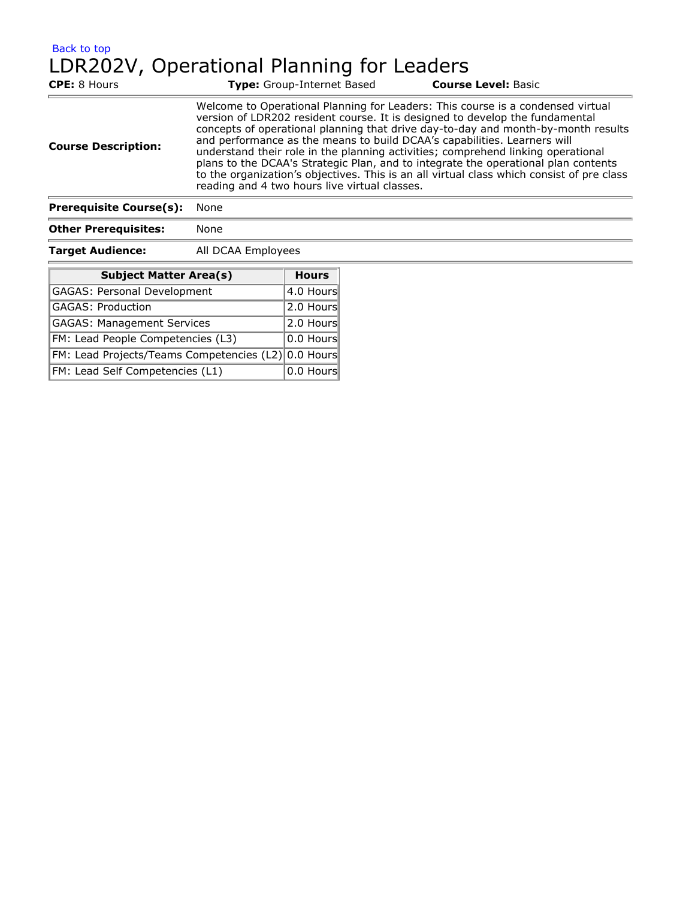Back to top

# LDR202V, Operational Planning for Leaders

**CPE:** 8 Hours **Type:** Group-Internet Based **Course Level:** Basic

| | |
|---|---|
| **Course Description:** | Welcome to Operational Planning for Leaders: This course is a condensed virtual version of LDR202 resident course. It is designed to develop the fundamental concepts of operational planning that drive day-to-day and month-by-month results and performance as the means to build DCAA's capabilities. Learners will understand their role in the planning activities; comprehend linking operational plans to the DCAA's Strategic Plan, and to integrate the operational plan contents to the organization's objectives. This is an all virtual class which consist of pre class reading and 4 two hours live virtual classes. |
| **Prerequisite Course(s):** | None |
| **Other Prerequisites:** | None |
| **Target Audience:** | All DCAA Employees |

| Subject Matter Area(s) | Hours |
|---|---|
| GAGAS: Personal Development | 4.0 Hours |
| GAGAS: Production | 2.0 Hours |
| GAGAS: Management Services | 2.0 Hours |
| FM: Lead People Competencies (L3) | 0.0 Hours |
| FM: Lead Projects/Teams Competencies (L2) | 0.0 Hours |
| FM: Lead Self Competencies (L1) | 0.0 Hours |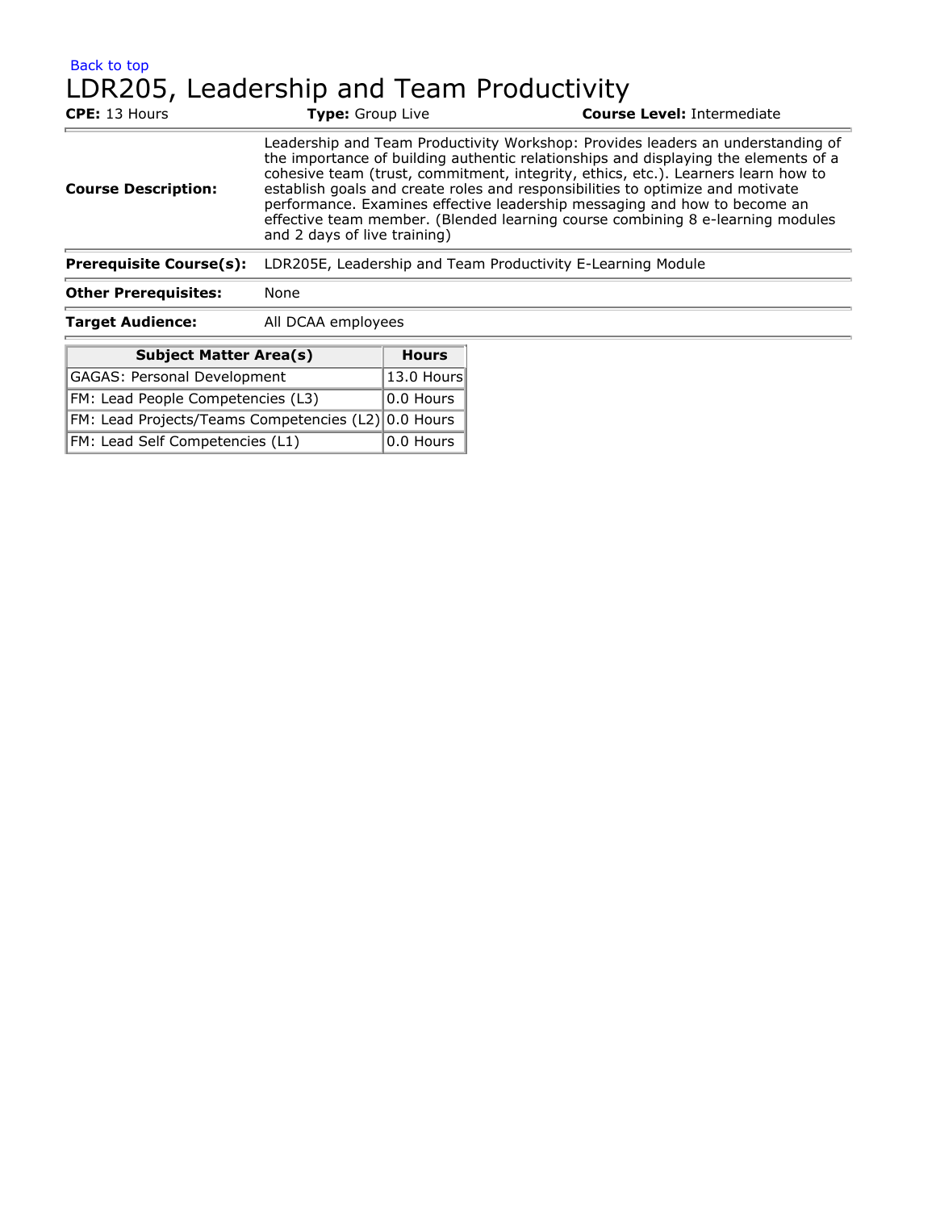Back to top

# LDR205, Leadership and Team Productivity

**CPE:** 13 Hours **Type:** Group Live **Course Level:** Intermediate

**Course Description:** Leadership and Team Productivity Workshop: Provides leaders an understanding of the importance of building authentic relationships and displaying the elements of a cohesive team (trust, commitment, integrity, ethics, etc.). Learners learn how to establish goals and create roles and responsibilities to optimize and motivate performance. Examines effective leadership messaging and how to become an effective team member. (Blended learning course combining 8 e-learning modules and 2 days of live training)

**Prerequisite Course(s):** LDR205E, Leadership and Team Productivity E-Learning Module

**Other Prerequisites:** None

**Target Audience:** All DCAA employees

| Subject Matter Area(s) | Hours |
|---|---|
| GAGAS: Personal Development | 13.0 Hours |
| FM: Lead People Competencies (L3) | 0.0 Hours |
| FM: Lead Projects/Teams Competencies (L2) | 0.0 Hours |
| FM: Lead Self Competencies (L1) | 0.0 Hours |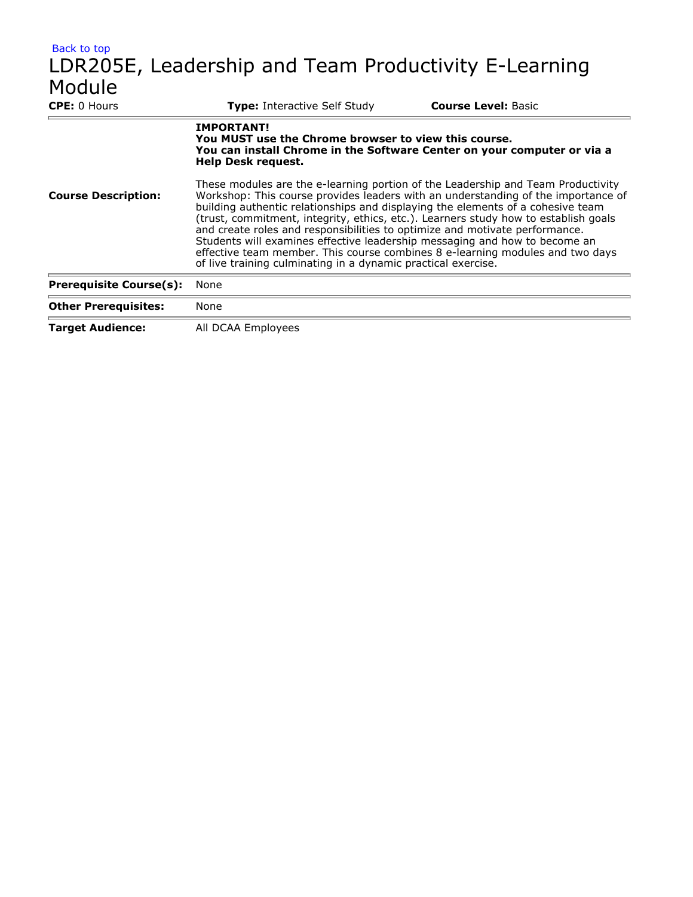Back to top

# LDR205E, Leadership and Team Productivity E-Learning Module

**CPE:** 0 Hours **Type:** Interactive Self Study **Course Level:** Basic

| | |
|---|---|
| **Course Description:** | **IMPORTANT! You MUST use the Chrome browser to view this course. You can install Chrome in the Software Center on your computer or via a Help Desk request.**<br><br>These modules are the e-learning portion of the Leadership and Team Productivity Workshop: This course provides leaders with an understanding of the importance of building authentic relationships and displaying the elements of a cohesive team (trust, commitment, integrity, ethics, etc.). Learners study how to establish goals and create roles and responsibilities to optimize and motivate performance. Students will examines effective leadership messaging and how to become an effective team member. This course combines 8 e-learning modules and two days of live training culminating in a dynamic practical exercise. |
| **Prerequisite Course(s):** | None |
| **Other Prerequisites:** | None |
| **Target Audience:** | All DCAA Employees |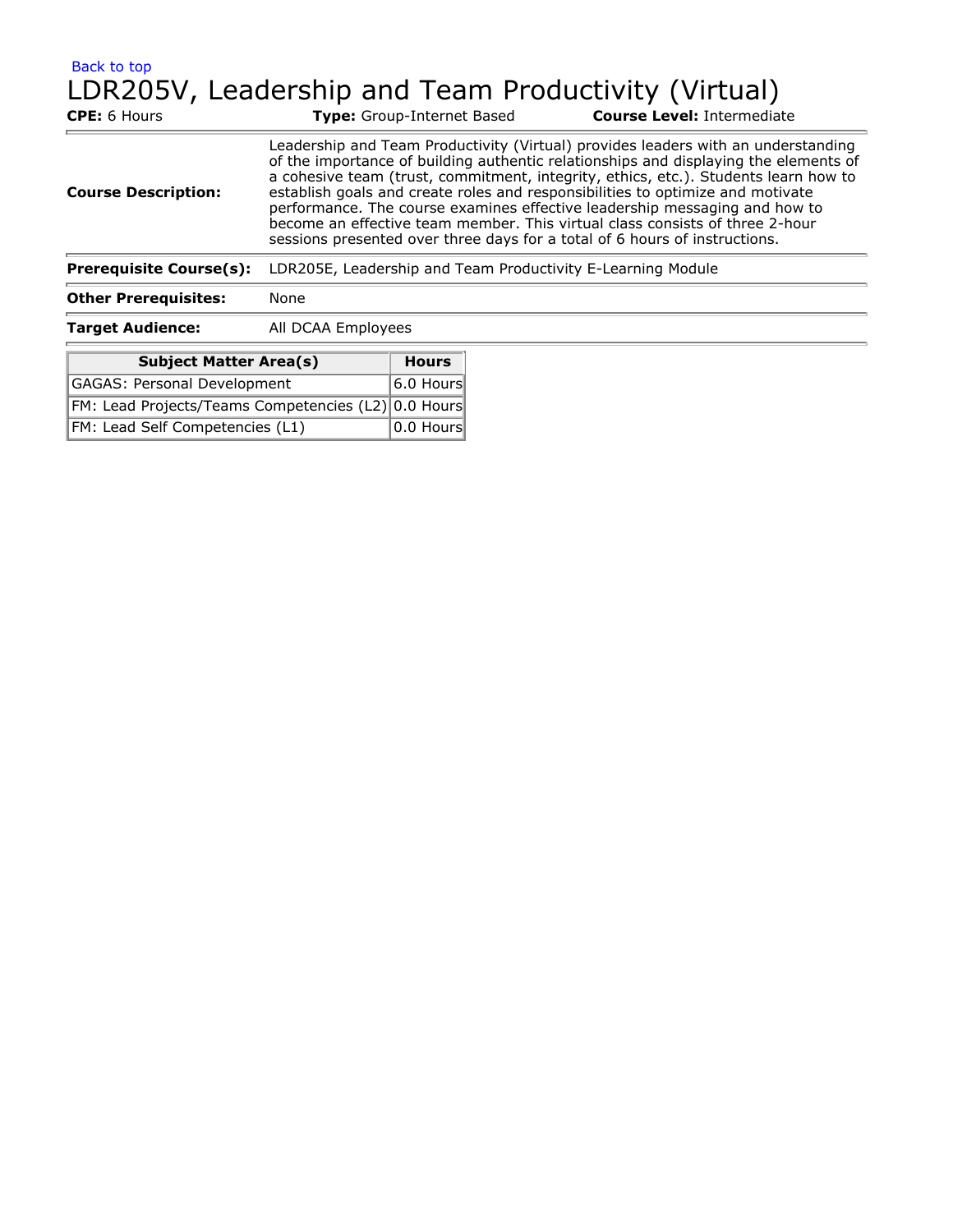Back to top

# LDR205V, Leadership and Team Productivity (Virtual)

**CPE:** 6 Hours **Type:** Group-Internet Based **Course Level:** Intermediate

| | |
|---|---|
| **Course Description:** | Leadership and Team Productivity (Virtual) provides leaders with an understanding of the importance of building authentic relationships and displaying the elements of a cohesive team (trust, commitment, integrity, ethics, etc.). Students learn how to establish goals and create roles and responsibilities to optimize and motivate performance. The course examines effective leadership messaging and how to become an effective team member. This virtual class consists of three 2-hour sessions presented over three days for a total of 6 hours of instructions. |
| **Prerequisite Course(s):** | LDR205E, Leadership and Team Productivity E-Learning Module |
| **Other Prerequisites:** | None |
| **Target Audience:** | All DCAA Employees |

| Subject Matter Area(s) | Hours |
|---|---|
| GAGAS: Personal Development | 6.0 Hours |
| FM: Lead Projects/Teams Competencies (L2) | 0.0 Hours |
| FM: Lead Self Competencies (L1) | 0.0 Hours |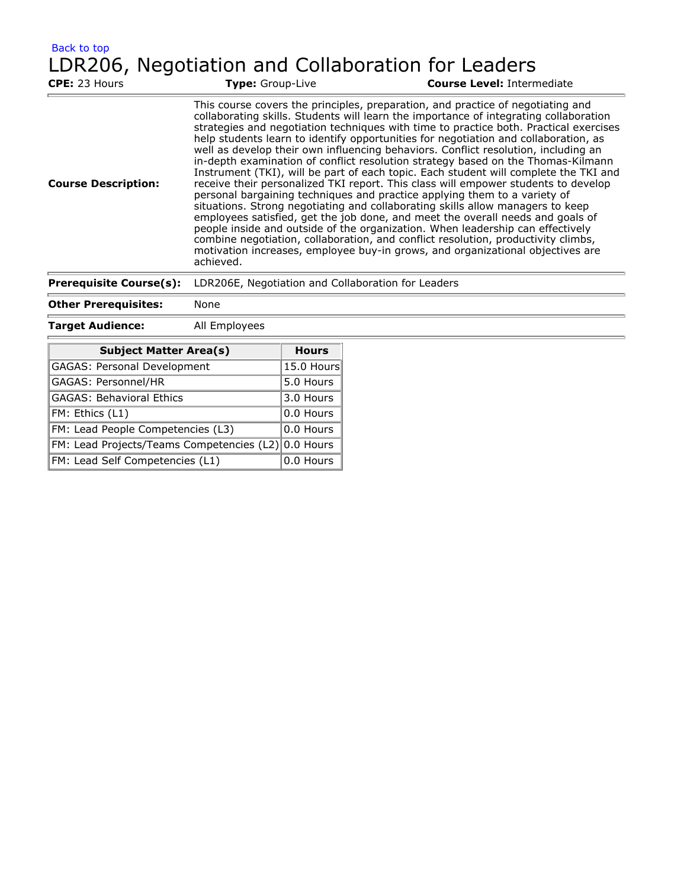Back to top

# LDR206, Negotiation and Collaboration for Leaders

**CPE:** 23 Hours **Type:** Group-Live **Course Level:** Intermediate

**Course Description:** This course covers the principles, preparation, and practice of negotiating and collaborating skills. Students will learn the importance of integrating collaboration strategies and negotiation techniques with time to practice both. Practical exercises help students learn to identify opportunities for negotiation and collaboration, as well as develop their own influencing behaviors. Conflict resolution, including an in-depth examination of conflict resolution strategy based on the Thomas-Kilmann Instrument (TKI), will be part of each topic. Each student will complete the TKI and receive their personalized TKI report. This class will empower students to develop personal bargaining techniques and practice applying them to a variety of situations. Strong negotiating and collaborating skills allow managers to keep employees satisfied, get the job done, and meet the overall needs and goals of people inside and outside of the organization. When leadership can effectively combine negotiation, collaboration, and conflict resolution, productivity climbs, motivation increases, employee buy-in grows, and organizational objectives are achieved.

**Prerequisite Course(s):** LDR206E, Negotiation and Collaboration for Leaders

**Other Prerequisites:** None

**Target Audience:** All Employees

| Subject Matter Area(s) | Hours |
|---|---|
| GAGAS: Personal Development | 15.0 Hours |
| GAGAS: Personnel/HR | 5.0 Hours |
| GAGAS: Behavioral Ethics | 3.0 Hours |
| FM: Ethics (L1) | 0.0 Hours |
| FM: Lead People Competencies (L3) | 0.0 Hours |
| FM: Lead Projects/Teams Competencies (L2) | 0.0 Hours |
| FM: Lead Self Competencies (L1) | 0.0 Hours |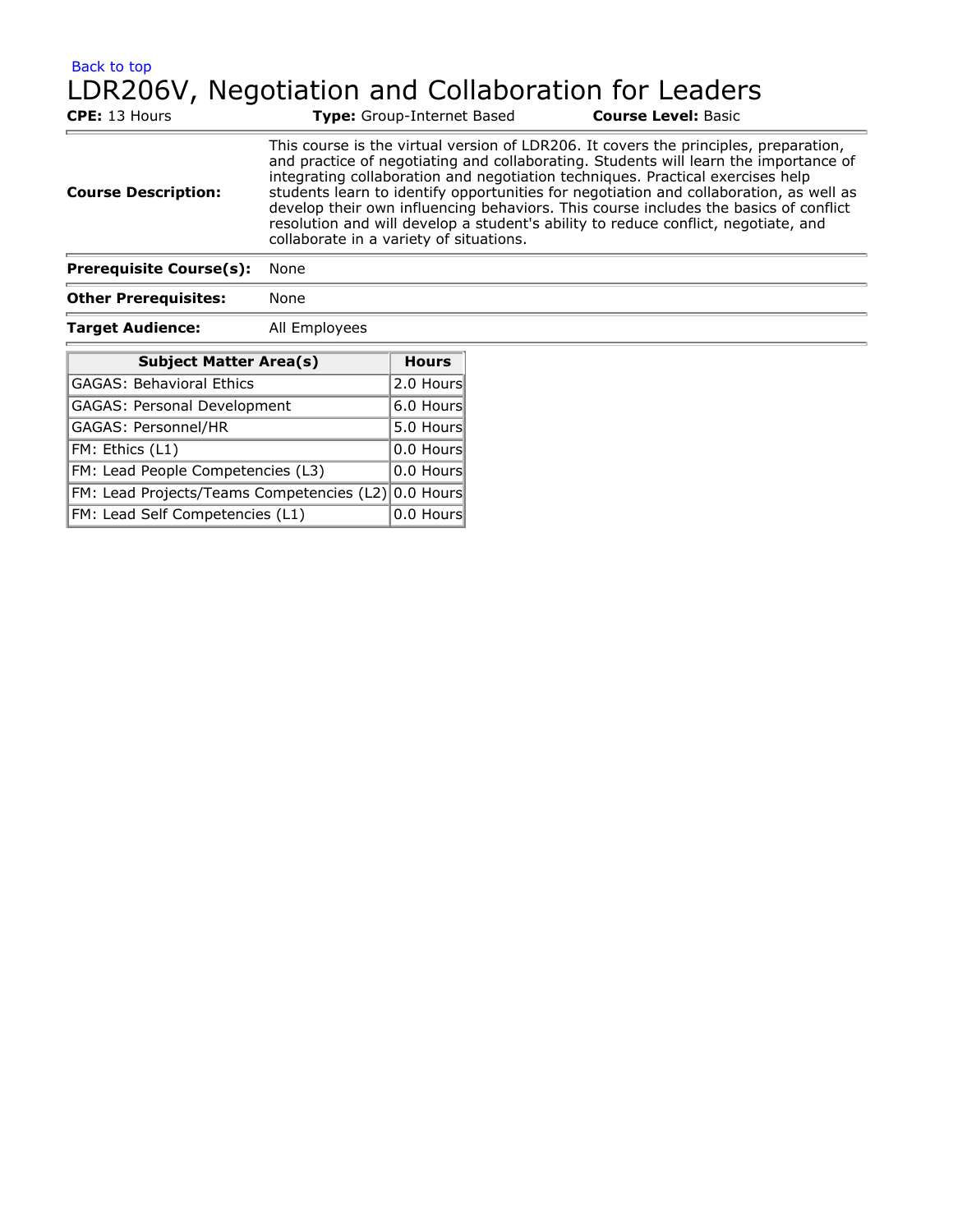Back to top

# LDR206V, Negotiation and Collaboration for Leaders

**CPE:** 13 Hours **Type:** Group-Internet Based **Course Level:** Basic

| | |
|---|---|
| **Course Description:** | This course is the virtual version of LDR206. It covers the principles, preparation, and practice of negotiating and collaborating. Students will learn the importance of integrating collaboration and negotiation techniques. Practical exercises help students learn to identify opportunities for negotiation and collaboration, as well as develop their own influencing behaviors. This course includes the basics of conflict resolution and will develop a student's ability to reduce conflict, negotiate, and collaborate in a variety of situations. |
| **Prerequisite Course(s):** | None |
| **Other Prerequisites:** | None |
| **Target Audience:** | All Employees |

| Subject Matter Area(s) | Hours |
|---|---|
| GAGAS: Behavioral Ethics | 2.0 Hours |
| GAGAS: Personal Development | 6.0 Hours |
| GAGAS: Personnel/HR | 5.0 Hours |
| FM: Ethics (L1) | 0.0 Hours |
| FM: Lead People Competencies (L3) | 0.0 Hours |
| FM: Lead Projects/Teams Competencies (L2) | 0.0 Hours |
| FM: Lead Self Competencies (L1) | 0.0 Hours |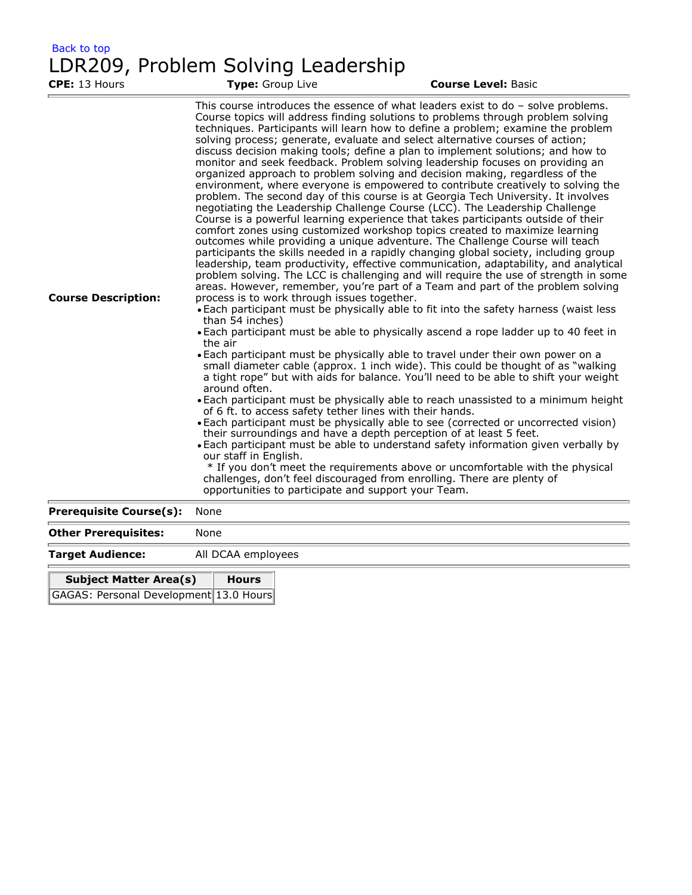Back to top

# LDR209, Problem Solving Leadership

**CPE:** 13 Hours **Type:** Group Live **Course Level:** Basic

**Course Description:**

This course introduces the essence of what leaders exist to do – solve problems. Course topics will address finding solutions to problems through problem solving techniques. Participants will learn how to define a problem; examine the problem solving process; generate, evaluate and select alternative courses of action; discuss decision making tools; define a plan to implement solutions; and how to monitor and seek feedback. Problem solving leadership focuses on providing an organized approach to problem solving and decision making, regardless of the environment, where everyone is empowered to contribute creatively to solving the problem. The second day of this course is at Georgia Tech University. It involves negotiating the Leadership Challenge Course (LCC). The Leadership Challenge Course is a powerful learning experience that takes participants outside of their comfort zones using customized workshop topics created to maximize learning outcomes while providing a unique adventure. The Challenge Course will teach participants the skills needed in a rapidly changing global society, including group leadership, team productivity, effective communication, adaptability, and analytical problem solving. The LCC is challenging and will require the use of strength in some areas. However, remember, you're part of a Team and part of the problem solving process is to work through issues together.

- Each participant must be physically able to fit into the safety harness (waist less than 54 inches)
- Each participant must be able to physically ascend a rope ladder up to 40 feet in the air
- Each participant must be physically able to travel under their own power on a small diameter cable (approx. 1 inch wide). This could be thought of as "walking a tight rope" but with aids for balance. You'll need to be able to shift your weight around often.
- Each participant must be physically able to reach unassisted to a minimum height of 6 ft. to access safety tether lines with their hands.
- Each participant must be physically able to see (corrected or uncorrected vision) their surroundings and have a depth perception of at least 5 feet.
- Each participant must be able to understand safety information given verbally by our staff in English.

  * If you don't meet the requirements above or uncomfortable with the physical challenges, don't feel discouraged from enrolling. There are plenty of opportunities to participate and support your Team.

**Prerequisite Course(s):** None

**Other Prerequisites:** None

**Target Audience:** All DCAA employees

| Subject Matter Area(s) | Hours |
|---|---|
| GAGAS: Personal Development | 13.0 Hours |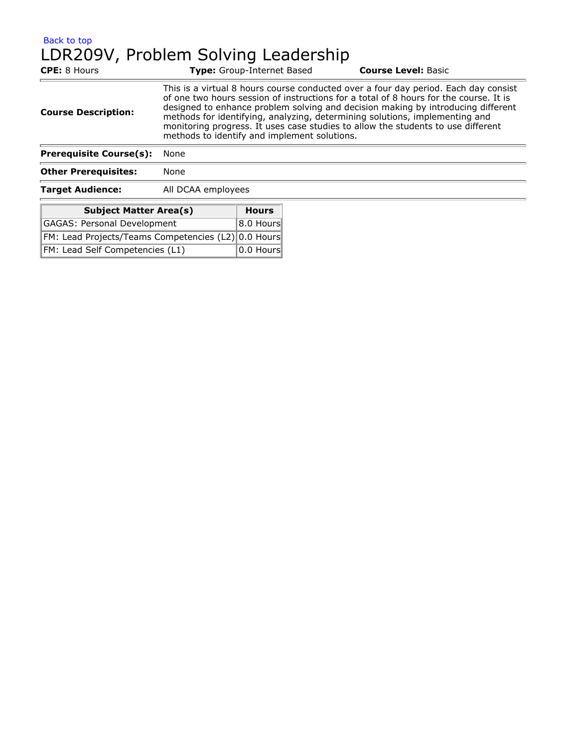Back to top

# LDR209V, Problem Solving Leadership

**CPE:** 8 Hours **Type:** Group-Internet Based **Course Level:** Basic

**Course Description:** This is a virtual 8 hours course conducted over a four day period. Each day consist of one two hours session of instructions for a total of 8 hours for the course. It is designed to enhance problem solving and decision making by introducing different methods for identifying, analyzing, determining solutions, implementing and monitoring progress. It uses case studies to allow the students to use different methods to identify and implement solutions.

**Prerequisite Course(s):** None

**Other Prerequisites:** None

**Target Audience:** All DCAA employees

| Subject Matter Area(s) | Hours |
|---|---|
| GAGAS: Personal Development | 8.0 Hours |
| FM: Lead Projects/Teams Competencies (L2) | 0.0 Hours |
| FM: Lead Self Competencies (L1) | 0.0 Hours |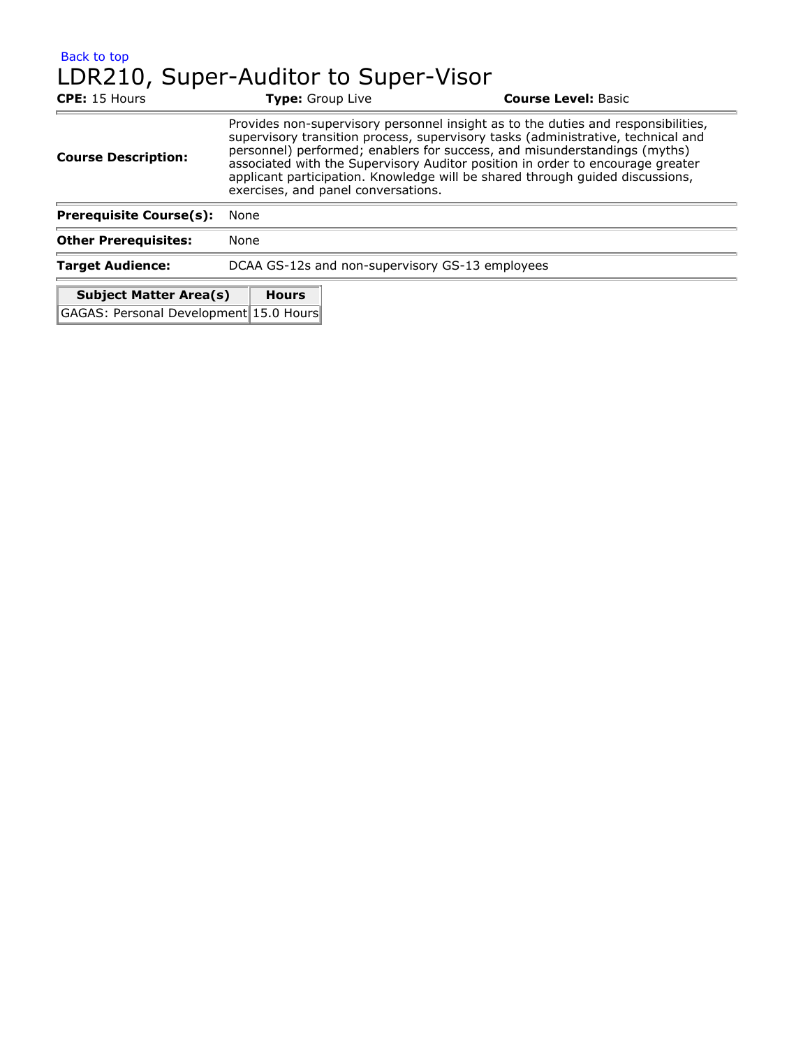[Back to top]

# LDR210, Super-Auditor to Super-Visor

**CPE:** 15 Hours **Type:** Group Live **Course Level:** Basic

| | |
|---|---|
| **Course Description:** | Provides non-supervisory personnel insight as to the duties and responsibilities, supervisory transition process, supervisory tasks (administrative, technical and personnel) performed; enablers for success, and misunderstandings (myths) associated with the Supervisory Auditor position in order to encourage greater applicant participation. Knowledge will be shared through guided discussions, exercises, and panel conversations. |
| **Prerequisite Course(s):** | None |
| **Other Prerequisites:** | None |
| **Target Audience:** | DCAA GS-12s and non-supervisory GS-13 employees |

| Subject Matter Area(s) | Hours |
|---|---|
| GAGAS: Personal Development | 15.0 Hours |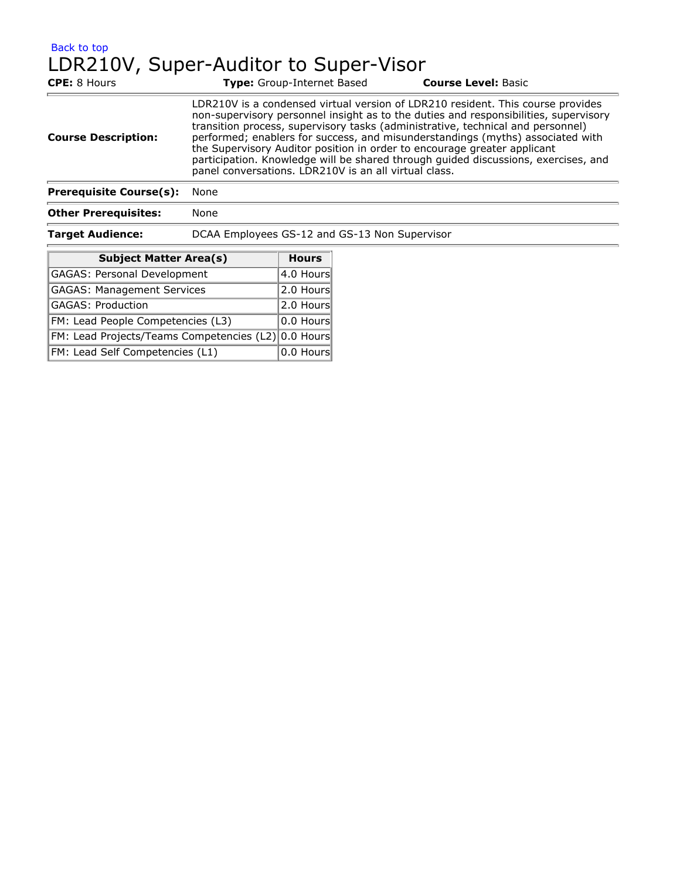Back to top

# LDR210V, Super-Auditor to Super-Visor

**CPE:** 8 Hours **Type:** Group-Internet Based **Course Level:** Basic

| | |
|---|---|
| **Course Description:** | LDR210V is a condensed virtual version of LDR210 resident. This course provides non-supervisory personnel insight as to the duties and responsibilities, supervisory transition process, supervisory tasks (administrative, technical and personnel) performed; enablers for success, and misunderstandings (myths) associated with the Supervisory Auditor position in order to encourage greater applicant participation. Knowledge will be shared through guided discussions, exercises, and panel conversations. LDR210V is an all virtual class. |
| **Prerequisite Course(s):** | None |
| **Other Prerequisites:** | None |
| **Target Audience:** | DCAA Employees GS-12 and GS-13 Non Supervisor |

| Subject Matter Area(s) | Hours |
|---|---|
| GAGAS: Personal Development | 4.0 Hours |
| GAGAS: Management Services | 2.0 Hours |
| GAGAS: Production | 2.0 Hours |
| FM: Lead People Competencies (L3) | 0.0 Hours |
| FM: Lead Projects/Teams Competencies (L2) | 0.0 Hours |
| FM: Lead Self Competencies (L1) | 0.0 Hours |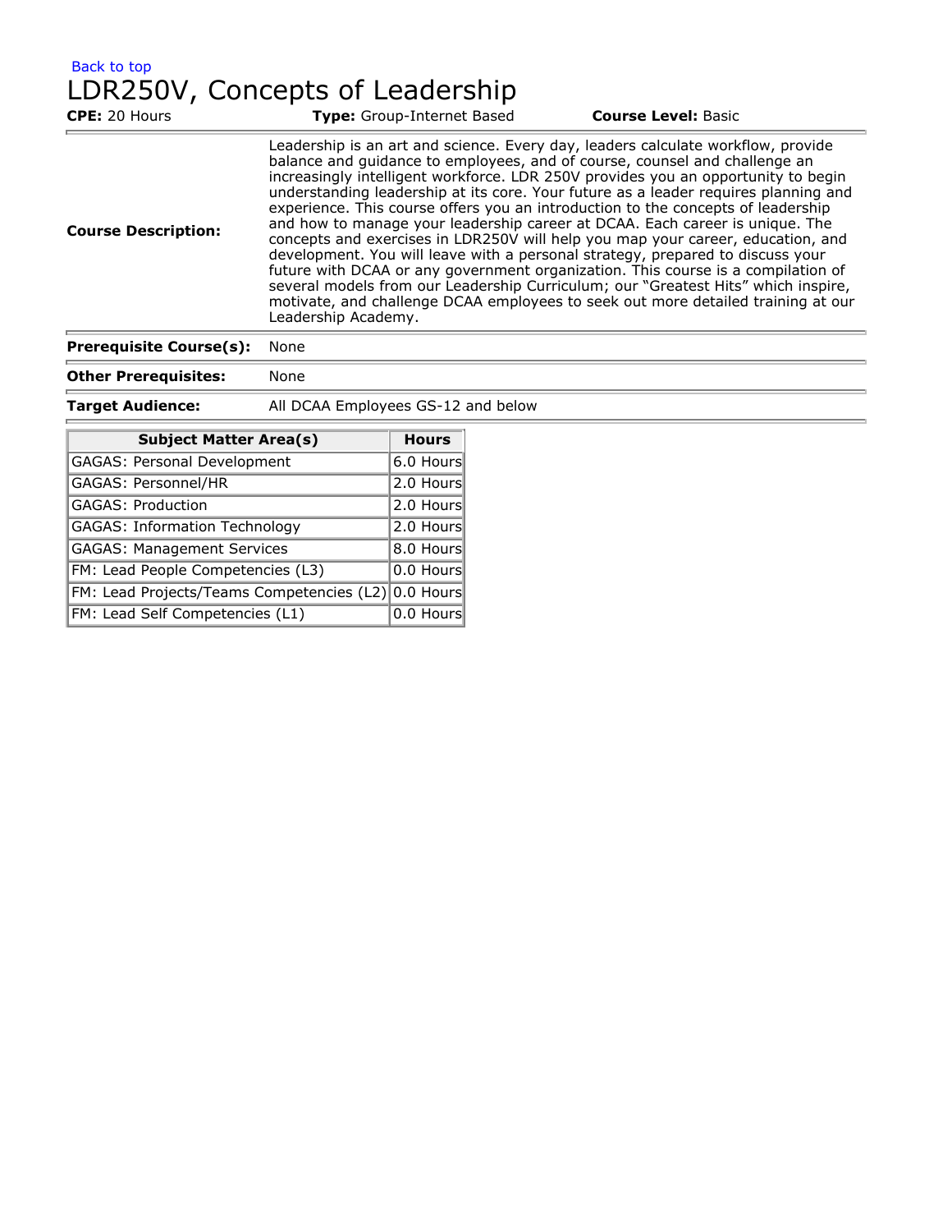Back to top

# LDR250V, Concepts of Leadership

**CPE:** 20 Hours **Type:** Group-Internet Based **Course Level:** Basic

| | |
|---|---|
| **Course Description:** | Leadership is an art and science. Every day, leaders calculate workflow, provide balance and guidance to employees, and of course, counsel and challenge an increasingly intelligent workforce. LDR 250V provides you an opportunity to begin understanding leadership at its core. Your future as a leader requires planning and experience. This course offers you an introduction to the concepts of leadership and how to manage your leadership career at DCAA. Each career is unique. The concepts and exercises in LDR250V will help you map your career, education, and development. You will leave with a personal strategy, prepared to discuss your future with DCAA or any government organization. This course is a compilation of several models from our Leadership Curriculum; our "Greatest Hits" which inspire, motivate, and challenge DCAA employees to seek out more detailed training at our Leadership Academy. |
| **Prerequisite Course(s):** | None |
| **Other Prerequisites:** | None |
| **Target Audience:** | All DCAA Employees GS-12 and below |

| Subject Matter Area(s) | Hours |
|---|---|
| GAGAS: Personal Development | 6.0 Hours |
| GAGAS: Personnel/HR | 2.0 Hours |
| GAGAS: Production | 2.0 Hours |
| GAGAS: Information Technology | 2.0 Hours |
| GAGAS: Management Services | 8.0 Hours |
| FM: Lead People Competencies (L3) | 0.0 Hours |
| FM: Lead Projects/Teams Competencies (L2) | 0.0 Hours |
| FM: Lead Self Competencies (L1) | 0.0 Hours |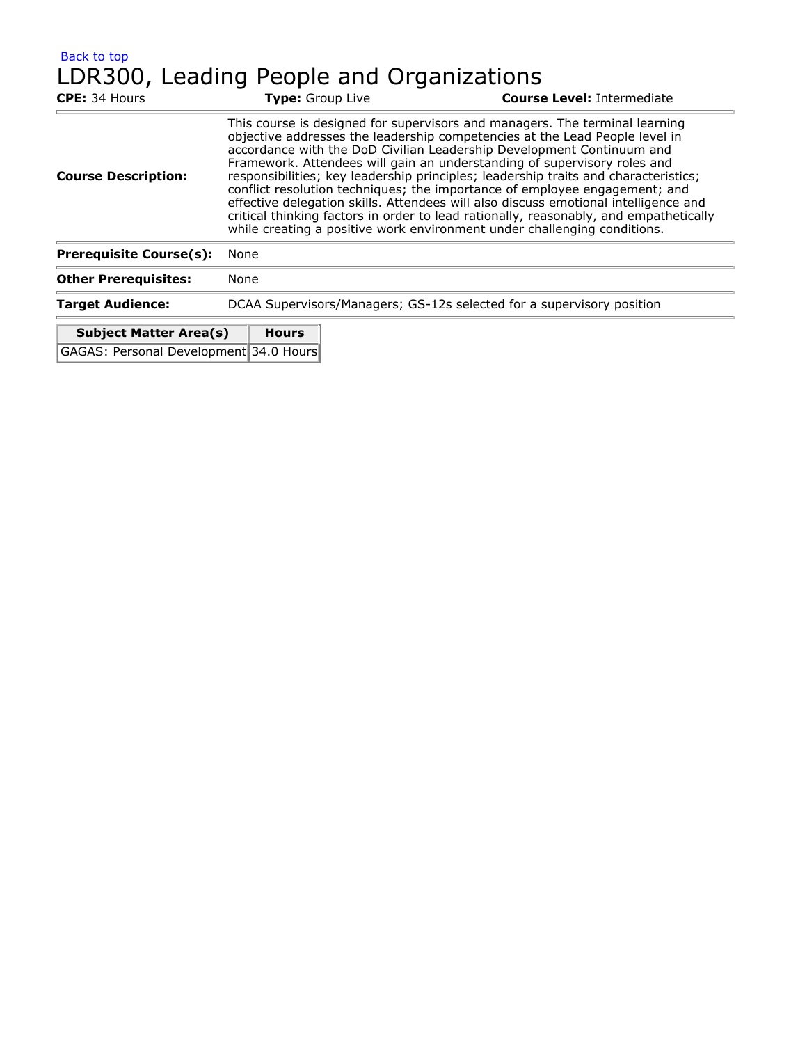Back to top

# LDR300, Leading People and Organizations

**CPE:** 34 Hours **Type:** Group Live **Course Level:** Intermediate

| | |
|---|---|
| **Course Description:** | This course is designed for supervisors and managers. The terminal learning objective addresses the leadership competencies at the Lead People level in accordance with the DoD Civilian Leadership Development Continuum and Framework. Attendees will gain an understanding of supervisory roles and responsibilities; key leadership principles; leadership traits and characteristics; conflict resolution techniques; the importance of employee engagement; and effective delegation skills. Attendees will also discuss emotional intelligence and critical thinking factors in order to lead rationally, reasonably, and empathetically while creating a positive work environment under challenging conditions. |
| **Prerequisite Course(s):** | None |
| **Other Prerequisites:** | None |
| **Target Audience:** | DCAA Supervisors/Managers; GS-12s selected for a supervisory position |

| Subject Matter Area(s) | Hours |
|---|---|
| GAGAS: Personal Development | 34.0 Hours |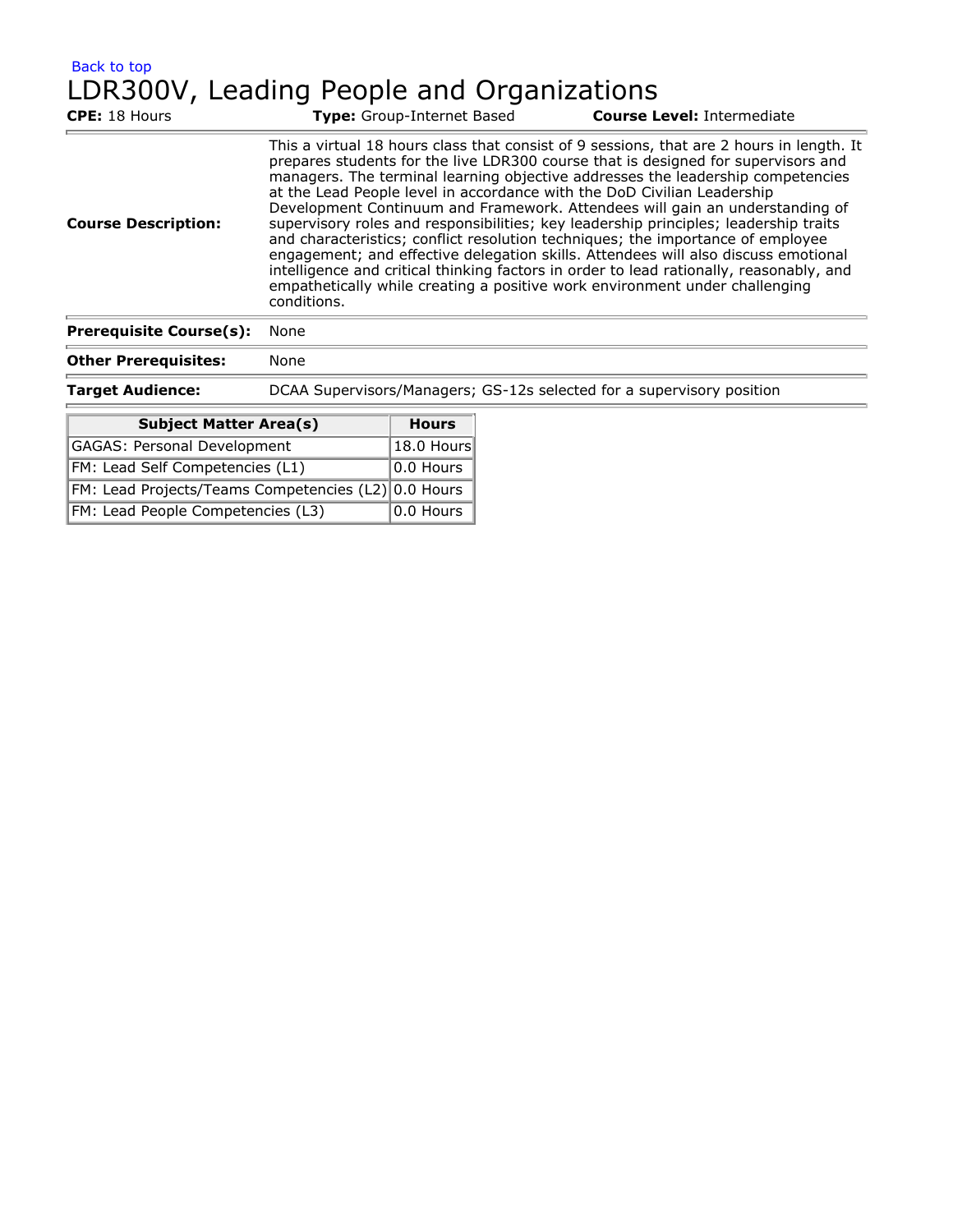Back to top

# LDR300V, Leading People and Organizations

**CPE:** 18 Hours **Type:** Group-Internet Based **Course Level:** Intermediate

| | |
|---|---|
| **Course Description:** | This a virtual 18 hours class that consist of 9 sessions, that are 2 hours in length. It prepares students for the live LDR300 course that is designed for supervisors and managers. The terminal learning objective addresses the leadership competencies at the Lead People level in accordance with the DoD Civilian Leadership Development Continuum and Framework. Attendees will gain an understanding of supervisory roles and responsibilities; key leadership principles; leadership traits and characteristics; conflict resolution techniques; the importance of employee engagement; and effective delegation skills. Attendees will also discuss emotional intelligence and critical thinking factors in order to lead rationally, reasonably, and empathetically while creating a positive work environment under challenging conditions. |
| **Prerequisite Course(s):** | None |
| **Other Prerequisites:** | None |
| **Target Audience:** | DCAA Supervisors/Managers; GS-12s selected for a supervisory position |

| Subject Matter Area(s) | Hours |
|---|---|
| GAGAS: Personal Development | 18.0 Hours |
| FM: Lead Self Competencies (L1) | 0.0 Hours |
| FM: Lead Projects/Teams Competencies (L2) | 0.0 Hours |
| FM: Lead People Competencies (L3) | 0.0 Hours |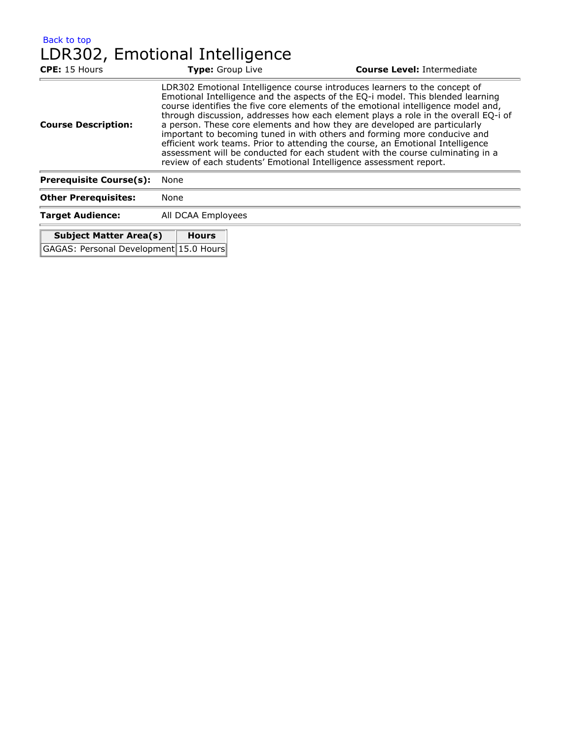Back to top

# LDR302, Emotional Intelligence

**CPE:** 15 Hours **Type:** Group Live **Course Level:** Intermediate

| | |
|---|---|
| **Course Description:** | LDR302 Emotional Intelligence course introduces learners to the concept of Emotional Intelligence and the aspects of the EQ-i model. This blended learning course identifies the five core elements of the emotional intelligence model and, through discussion, addresses how each element plays a role in the overall EQ-i of a person. These core elements and how they are developed are particularly important to becoming tuned in with others and forming more conducive and efficient work teams. Prior to attending the course, an Emotional Intelligence assessment will be conducted for each student with the course culminating in a review of each students' Emotional Intelligence assessment report. |
| **Prerequisite Course(s):** | None |
| **Other Prerequisites:** | None |
| **Target Audience:** | All DCAA Employees |

| Subject Matter Area(s) | Hours |
|---|---|
| GAGAS: Personal Development | 15.0 Hours |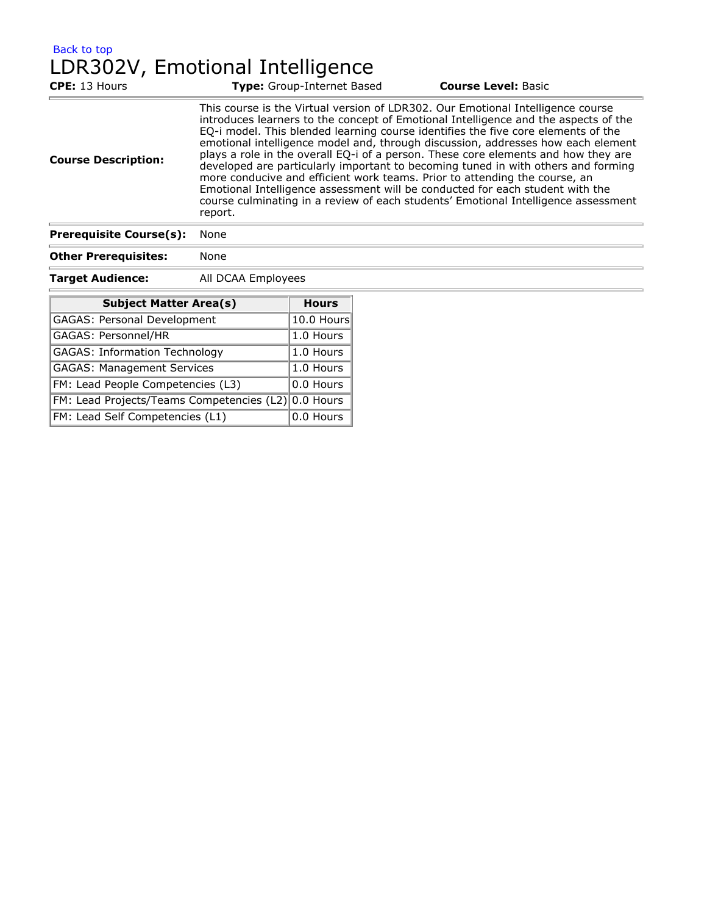Back to top

# LDR302V, Emotional Intelligence

**CPE:** 13 Hours **Type:** Group-Internet Based **Course Level:** Basic

| | |
|---|---|
| **Course Description:** | This course is the Virtual version of LDR302. Our Emotional Intelligence course introduces learners to the concept of Emotional Intelligence and the aspects of the EQ-i model. This blended learning course identifies the five core elements of the emotional intelligence model and, through discussion, addresses how each element plays a role in the overall EQ-i of a person. These core elements and how they are developed are particularly important to becoming tuned in with others and forming more conducive and efficient work teams. Prior to attending the course, an Emotional Intelligence assessment will be conducted for each student with the course culminating in a review of each students' Emotional Intelligence assessment report. |
| **Prerequisite Course(s):** | None |
| **Other Prerequisites:** | None |
| **Target Audience:** | All DCAA Employees |

| Subject Matter Area(s) | Hours |
|---|---|
| GAGAS: Personal Development | 10.0 Hours |
| GAGAS: Personnel/HR | 1.0 Hours |
| GAGAS: Information Technology | 1.0 Hours |
| GAGAS: Management Services | 1.0 Hours |
| FM: Lead People Competencies (L3) | 0.0 Hours |
| FM: Lead Projects/Teams Competencies (L2) | 0.0 Hours |
| FM: Lead Self Competencies (L1) | 0.0 Hours |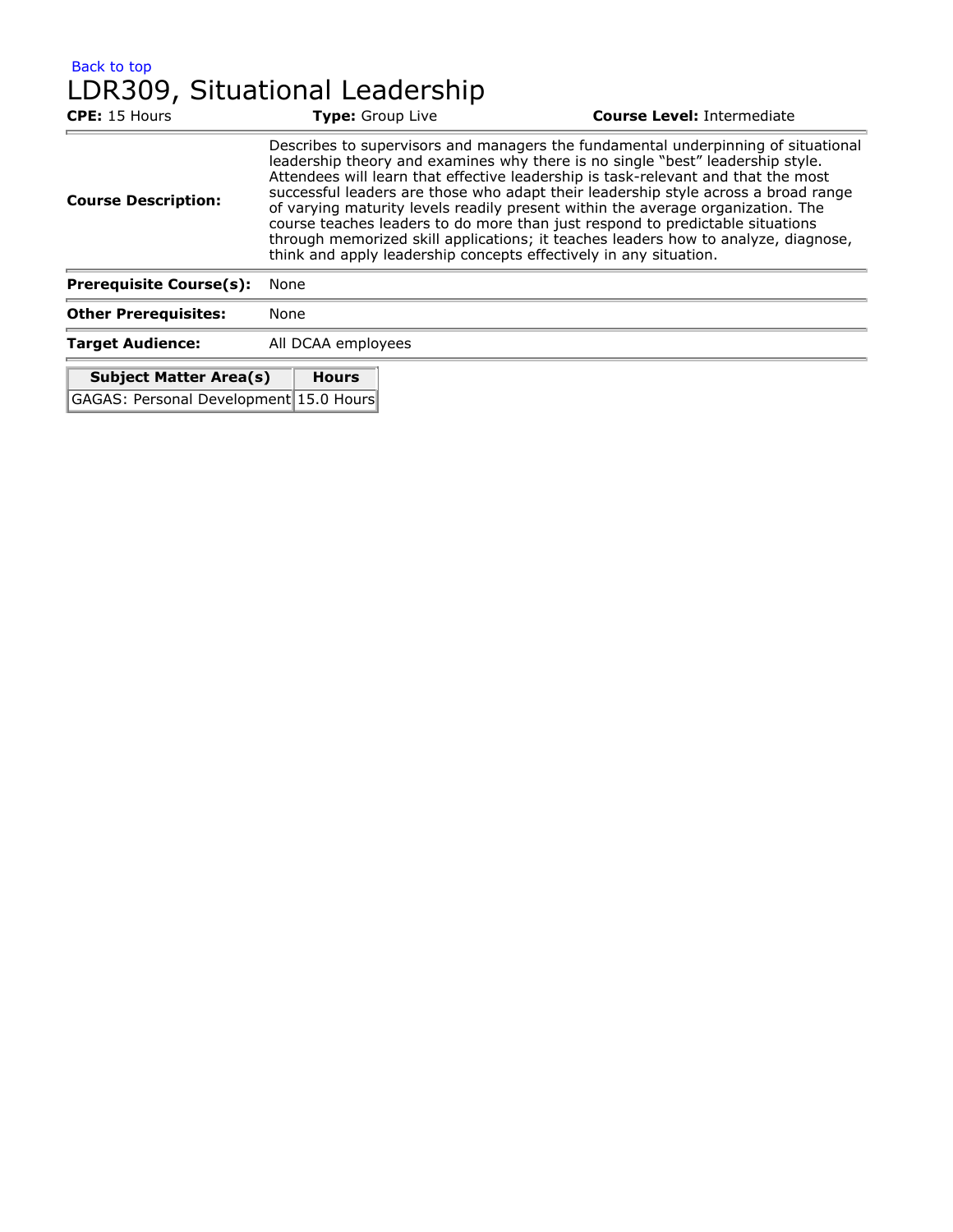Back to top

# LDR309, Situational Leadership

**CPE:** 15 Hours **Type:** Group Live **Course Level:** Intermediate

| | |
|---|---|
| **Course Description:** | Describes to supervisors and managers the fundamental underpinning of situational leadership theory and examines why there is no single "best" leadership style. Attendees will learn that effective leadership is task-relevant and that the most successful leaders are those who adapt their leadership style across a broad range of varying maturity levels readily present within the average organization. The course teaches leaders to do more than just respond to predictable situations through memorized skill applications; it teaches leaders how to analyze, diagnose, think and apply leadership concepts effectively in any situation. |
| **Prerequisite Course(s):** | None |
| **Other Prerequisites:** | None |
| **Target Audience:** | All DCAA employees |

| Subject Matter Area(s) | Hours |
|---|---|
| GAGAS: Personal Development | 15.0 Hours |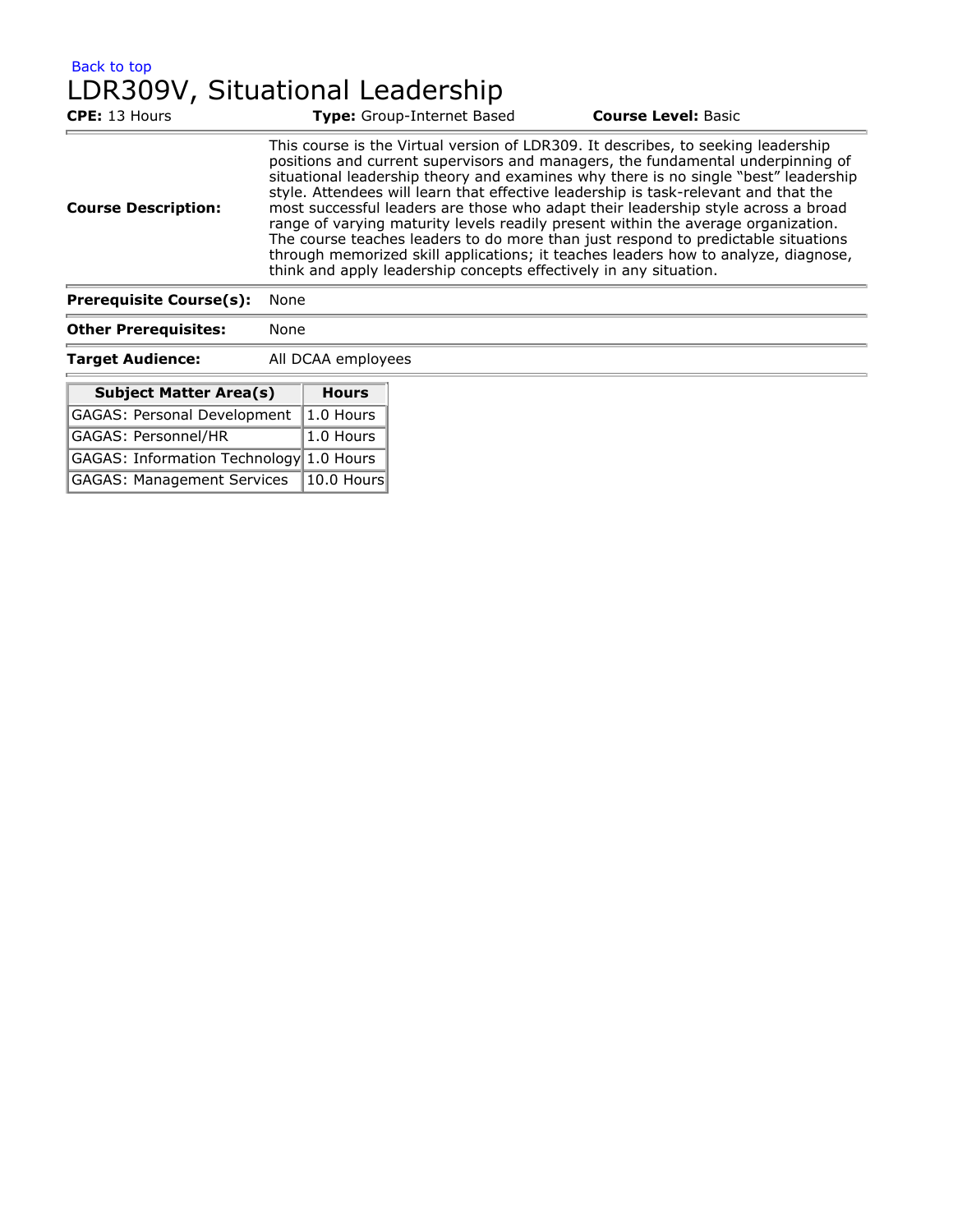Back to top

# LDR309V, Situational Leadership

**CPE:** 13 Hours **Type:** Group-Internet Based **Course Level:** Basic

| | |
|---|---|
| **Course Description:** | This course is the Virtual version of LDR309. It describes, to seeking leadership positions and current supervisors and managers, the fundamental underpinning of situational leadership theory and examines why there is no single "best" leadership style. Attendees will learn that effective leadership is task-relevant and that the most successful leaders are those who adapt their leadership style across a broad range of varying maturity levels readily present within the average organization. The course teaches leaders to do more than just respond to predictable situations through memorized skill applications; it teaches leaders how to analyze, diagnose, think and apply leadership concepts effectively in any situation. |
| **Prerequisite Course(s):** | None |
| **Other Prerequisites:** | None |
| **Target Audience:** | All DCAA employees |

| Subject Matter Area(s) | Hours |
|---|---|
| GAGAS: Personal Development | 1.0 Hours |
| GAGAS: Personnel/HR | 1.0 Hours |
| GAGAS: Information Technology | 1.0 Hours |
| GAGAS: Management Services | 10.0 Hours |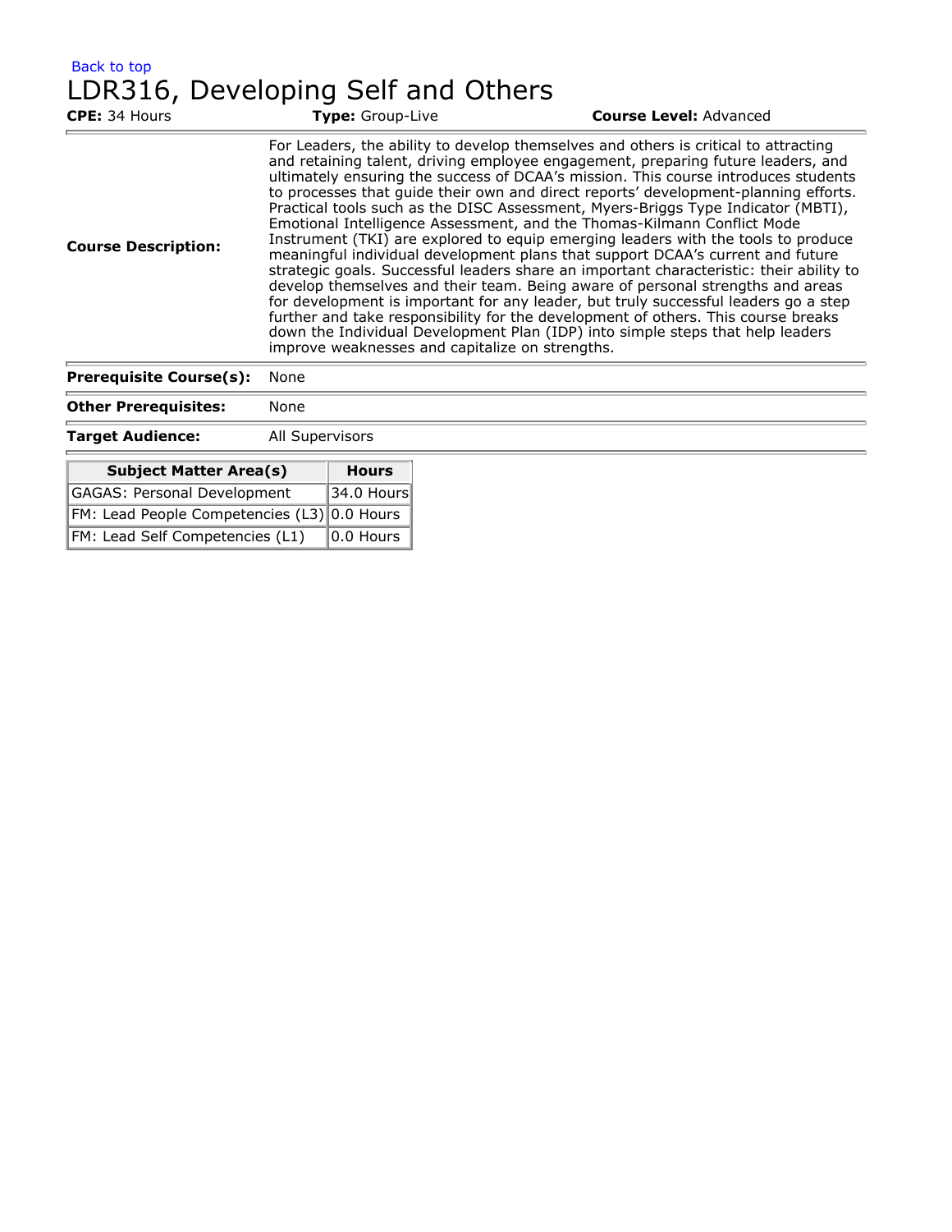Back to top

# LDR316, Developing Self and Others

**CPE:** 34 Hours **Type:** Group-Live **Course Level:** Advanced

| | |
|---|---|
| **Course Description:** | For Leaders, the ability to develop themselves and others is critical to attracting and retaining talent, driving employee engagement, preparing future leaders, and ultimately ensuring the success of DCAA's mission. This course introduces students to processes that guide their own and direct reports' development-planning efforts. Practical tools such as the DISC Assessment, Myers-Briggs Type Indicator (MBTI), Emotional Intelligence Assessment, and the Thomas-Kilmann Conflict Mode Instrument (TKI) are explored to equip emerging leaders with the tools to produce meaningful individual development plans that support DCAA's current and future strategic goals. Successful leaders share an important characteristic: their ability to develop themselves and their team. Being aware of personal strengths and areas for development is important for any leader, but truly successful leaders go a step further and take responsibility for the development of others. This course breaks down the Individual Development Plan (IDP) into simple steps that help leaders improve weaknesses and capitalize on strengths. |
| **Prerequisite Course(s):** | None |
| **Other Prerequisites:** | None |
| **Target Audience:** | All Supervisors |

| Subject Matter Area(s) | Hours |
|---|---|
| GAGAS: Personal Development | 34.0 Hours |
| FM: Lead People Competencies (L3) | 0.0 Hours |
| FM: Lead Self Competencies (L1) | 0.0 Hours |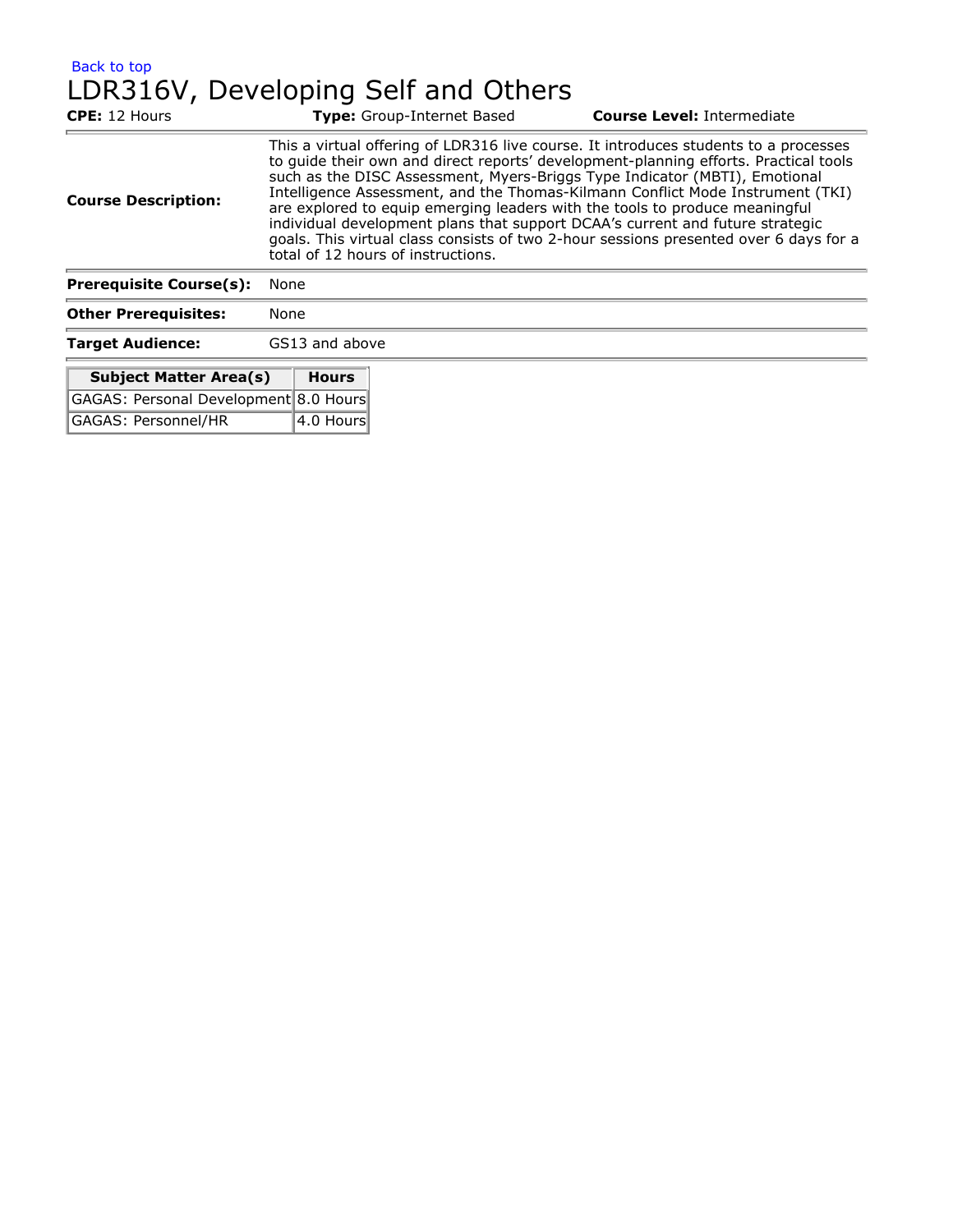Back to top

# LDR316V, Developing Self and Others

**CPE:** 12 Hours **Type:** Group-Internet Based **Course Level:** Intermediate

| | |
|---|---|
| **Course Description:** | This a virtual offering of LDR316 live course. It introduces students to a processes to guide their own and direct reports' development-planning efforts. Practical tools such as the DISC Assessment, Myers-Briggs Type Indicator (MBTI), Emotional Intelligence Assessment, and the Thomas-Kilmann Conflict Mode Instrument (TKI) are explored to equip emerging leaders with the tools to produce meaningful individual development plans that support DCAA's current and future strategic goals. This virtual class consists of two 2-hour sessions presented over 6 days for a total of 12 hours of instructions. |
| **Prerequisite Course(s):** | None |
| **Other Prerequisites:** | None |
| **Target Audience:** | GS13 and above |

| Subject Matter Area(s) | Hours |
|---|---|
| GAGAS: Personal Development | 8.0 Hours |
| GAGAS: Personnel/HR | 4.0 Hours |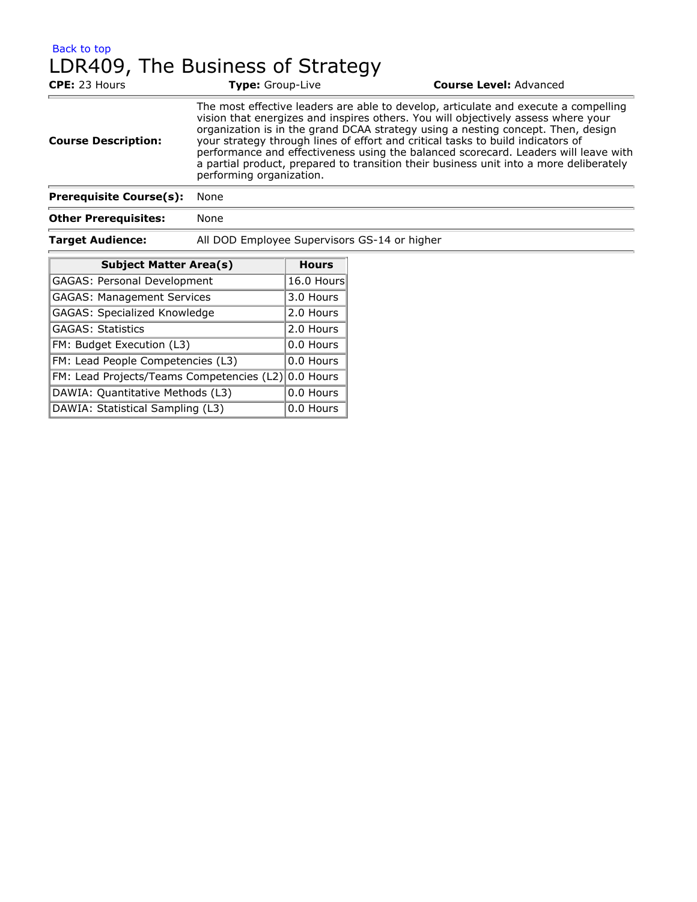Back to top

# LDR409, The Business of Strategy

**CPE:** 23 Hours **Type:** Group-Live **Course Level:** Advanced

| | |
|---|---|
| **Course Description:** | The most effective leaders are able to develop, articulate and execute a compelling vision that energizes and inspires others. You will objectively assess where your organization is in the grand DCAA strategy using a nesting concept. Then, design your strategy through lines of effort and critical tasks to build indicators of performance and effectiveness using the balanced scorecard. Leaders will leave with a partial product, prepared to transition their business unit into a more deliberately performing organization. |
| **Prerequisite Course(s):** | None |
| **Other Prerequisites:** | None |
| **Target Audience:** | All DOD Employee Supervisors GS-14 or higher |

| Subject Matter Area(s) | Hours |
|---|---|
| GAGAS: Personal Development | 16.0 Hours |
| GAGAS: Management Services | 3.0 Hours |
| GAGAS: Specialized Knowledge | 2.0 Hours |
| GAGAS: Statistics | 2.0 Hours |
| FM: Budget Execution (L3) | 0.0 Hours |
| FM: Lead People Competencies (L3) | 0.0 Hours |
| FM: Lead Projects/Teams Competencies (L2) | 0.0 Hours |
| DAWIA: Quantitative Methods (L3) | 0.0 Hours |
| DAWIA: Statistical Sampling (L3) | 0.0 Hours |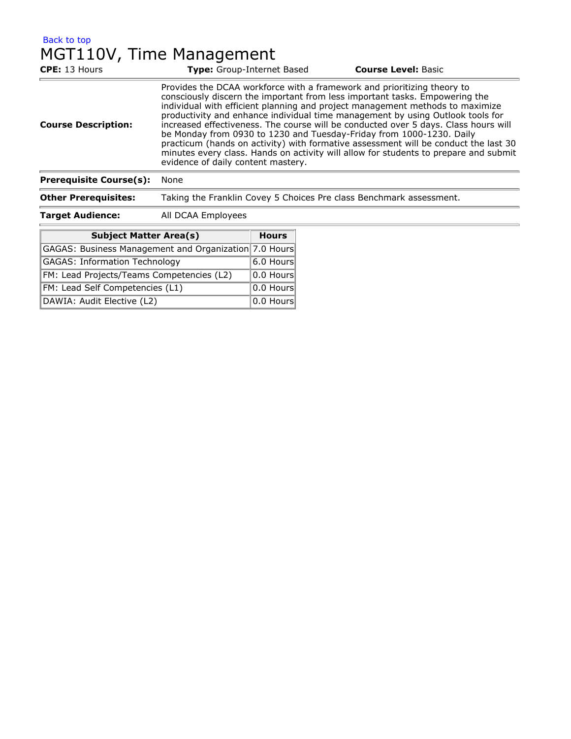Back to top

# MGT110V, Time Management

**CPE:** 13 Hours **Type:** Group-Internet Based **Course Level:** Basic

| | |
|---|---|
| **Course Description:** | Provides the DCAA workforce with a framework and prioritizing theory to consciously discern the important from less important tasks. Empowering the individual with efficient planning and project management methods to maximize productivity and enhance individual time management by using Outlook tools for increased effectiveness. The course will be conducted over 5 days. Class hours will be Monday from 0930 to 1230 and Tuesday-Friday from 1000-1230. Daily practicum (hands on activity) with formative assessment will be conduct the last 30 minutes every class. Hands on activity will allow for students to prepare and submit evidence of daily content mastery. |
| **Prerequisite Course(s):** | None |
| **Other Prerequisites:** | Taking the Franklin Covey 5 Choices Pre class Benchmark assessment. |
| **Target Audience:** | All DCAA Employees |

| Subject Matter Area(s) | Hours |
|---|---|
| GAGAS: Business Management and Organization | 7.0 Hours |
| GAGAS: Information Technology | 6.0 Hours |
| FM: Lead Projects/Teams Competencies (L2) | 0.0 Hours |
| FM: Lead Self Competencies (L1) | 0.0 Hours |
| DAWIA: Audit Elective (L2) | 0.0 Hours |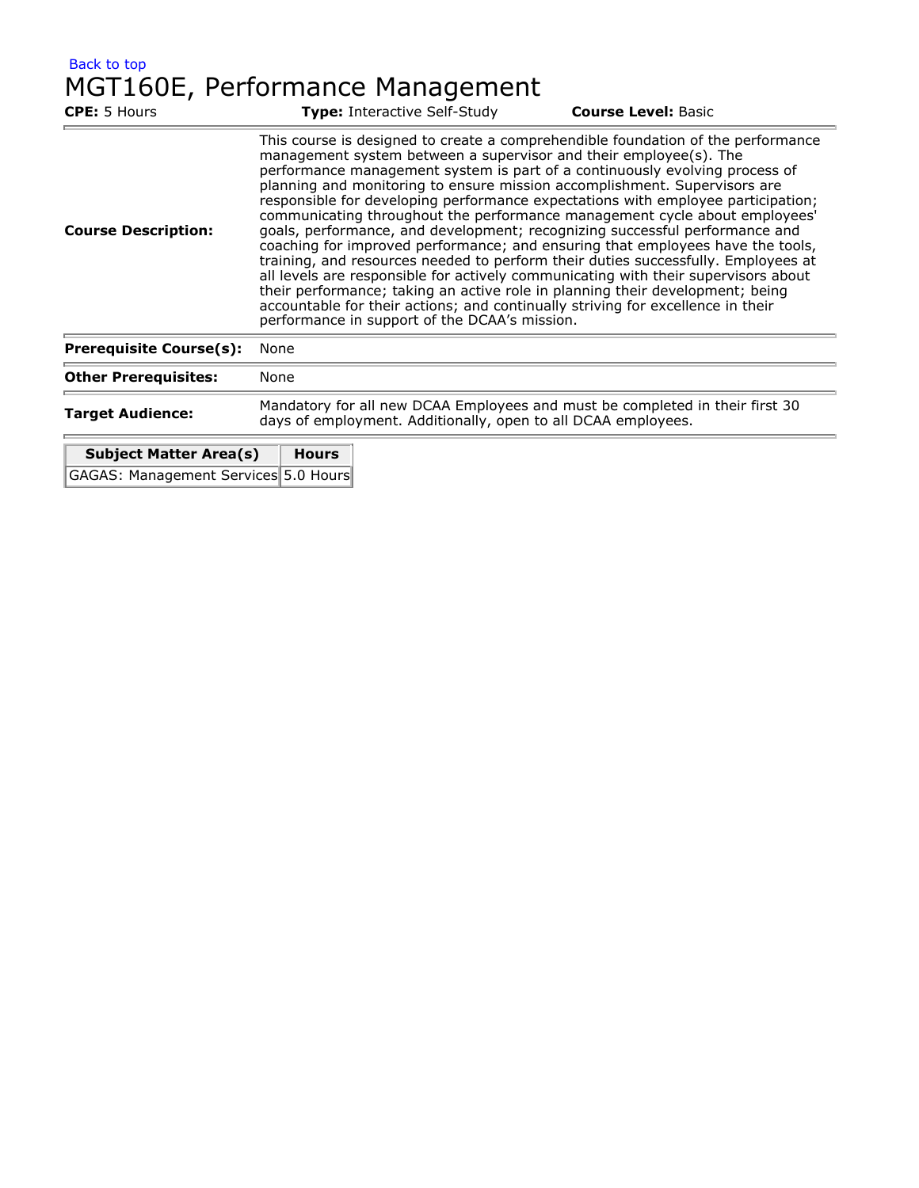Back to top

# MGT160E, Performance Management

**CPE:** 5 Hours **Type:** Interactive Self-Study **Course Level:** Basic

| | |
|---|---|
| **Course Description:** | This course is designed to create a comprehendible foundation of the performance management system between a supervisor and their employee(s). The performance management system is part of a continuously evolving process of planning and monitoring to ensure mission accomplishment. Supervisors are responsible for developing performance expectations with employee participation; communicating throughout the performance management cycle about employees' goals, performance, and development; recognizing successful performance and coaching for improved performance; and ensuring that employees have the tools, training, and resources needed to perform their duties successfully. Employees at all levels are responsible for actively communicating with their supervisors about their performance; taking an active role in planning their development; being accountable for their actions; and continually striving for excellence in their performance in support of the DCAA's mission. |
| **Prerequisite Course(s):** | None |
| **Other Prerequisites:** | None |
| **Target Audience:** | Mandatory for all new DCAA Employees and must be completed in their first 30 days of employment. Additionally, open to all DCAA employees. |

| Subject Matter Area(s) | Hours |
|---|---|
| GAGAS: Management Services | 5.0 Hours |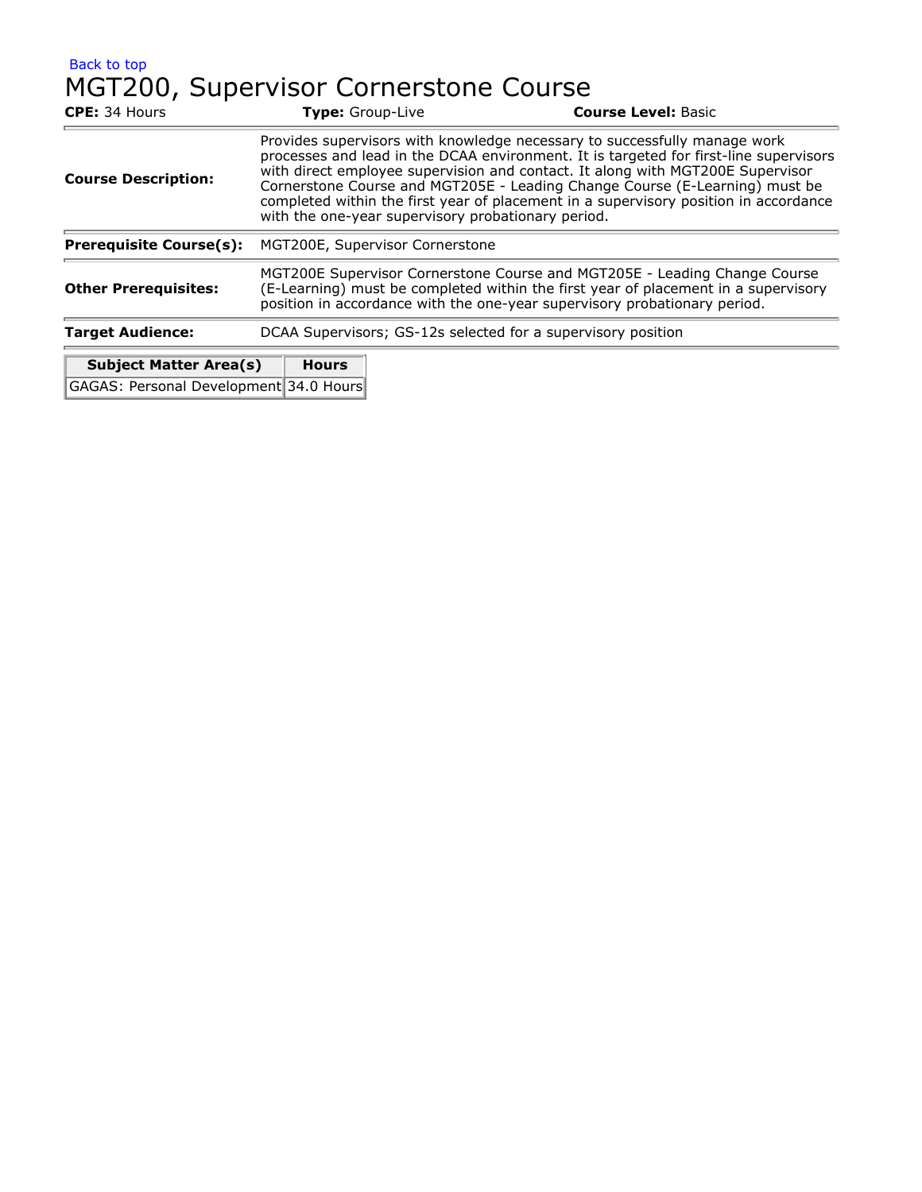Back to top

# MGT200, Supervisor Cornerstone Course

**CPE:** 34 Hours **Type:** Group-Live **Course Level:** Basic

| | |
|---|---|
| **Course Description:** | Provides supervisors with knowledge necessary to successfully manage work processes and lead in the DCAA environment. It is targeted for first-line supervisors with direct employee supervision and contact. It along with MGT200E Supervisor Cornerstone Course and MGT205E - Leading Change Course (E-Learning) must be completed within the first year of placement in a supervisory position in accordance with the one-year supervisory probationary period. |
| **Prerequisite Course(s):** | MGT200E, Supervisor Cornerstone |
| **Other Prerequisites:** | MGT200E Supervisor Cornerstone Course and MGT205E - Leading Change Course (E-Learning) must be completed within the first year of placement in a supervisory position in accordance with the one-year supervisory probationary period. |
| **Target Audience:** | DCAA Supervisors; GS-12s selected for a supervisory position |

| Subject Matter Area(s) | Hours |
|---|---|
| GAGAS: Personal Development | 34.0 Hours |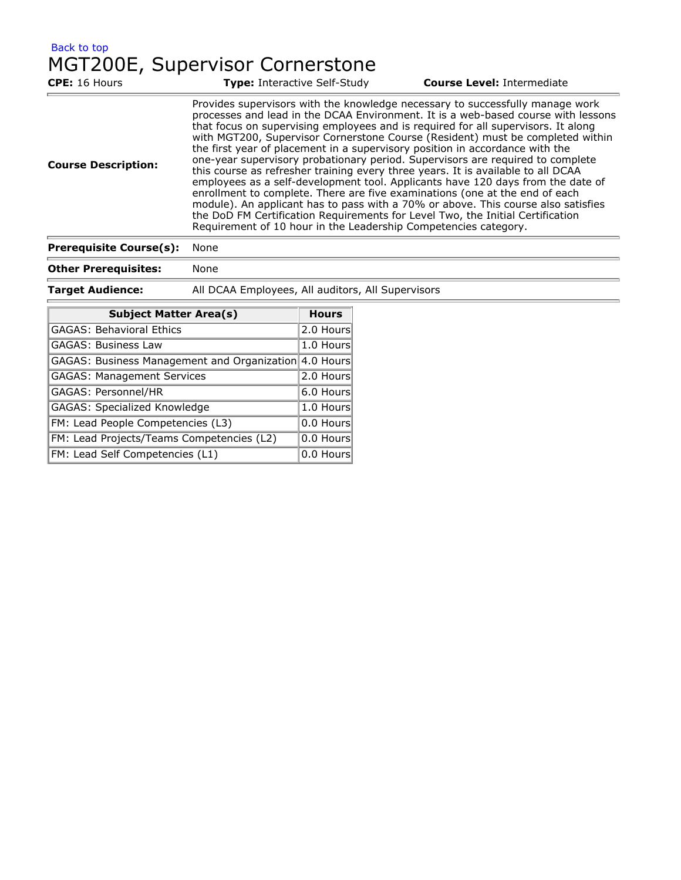Back to top

# MGT200E, Supervisor Cornerstone

**CPE:** 16 Hours **Type:** Interactive Self-Study **Course Level:** Intermediate

**Course Description:** Provides supervisors with the knowledge necessary to successfully manage work processes and lead in the DCAA Environment. It is a web-based course with lessons that focus on supervising employees and is required for all supervisors. It along with MGT200, Supervisor Cornerstone Course (Resident) must be completed within the first year of placement in a supervisory position in accordance with the one-year supervisory probationary period. Supervisors are required to complete this course as refresher training every three years. It is available to all DCAA employees as a self-development tool. Applicants have 120 days from the date of enrollment to complete. There are five examinations (one at the end of each module). An applicant has to pass with a 70% or above. This course also satisfies the DoD FM Certification Requirements for Level Two, the Initial Certification Requirement of 10 hour in the Leadership Competencies category.

**Prerequisite Course(s):** None

**Other Prerequisites:** None

**Target Audience:** All DCAA Employees, All auditors, All Supervisors

| Subject Matter Area(s) | Hours |
|---|---|
| GAGAS: Behavioral Ethics | 2.0 Hours |
| GAGAS: Business Law | 1.0 Hours |
| GAGAS: Business Management and Organization | 4.0 Hours |
| GAGAS: Management Services | 2.0 Hours |
| GAGAS: Personnel/HR | 6.0 Hours |
| GAGAS: Specialized Knowledge | 1.0 Hours |
| FM: Lead People Competencies (L3) | 0.0 Hours |
| FM: Lead Projects/Teams Competencies (L2) | 0.0 Hours |
| FM: Lead Self Competencies (L1) | 0.0 Hours |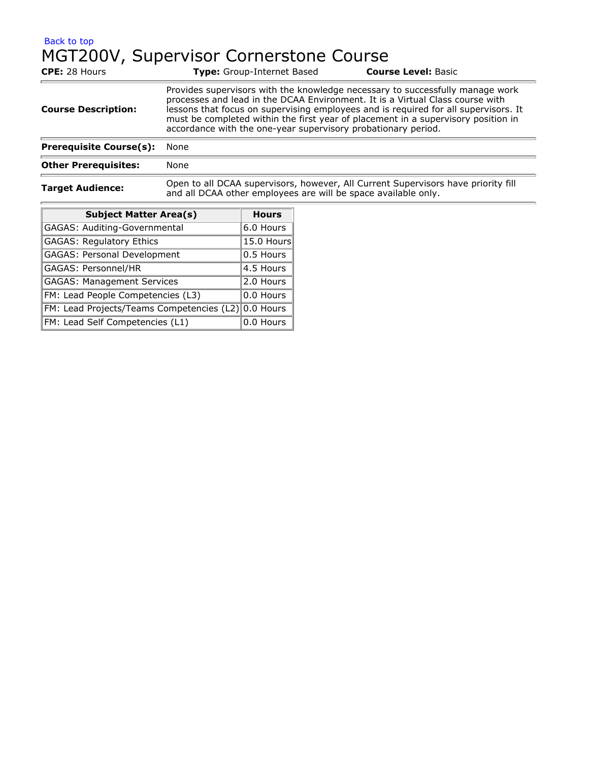Back to top

# MGT200V, Supervisor Cornerstone Course

**CPE:** 28 Hours **Type:** Group-Internet Based **Course Level:** Basic

| | |
|---|---|
| **Course Description:** | Provides supervisors with the knowledge necessary to successfully manage work processes and lead in the DCAA Environment. It is a Virtual Class course with lessons that focus on supervising employees and is required for all supervisors. It must be completed within the first year of placement in a supervisory position in accordance with the one-year supervisory probationary period. |
| **Prerequisite Course(s):** | None |
| **Other Prerequisites:** | None |
| **Target Audience:** | Open to all DCAA supervisors, however, All Current Supervisors have priority fill and all DCAA other employees are will be space available only. |

| Subject Matter Area(s) | Hours |
|---|---|
| GAGAS: Auditing-Governmental | 6.0 Hours |
| GAGAS: Regulatory Ethics | 15.0 Hours |
| GAGAS: Personal Development | 0.5 Hours |
| GAGAS: Personnel/HR | 4.5 Hours |
| GAGAS: Management Services | 2.0 Hours |
| FM: Lead People Competencies (L3) | 0.0 Hours |
| FM: Lead Projects/Teams Competencies (L2) | 0.0 Hours |
| FM: Lead Self Competencies (L1) | 0.0 Hours |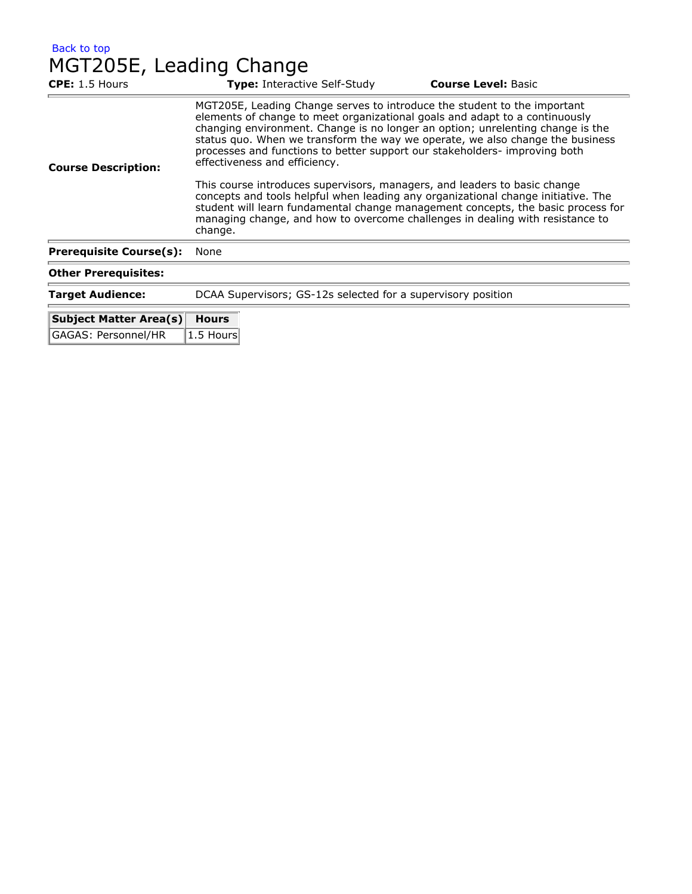Back to top

# MGT205E, Leading Change

**CPE:** 1.5 Hours **Type:** Interactive Self-Study **Course Level:** Basic

| | |
|---|---|
| **Course Description:** | MGT205E, Leading Change serves to introduce the student to the important elements of change to meet organizational goals and adapt to a continuously changing environment. Change is no longer an option; unrelenting change is the status quo. When we transform the way we operate, we also change the business processes and functions to better support our stakeholders- improving both effectiveness and efficiency.<br><br>This course introduces supervisors, managers, and leaders to basic change concepts and tools helpful when leading any organizational change initiative. The student will learn fundamental change management concepts, the basic process for managing change, and how to overcome challenges in dealing with resistance to change. |
| **Prerequisite Course(s):** | None |
| **Other Prerequisites:** | |
| **Target Audience:** | DCAA Supervisors; GS-12s selected for a supervisory position |

| Subject Matter Area(s) | Hours |
|---|---|
| GAGAS: Personnel/HR | 1.5 Hours |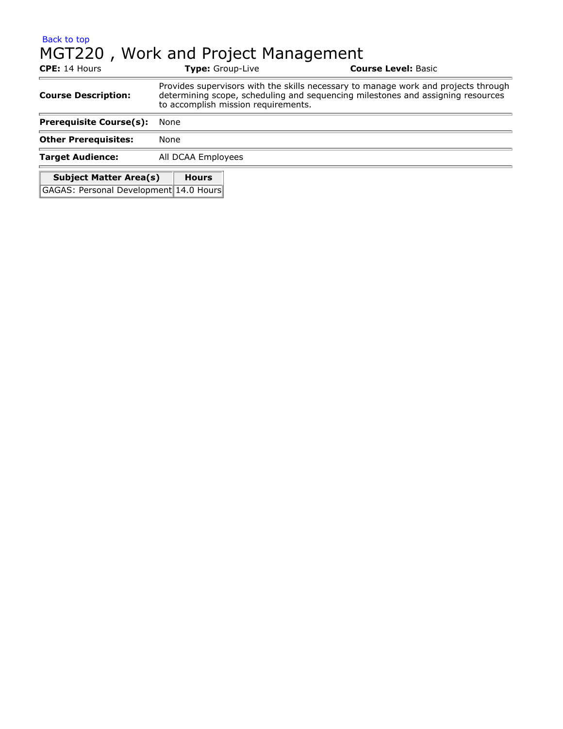Back to top

# MGT220 , Work and Project Management

**CPE:** 14 Hours **Type:** Group-Live **Course Level:** Basic

| | |
|---|---|
| **Course Description:** | Provides supervisors with the skills necessary to manage work and projects through determining scope, scheduling and sequencing milestones and assigning resources to accomplish mission requirements. |
| **Prerequisite Course(s):** | None |
| **Other Prerequisites:** | None |
| **Target Audience:** | All DCAA Employees |

| Subject Matter Area(s) | Hours |
|---|---|
| GAGAS: Personal Development | 14.0 Hours |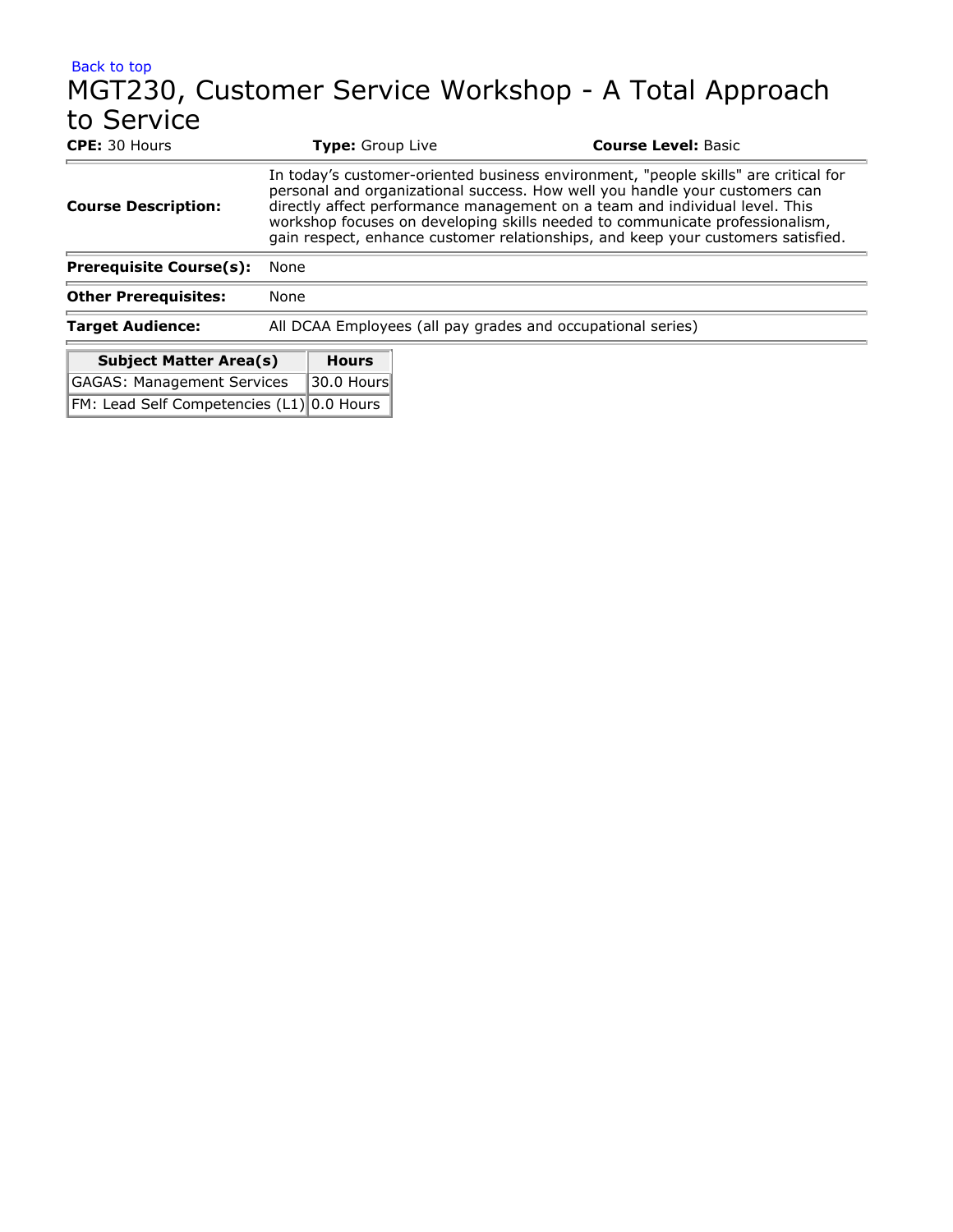Back to top

# MGT230, Customer Service Workshop - A Total Approach to Service

**CPE:** 30 Hours **Type:** Group Live **Course Level:** Basic

| | |
|---|---|
| **Course Description:** | In today's customer-oriented business environment, "people skills" are critical for personal and organizational success. How well you handle your customers can directly affect performance management on a team and individual level. This workshop focuses on developing skills needed to communicate professionalism, gain respect, enhance customer relationships, and keep your customers satisfied. |
| **Prerequisite Course(s):** | None |
| **Other Prerequisites:** | None |
| **Target Audience:** | All DCAA Employees (all pay grades and occupational series) |

| Subject Matter Area(s) | Hours |
|---|---|
| GAGAS: Management Services | 30.0 Hours |
| FM: Lead Self Competencies (L1) | 0.0 Hours |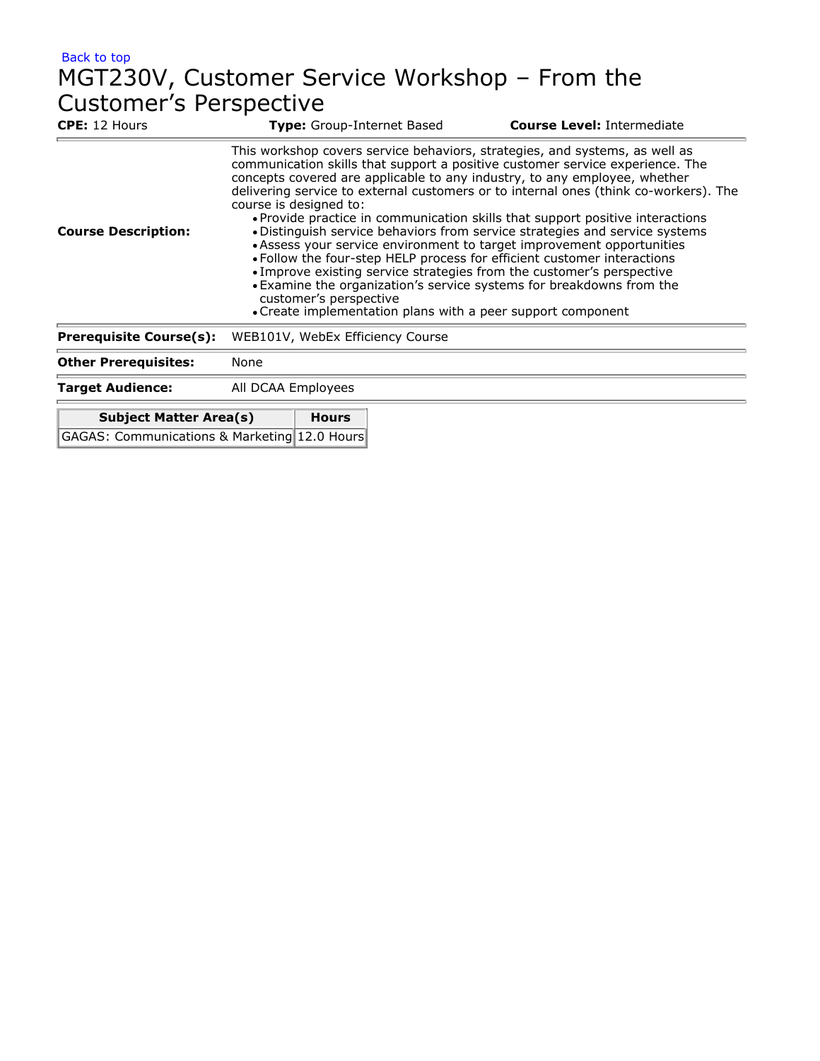Back to top

# MGT230V, Customer Service Workshop – From the Customer's Perspective

**CPE:** 12 Hours | **Type:** Group-Internet Based | **Course Level:** Intermediate

**Course Description:**

This workshop covers service behaviors, strategies, and systems, as well as communication skills that support a positive customer service experience. The concepts covered are applicable to any industry, to any employee, whether delivering service to external customers or to internal ones (think co-workers). The course is designed to:

- Provide practice in communication skills that support positive interactions
- Distinguish service behaviors from service strategies and service systems
- Assess your service environment to target improvement opportunities
- Follow the four-step HELP process for efficient customer interactions
- Improve existing service strategies from the customer's perspective
- Examine the organization's service systems for breakdowns from the customer's perspective
- Create implementation plans with a peer support component

**Prerequisite Course(s):** WEB101V, WebEx Efficiency Course

**Other Prerequisites:** None

**Target Audience:** All DCAA Employees

| Subject Matter Area(s) | Hours |
|---|---|
| GAGAS: Communications & Marketing | 12.0 Hours |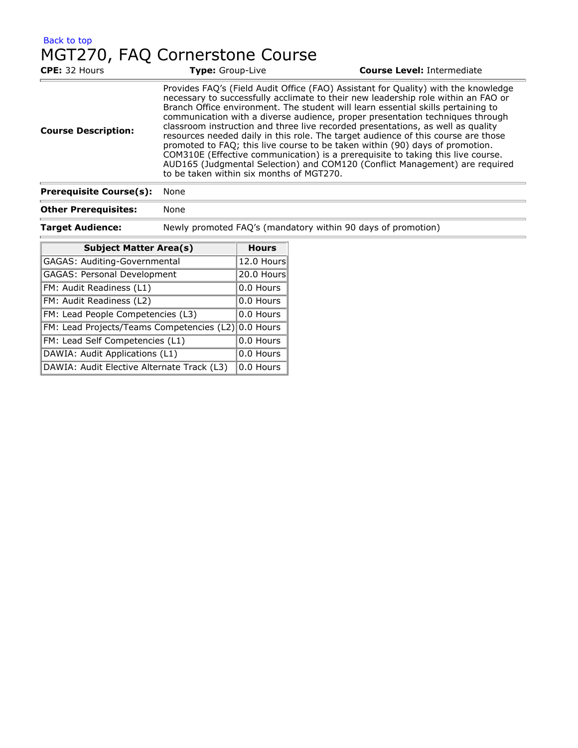Back to top

# MGT270, FAQ Cornerstone Course

**CPE:** 32 Hours **Type:** Group-Live **Course Level:** Intermediate

| | |
|---|---|
| **Course Description:** | Provides FAQ's (Field Audit Office (FAO) Assistant for Quality) with the knowledge necessary to successfully acclimate to their new leadership role within an FAO or Branch Office environment. The student will learn essential skills pertaining to communication with a diverse audience, proper presentation techniques through classroom instruction and three live recorded presentations, as well as quality resources needed daily in this role. The target audience of this course are those promoted to FAQ; this live course to be taken within (90) days of promotion. COM310E (Effective communication) is a prerequisite to taking this live course. AUD165 (Judgmental Selection) and COM120 (Conflict Management) are required to be taken within six months of MGT270. |
| **Prerequisite Course(s):** | None |
| **Other Prerequisites:** | None |
| **Target Audience:** | Newly promoted FAQ's (mandatory within 90 days of promotion) |

| Subject Matter Area(s) | Hours |
|---|---|
| GAGAS: Auditing-Governmental | 12.0 Hours |
| GAGAS: Personal Development | 20.0 Hours |
| FM: Audit Readiness (L1) | 0.0 Hours |
| FM: Audit Readiness (L2) | 0.0 Hours |
| FM: Lead People Competencies (L3) | 0.0 Hours |
| FM: Lead Projects/Teams Competencies (L2) | 0.0 Hours |
| FM: Lead Self Competencies (L1) | 0.0 Hours |
| DAWIA: Audit Applications (L1) | 0.0 Hours |
| DAWIA: Audit Elective Alternate Track (L3) | 0.0 Hours |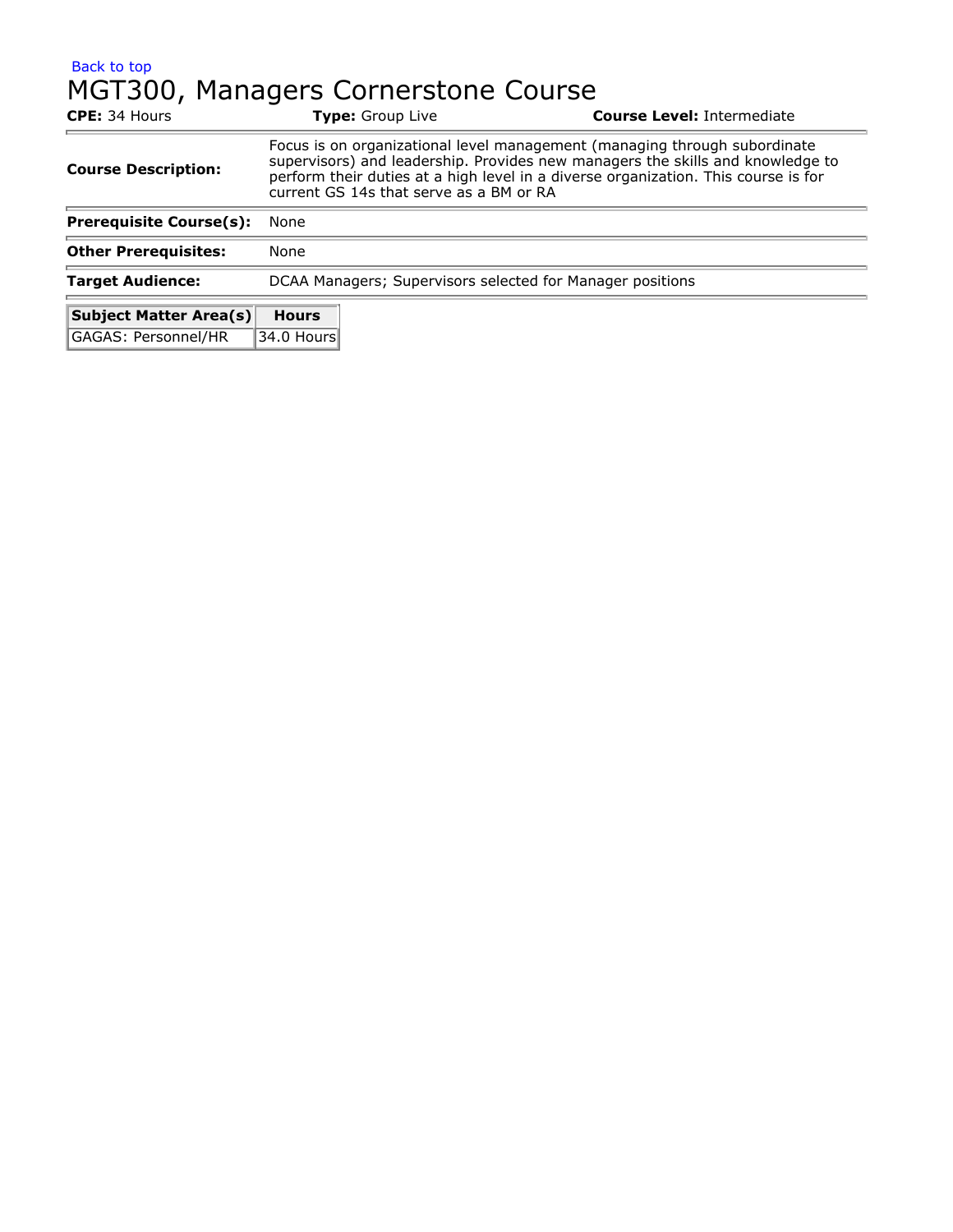Back to top

# MGT300, Managers Cornerstone Course

**CPE:** 34 Hours **Type:** Group Live **Course Level:** Intermediate

| | |
|---|---|
| **Course Description:** | Focus is on organizational level management (managing through subordinate supervisors) and leadership. Provides new managers the skills and knowledge to perform their duties at a high level in a diverse organization. This course is for current GS 14s that serve as a BM or RA |
| **Prerequisite Course(s):** | None |
| **Other Prerequisites:** | None |
| **Target Audience:** | DCAA Managers; Supervisors selected for Manager positions |

| Subject Matter Area(s) | Hours |
|---|---|
| GAGAS: Personnel/HR | 34.0 Hours |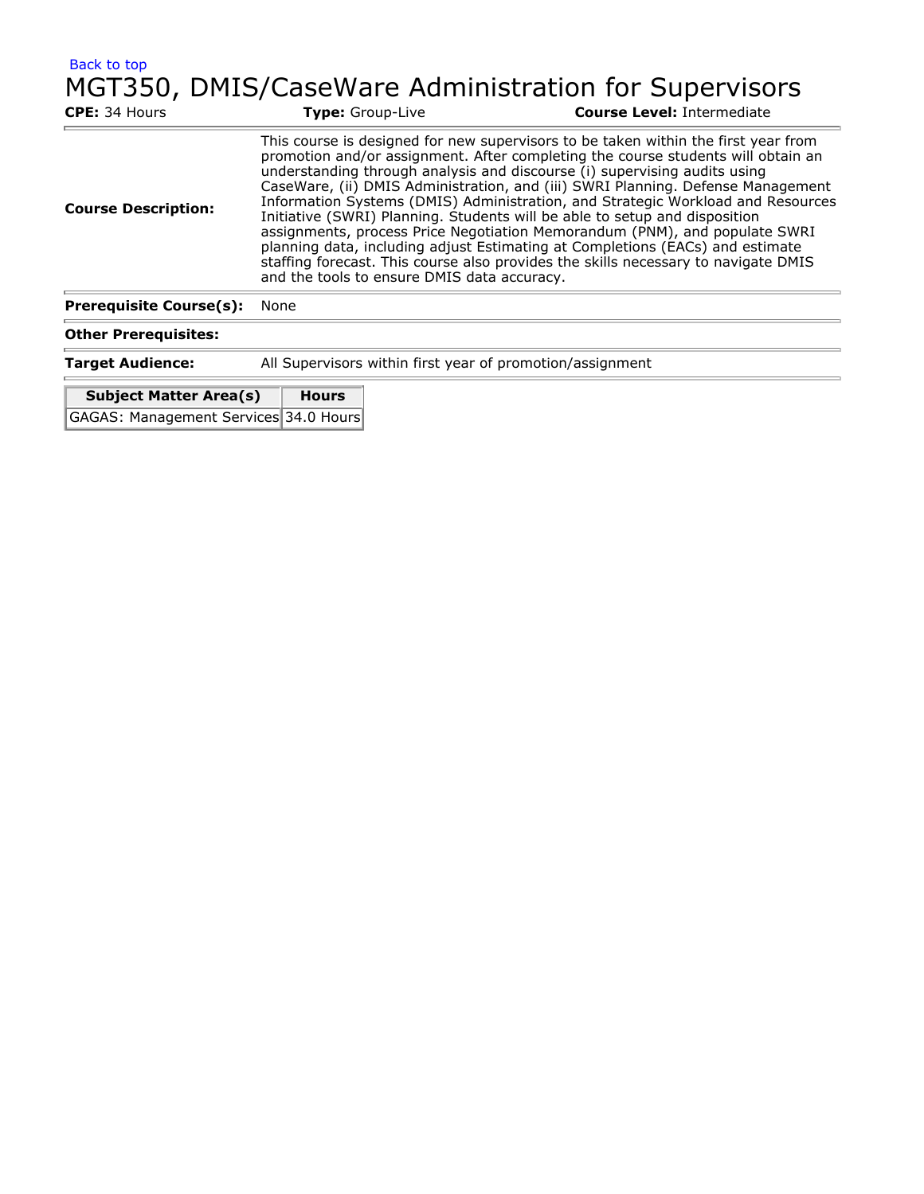Back to top

# MGT350, DMIS/CaseWare Administration for Supervisors

**CPE:** 34 Hours **Type:** Group-Live **Course Level:** Intermediate

| | |
|---|---|
| **Course Description:** | This course is designed for new supervisors to be taken within the first year from promotion and/or assignment. After completing the course students will obtain an understanding through analysis and discourse (i) supervising audits using CaseWare, (ii) DMIS Administration, and (iii) SWRI Planning. Defense Management Information Systems (DMIS) Administration, and Strategic Workload and Resources Initiative (SWRI) Planning. Students will be able to setup and disposition assignments, process Price Negotiation Memorandum (PNM), and populate SWRI planning data, including adjust Estimating at Completions (EACs) and estimate staffing forecast. This course also provides the skills necessary to navigate DMIS and the tools to ensure DMIS data accuracy. |
| **Prerequisite Course(s):** | None |
| **Other Prerequisites:** | |
| **Target Audience:** | All Supervisors within first year of promotion/assignment |

| Subject Matter Area(s) | Hours |
|---|---|
| GAGAS: Management Services | 34.0 Hours |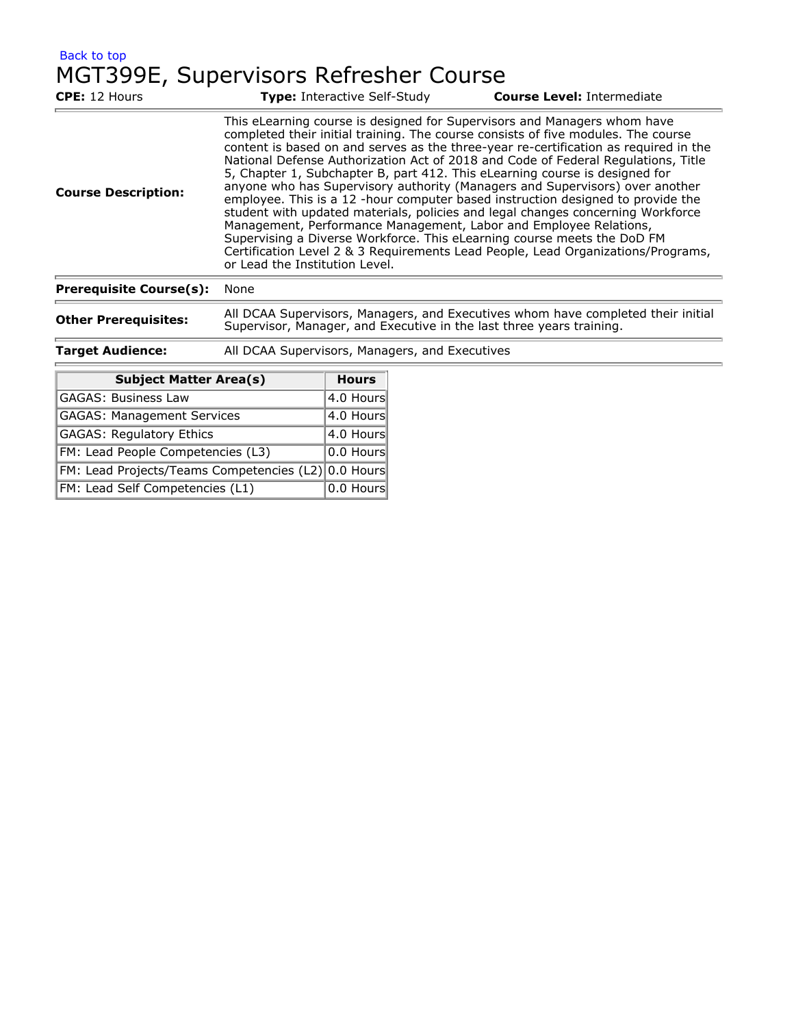Back to top

# MGT399E, Supervisors Refresher Course

**CPE:** 12 Hours **Type:** Interactive Self-Study **Course Level:** Intermediate

| | |
|---|---|
| **Course Description:** | This eLearning course is designed for Supervisors and Managers whom have completed their initial training. The course consists of five modules. The course content is based on and serves as the three-year re-certification as required in the National Defense Authorization Act of 2018 and Code of Federal Regulations, Title 5, Chapter 1, Subchapter B, part 412. This eLearning course is designed for anyone who has Supervisory authority (Managers and Supervisors) over another employee. This is a 12 -hour computer based instruction designed to provide the student with updated materials, policies and legal changes concerning Workforce Management, Performance Management, Labor and Employee Relations, Supervising a Diverse Workforce. This eLearning course meets the DoD FM Certification Level 2 & 3 Requirements Lead People, Lead Organizations/Programs, or Lead the Institution Level. |
| **Prerequisite Course(s):** | None |
| **Other Prerequisites:** | All DCAA Supervisors, Managers, and Executives whom have completed their initial Supervisor, Manager, and Executive in the last three years training. |
| **Target Audience:** | All DCAA Supervisors, Managers, and Executives |

| Subject Matter Area(s) | Hours |
|---|---|
| GAGAS: Business Law | 4.0 Hours |
| GAGAS: Management Services | 4.0 Hours |
| GAGAS: Regulatory Ethics | 4.0 Hours |
| FM: Lead People Competencies (L3) | 0.0 Hours |
| FM: Lead Projects/Teams Competencies (L2) | 0.0 Hours |
| FM: Lead Self Competencies (L1) | 0.0 Hours |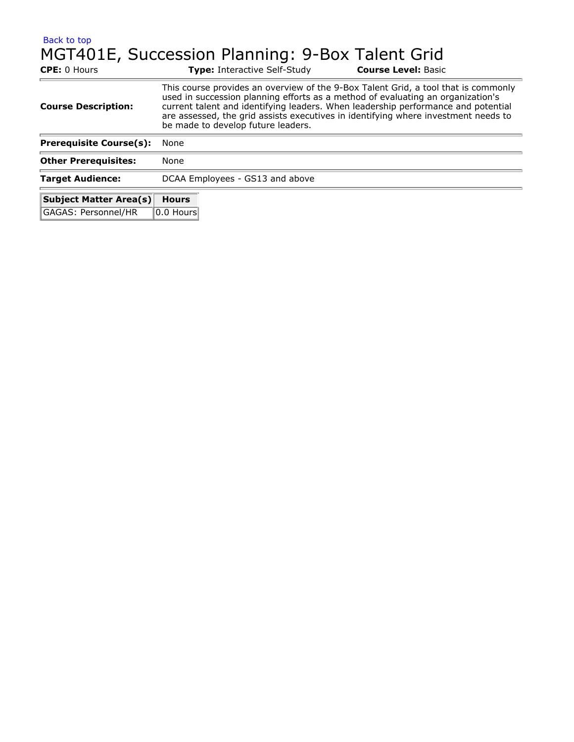Back to top

# MGT401E, Succession Planning: 9-Box Talent Grid

**CPE:** 0 Hours **Type:** Interactive Self-Study **Course Level:** Basic

| | |
|---|---|
| **Course Description:** | This course provides an overview of the 9-Box Talent Grid, a tool that is commonly used in succession planning efforts as a method of evaluating an organization's current talent and identifying leaders. When leadership performance and potential are assessed, the grid assists executives in identifying where investment needs to be made to develop future leaders. |
| **Prerequisite Course(s):** | None |
| **Other Prerequisites:** | None |
| **Target Audience:** | DCAA Employees - GS13 and above |

| Subject Matter Area(s) | Hours |
|---|---|
| GAGAS: Personnel/HR | 0.0 Hours |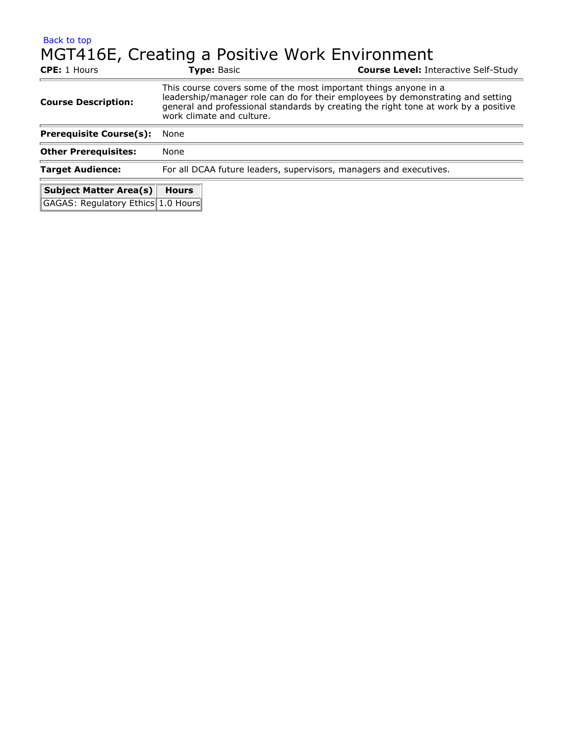Back to top

# MGT416E, Creating a Positive Work Environment

**CPE:** 1 Hours **Type:** Basic **Course Level:** Interactive Self-Study

| | |
|---|---|
| **Course Description:** | This course covers some of the most important things anyone in a leadership/manager role can do for their employees by demonstrating and setting general and professional standards by creating the right tone at work by a positive work climate and culture. |
| **Prerequisite Course(s):** | None |
| **Other Prerequisites:** | None |
| **Target Audience:** | For all DCAA future leaders, supervisors, managers and executives. |

| Subject Matter Area(s) | Hours |
|---|---|
| GAGAS: Regulatory Ethics | 1.0 Hours |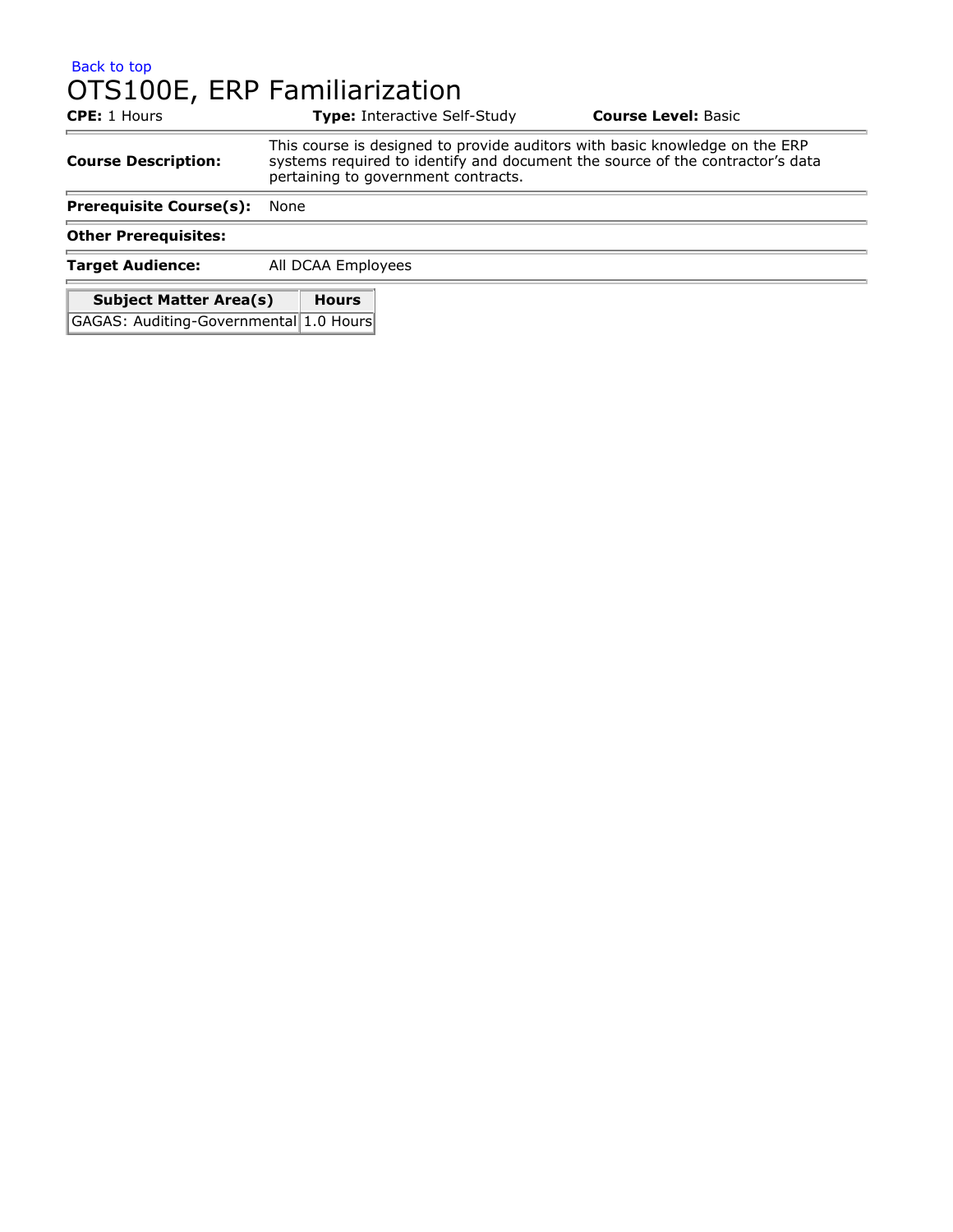Back to top

# OTS100E, ERP Familiarization

**CPE:** 1 Hours **Type:** Interactive Self-Study **Course Level:** Basic

**Course Description:** This course is designed to provide auditors with basic knowledge on the ERP systems required to identify and document the source of the contractor's data pertaining to government contracts.

**Prerequisite Course(s):** None

**Other Prerequisites:**

**Target Audience:** All DCAA Employees

| Subject Matter Area(s) | Hours |
|---|---|
| GAGAS: Auditing-Governmental | 1.0 Hours |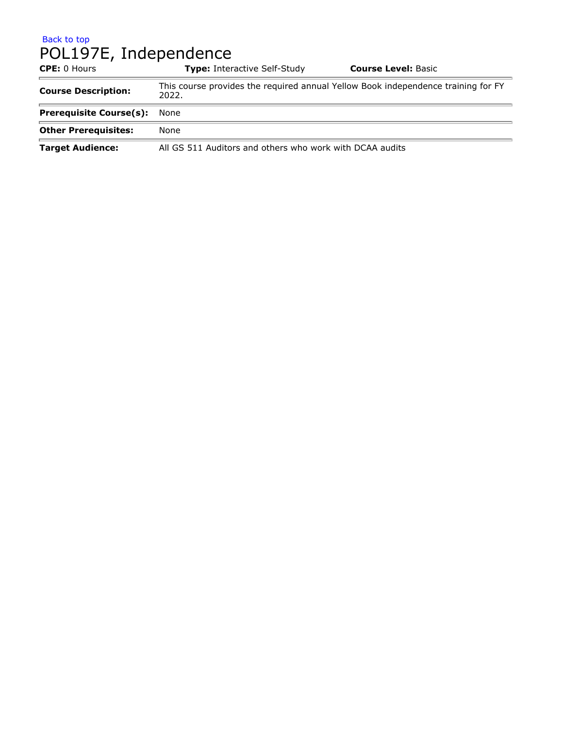Back to top

# POL197E, Independence

**CPE:** 0 Hours **Type:** Interactive Self-Study **Course Level:** Basic

| | |
|---|---|
| **Course Description:** | This course provides the required annual Yellow Book independence training for FY 2022. |
| **Prerequisite Course(s):** | None |
| **Other Prerequisites:** | None |
| **Target Audience:** | All GS 511 Auditors and others who work with DCAA audits |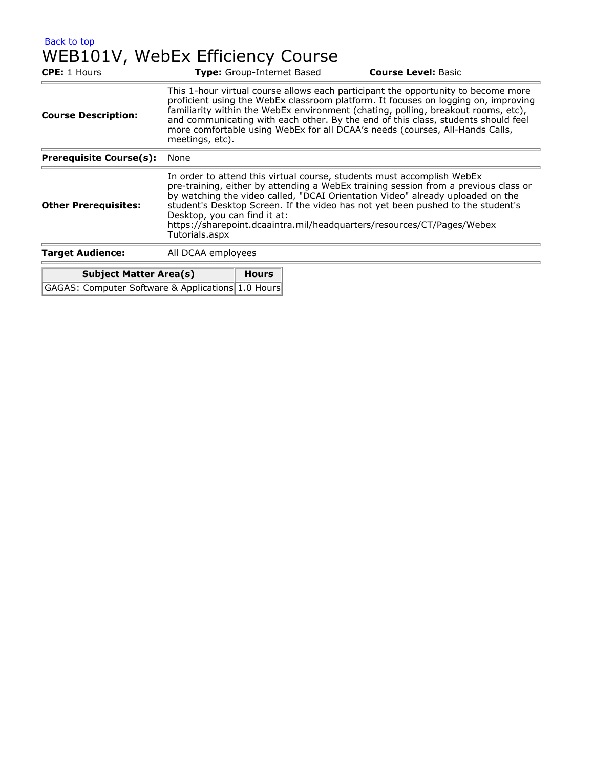Back to top

# WEB101V, WebEx Efficiency Course

**CPE:** 1 Hours **Type:** Group-Internet Based **Course Level:** Basic

| | |
|---|---|
| **Course Description:** | This 1-hour virtual course allows each participant the opportunity to become more proficient using the WebEx classroom platform. It focuses on logging on, improving familiarity within the WebEx environment (chating, polling, breakout rooms, etc), and communicating with each other. By the end of this class, students should feel more comfortable using WebEx for all DCAA's needs (courses, All-Hands Calls, meetings, etc). |
| **Prerequisite Course(s):** | None |
| **Other Prerequisites:** | In order to attend this virtual course, students must accomplish WebEx pre-training, either by attending a WebEx training session from a previous class or by watching the video called, "DCAI Orientation Video" already uploaded on the student's Desktop Screen. If the video has not yet been pushed to the student's Desktop, you can find it at: https://sharepoint.dcaaintra.mil/headquarters/resources/CT/Pages/Webex Tutorials.aspx |
| **Target Audience:** | All DCAA employees |

| Subject Matter Area(s) | Hours |
|---|---|
| GAGAS: Computer Software & Applications | 1.0 Hours |